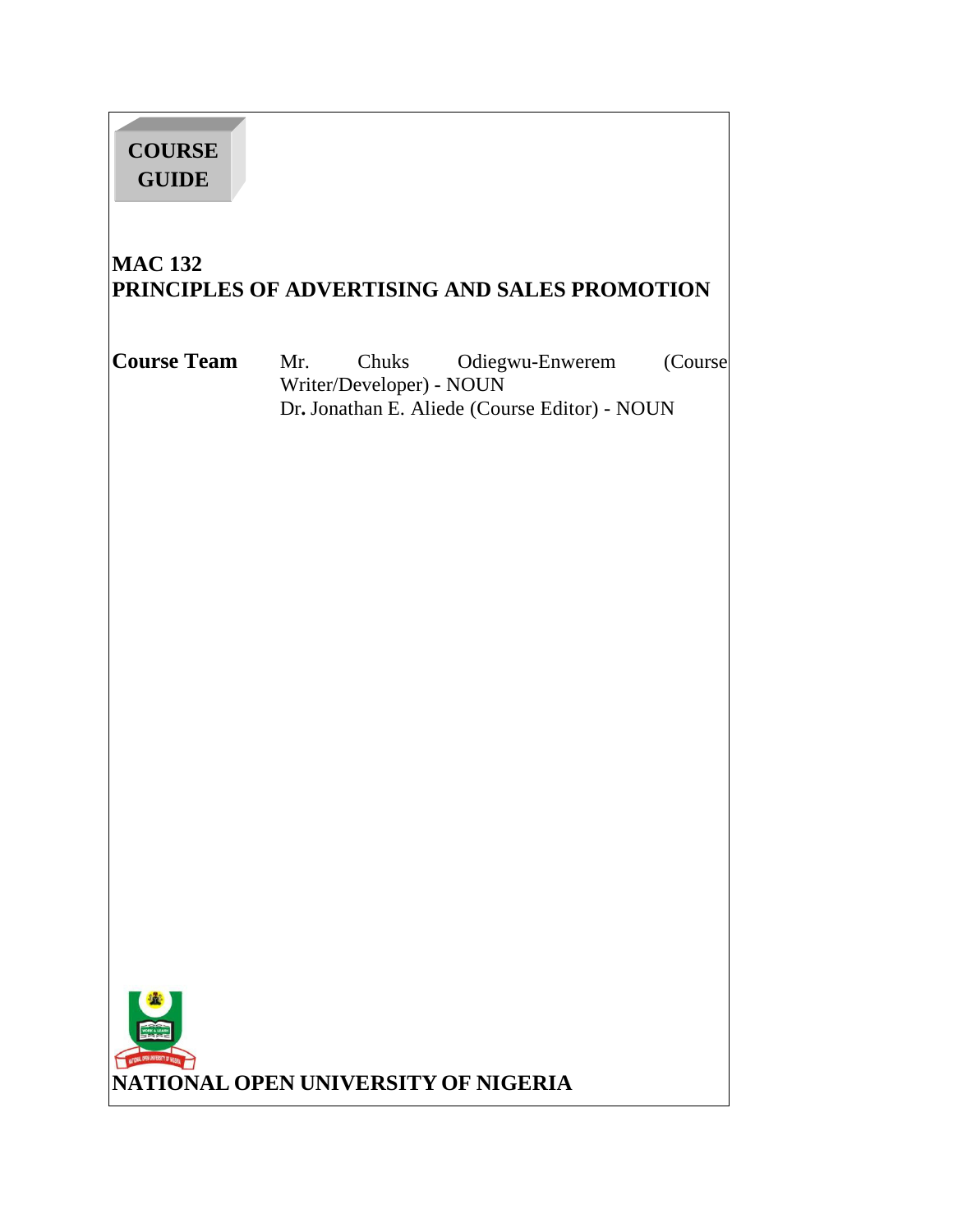**COURSE GUIDE**

# MAC 132
# PRINCIPLES OF ADVERTISING AND SALES PROMOTION

**Course Team** Mr. Chuks Odiegwu-Enwerem (Course Writer/Developer) - NOUN
Dr. Jonathan E. Aliede (Course Editor) - NOUN

**NATIONAL OPEN UNIVERSITY OF NIGERIA**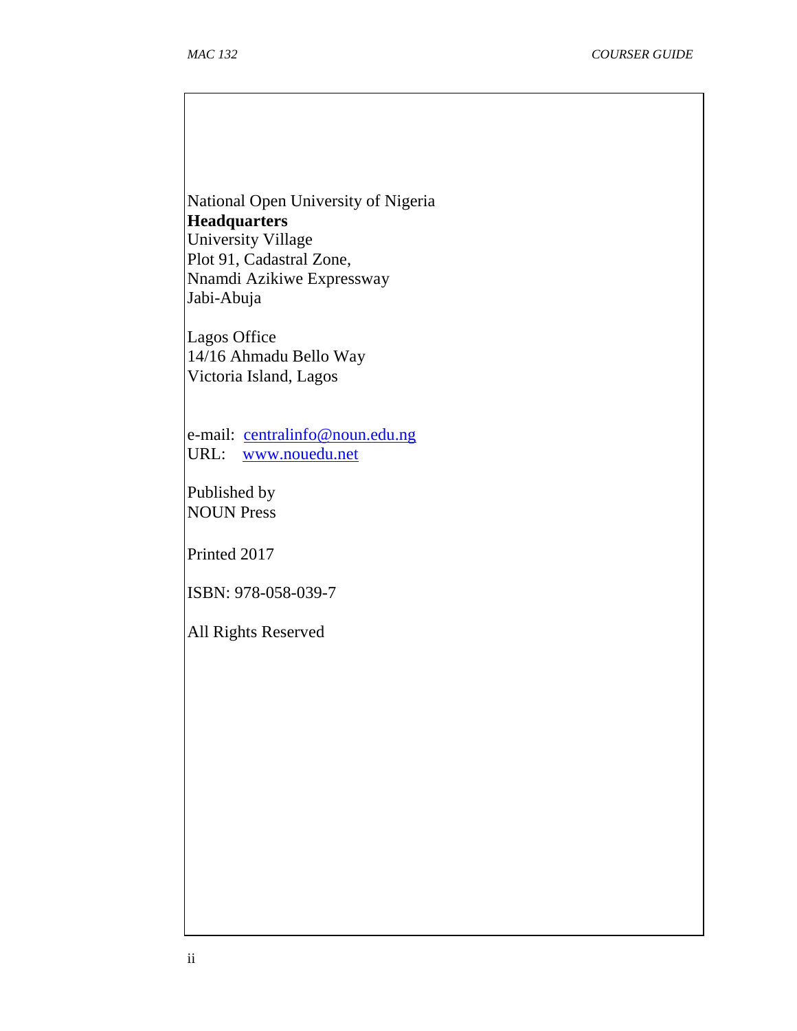National Open University of Nigeria
**Headquarters**
University Village
Plot 91, Cadastral Zone,
Nnamdi Azikiwe Expressway
Jabi-Abuja

Lagos Office
14/16 Ahmadu Bello Way
Victoria Island, Lagos

e-mail: centralinfo@noun.edu.ng
URL: www.nouedu.net

Published by
NOUN Press

Printed 2017

ISBN: 978-058-039-7

All Rights Reserved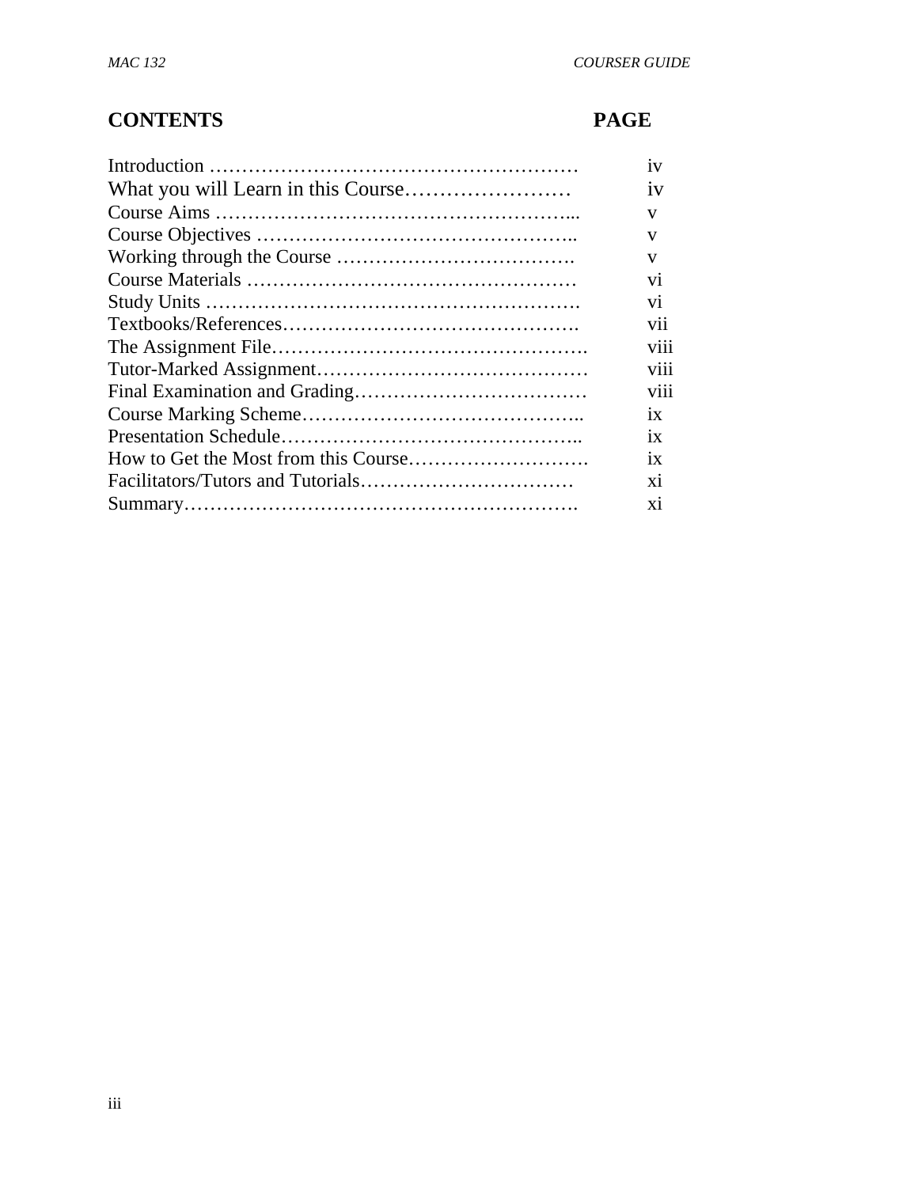## CONTENTS PAGE

| CONTENTS | PAGE |
|---|---|
| Introduction ………………………………………………… | iv |
| What you will Learn in this Course…………………… | iv |
| Course Aims ……………………………………………... | v |
| Course Objectives ……………………………………….. | v |
| Working through the Course ………………………………. | v |
| Course Materials …………………………………………… | vi |
| Study Units …………………………………………………. | vi |
| Textbooks/References………………………………………. | vii |
| The Assignment File…………………………………………. | viii |
| Tutor-Marked Assignment…………………………………… | viii |
| Final Examination and Grading……………………………… | viii |
| Course Marking Scheme…………………………………….. | ix |
| Presentation Schedule……………………………………….. | ix |
| How to Get the Most from this Course………………………. | ix |
| Facilitators/Tutors and Tutorials…………………………… | xi |
| Summary……………………………………………………. | xi |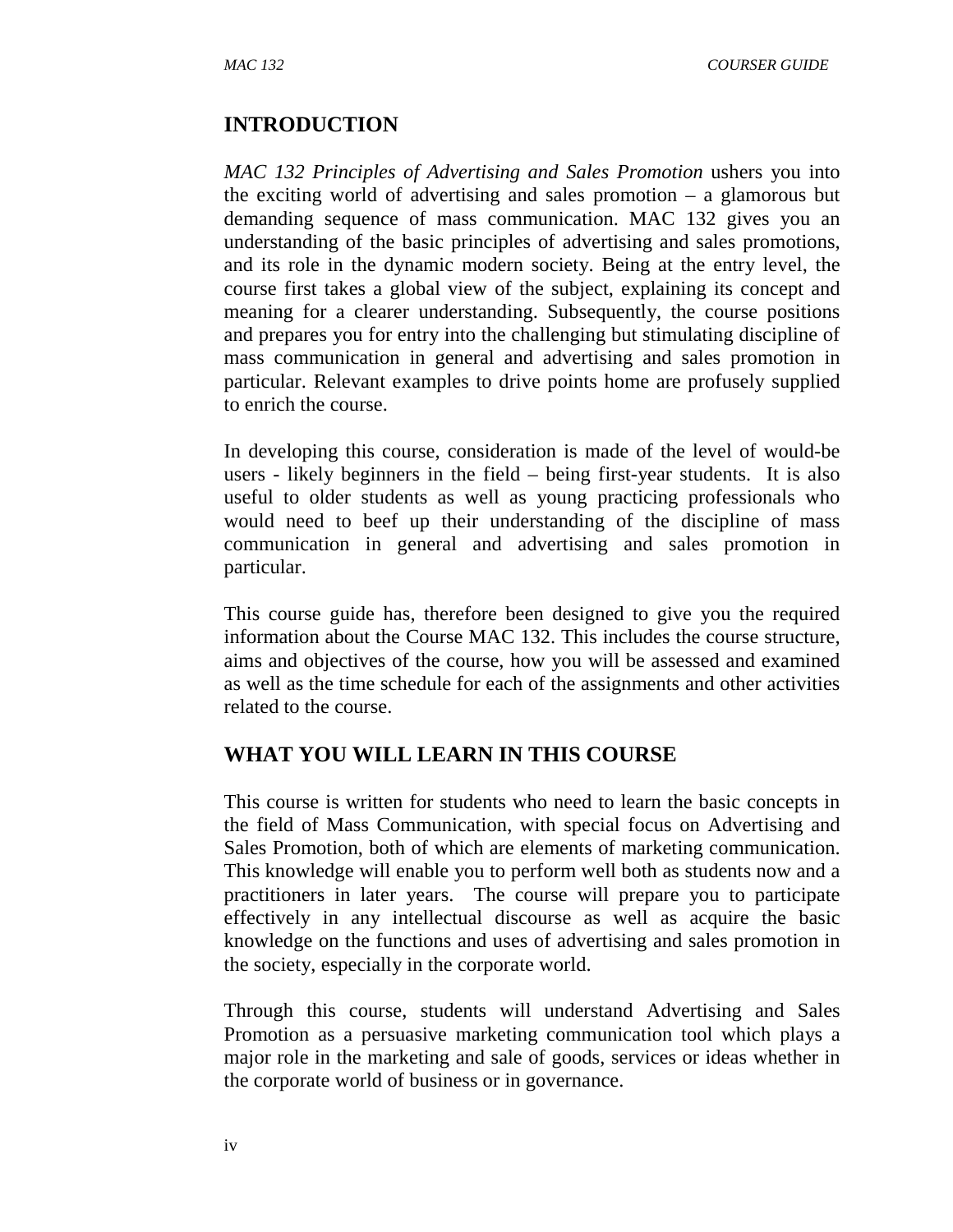## INTRODUCTION

*MAC 132 Principles of Advertising and Sales Promotion* ushers you into the exciting world of advertising and sales promotion – a glamorous but demanding sequence of mass communication. MAC 132 gives you an understanding of the basic principles of advertising and sales promotions, and its role in the dynamic modern society. Being at the entry level, the course first takes a global view of the subject, explaining its concept and meaning for a clearer understanding. Subsequently, the course positions and prepares you for entry into the challenging but stimulating discipline of mass communication in general and advertising and sales promotion in particular. Relevant examples to drive points home are profusely supplied to enrich the course.

In developing this course, consideration is made of the level of would-be users - likely beginners in the field – being first-year students. It is also useful to older students as well as young practicing professionals who would need to beef up their understanding of the discipline of mass communication in general and advertising and sales promotion in particular.

This course guide has, therefore been designed to give you the required information about the Course MAC 132. This includes the course structure, aims and objectives of the course, how you will be assessed and examined as well as the time schedule for each of the assignments and other activities related to the course.

## WHAT YOU WILL LEARN IN THIS COURSE

This course is written for students who need to learn the basic concepts in the field of Mass Communication, with special focus on Advertising and Sales Promotion, both of which are elements of marketing communication. This knowledge will enable you to perform well both as students now and a practitioners in later years. The course will prepare you to participate effectively in any intellectual discourse as well as acquire the basic knowledge on the functions and uses of advertising and sales promotion in the society, especially in the corporate world.

Through this course, students will understand Advertising and Sales Promotion as a persuasive marketing communication tool which plays a major role in the marketing and sale of goods, services or ideas whether in the corporate world of business or in governance.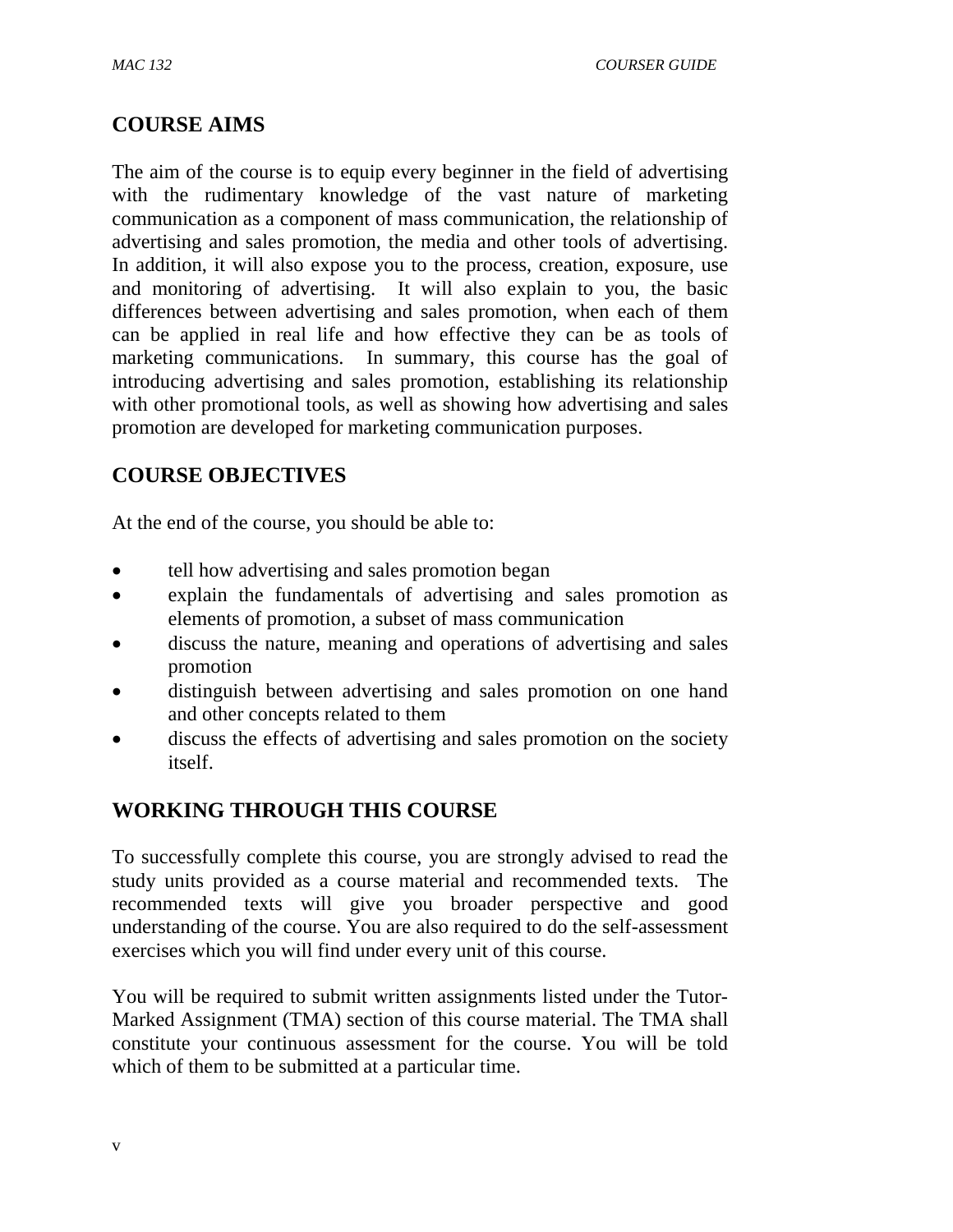## COURSE AIMS

The aim of the course is to equip every beginner in the field of advertising with the rudimentary knowledge of the vast nature of marketing communication as a component of mass communication, the relationship of advertising and sales promotion, the media and other tools of advertising. In addition, it will also expose you to the process, creation, exposure, use and monitoring of advertising. It will also explain to you, the basic differences between advertising and sales promotion, when each of them can be applied in real life and how effective they can be as tools of marketing communications. In summary, this course has the goal of introducing advertising and sales promotion, establishing its relationship with other promotional tools, as well as showing how advertising and sales promotion are developed for marketing communication purposes.

## COURSE OBJECTIVES

At the end of the course, you should be able to:

- tell how advertising and sales promotion began
- explain the fundamentals of advertising and sales promotion as elements of promotion, a subset of mass communication
- discuss the nature, meaning and operations of advertising and sales promotion
- distinguish between advertising and sales promotion on one hand and other concepts related to them
- discuss the effects of advertising and sales promotion on the society itself.

## WORKING THROUGH THIS COURSE

To successfully complete this course, you are strongly advised to read the study units provided as a course material and recommended texts. The recommended texts will give you broader perspective and good understanding of the course. You are also required to do the self-assessment exercises which you will find under every unit of this course.

You will be required to submit written assignments listed under the Tutor-Marked Assignment (TMA) section of this course material. The TMA shall constitute your continuous assessment for the course. You will be told which of them to be submitted at a particular time.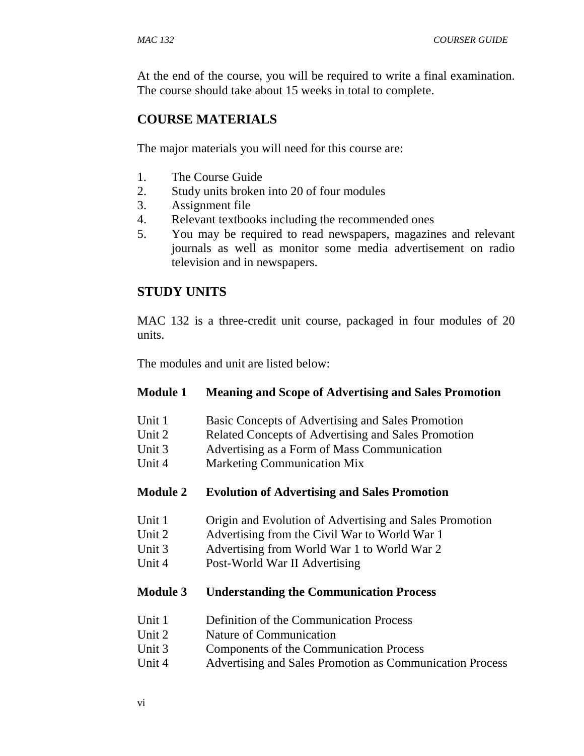At the end of the course, you will be required to write a final examination. The course should take about 15 weeks in total to complete.

## COURSE MATERIALS

The major materials you will need for this course are:

1. The Course Guide
2. Study units broken into 20 of four modules
3. Assignment file
4. Relevant textbooks including the recommended ones
5. You may be required to read newspapers, magazines and relevant journals as well as monitor some media advertisement on radio television and in newspapers.

## STUDY UNITS

MAC 132 is a three-credit unit course, packaged in four modules of 20 units.

The modules and unit are listed below:

**Module 1 Meaning and Scope of Advertising and Sales Promotion**

Unit 1 Basic Concepts of Advertising and Sales Promotion
Unit 2 Related Concepts of Advertising and Sales Promotion
Unit 3 Advertising as a Form of Mass Communication
Unit 4 Marketing Communication Mix

**Module 2 Evolution of Advertising and Sales Promotion**

Unit 1 Origin and Evolution of Advertising and Sales Promotion
Unit 2 Advertising from the Civil War to World War 1
Unit 3 Advertising from World War 1 to World War 2
Unit 4 Post-World War II Advertising

**Module 3 Understanding the Communication Process**

Unit 1 Definition of the Communication Process
Unit 2 Nature of Communication
Unit 3 Components of the Communication Process
Unit 4 Advertising and Sales Promotion as Communication Process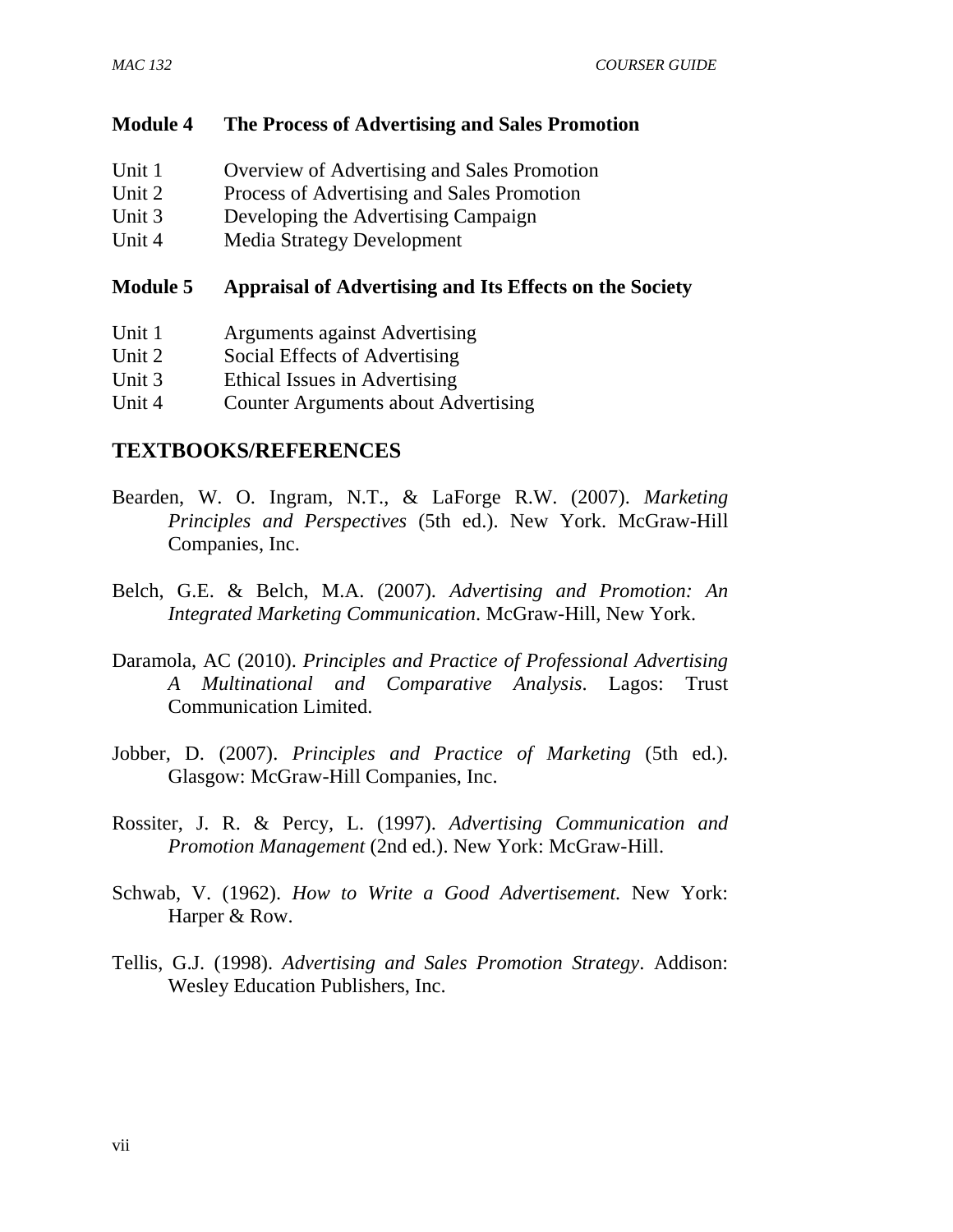**Module 4 The Process of Advertising and Sales Promotion**

Unit 1 Overview of Advertising and Sales Promotion
Unit 2 Process of Advertising and Sales Promotion
Unit 3 Developing the Advertising Campaign
Unit 4 Media Strategy Development

**Module 5 Appraisal of Advertising and Its Effects on the Society**

Unit 1 Arguments against Advertising
Unit 2 Social Effects of Advertising
Unit 3 Ethical Issues in Advertising
Unit 4 Counter Arguments about Advertising

## TEXTBOOKS/REFERENCES

Bearden, W. O. Ingram, N.T., & LaForge R.W. (2007). *Marketing Principles and Perspectives* (5th ed.). New York. McGraw-Hill Companies, Inc.

Belch, G.E. & Belch, M.A. (2007). *Advertising and Promotion: An Integrated Marketing Communication*. McGraw-Hill, New York.

Daramola, AC (2010). *Principles and Practice of Professional Advertising A Multinational and Comparative Analysis*. Lagos: Trust Communication Limited.

Jobber, D. (2007). *Principles and Practice of Marketing* (5th ed.). Glasgow: McGraw-Hill Companies, Inc.

Rossiter, J. R. & Percy, L. (1997). *Advertising Communication and Promotion Management* (2nd ed.). New York: McGraw-Hill.

Schwab, V. (1962). *How to Write a Good Advertisement.* New York: Harper & Row.

Tellis, G.J. (1998). *Advertising and Sales Promotion Strategy*. Addison: Wesley Education Publishers, Inc.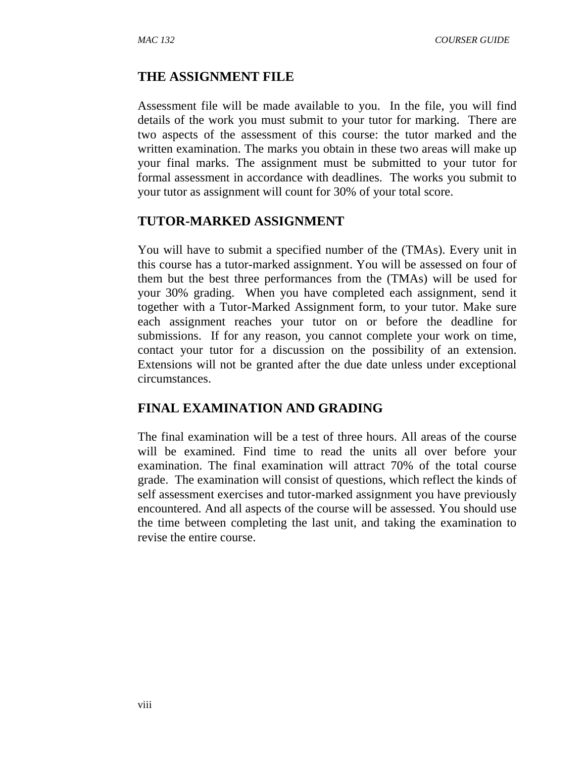## THE ASSIGNMENT FILE

Assessment file will be made available to you. In the file, you will find details of the work you must submit to your tutor for marking. There are two aspects of the assessment of this course: the tutor marked and the written examination. The marks you obtain in these two areas will make up your final marks. The assignment must be submitted to your tutor for formal assessment in accordance with deadlines. The works you submit to your tutor as assignment will count for 30% of your total score.

## TUTOR-MARKED ASSIGNMENT

You will have to submit a specified number of the (TMAs). Every unit in this course has a tutor-marked assignment. You will be assessed on four of them but the best three performances from the (TMAs) will be used for your 30% grading. When you have completed each assignment, send it together with a Tutor-Marked Assignment form, to your tutor. Make sure each assignment reaches your tutor on or before the deadline for submissions. If for any reason, you cannot complete your work on time, contact your tutor for a discussion on the possibility of an extension. Extensions will not be granted after the due date unless under exceptional circumstances.

## FINAL EXAMINATION AND GRADING

The final examination will be a test of three hours. All areas of the course will be examined. Find time to read the units all over before your examination. The final examination will attract 70% of the total course grade. The examination will consist of questions, which reflect the kinds of self assessment exercises and tutor-marked assignment you have previously encountered. And all aspects of the course will be assessed. You should use the time between completing the last unit, and taking the examination to revise the entire course.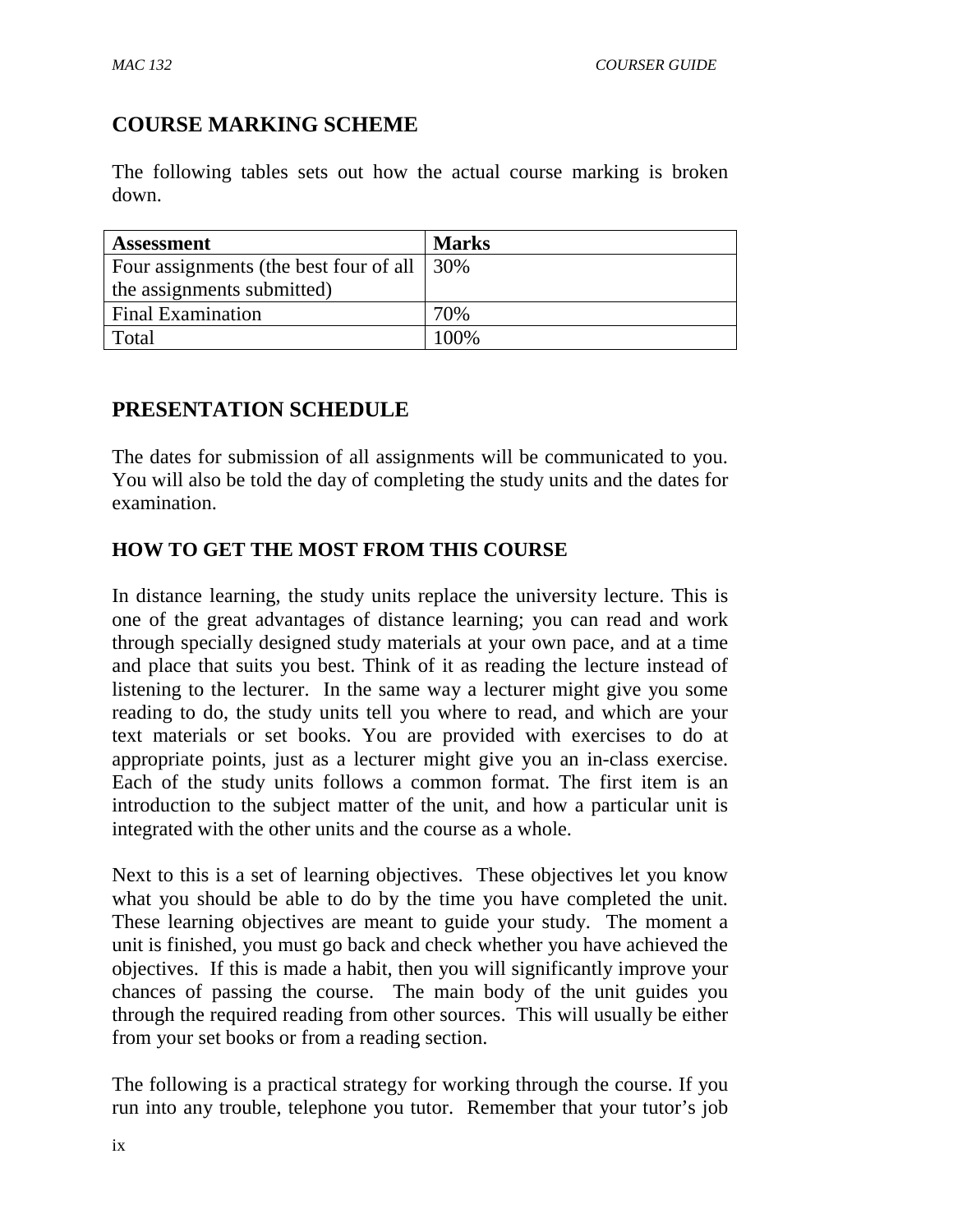## COURSE MARKING SCHEME

The following tables sets out how the actual course marking is broken down.

| Assessment | Marks |
|---|---|
| Four assignments (the best four of all the assignments submitted) | 30% |
| Final Examination | 70% |
| Total | 100% |

## PRESENTATION SCHEDULE

The dates for submission of all assignments will be communicated to you. You will also be told the day of completing the study units and the dates for examination.

### HOW TO GET THE MOST FROM THIS COURSE

In distance learning, the study units replace the university lecture. This is one of the great advantages of distance learning; you can read and work through specially designed study materials at your own pace, and at a time and place that suits you best. Think of it as reading the lecture instead of listening to the lecturer. In the same way a lecturer might give you some reading to do, the study units tell you where to read, and which are your text materials or set books. You are provided with exercises to do at appropriate points, just as a lecturer might give you an in-class exercise. Each of the study units follows a common format. The first item is an introduction to the subject matter of the unit, and how a particular unit is integrated with the other units and the course as a whole.

Next to this is a set of learning objectives. These objectives let you know what you should be able to do by the time you have completed the unit. These learning objectives are meant to guide your study. The moment a unit is finished, you must go back and check whether you have achieved the objectives. If this is made a habit, then you will significantly improve your chances of passing the course. The main body of the unit guides you through the required reading from other sources. This will usually be either from your set books or from a reading section.

The following is a practical strategy for working through the course. If you run into any trouble, telephone you tutor. Remember that your tutor's job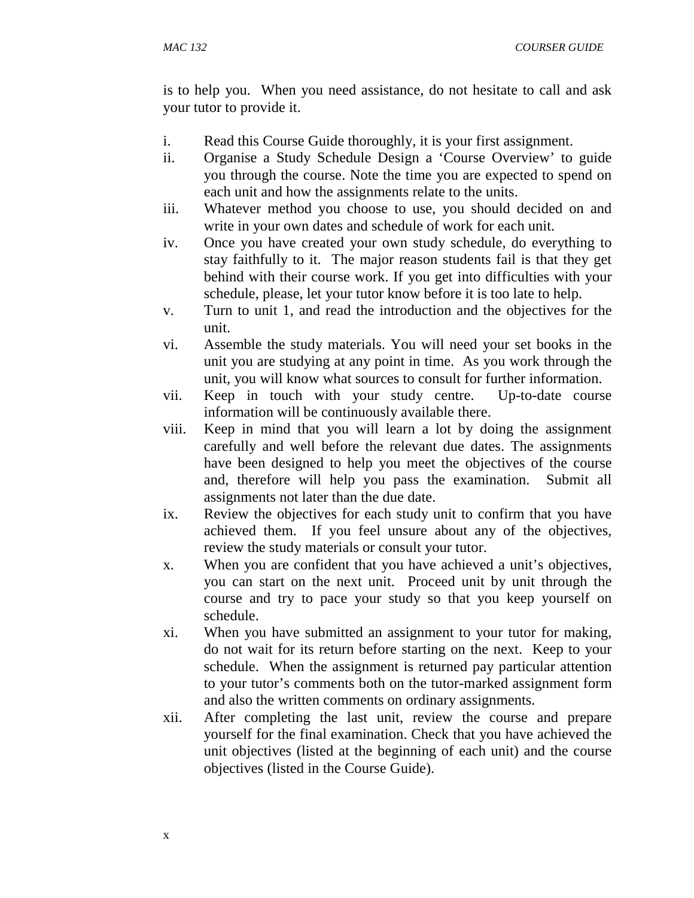is to help you. When you need assistance, do not hesitate to call and ask your tutor to provide it.

i. Read this Course Guide thoroughly, it is your first assignment.
ii. Organise a Study Schedule Design a 'Course Overview' to guide you through the course. Note the time you are expected to spend on each unit and how the assignments relate to the units.
iii. Whatever method you choose to use, you should decided on and write in your own dates and schedule of work for each unit.
iv. Once you have created your own study schedule, do everything to stay faithfully to it. The major reason students fail is that they get behind with their course work. If you get into difficulties with your schedule, please, let your tutor know before it is too late to help.
v. Turn to unit 1, and read the introduction and the objectives for the unit.
vi. Assemble the study materials. You will need your set books in the unit you are studying at any point in time. As you work through the unit, you will know what sources to consult for further information.
vii. Keep in touch with your study centre. Up-to-date course information will be continuously available there.
viii. Keep in mind that you will learn a lot by doing the assignment carefully and well before the relevant due dates. The assignments have been designed to help you meet the objectives of the course and, therefore will help you pass the examination. Submit all assignments not later than the due date.
ix. Review the objectives for each study unit to confirm that you have achieved them. If you feel unsure about any of the objectives, review the study materials or consult your tutor.
x. When you are confident that you have achieved a unit's objectives, you can start on the next unit. Proceed unit by unit through the course and try to pace your study so that you keep yourself on schedule.
xi. When you have submitted an assignment to your tutor for making, do not wait for its return before starting on the next. Keep to your schedule. When the assignment is returned pay particular attention to your tutor's comments both on the tutor-marked assignment form and also the written comments on ordinary assignments.
xii. After completing the last unit, review the course and prepare yourself for the final examination. Check that you have achieved the unit objectives (listed at the beginning of each unit) and the course objectives (listed in the Course Guide).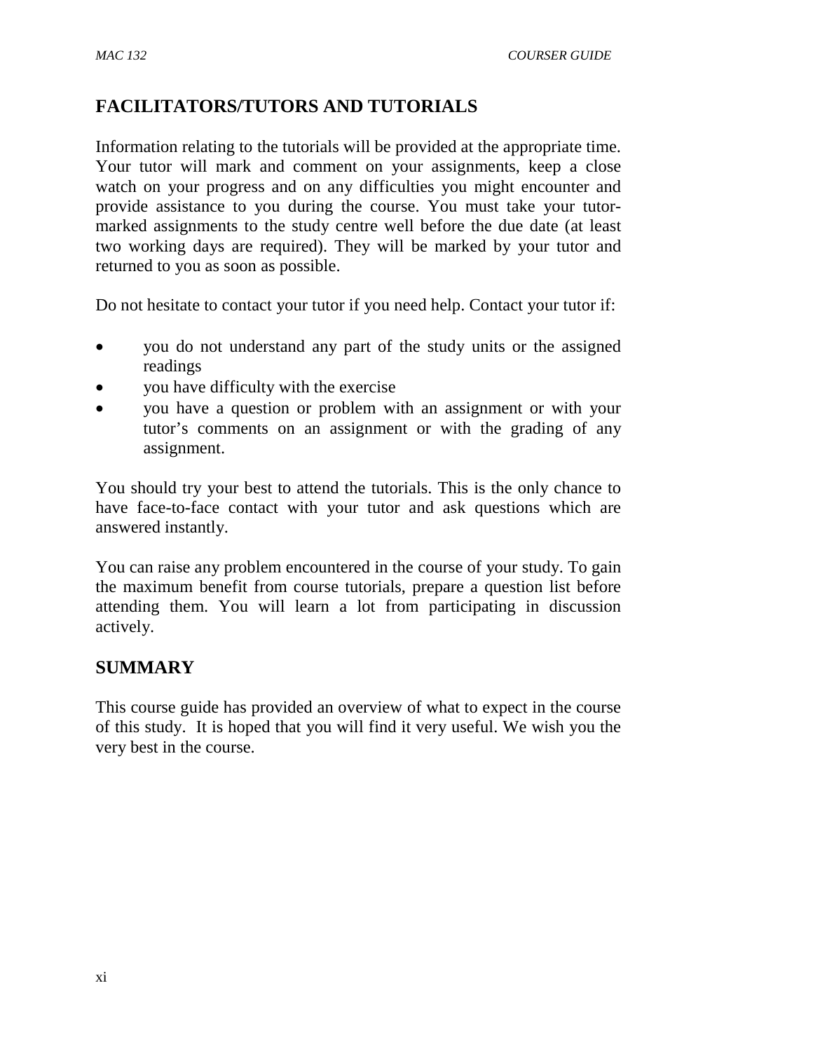## FACILITATORS/TUTORS AND TUTORIALS

Information relating to the tutorials will be provided at the appropriate time. Your tutor will mark and comment on your assignments, keep a close watch on your progress and on any difficulties you might encounter and provide assistance to you during the course. You must take your tutor-marked assignments to the study centre well before the due date (at least two working days are required). They will be marked by your tutor and returned to you as soon as possible.

Do not hesitate to contact your tutor if you need help. Contact your tutor if:

- you do not understand any part of the study units or the assigned readings
- you have difficulty with the exercise
- you have a question or problem with an assignment or with your tutor's comments on an assignment or with the grading of any assignment.

You should try your best to attend the tutorials. This is the only chance to have face-to-face contact with your tutor and ask questions which are answered instantly.

You can raise any problem encountered in the course of your study. To gain the maximum benefit from course tutorials, prepare a question list before attending them. You will learn a lot from participating in discussion actively.

## SUMMARY

This course guide has provided an overview of what to expect in the course of this study. It is hoped that you will find it very useful. We wish you the very best in the course.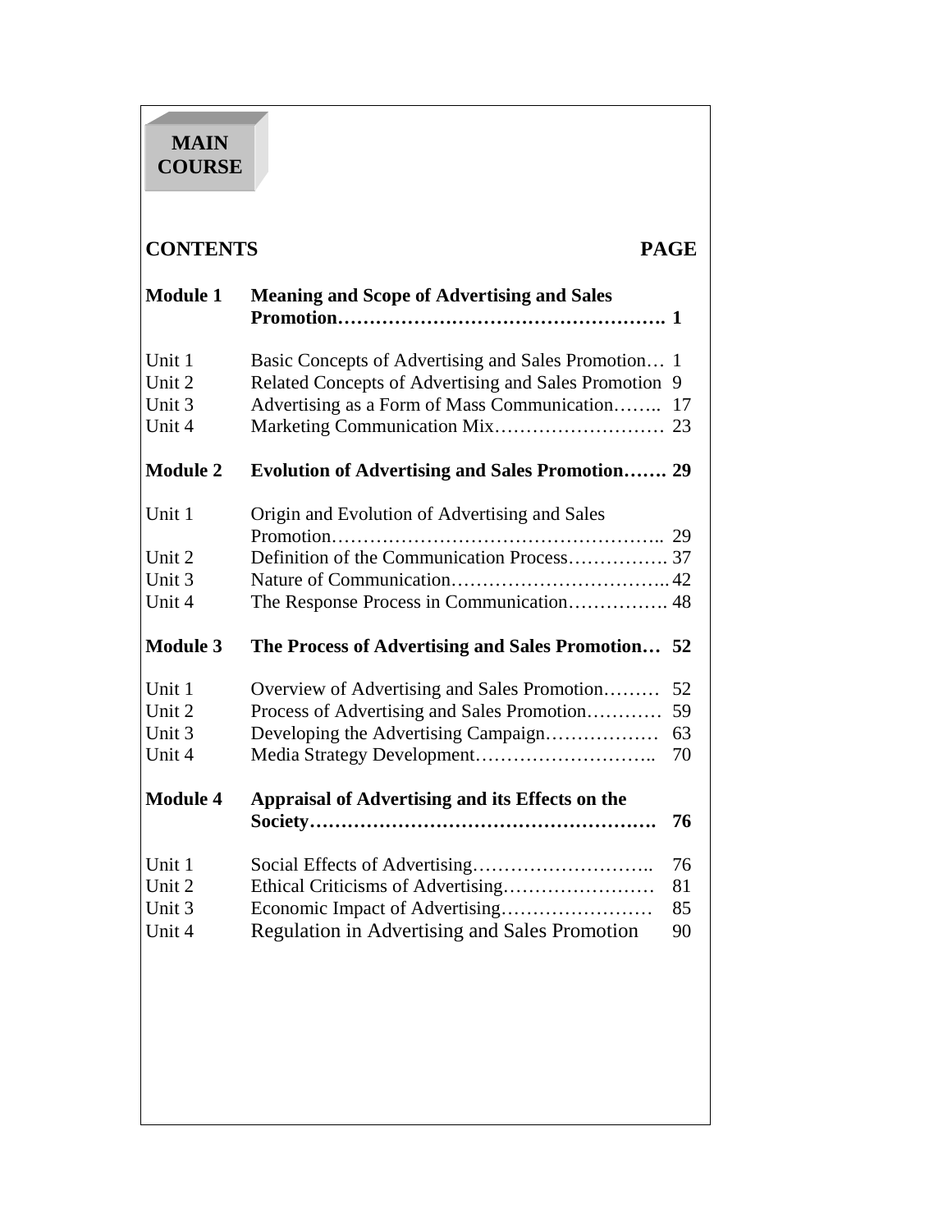# MAIN COURSE

| CONTENTS | | PAGE |
|---|---|---|
| **Module 1** | **Meaning and Scope of Advertising and Sales Promotion** | **1** |
| Unit 1 | Basic Concepts of Advertising and Sales Promotion | 1 |
| Unit 2 | Related Concepts of Advertising and Sales Promotion | 9 |
| Unit 3 | Advertising as a Form of Mass Communication | 17 |
| Unit 4 | Marketing Communication Mix | 23 |
| **Module 2** | **Evolution of Advertising and Sales Promotion** | **29** |
| Unit 1 | Origin and Evolution of Advertising and Sales Promotion | 29 |
| Unit 2 | Definition of the Communication Process | 37 |
| Unit 3 | Nature of Communication | 42 |
| Unit 4 | The Response Process in Communication | 48 |
| **Module 3** | **The Process of Advertising and Sales Promotion** | **52** |
| Unit 1 | Overview of Advertising and Sales Promotion | 52 |
| Unit 2 | Process of Advertising and Sales Promotion | 59 |
| Unit 3 | Developing the Advertising Campaign | 63 |
| Unit 4 | Media Strategy Development | 70 |
| **Module 4** | **Appraisal of Advertising and its Effects on the Society** | **76** |
| Unit 1 | Social Effects of Advertising | 76 |
| Unit 2 | Ethical Criticisms of Advertising | 81 |
| Unit 3 | Economic Impact of Advertising | 85 |
| Unit 4 | Regulation in Advertising and Sales Promotion | 90 |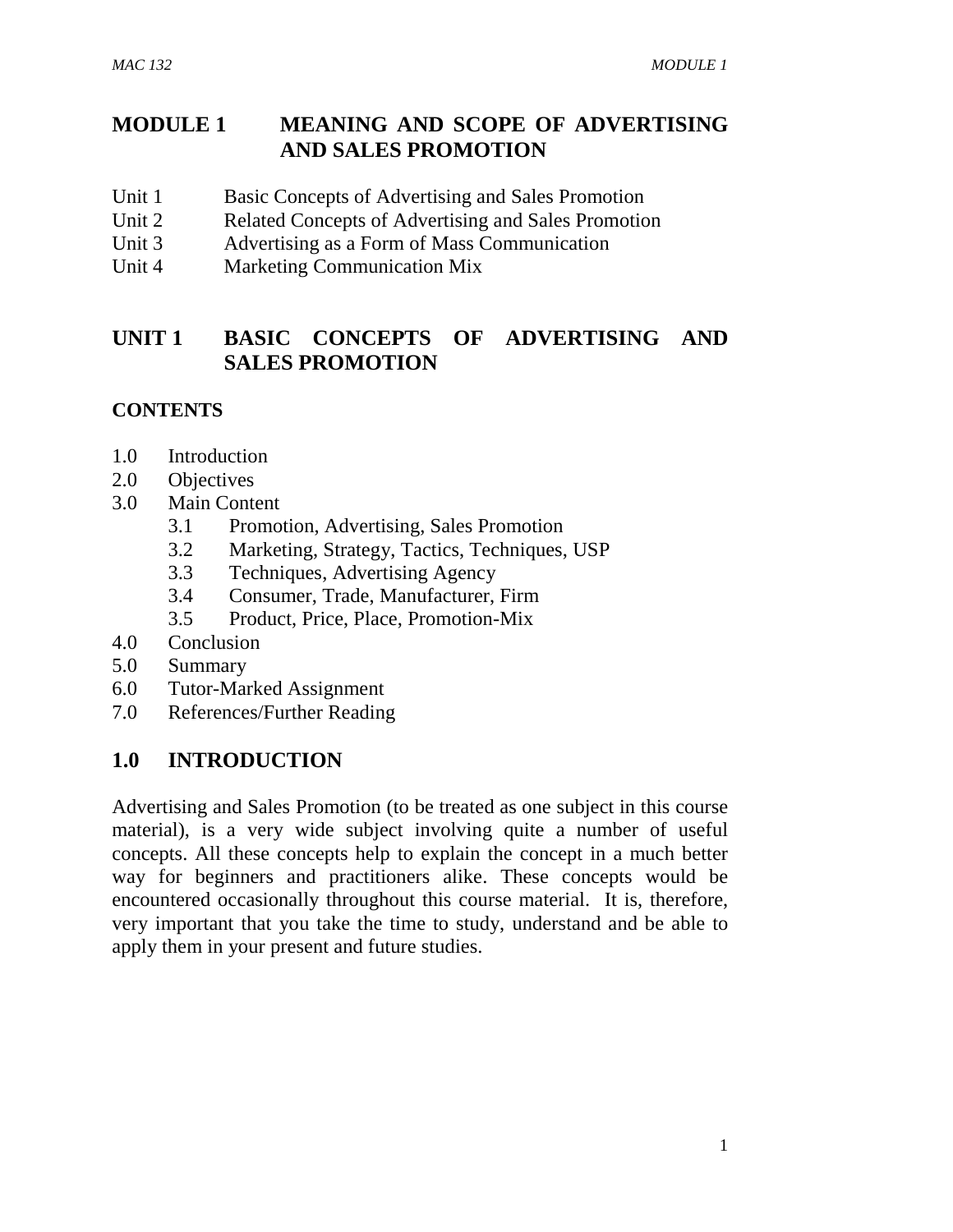# MODULE 1 MEANING AND SCOPE OF ADVERTISING AND SALES PROMOTION

Unit 1 Basic Concepts of Advertising and Sales Promotion
Unit 2 Related Concepts of Advertising and Sales Promotion
Unit 3 Advertising as a Form of Mass Communication
Unit 4 Marketing Communication Mix

## UNIT 1 BASIC CONCEPTS OF ADVERTISING AND SALES PROMOTION

**CONTENTS**

1.0 Introduction
2.0 Objectives
3.0 Main Content
 3.1 Promotion, Advertising, Sales Promotion
 3.2 Marketing, Strategy, Tactics, Techniques, USP
 3.3 Techniques, Advertising Agency
 3.4 Consumer, Trade, Manufacturer, Firm
 3.5 Product, Price, Place, Promotion-Mix
4.0 Conclusion
5.0 Summary
6.0 Tutor-Marked Assignment
7.0 References/Further Reading

## 1.0 INTRODUCTION

Advertising and Sales Promotion (to be treated as one subject in this course material), is a very wide subject involving quite a number of useful concepts. All these concepts help to explain the concept in a much better way for beginners and practitioners alike. These concepts would be encountered occasionally throughout this course material. It is, therefore, very important that you take the time to study, understand and be able to apply them in your present and future studies.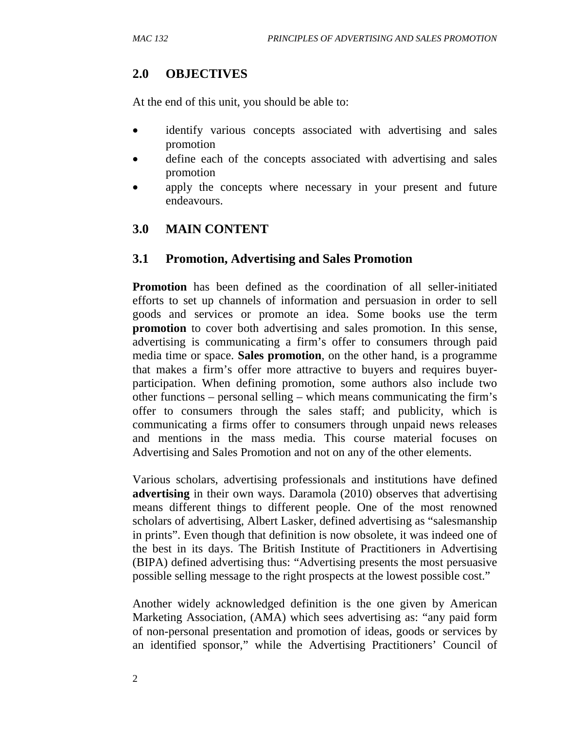## 2.0 OBJECTIVES

At the end of this unit, you should be able to:

- identify various concepts associated with advertising and sales promotion
- define each of the concepts associated with advertising and sales promotion
- apply the concepts where necessary in your present and future endeavours.

## 3.0 MAIN CONTENT

### 3.1 Promotion, Advertising and Sales Promotion

**Promotion** has been defined as the coordination of all seller-initiated efforts to set up channels of information and persuasion in order to sell goods and services or promote an idea. Some books use the term **promotion** to cover both advertising and sales promotion. In this sense, advertising is communicating a firm's offer to consumers through paid media time or space. **Sales promotion**, on the other hand, is a programme that makes a firm's offer more attractive to buyers and requires buyer-participation. When defining promotion, some authors also include two other functions – personal selling – which means communicating the firm's offer to consumers through the sales staff; and publicity, which is communicating a firms offer to consumers through unpaid news releases and mentions in the mass media. This course material focuses on Advertising and Sales Promotion and not on any of the other elements.

Various scholars, advertising professionals and institutions have defined **advertising** in their own ways. Daramola (2010) observes that advertising means different things to different people. One of the most renowned scholars of advertising, Albert Lasker, defined advertising as "salesmanship in prints". Even though that definition is now obsolete, it was indeed one of the best in its days. The British Institute of Practitioners in Advertising (BIPA) defined advertising thus: "Advertising presents the most persuasive possible selling message to the right prospects at the lowest possible cost."

Another widely acknowledged definition is the one given by American Marketing Association, (AMA) which sees advertising as: "any paid form of non-personal presentation and promotion of ideas, goods or services by an identified sponsor," while the Advertising Practitioners' Council of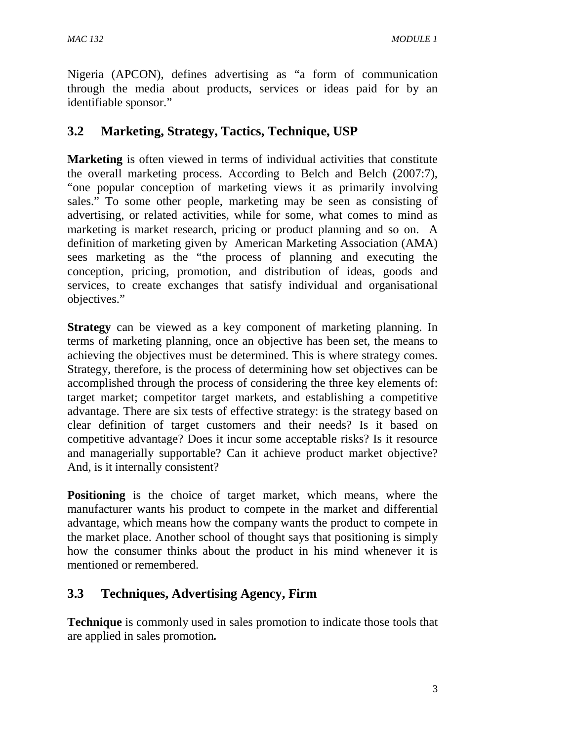Nigeria (APCON), defines advertising as “a form of communication through the media about products, services or ideas paid for by an identifiable sponsor.”

## 3.2 Marketing, Strategy, Tactics, Technique, USP

**Marketing** is often viewed in terms of individual activities that constitute the overall marketing process. According to Belch and Belch (2007:7), “one popular conception of marketing views it as primarily involving sales.” To some other people, marketing may be seen as consisting of advertising, or related activities, while for some, what comes to mind as marketing is market research, pricing or product planning and so on. A definition of marketing given by American Marketing Association (AMA) sees marketing as the “the process of planning and executing the conception, pricing, promotion, and distribution of ideas, goods and services, to create exchanges that satisfy individual and organisational objectives.”

**Strategy** can be viewed as a key component of marketing planning. In terms of marketing planning, once an objective has been set, the means to achieving the objectives must be determined. This is where strategy comes. Strategy, therefore, is the process of determining how set objectives can be accomplished through the process of considering the three key elements of: target market; competitor target markets, and establishing a competitive advantage. There are six tests of effective strategy: is the strategy based on clear definition of target customers and their needs? Is it based on competitive advantage? Does it incur some acceptable risks? Is it resource and managerially supportable? Can it achieve product market objective? And, is it internally consistent?

**Positioning** is the choice of target market, which means, where the manufacturer wants his product to compete in the market and differential advantage, which means how the company wants the product to compete in the market place. Another school of thought says that positioning is simply how the consumer thinks about the product in his mind whenever it is mentioned or remembered.

## 3.3 Techniques, Advertising Agency, Firm

**Technique** is commonly used in sales promotion to indicate those tools that are applied in sales promotion**.**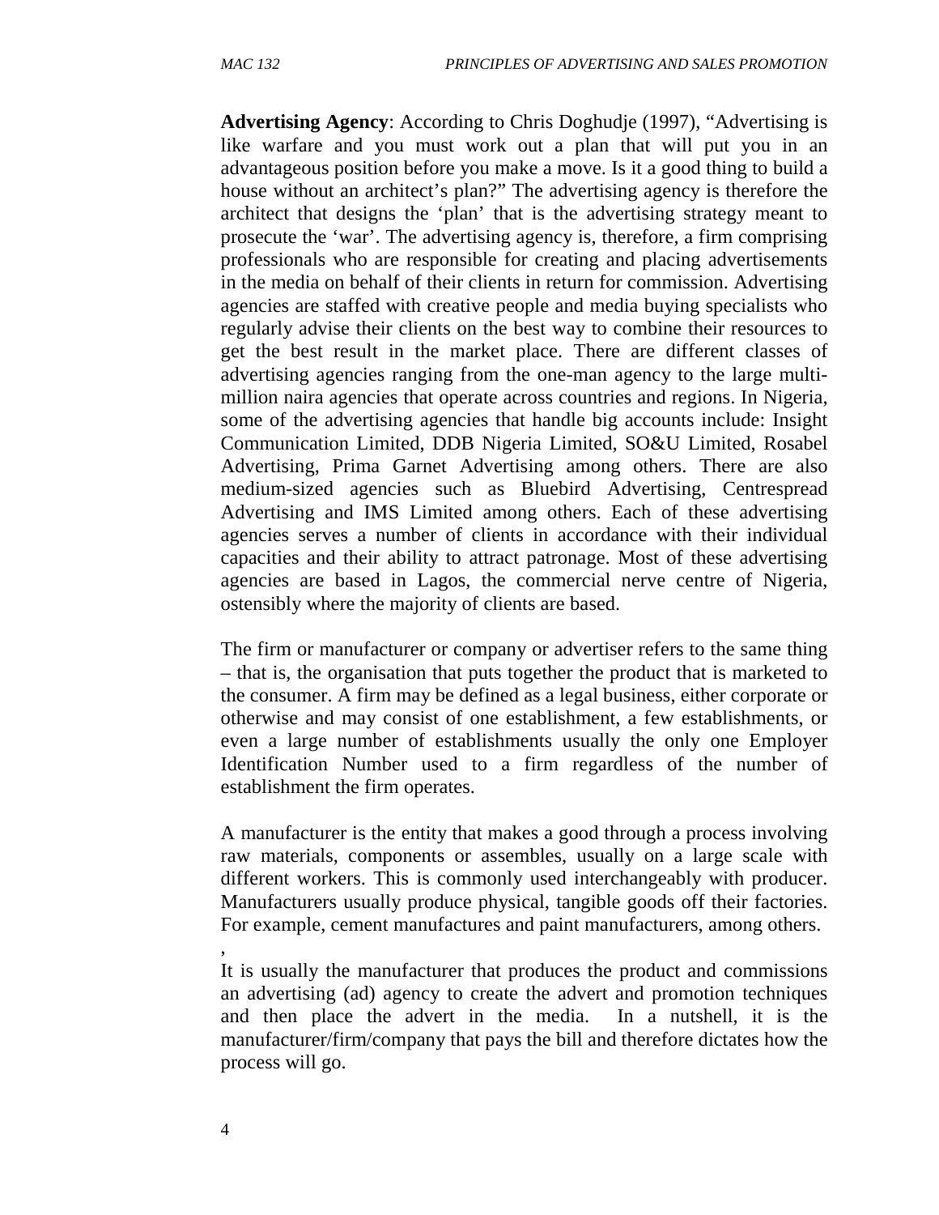**Advertising Agency**: According to Chris Doghudje (1997), "Advertising is like warfare and you must work out a plan that will put you in an advantageous position before you make a move. Is it a good thing to build a house without an architect's plan?" The advertising agency is therefore the architect that designs the 'plan' that is the advertising strategy meant to prosecute the 'war'. The advertising agency is, therefore, a firm comprising professionals who are responsible for creating and placing advertisements in the media on behalf of their clients in return for commission. Advertising agencies are staffed with creative people and media buying specialists who regularly advise their clients on the best way to combine their resources to get the best result in the market place. There are different classes of advertising agencies ranging from the one-man agency to the large multi-million naira agencies that operate across countries and regions. In Nigeria, some of the advertising agencies that handle big accounts include: Insight Communication Limited, DDB Nigeria Limited, SO&U Limited, Rosabel Advertising, Prima Garnet Advertising among others. There are also medium-sized agencies such as Bluebird Advertising, Centrespread Advertising and IMS Limited among others. Each of these advertising agencies serves a number of clients in accordance with their individual capacities and their ability to attract patronage. Most of these advertising agencies are based in Lagos, the commercial nerve centre of Nigeria, ostensibly where the majority of clients are based.

The firm or manufacturer or company or advertiser refers to the same thing – that is, the organisation that puts together the product that is marketed to the consumer. A firm may be defined as a legal business, either corporate or otherwise and may consist of one establishment, a few establishments, or even a large number of establishments usually the only one Employer Identification Number used to a firm regardless of the number of establishment the firm operates.

A manufacturer is the entity that makes a good through a process involving raw materials, components or assembles, usually on a large scale with different workers. This is commonly used interchangeably with producer. Manufacturers usually produce physical, tangible goods off their factories. For example, cement manufactures and paint manufacturers, among others.

,

It is usually the manufacturer that produces the product and commissions an advertising (ad) agency to create the advert and promotion techniques and then place the advert in the media. In a nutshell, it is the manufacturer/firm/company that pays the bill and therefore dictates how the process will go.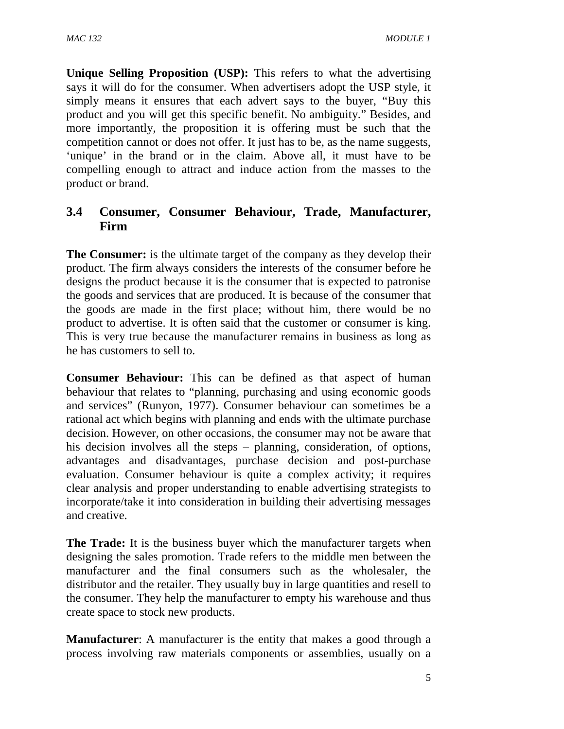**Unique Selling Proposition (USP):** This refers to what the advertising says it will do for the consumer. When advertisers adopt the USP style, it simply means it ensures that each advert says to the buyer, "Buy this product and you will get this specific benefit. No ambiguity." Besides, and more importantly, the proposition it is offering must be such that the competition cannot or does not offer. It just has to be, as the name suggests, 'unique' in the brand or in the claim. Above all, it must have to be compelling enough to attract and induce action from the masses to the product or brand.

## 3.4 Consumer, Consumer Behaviour, Trade, Manufacturer, Firm

**The Consumer:** is the ultimate target of the company as they develop their product. The firm always considers the interests of the consumer before he designs the product because it is the consumer that is expected to patronise the goods and services that are produced. It is because of the consumer that the goods are made in the first place; without him, there would be no product to advertise. It is often said that the customer or consumer is king. This is very true because the manufacturer remains in business as long as he has customers to sell to.

**Consumer Behaviour:** This can be defined as that aspect of human behaviour that relates to "planning, purchasing and using economic goods and services" (Runyon, 1977). Consumer behaviour can sometimes be a rational act which begins with planning and ends with the ultimate purchase decision. However, on other occasions, the consumer may not be aware that his decision involves all the steps – planning, consideration, of options, advantages and disadvantages, purchase decision and post-purchase evaluation. Consumer behaviour is quite a complex activity; it requires clear analysis and proper understanding to enable advertising strategists to incorporate/take it into consideration in building their advertising messages and creative.

**The Trade:** It is the business buyer which the manufacturer targets when designing the sales promotion. Trade refers to the middle men between the manufacturer and the final consumers such as the wholesaler, the distributor and the retailer. They usually buy in large quantities and resell to the consumer. They help the manufacturer to empty his warehouse and thus create space to stock new products.

**Manufacturer**: A manufacturer is the entity that makes a good through a process involving raw materials components or assemblies, usually on a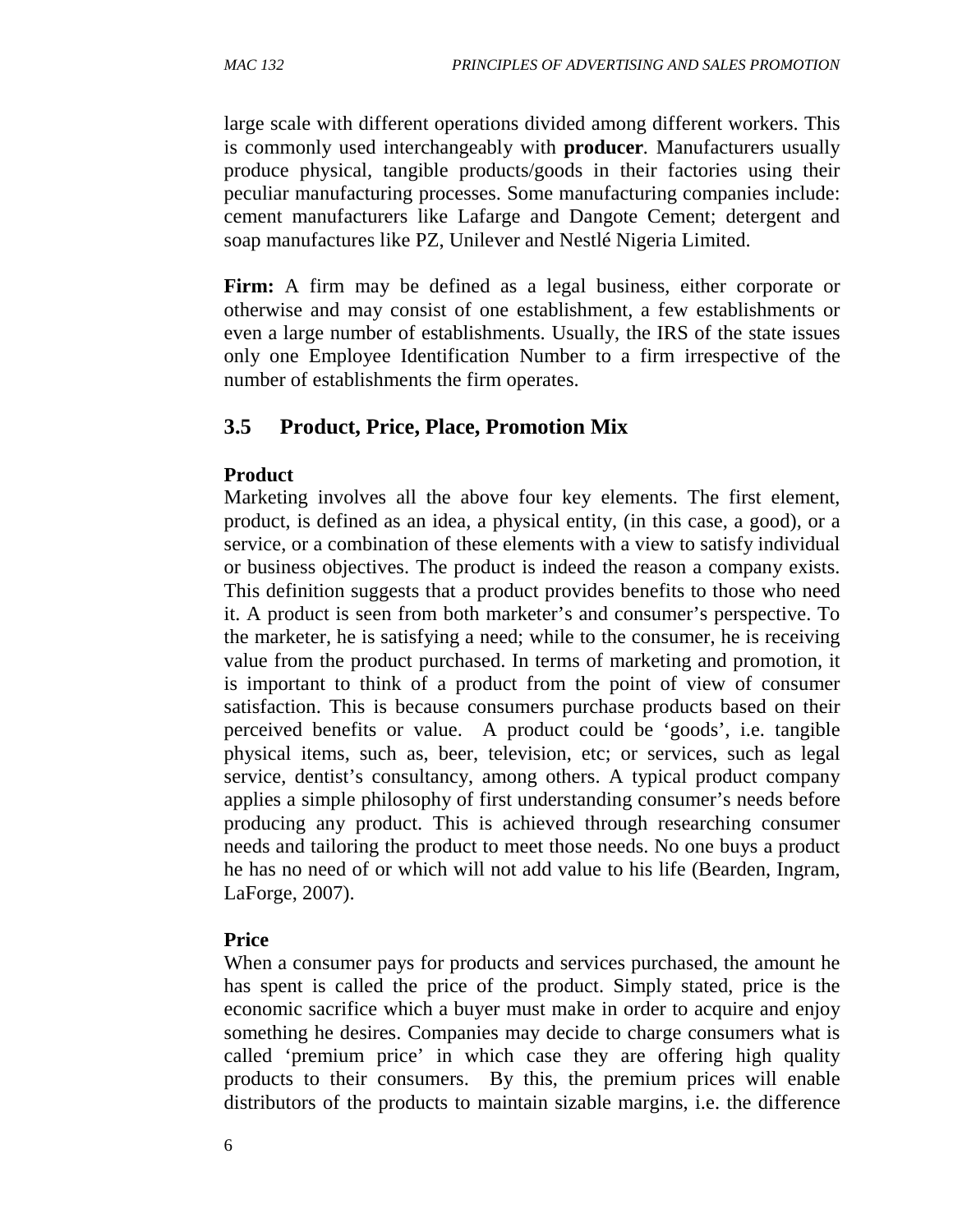large scale with different operations divided among different workers. This is commonly used interchangeably with **producer**. Manufacturers usually produce physical, tangible products/goods in their factories using their peculiar manufacturing processes. Some manufacturing companies include: cement manufacturers like Lafarge and Dangote Cement; detergent and soap manufactures like PZ, Unilever and Nestlé Nigeria Limited.

**Firm:** A firm may be defined as a legal business, either corporate or otherwise and may consist of one establishment, a few establishments or even a large number of establishments. Usually, the IRS of the state issues only one Employee Identification Number to a firm irrespective of the number of establishments the firm operates.

## 3.5 Product, Price, Place, Promotion Mix

**Product**

Marketing involves all the above four key elements. The first element, product, is defined as an idea, a physical entity, (in this case, a good), or a service, or a combination of these elements with a view to satisfy individual or business objectives. The product is indeed the reason a company exists. This definition suggests that a product provides benefits to those who need it. A product is seen from both marketer's and consumer's perspective. To the marketer, he is satisfying a need; while to the consumer, he is receiving value from the product purchased. In terms of marketing and promotion, it is important to think of a product from the point of view of consumer satisfaction. This is because consumers purchase products based on their perceived benefits or value. A product could be 'goods', i.e. tangible physical items, such as, beer, television, etc; or services, such as legal service, dentist's consultancy, among others. A typical product company applies a simple philosophy of first understanding consumer's needs before producing any product. This is achieved through researching consumer needs and tailoring the product to meet those needs. No one buys a product he has no need of or which will not add value to his life (Bearden, Ingram, LaForge, 2007).

**Price**

When a consumer pays for products and services purchased, the amount he has spent is called the price of the product. Simply stated, price is the economic sacrifice which a buyer must make in order to acquire and enjoy something he desires. Companies may decide to charge consumers what is called 'premium price' in which case they are offering high quality products to their consumers. By this, the premium prices will enable distributors of the products to maintain sizable margins, i.e. the difference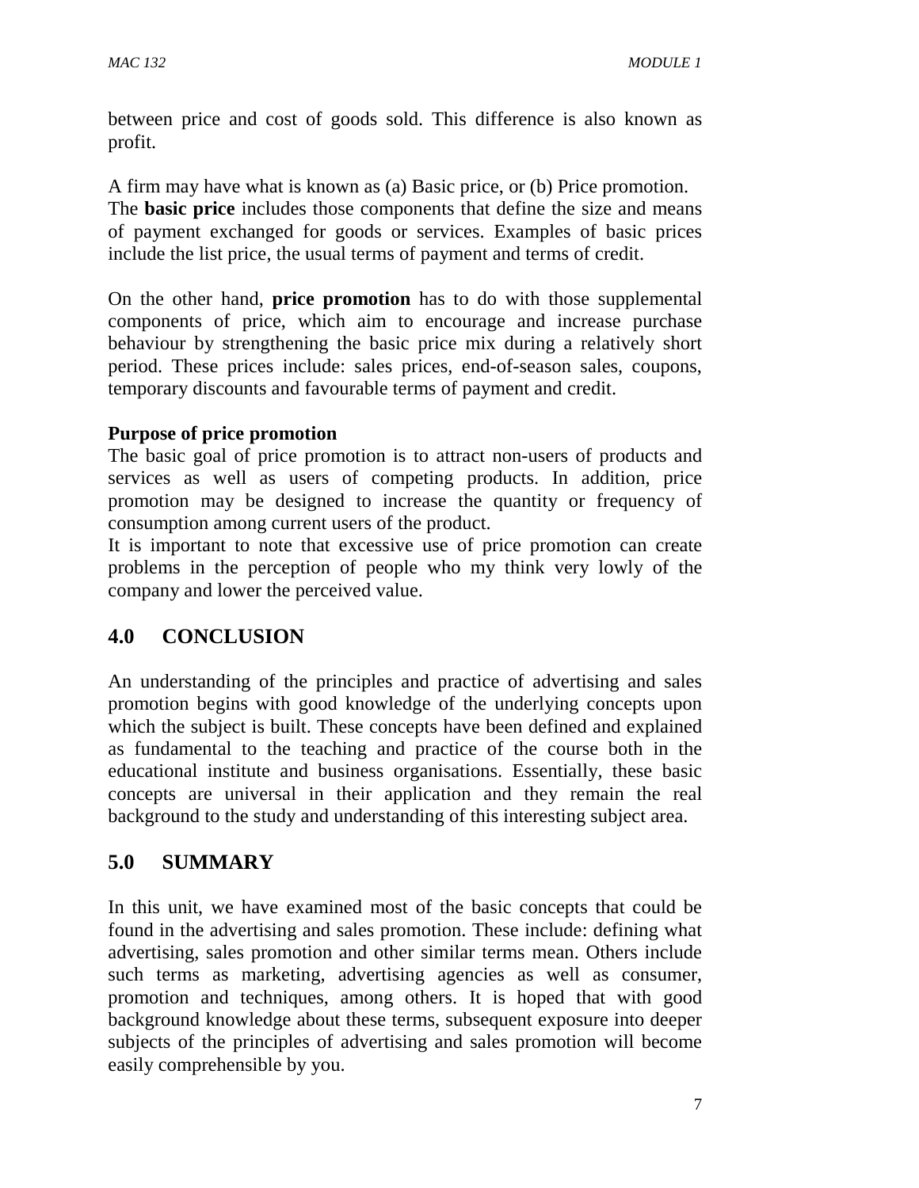between price and cost of goods sold. This difference is also known as profit.

A firm may have what is known as (a) Basic price, or (b) Price promotion. The **basic price** includes those components that define the size and means of payment exchanged for goods or services. Examples of basic prices include the list price, the usual terms of payment and terms of credit.

On the other hand, **price promotion** has to do with those supplemental components of price, which aim to encourage and increase purchase behaviour by strengthening the basic price mix during a relatively short period. These prices include: sales prices, end-of-season sales, coupons, temporary discounts and favourable terms of payment and credit.

**Purpose of price promotion**

The basic goal of price promotion is to attract non-users of products and services as well as users of competing products. In addition, price promotion may be designed to increase the quantity or frequency of consumption among current users of the product.

It is important to note that excessive use of price promotion can create problems in the perception of people who my think very lowly of the company and lower the perceived value.

## 4.0 CONCLUSION

An understanding of the principles and practice of advertising and sales promotion begins with good knowledge of the underlying concepts upon which the subject is built. These concepts have been defined and explained as fundamental to the teaching and practice of the course both in the educational institute and business organisations. Essentially, these basic concepts are universal in their application and they remain the real background to the study and understanding of this interesting subject area.

## 5.0 SUMMARY

In this unit, we have examined most of the basic concepts that could be found in the advertising and sales promotion. These include: defining what advertising, sales promotion and other similar terms mean. Others include such terms as marketing, advertising agencies as well as consumer, promotion and techniques, among others. It is hoped that with good background knowledge about these terms, subsequent exposure into deeper subjects of the principles of advertising and sales promotion will become easily comprehensible by you.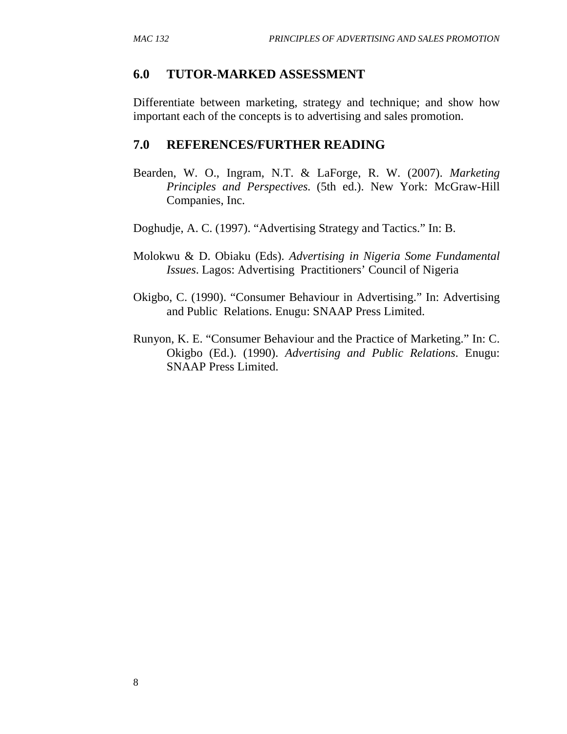## 6.0 TUTOR-MARKED ASSESSMENT

Differentiate between marketing, strategy and technique; and show how important each of the concepts is to advertising and sales promotion.

## 7.0 REFERENCES/FURTHER READING

Bearden, W. O., Ingram, N.T. & LaForge, R. W. (2007). *Marketing Principles and Perspectives*. (5th ed.). New York: McGraw-Hill Companies, Inc.

Doghudje, A. C. (1997). "Advertising Strategy and Tactics." In: B.

Molokwu & D. Obiaku (Eds). *Advertising in Nigeria Some Fundamental Issues*. Lagos: Advertising Practitioners' Council of Nigeria

Okigbo, C. (1990). "Consumer Behaviour in Advertising." In: Advertising and Public Relations. Enugu: SNAAP Press Limited.

Runyon, K. E. "Consumer Behaviour and the Practice of Marketing." In: C. Okigbo (Ed.). (1990). *Advertising and Public Relations*. Enugu: SNAAP Press Limited.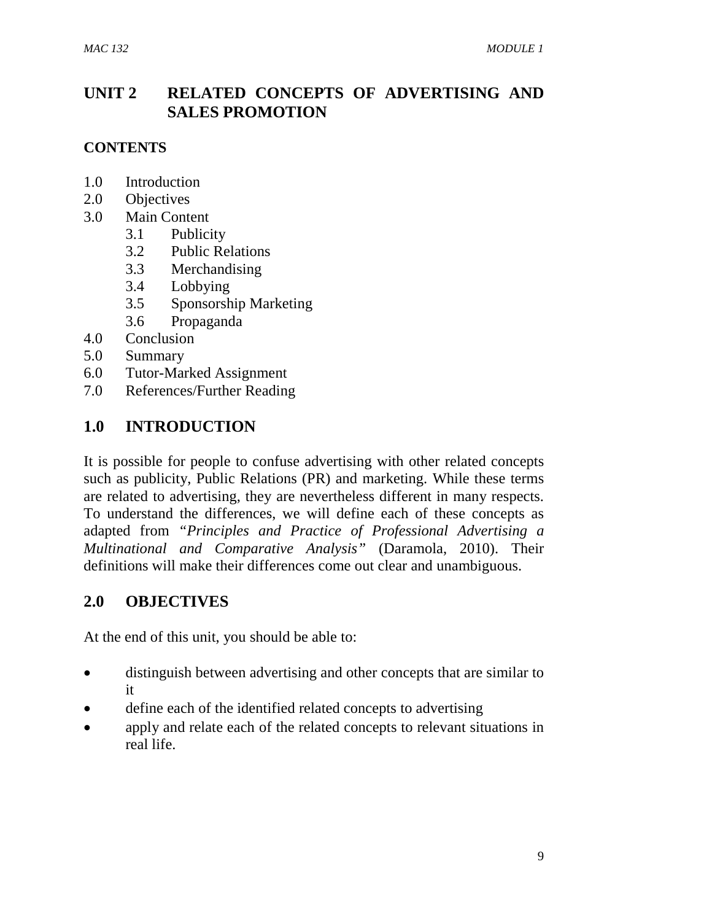# UNIT 2 RELATED CONCEPTS OF ADVERTISING AND SALES PROMOTION

**CONTENTS**

1.0 Introduction
2.0 Objectives
3.0 Main Content
 3.1 Publicity
 3.2 Public Relations
 3.3 Merchandising
 3.4 Lobbying
 3.5 Sponsorship Marketing
 3.6 Propaganda
4.0 Conclusion
5.0 Summary
6.0 Tutor-Marked Assignment
7.0 References/Further Reading

## 1.0 INTRODUCTION

It is possible for people to confuse advertising with other related concepts such as publicity, Public Relations (PR) and marketing. While these terms are related to advertising, they are nevertheless different in many respects. To understand the differences, we will define each of these concepts as adapted from *"Principles and Practice of Professional Advertising a Multinational and Comparative Analysis"* (Daramola, 2010). Their definitions will make their differences come out clear and unambiguous.

## 2.0 OBJECTIVES

At the end of this unit, you should be able to:

- distinguish between advertising and other concepts that are similar to it
- define each of the identified related concepts to advertising
- apply and relate each of the related concepts to relevant situations in real life.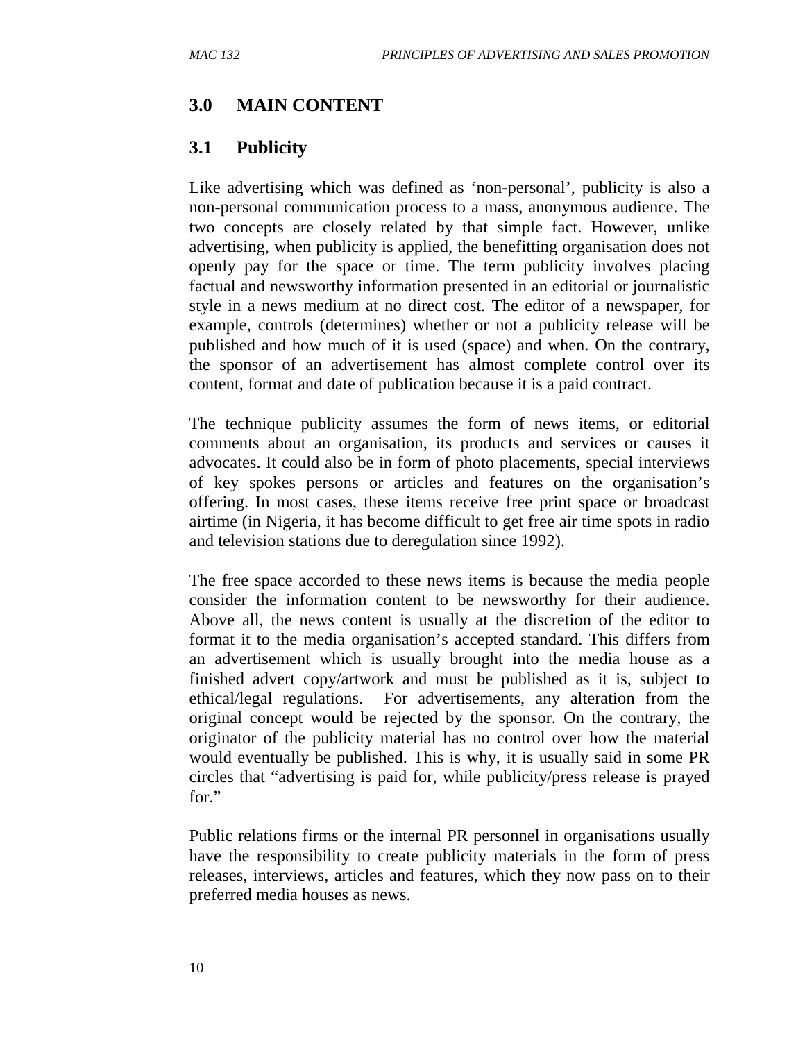## 3.0 MAIN CONTENT

### 3.1 Publicity

Like advertising which was defined as 'non-personal', publicity is also a non-personal communication process to a mass, anonymous audience. The two concepts are closely related by that simple fact. However, unlike advertising, when publicity is applied, the benefitting organisation does not openly pay for the space or time. The term publicity involves placing factual and newsworthy information presented in an editorial or journalistic style in a news medium at no direct cost. The editor of a newspaper, for example, controls (determines) whether or not a publicity release will be published and how much of it is used (space) and when. On the contrary, the sponsor of an advertisement has almost complete control over its content, format and date of publication because it is a paid contract.

The technique publicity assumes the form of news items, or editorial comments about an organisation, its products and services or causes it advocates. It could also be in form of photo placements, special interviews of key spokes persons or articles and features on the organisation's offering. In most cases, these items receive free print space or broadcast airtime (in Nigeria, it has become difficult to get free air time spots in radio and television stations due to deregulation since 1992).

The free space accorded to these news items is because the media people consider the information content to be newsworthy for their audience. Above all, the news content is usually at the discretion of the editor to format it to the media organisation's accepted standard. This differs from an advertisement which is usually brought into the media house as a finished advert copy/artwork and must be published as it is, subject to ethical/legal regulations. For advertisements, any alteration from the original concept would be rejected by the sponsor. On the contrary, the originator of the publicity material has no control over how the material would eventually be published. This is why, it is usually said in some PR circles that "advertising is paid for, while publicity/press release is prayed for."

Public relations firms or the internal PR personnel in organisations usually have the responsibility to create publicity materials in the form of press releases, interviews, articles and features, which they now pass on to their preferred media houses as news.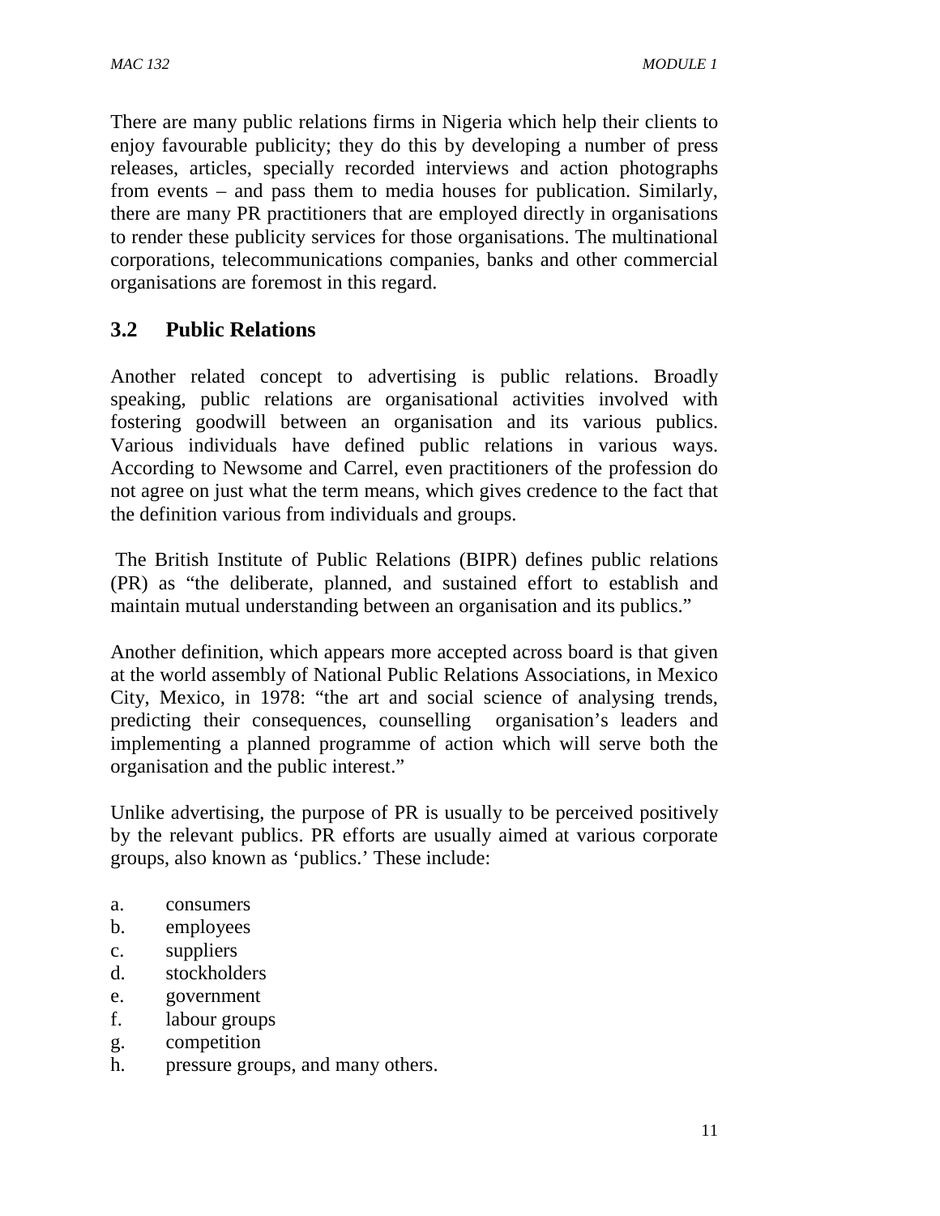There are many public relations firms in Nigeria which help their clients to enjoy favourable publicity; they do this by developing a number of press releases, articles, specially recorded interviews and action photographs from events – and pass them to media houses for publication. Similarly, there are many PR practitioners that are employed directly in organisations to render these publicity services for those organisations. The multinational corporations, telecommunications companies, banks and other commercial organisations are foremost in this regard.

## 3.2 Public Relations

Another related concept to advertising is public relations. Broadly speaking, public relations are organisational activities involved with fostering goodwill between an organisation and its various publics. Various individuals have defined public relations in various ways. According to Newsome and Carrel, even practitioners of the profession do not agree on just what the term means, which gives credence to the fact that the definition various from individuals and groups.

The British Institute of Public Relations (BIPR) defines public relations (PR) as "the deliberate, planned, and sustained effort to establish and maintain mutual understanding between an organisation and its publics."

Another definition, which appears more accepted across board is that given at the world assembly of National Public Relations Associations, in Mexico City, Mexico, in 1978: "the art and social science of analysing trends, predicting their consequences, counselling organisation's leaders and implementing a planned programme of action which will serve both the organisation and the public interest."

Unlike advertising, the purpose of PR is usually to be perceived positively by the relevant publics. PR efforts are usually aimed at various corporate groups, also known as 'publics.' These include:

a. consumers
b. employees
c. suppliers
d. stockholders
e. government
f. labour groups
g. competition
h. pressure groups, and many others.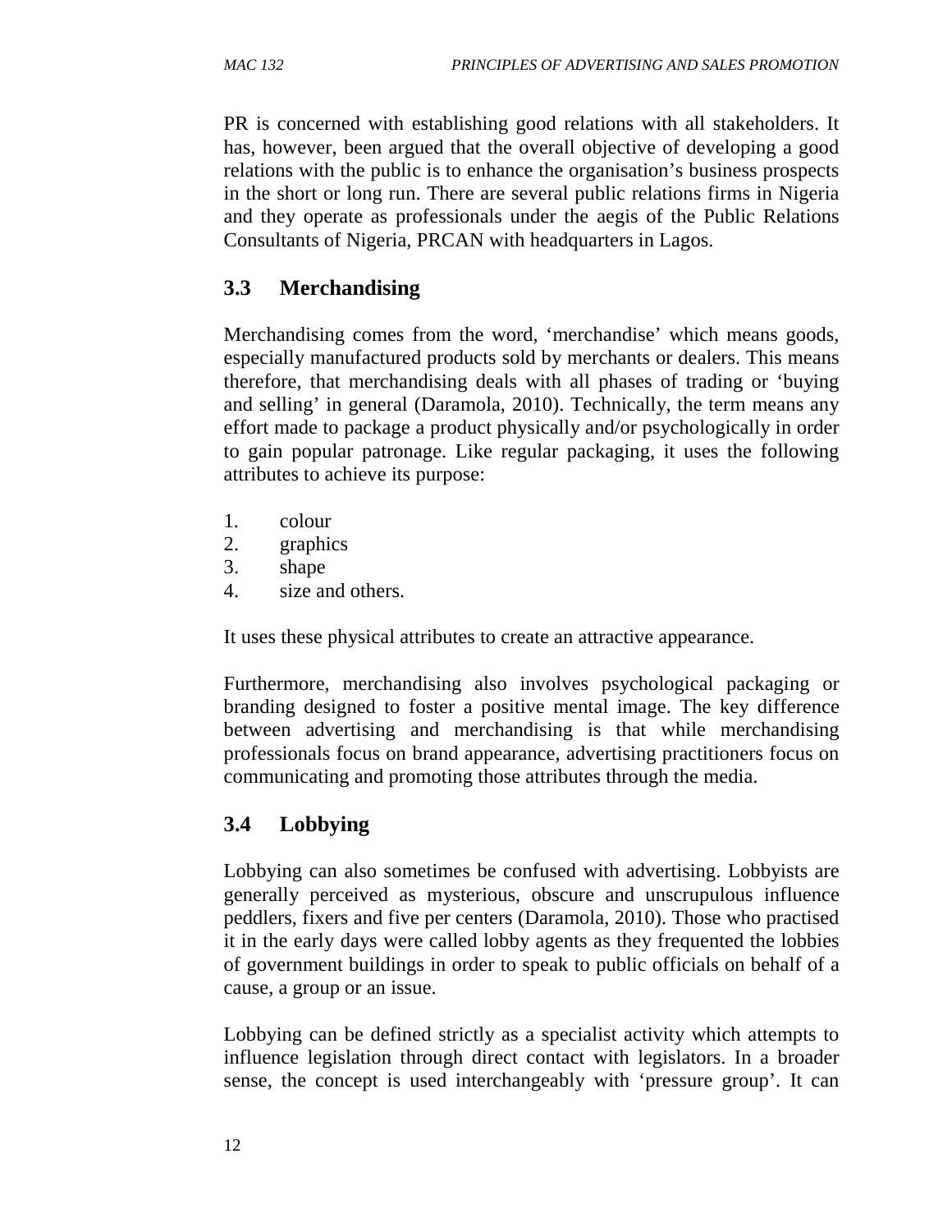PR is concerned with establishing good relations with all stakeholders. It has, however, been argued that the overall objective of developing a good relations with the public is to enhance the organisation's business prospects in the short or long run. There are several public relations firms in Nigeria and they operate as professionals under the aegis of the Public Relations Consultants of Nigeria, PRCAN with headquarters in Lagos.

## 3.3 Merchandising

Merchandising comes from the word, 'merchandise' which means goods, especially manufactured products sold by merchants or dealers. This means therefore, that merchandising deals with all phases of trading or 'buying and selling' in general (Daramola, 2010). Technically, the term means any effort made to package a product physically and/or psychologically in order to gain popular patronage. Like regular packaging, it uses the following attributes to achieve its purpose:

1. colour
2. graphics
3. shape
4. size and others.

It uses these physical attributes to create an attractive appearance.

Furthermore, merchandising also involves psychological packaging or branding designed to foster a positive mental image. The key difference between advertising and merchandising is that while merchandising professionals focus on brand appearance, advertising practitioners focus on communicating and promoting those attributes through the media.

## 3.4 Lobbying

Lobbying can also sometimes be confused with advertising. Lobbyists are generally perceived as mysterious, obscure and unscrupulous influence peddlers, fixers and five per centers (Daramola, 2010). Those who practised it in the early days were called lobby agents as they frequented the lobbies of government buildings in order to speak to public officials on behalf of a cause, a group or an issue.

Lobbying can be defined strictly as a specialist activity which attempts to influence legislation through direct contact with legislators. In a broader sense, the concept is used interchangeably with 'pressure group'. It can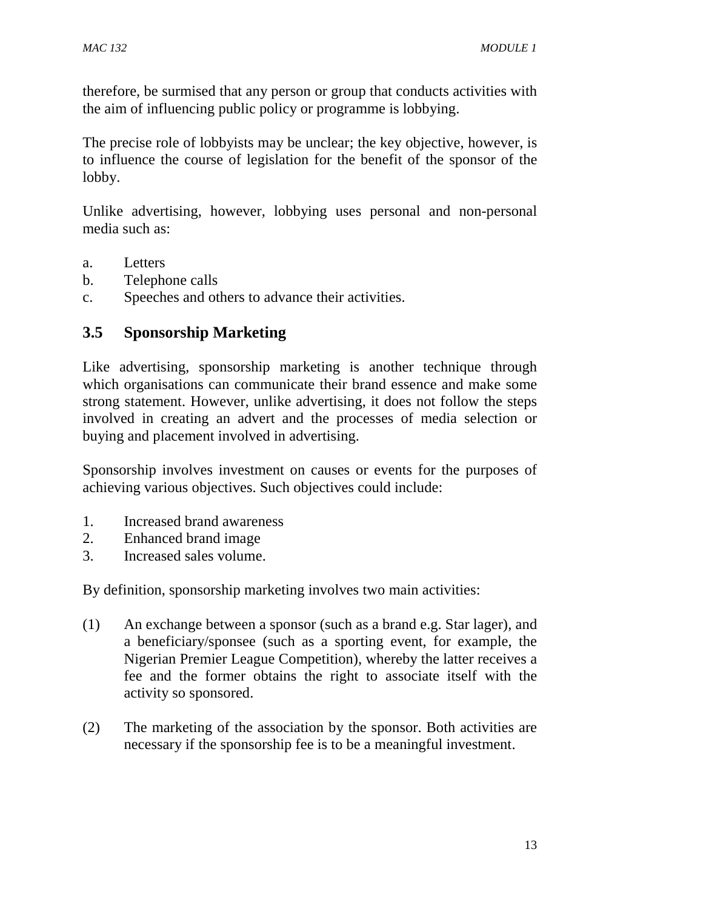therefore, be surmised that any person or group that conducts activities with the aim of influencing public policy or programme is lobbying.

The precise role of lobbyists may be unclear; the key objective, however, is to influence the course of legislation for the benefit of the sponsor of the lobby.

Unlike advertising, however, lobbying uses personal and non-personal media such as:

a. Letters
b. Telephone calls
c. Speeches and others to advance their activities.

## 3.5 Sponsorship Marketing

Like advertising, sponsorship marketing is another technique through which organisations can communicate their brand essence and make some strong statement. However, unlike advertising, it does not follow the steps involved in creating an advert and the processes of media selection or buying and placement involved in advertising.

Sponsorship involves investment on causes or events for the purposes of achieving various objectives. Such objectives could include:

1. Increased brand awareness
2. Enhanced brand image
3. Increased sales volume.

By definition, sponsorship marketing involves two main activities:

(1) An exchange between a sponsor (such as a brand e.g. Star lager), and a beneficiary/sponsee (such as a sporting event, for example, the Nigerian Premier League Competition), whereby the latter receives a fee and the former obtains the right to associate itself with the activity so sponsored.

(2) The marketing of the association by the sponsor. Both activities are necessary if the sponsorship fee is to be a meaningful investment.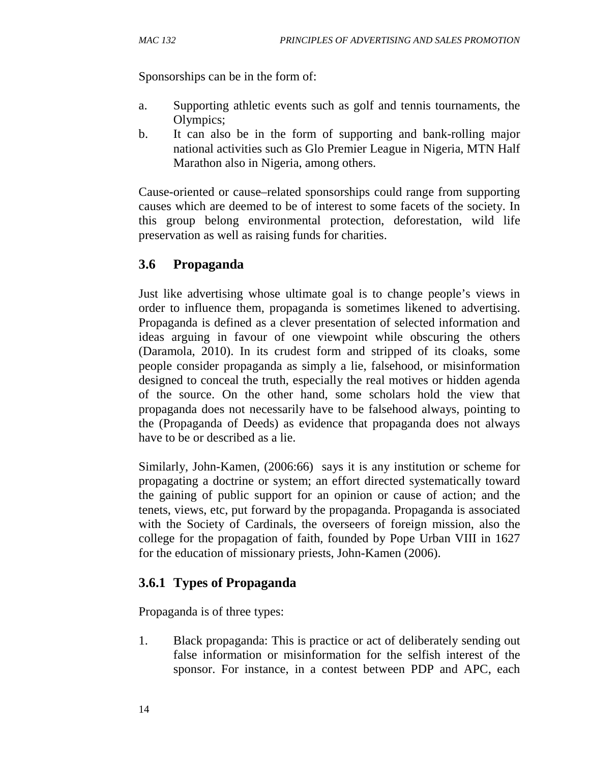Sponsorships can be in the form of:

a. Supporting athletic events such as golf and tennis tournaments, the Olympics;
b. It can also be in the form of supporting and bank-rolling major national activities such as Glo Premier League in Nigeria, MTN Half Marathon also in Nigeria, among others.

Cause-oriented or cause–related sponsorships could range from supporting causes which are deemed to be of interest to some facets of the society. In this group belong environmental protection, deforestation, wild life preservation as well as raising funds for charities.

## 3.6 Propaganda

Just like advertising whose ultimate goal is to change people's views in order to influence them, propaganda is sometimes likened to advertising. Propaganda is defined as a clever presentation of selected information and ideas arguing in favour of one viewpoint while obscuring the others (Daramola, 2010). In its crudest form and stripped of its cloaks, some people consider propaganda as simply a lie, falsehood, or misinformation designed to conceal the truth, especially the real motives or hidden agenda of the source. On the other hand, some scholars hold the view that propaganda does not necessarily have to be falsehood always, pointing to the (Propaganda of Deeds) as evidence that propaganda does not always have to be or described as a lie.

Similarly, John-Kamen, (2006:66) says it is any institution or scheme for propagating a doctrine or system; an effort directed systematically toward the gaining of public support for an opinion or cause of action; and the tenets, views, etc, put forward by the propaganda. Propaganda is associated with the Society of Cardinals, the overseers of foreign mission, also the college for the propagation of faith, founded by Pope Urban VIII in 1627 for the education of missionary priests, John-Kamen (2006).

### 3.6.1 Types of Propaganda

Propaganda is of three types:

1. Black propaganda: This is practice or act of deliberately sending out false information or misinformation for the selfish interest of the sponsor. For instance, in a contest between PDP and APC, each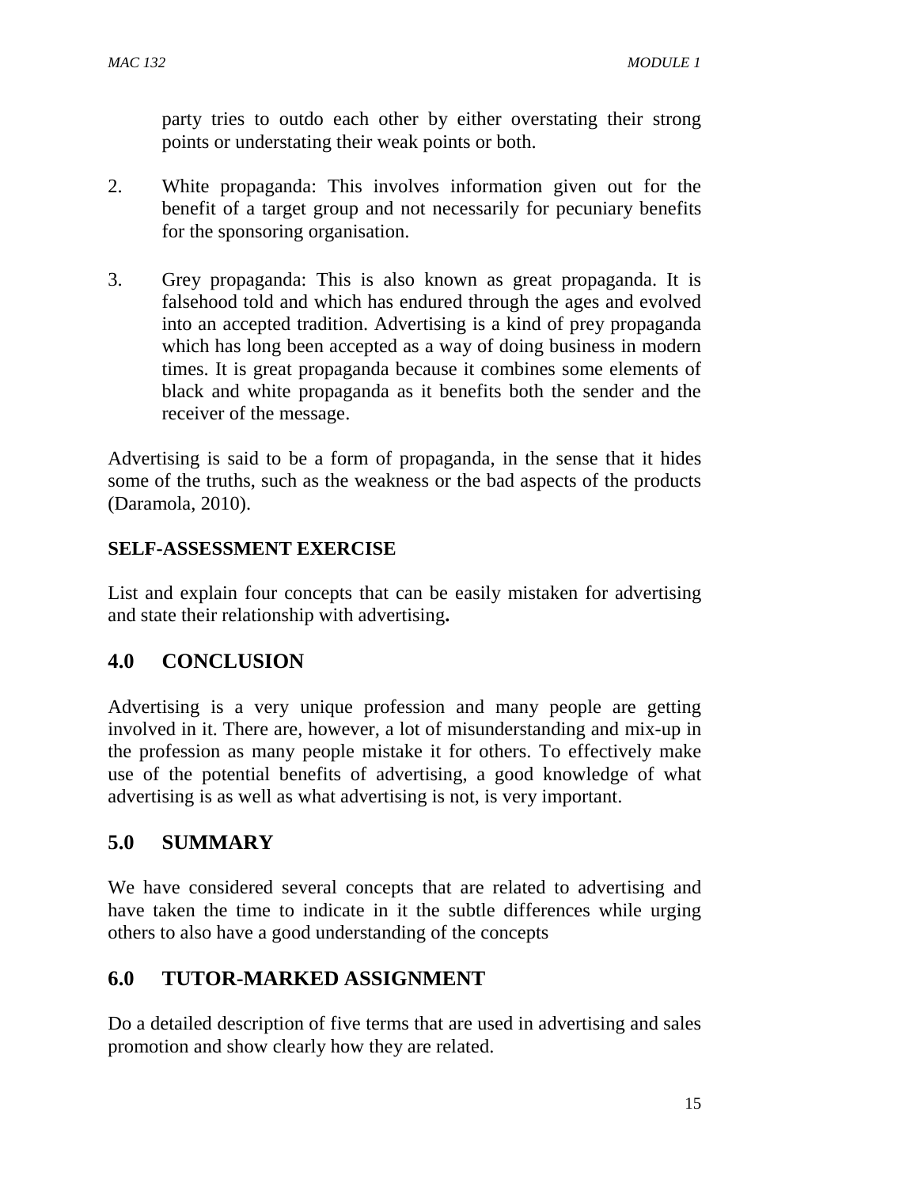party tries to outdo each other by either overstating their strong points or understating their weak points or both.

2. White propaganda: This involves information given out for the benefit of a target group and not necessarily for pecuniary benefits for the sponsoring organisation.

3. Grey propaganda: This is also known as great propaganda. It is falsehood told and which has endured through the ages and evolved into an accepted tradition. Advertising is a kind of prey propaganda which has long been accepted as a way of doing business in modern times. It is great propaganda because it combines some elements of black and white propaganda as it benefits both the sender and the receiver of the message.

Advertising is said to be a form of propaganda, in the sense that it hides some of the truths, such as the weakness or the bad aspects of the products (Daramola, 2010).

**SELF-ASSESSMENT EXERCISE**

List and explain four concepts that can be easily mistaken for advertising and state their relationship with advertising**.**

## 4.0 CONCLUSION

Advertising is a very unique profession and many people are getting involved in it. There are, however, a lot of misunderstanding and mix-up in the profession as many people mistake it for others. To effectively make use of the potential benefits of advertising, a good knowledge of what advertising is as well as what advertising is not, is very important.

## 5.0 SUMMARY

We have considered several concepts that are related to advertising and have taken the time to indicate in it the subtle differences while urging others to also have a good understanding of the concepts

## 6.0 TUTOR-MARKED ASSIGNMENT

Do a detailed description of five terms that are used in advertising and sales promotion and show clearly how they are related.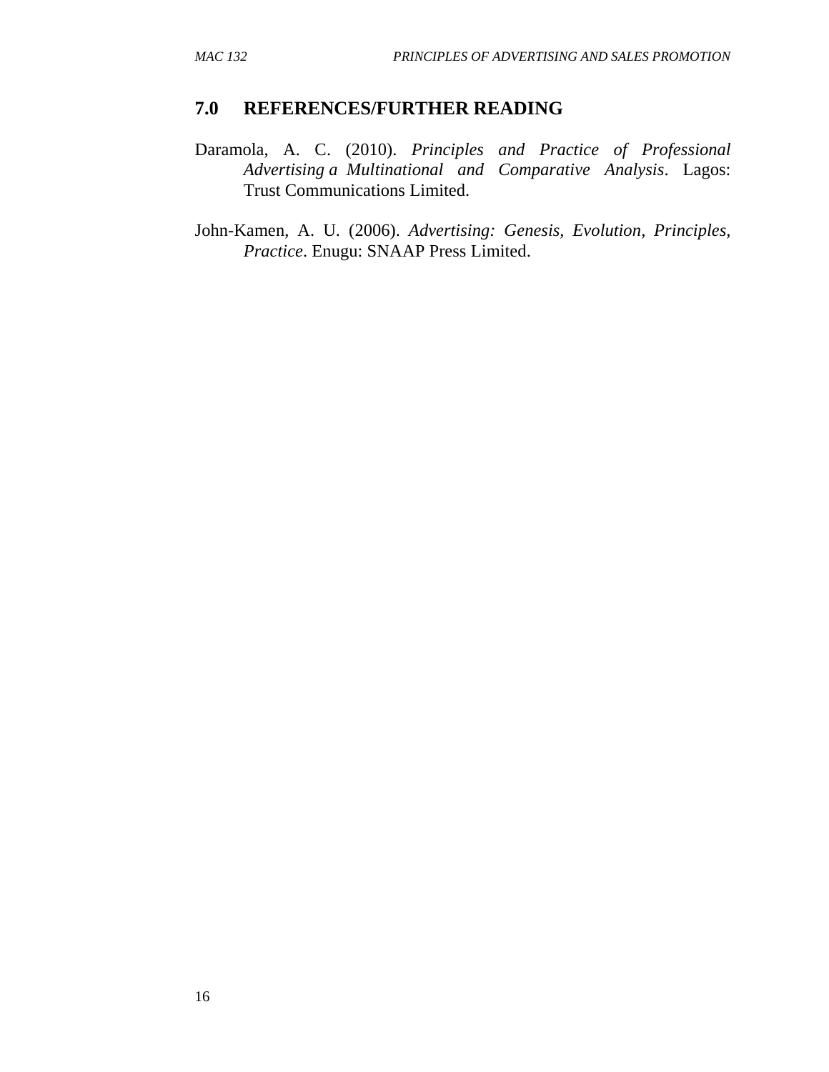## 7.0 REFERENCES/FURTHER READING

Daramola, A. C. (2010). *Principles and Practice of Professional Advertising a Multinational and Comparative Analysis*. Lagos: Trust Communications Limited.

John-Kamen, A. U. (2006). *Advertising: Genesis, Evolution, Principles, Practice*. Enugu: SNAAP Press Limited.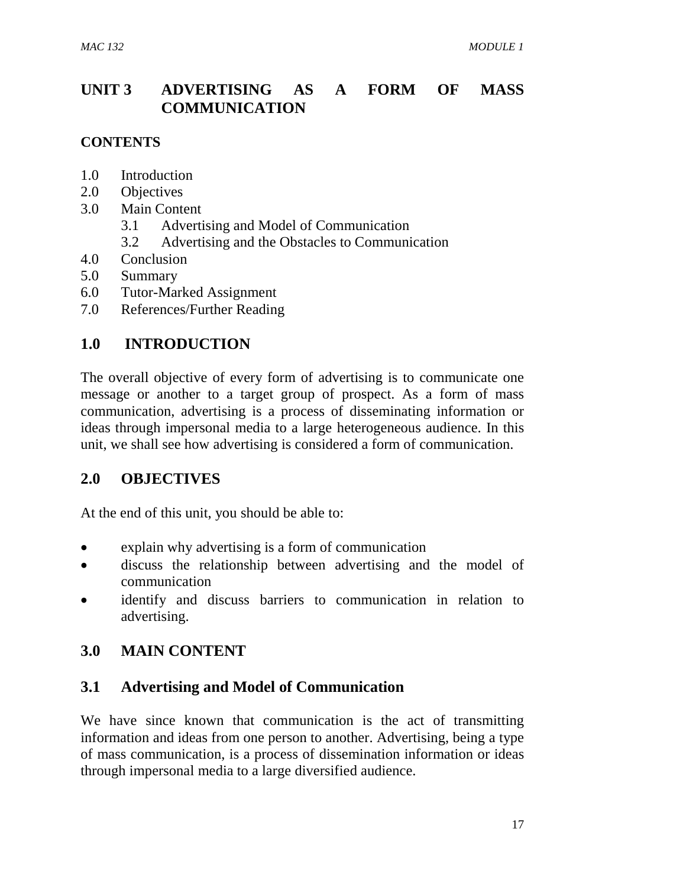# UNIT 3 ADVERTISING AS A FORM OF MASS COMMUNICATION

**CONTENTS**

1.0 Introduction
2.0 Objectives
3.0 Main Content
 3.1 Advertising and Model of Communication
 3.2 Advertising and the Obstacles to Communication
4.0 Conclusion
5.0 Summary
6.0 Tutor-Marked Assignment
7.0 References/Further Reading

## 1.0 INTRODUCTION

The overall objective of every form of advertising is to communicate one message or another to a target group of prospect. As a form of mass communication, advertising is a process of disseminating information or ideas through impersonal media to a large heterogeneous audience. In this unit, we shall see how advertising is considered a form of communication.

## 2.0 OBJECTIVES

At the end of this unit, you should be able to:

- explain why advertising is a form of communication
- discuss the relationship between advertising and the model of communication
- identify and discuss barriers to communication in relation to advertising.

## 3.0 MAIN CONTENT

### 3.1 Advertising and Model of Communication

We have since known that communication is the act of transmitting information and ideas from one person to another. Advertising, being a type of mass communication, is a process of dissemination information or ideas through impersonal media to a large diversified audience.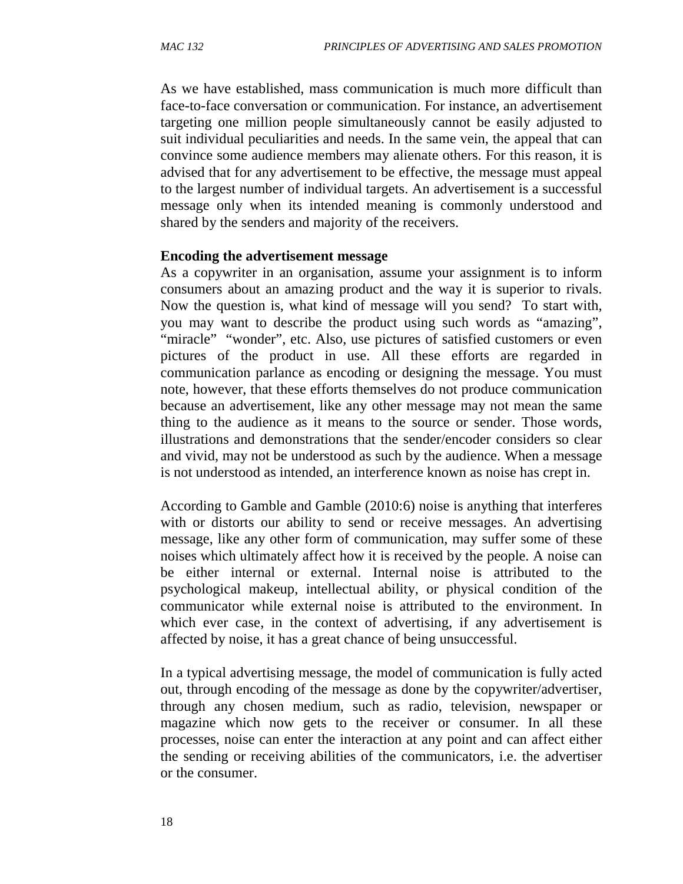As we have established, mass communication is much more difficult than face-to-face conversation or communication. For instance, an advertisement targeting one million people simultaneously cannot be easily adjusted to suit individual peculiarities and needs. In the same vein, the appeal that can convince some audience members may alienate others. For this reason, it is advised that for any advertisement to be effective, the message must appeal to the largest number of individual targets. An advertisement is a successful message only when its intended meaning is commonly understood and shared by the senders and majority of the receivers.

**Encoding the advertisement message**

As a copywriter in an organisation, assume your assignment is to inform consumers about an amazing product and the way it is superior to rivals. Now the question is, what kind of message will you send? To start with, you may want to describe the product using such words as "amazing", "miracle" "wonder", etc. Also, use pictures of satisfied customers or even pictures of the product in use. All these efforts are regarded in communication parlance as encoding or designing the message. You must note, however, that these efforts themselves do not produce communication because an advertisement, like any other message may not mean the same thing to the audience as it means to the source or sender. Those words, illustrations and demonstrations that the sender/encoder considers so clear and vivid, may not be understood as such by the audience. When a message is not understood as intended, an interference known as noise has crept in.

According to Gamble and Gamble (2010:6) noise is anything that interferes with or distorts our ability to send or receive messages. An advertising message, like any other form of communication, may suffer some of these noises which ultimately affect how it is received by the people. A noise can be either internal or external. Internal noise is attributed to the psychological makeup, intellectual ability, or physical condition of the communicator while external noise is attributed to the environment. In which ever case, in the context of advertising, if any advertisement is affected by noise, it has a great chance of being unsuccessful.

In a typical advertising message, the model of communication is fully acted out, through encoding of the message as done by the copywriter/advertiser, through any chosen medium, such as radio, television, newspaper or magazine which now gets to the receiver or consumer. In all these processes, noise can enter the interaction at any point and can affect either the sending or receiving abilities of the communicators, i.e. the advertiser or the consumer.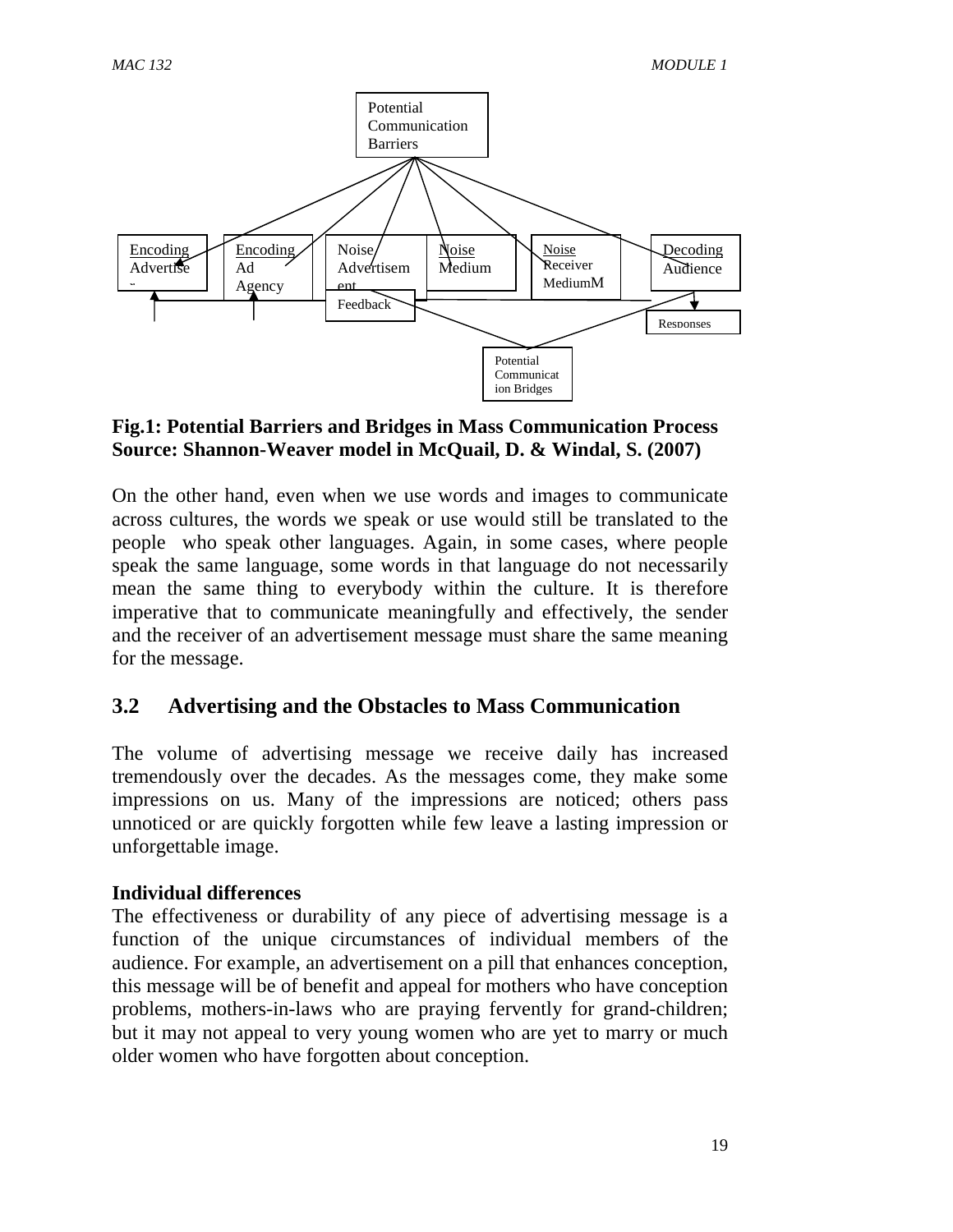Potential Communication Barriers

Encoding Advertiser | Encoding Ad Agency | Noise Advertisement | Noise Medium | Noise Receiver Medium | Decoding Audience

Feedback

Responses

Potential Communication Bridges

**Fig.1: Potential Barriers and Bridges in Mass Communication Process**
**Source: Shannon-Weaver model in McQuail, D. & Windal, S. (2007)**

On the other hand, even when we use words and images to communicate across cultures, the words we speak or use would still be translated to the people who speak other languages. Again, in some cases, where people speak the same language, some words in that language do not necessarily mean the same thing to everybody within the culture. It is therefore imperative that to communicate meaningfully and effectively, the sender and the receiver of an advertisement message must share the same meaning for the message.

## 3.2 Advertising and the Obstacles to Mass Communication

The volume of advertising message we receive daily has increased tremendously over the decades. As the messages come, they make some impressions on us. Many of the impressions are noticed; others pass unnoticed or are quickly forgotten while few leave a lasting impression or unforgettable image.

**Individual differences**

The effectiveness or durability of any piece of advertising message is a function of the unique circumstances of individual members of the audience. For example, an advertisement on a pill that enhances conception, this message will be of benefit and appeal for mothers who have conception problems, mothers-in-laws who are praying fervently for grand-children; but it may not appeal to very young women who are yet to marry or much older women who have forgotten about conception.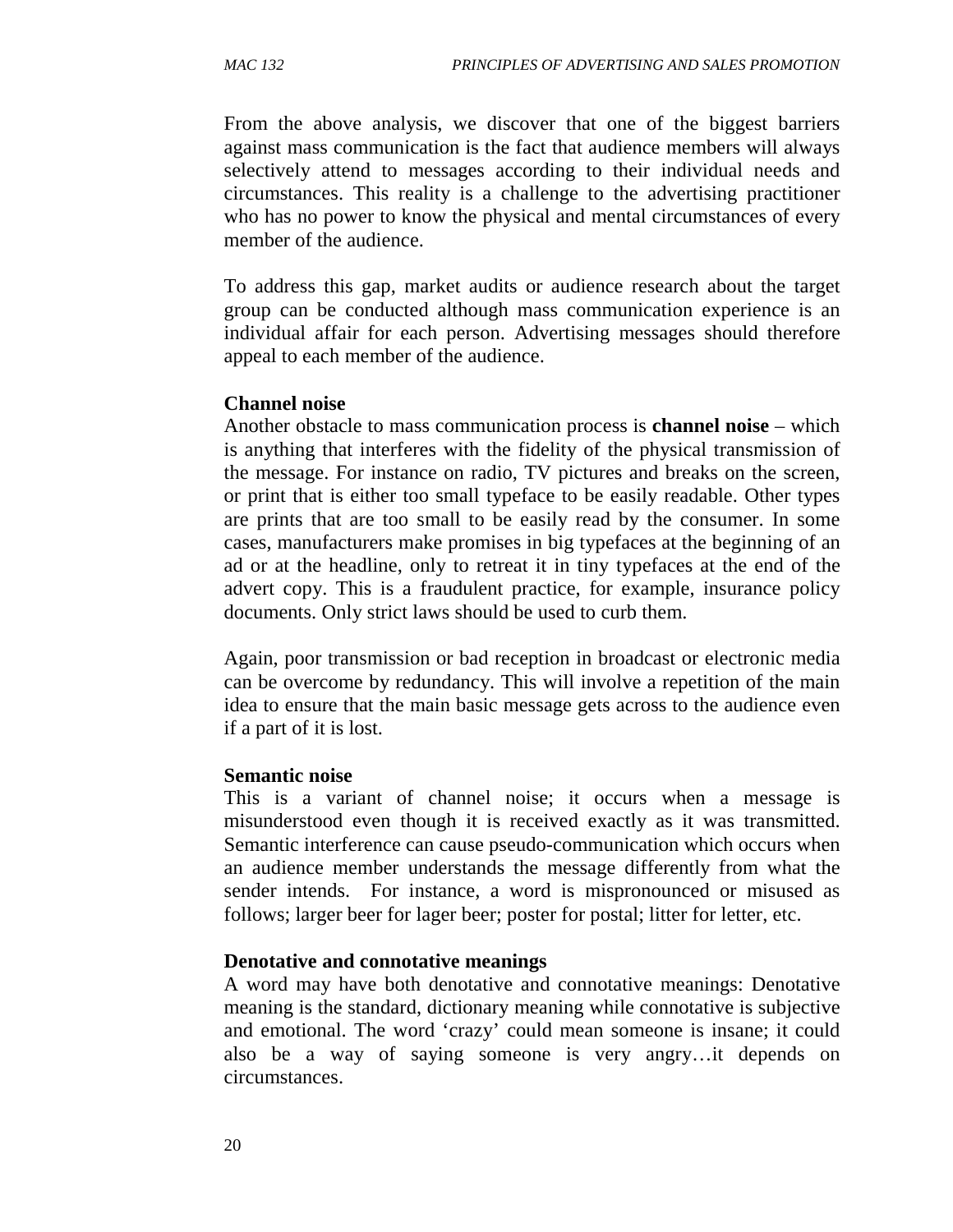From the above analysis, we discover that one of the biggest barriers against mass communication is the fact that audience members will always selectively attend to messages according to their individual needs and circumstances. This reality is a challenge to the advertising practitioner who has no power to know the physical and mental circumstances of every member of the audience.

To address this gap, market audits or audience research about the target group can be conducted although mass communication experience is an individual affair for each person. Advertising messages should therefore appeal to each member of the audience.

**Channel noise**

Another obstacle to mass communication process is **channel noise** – which is anything that interferes with the fidelity of the physical transmission of the message. For instance on radio, TV pictures and breaks on the screen, or print that is either too small typeface to be easily readable. Other types are prints that are too small to be easily read by the consumer. In some cases, manufacturers make promises in big typefaces at the beginning of an ad or at the headline, only to retreat it in tiny typefaces at the end of the advert copy. This is a fraudulent practice, for example, insurance policy documents. Only strict laws should be used to curb them.

Again, poor transmission or bad reception in broadcast or electronic media can be overcome by redundancy. This will involve a repetition of the main idea to ensure that the main basic message gets across to the audience even if a part of it is lost.

**Semantic noise**

This is a variant of channel noise; it occurs when a message is misunderstood even though it is received exactly as it was transmitted. Semantic interference can cause pseudo-communication which occurs when an audience member understands the message differently from what the sender intends. For instance, a word is mispronounced or misused as follows; larger beer for lager beer; poster for postal; litter for letter, etc.

**Denotative and connotative meanings**

A word may have both denotative and connotative meanings: Denotative meaning is the standard, dictionary meaning while connotative is subjective and emotional. The word 'crazy' could mean someone is insane; it could also be a way of saying someone is very angry…it depends on circumstances.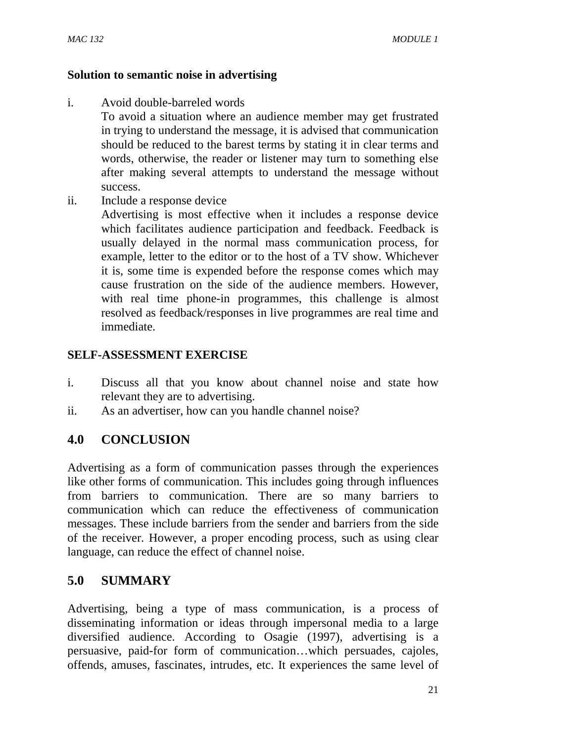**Solution to semantic noise in advertising**

i. Avoid double-barreled words

   To avoid a situation where an audience member may get frustrated in trying to understand the message, it is advised that communication should be reduced to the barest terms by stating it in clear terms and words, otherwise, the reader or listener may turn to something else after making several attempts to understand the message without success.

ii. Include a response device

   Advertising is most effective when it includes a response device which facilitates audience participation and feedback. Feedback is usually delayed in the normal mass communication process, for example, letter to the editor or to the host of a TV show. Whichever it is, some time is expended before the response comes which may cause frustration on the side of the audience members. However, with real time phone-in programmes, this challenge is almost resolved as feedback/responses in live programmes are real time and immediate.

**SELF-ASSESSMENT EXERCISE**

i. Discuss all that you know about channel noise and state how relevant they are to advertising.
ii. As an advertiser, how can you handle channel noise?

## 4.0 CONCLUSION

Advertising as a form of communication passes through the experiences like other forms of communication. This includes going through influences from barriers to communication. There are so many barriers to communication which can reduce the effectiveness of communication messages. These include barriers from the sender and barriers from the side of the receiver. However, a proper encoding process, such as using clear language, can reduce the effect of channel noise.

## 5.0 SUMMARY

Advertising, being a type of mass communication, is a process of disseminating information or ideas through impersonal media to a large diversified audience. According to Osagie (1997), advertising is a persuasive, paid-for form of communication…which persuades, cajoles, offends, amuses, fascinates, intrudes, etc. It experiences the same level of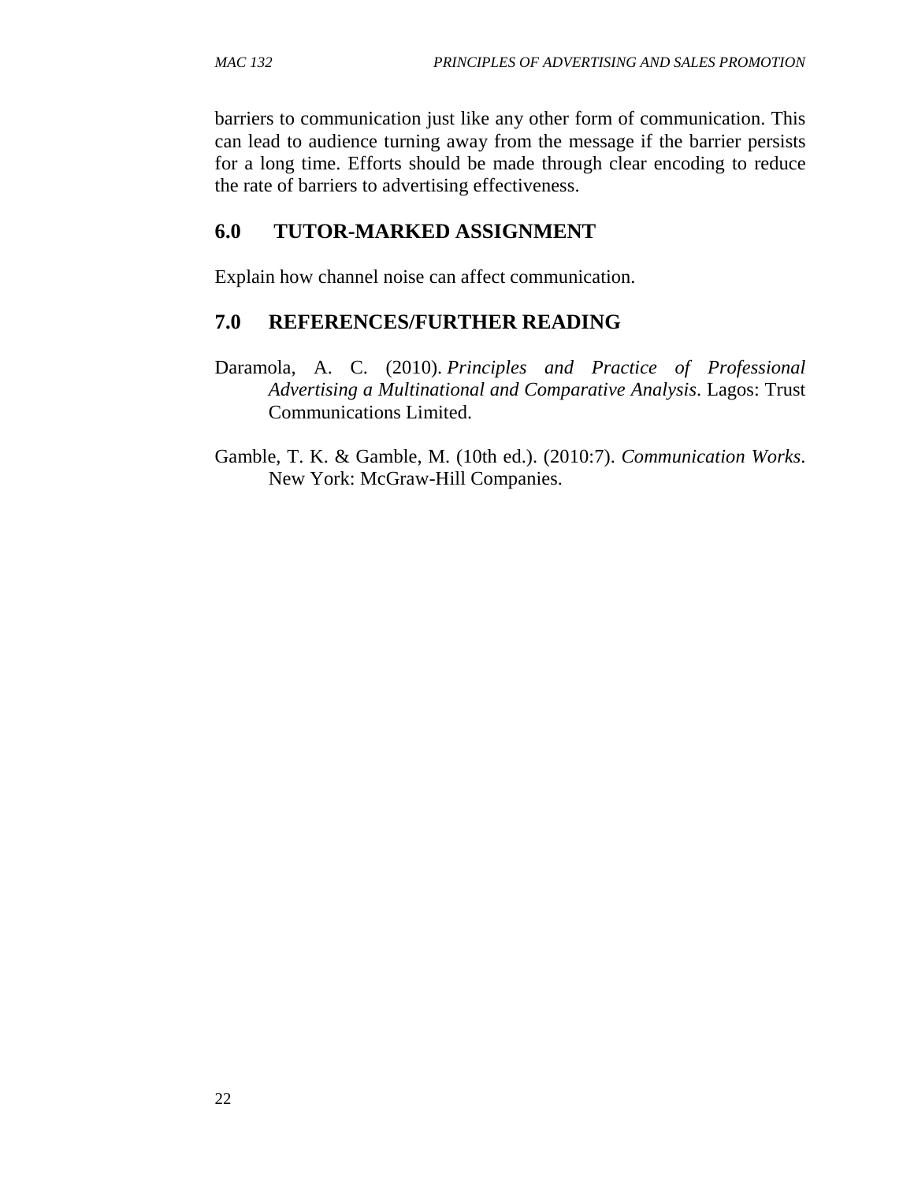barriers to communication just like any other form of communication. This can lead to audience turning away from the message if the barrier persists for a long time. Efforts should be made through clear encoding to reduce the rate of barriers to advertising effectiveness.

## 6.0 TUTOR-MARKED ASSIGNMENT

Explain how channel noise can affect communication.

## 7.0 REFERENCES/FURTHER READING

Daramola, A. C. (2010). *Principles and Practice of Professional Advertising a Multinational and Comparative Analysis*. Lagos: Trust Communications Limited.

Gamble, T. K. & Gamble, M. (10th ed.). (2010:7). *Communication Works*. New York: McGraw-Hill Companies.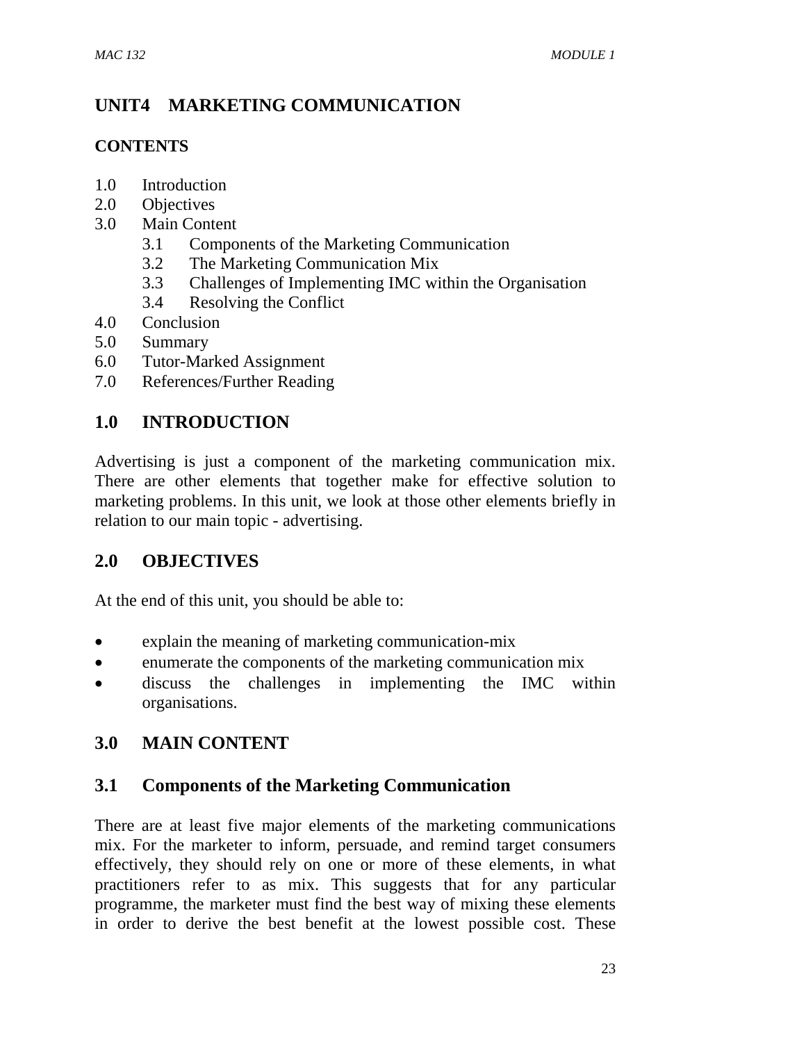# UNIT4 MARKETING COMMUNICATION

## CONTENTS

1.0 Introduction
2.0 Objectives
3.0 Main Content
  3.1 Components of the Marketing Communication
  3.2 The Marketing Communication Mix
  3.3 Challenges of Implementing IMC within the Organisation
  3.4 Resolving the Conflict
4.0 Conclusion
5.0 Summary
6.0 Tutor-Marked Assignment
7.0 References/Further Reading

## 1.0 INTRODUCTION

Advertising is just a component of the marketing communication mix. There are other elements that together make for effective solution to marketing problems. In this unit, we look at those other elements briefly in relation to our main topic - advertising.

## 2.0 OBJECTIVES

At the end of this unit, you should be able to:

- explain the meaning of marketing communication-mix
- enumerate the components of the marketing communication mix
- discuss the challenges in implementing the IMC within organisations.

## 3.0 MAIN CONTENT

### 3.1 Components of the Marketing Communication

There are at least five major elements of the marketing communications mix. For the marketer to inform, persuade, and remind target consumers effectively, they should rely on one or more of these elements, in what practitioners refer to as mix. This suggests that for any particular programme, the marketer must find the best way of mixing these elements in order to derive the best benefit at the lowest possible cost. These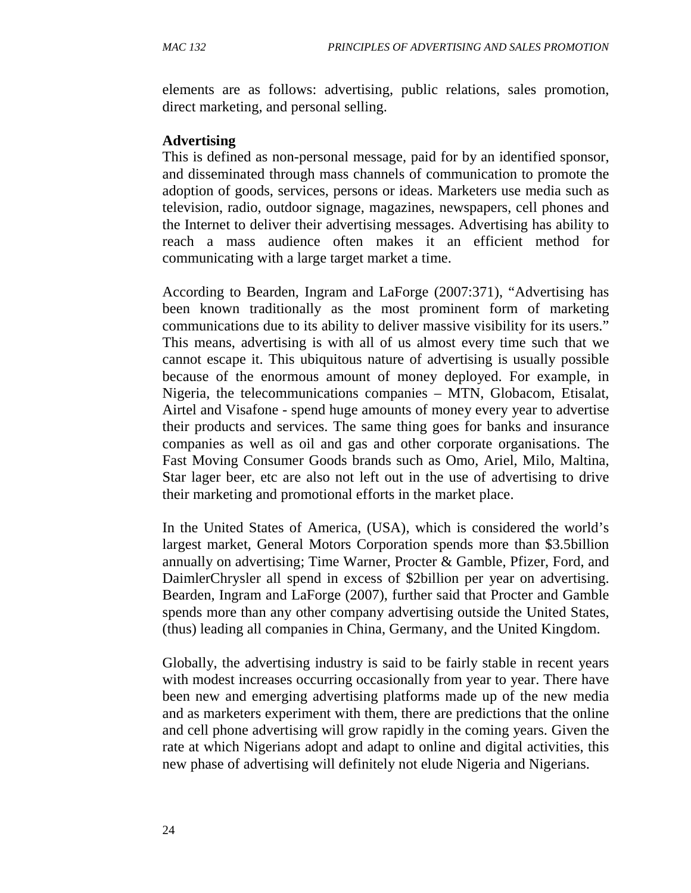elements are as follows: advertising, public relations, sales promotion, direct marketing, and personal selling.

**Advertising**

This is defined as non-personal message, paid for by an identified sponsor, and disseminated through mass channels of communication to promote the adoption of goods, services, persons or ideas. Marketers use media such as television, radio, outdoor signage, magazines, newspapers, cell phones and the Internet to deliver their advertising messages. Advertising has ability to reach a mass audience often makes it an efficient method for communicating with a large target market a time.

According to Bearden, Ingram and LaForge (2007:371), "Advertising has been known traditionally as the most prominent form of marketing communications due to its ability to deliver massive visibility for its users." This means, advertising is with all of us almost every time such that we cannot escape it. This ubiquitous nature of advertising is usually possible because of the enormous amount of money deployed. For example, in Nigeria, the telecommunications companies – MTN, Globacom, Etisalat, Airtel and Visafone - spend huge amounts of money every year to advertise their products and services. The same thing goes for banks and insurance companies as well as oil and gas and other corporate organisations. The Fast Moving Consumer Goods brands such as Omo, Ariel, Milo, Maltina, Star lager beer, etc are also not left out in the use of advertising to drive their marketing and promotional efforts in the market place.

In the United States of America, (USA), which is considered the world's largest market, General Motors Corporation spends more than $3.5billion annually on advertising; Time Warner, Procter & Gamble, Pfizer, Ford, and DaimlerChrysler all spend in excess of $2billion per year on advertising. Bearden, Ingram and LaForge (2007), further said that Procter and Gamble spends more than any other company advertising outside the United States, (thus) leading all companies in China, Germany, and the United Kingdom.

Globally, the advertising industry is said to be fairly stable in recent years with modest increases occurring occasionally from year to year. There have been new and emerging advertising platforms made up of the new media and as marketers experiment with them, there are predictions that the online and cell phone advertising will grow rapidly in the coming years. Given the rate at which Nigerians adopt and adapt to online and digital activities, this new phase of advertising will definitely not elude Nigeria and Nigerians.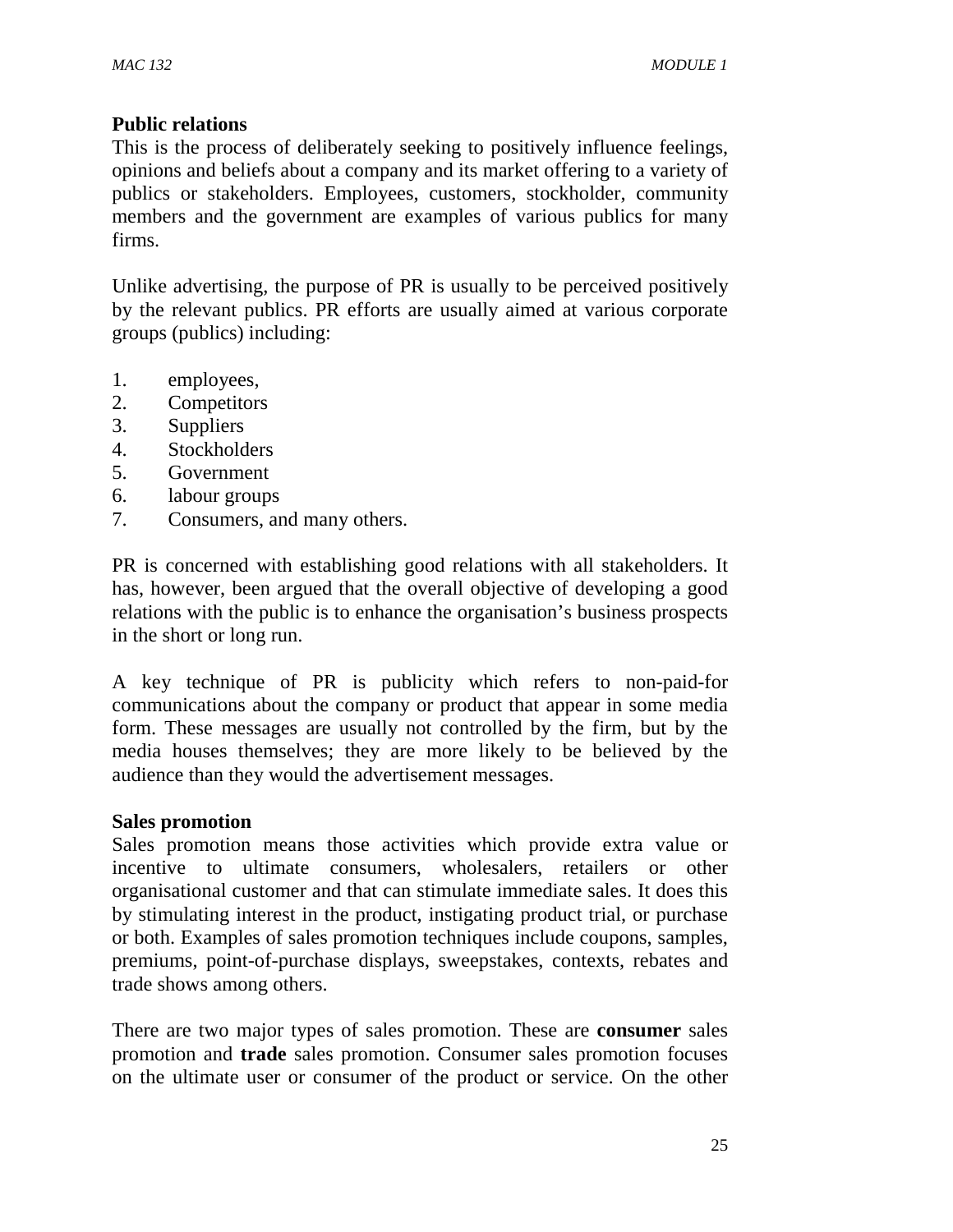**Public relations**

This is the process of deliberately seeking to positively influence feelings, opinions and beliefs about a company and its market offering to a variety of publics or stakeholders. Employees, customers, stockholder, community members and the government are examples of various publics for many firms.

Unlike advertising, the purpose of PR is usually to be perceived positively by the relevant publics. PR efforts are usually aimed at various corporate groups (publics) including:

1. employees,
2. Competitors
3. Suppliers
4. Stockholders
5. Government
6. labour groups
7. Consumers, and many others.

PR is concerned with establishing good relations with all stakeholders. It has, however, been argued that the overall objective of developing a good relations with the public is to enhance the organisation's business prospects in the short or long run.

A key technique of PR is publicity which refers to non-paid-for communications about the company or product that appear in some media form. These messages are usually not controlled by the firm, but by the media houses themselves; they are more likely to be believed by the audience than they would the advertisement messages.

**Sales promotion**

Sales promotion means those activities which provide extra value or incentive to ultimate consumers, wholesalers, retailers or other organisational customer and that can stimulate immediate sales. It does this by stimulating interest in the product, instigating product trial, or purchase or both. Examples of sales promotion techniques include coupons, samples, premiums, point-of-purchase displays, sweepstakes, contexts, rebates and trade shows among others.

There are two major types of sales promotion. These are **consumer** sales promotion and **trade** sales promotion. Consumer sales promotion focuses on the ultimate user or consumer of the product or service. On the other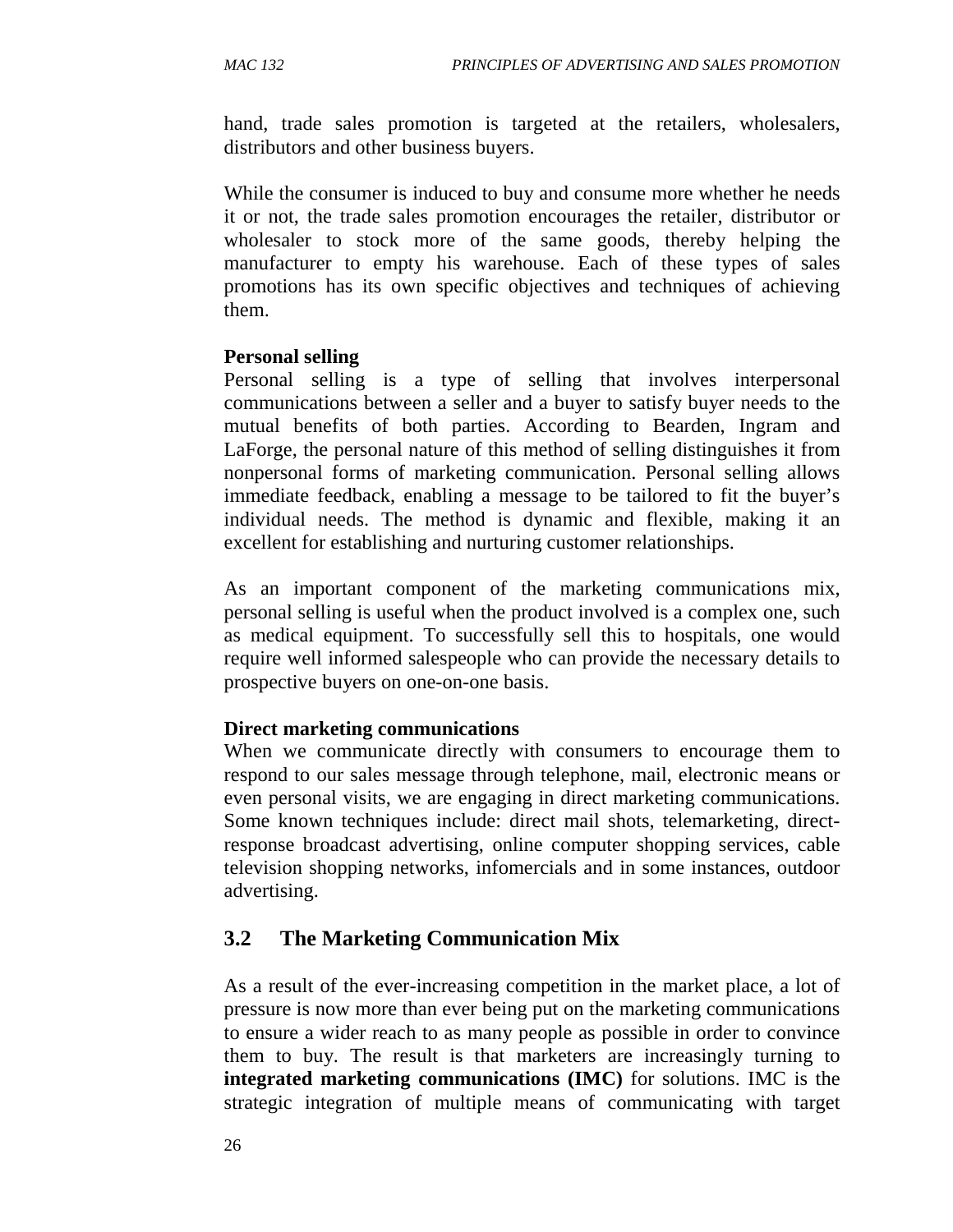hand, trade sales promotion is targeted at the retailers, wholesalers, distributors and other business buyers.

While the consumer is induced to buy and consume more whether he needs it or not, the trade sales promotion encourages the retailer, distributor or wholesaler to stock more of the same goods, thereby helping the manufacturer to empty his warehouse. Each of these types of sales promotions has its own specific objectives and techniques of achieving them.

**Personal selling**

Personal selling is a type of selling that involves interpersonal communications between a seller and a buyer to satisfy buyer needs to the mutual benefits of both parties. According to Bearden, Ingram and LaForge, the personal nature of this method of selling distinguishes it from nonpersonal forms of marketing communication. Personal selling allows immediate feedback, enabling a message to be tailored to fit the buyer's individual needs. The method is dynamic and flexible, making it an excellent for establishing and nurturing customer relationships.

As an important component of the marketing communications mix, personal selling is useful when the product involved is a complex one, such as medical equipment. To successfully sell this to hospitals, one would require well informed salespeople who can provide the necessary details to prospective buyers on one-on-one basis.

**Direct marketing communications**

When we communicate directly with consumers to encourage them to respond to our sales message through telephone, mail, electronic means or even personal visits, we are engaging in direct marketing communications. Some known techniques include: direct mail shots, telemarketing, direct-response broadcast advertising, online computer shopping services, cable television shopping networks, infomercials and in some instances, outdoor advertising.

## 3.2 The Marketing Communication Mix

As a result of the ever-increasing competition in the market place, a lot of pressure is now more than ever being put on the marketing communications to ensure a wider reach to as many people as possible in order to convince them to buy. The result is that marketers are increasingly turning to **integrated marketing communications (IMC)** for solutions. IMC is the strategic integration of multiple means of communicating with target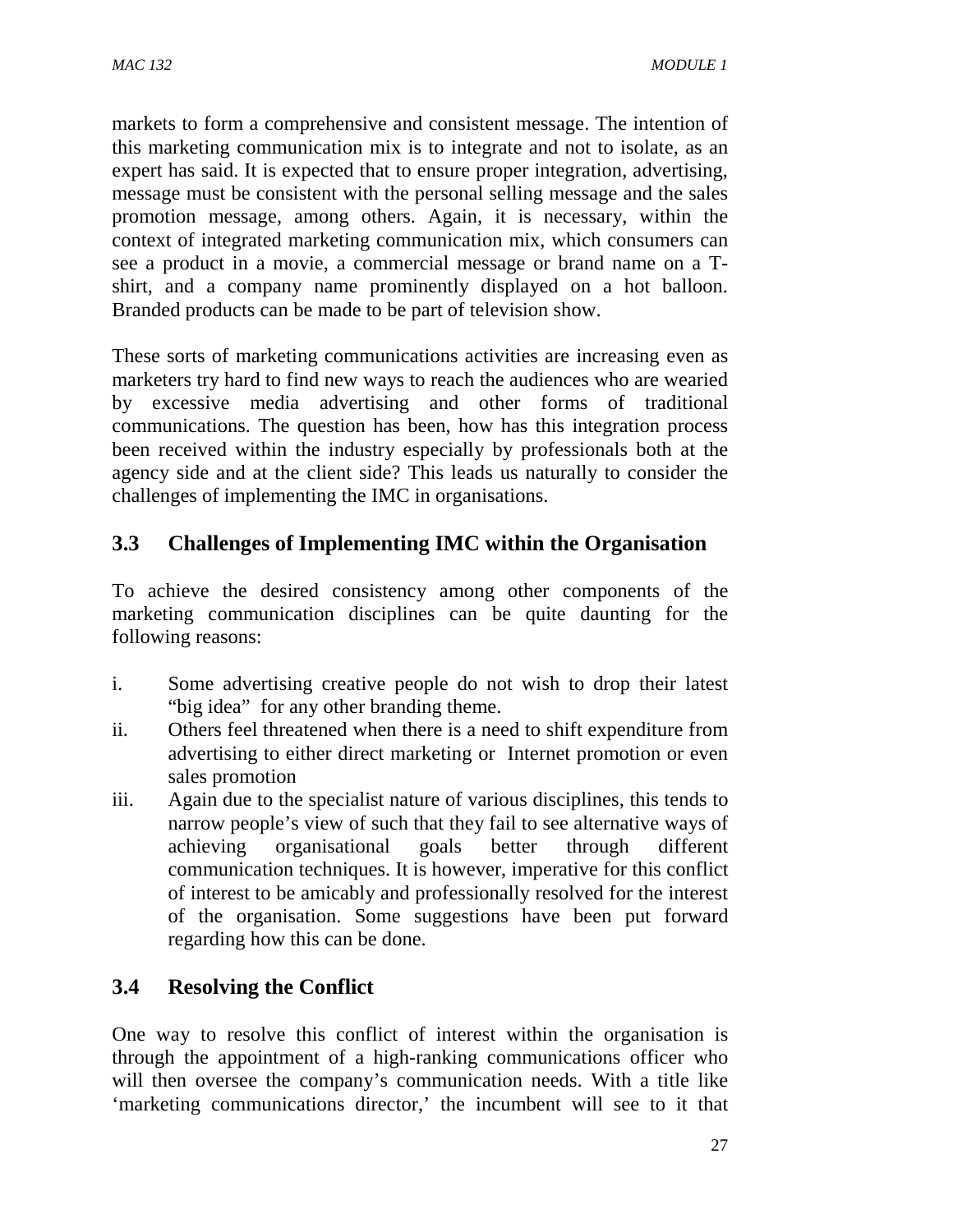markets to form a comprehensive and consistent message. The intention of this marketing communication mix is to integrate and not to isolate, as an expert has said. It is expected that to ensure proper integration, advertising, message must be consistent with the personal selling message and the sales promotion message, among others. Again, it is necessary, within the context of integrated marketing communication mix, which consumers can see a product in a movie, a commercial message or brand name on a T-shirt, and a company name prominently displayed on a hot balloon. Branded products can be made to be part of television show.

These sorts of marketing communications activities are increasing even as marketers try hard to find new ways to reach the audiences who are wearied by excessive media advertising and other forms of traditional communications. The question has been, how has this integration process been received within the industry especially by professionals both at the agency side and at the client side? This leads us naturally to consider the challenges of implementing the IMC in organisations.

## 3.3 Challenges of Implementing IMC within the Organisation

To achieve the desired consistency among other components of the marketing communication disciplines can be quite daunting for the following reasons:

i. Some advertising creative people do not wish to drop their latest "big idea" for any other branding theme.
ii. Others feel threatened when there is a need to shift expenditure from advertising to either direct marketing or Internet promotion or even sales promotion
iii. Again due to the specialist nature of various disciplines, this tends to narrow people's view of such that they fail to see alternative ways of achieving organisational goals better through different communication techniques. It is however, imperative for this conflict of interest to be amicably and professionally resolved for the interest of the organisation. Some suggestions have been put forward regarding how this can be done.

## 3.4 Resolving the Conflict

One way to resolve this conflict of interest within the organisation is through the appointment of a high-ranking communications officer who will then oversee the company's communication needs. With a title like 'marketing communications director,' the incumbent will see to it that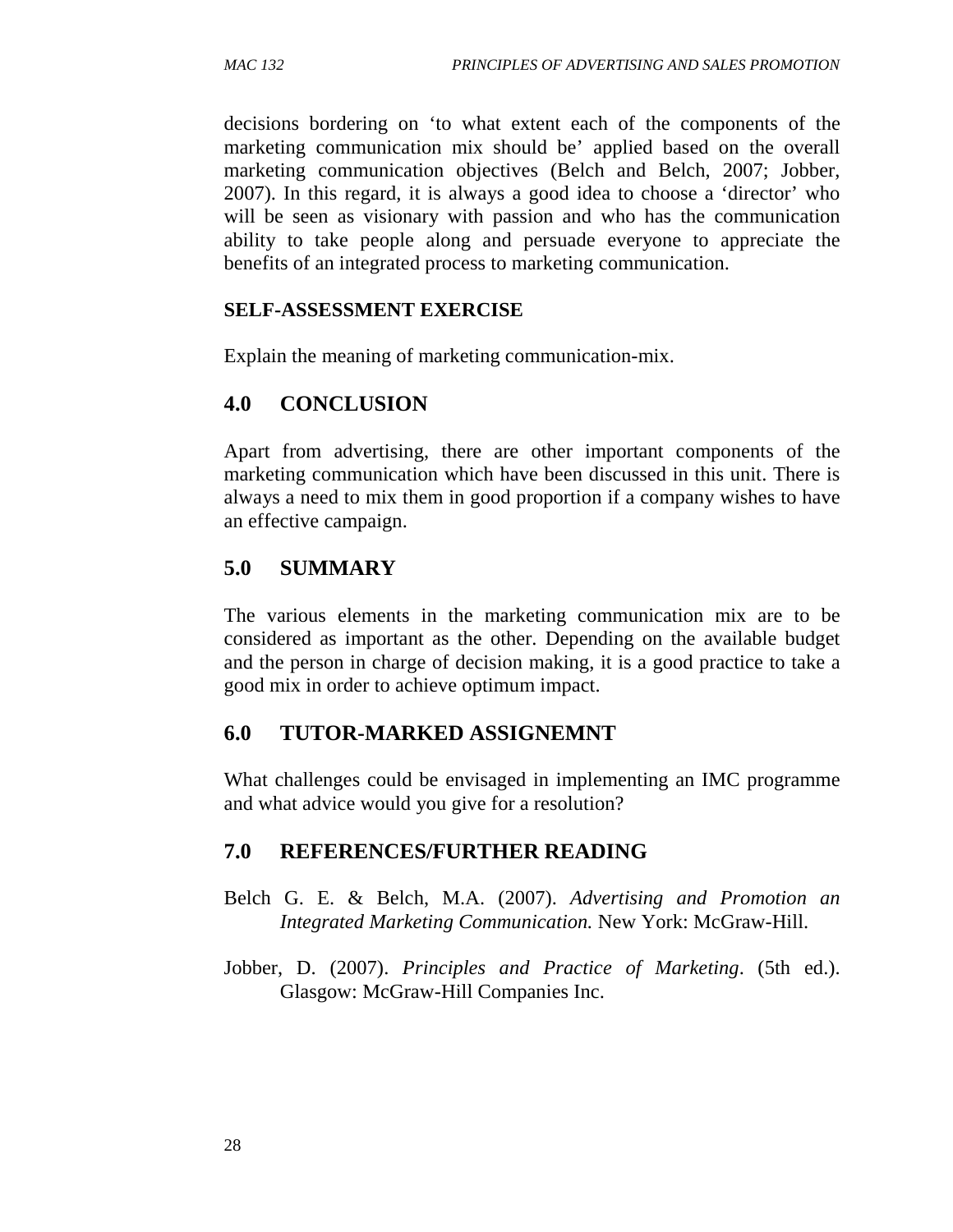decisions bordering on 'to what extent each of the components of the marketing communication mix should be' applied based on the overall marketing communication objectives (Belch and Belch, 2007; Jobber, 2007). In this regard, it is always a good idea to choose a 'director' who will be seen as visionary with passion and who has the communication ability to take people along and persuade everyone to appreciate the benefits of an integrated process to marketing communication.

**SELF-ASSESSMENT EXERCISE**

Explain the meaning of marketing communication-mix.

## 4.0 CONCLUSION

Apart from advertising, there are other important components of the marketing communication which have been discussed in this unit. There is always a need to mix them in good proportion if a company wishes to have an effective campaign.

## 5.0 SUMMARY

The various elements in the marketing communication mix are to be considered as important as the other. Depending on the available budget and the person in charge of decision making, it is a good practice to take a good mix in order to achieve optimum impact.

## 6.0 TUTOR-MARKED ASSIGNEMNT

What challenges could be envisaged in implementing an IMC programme and what advice would you give for a resolution?

## 7.0 REFERENCES/FURTHER READING

Belch G. E. & Belch, M.A. (2007). *Advertising and Promotion an Integrated Marketing Communication.* New York: McGraw-Hill.

Jobber, D. (2007). *Principles and Practice of Marketing*. (5th ed.). Glasgow: McGraw-Hill Companies Inc.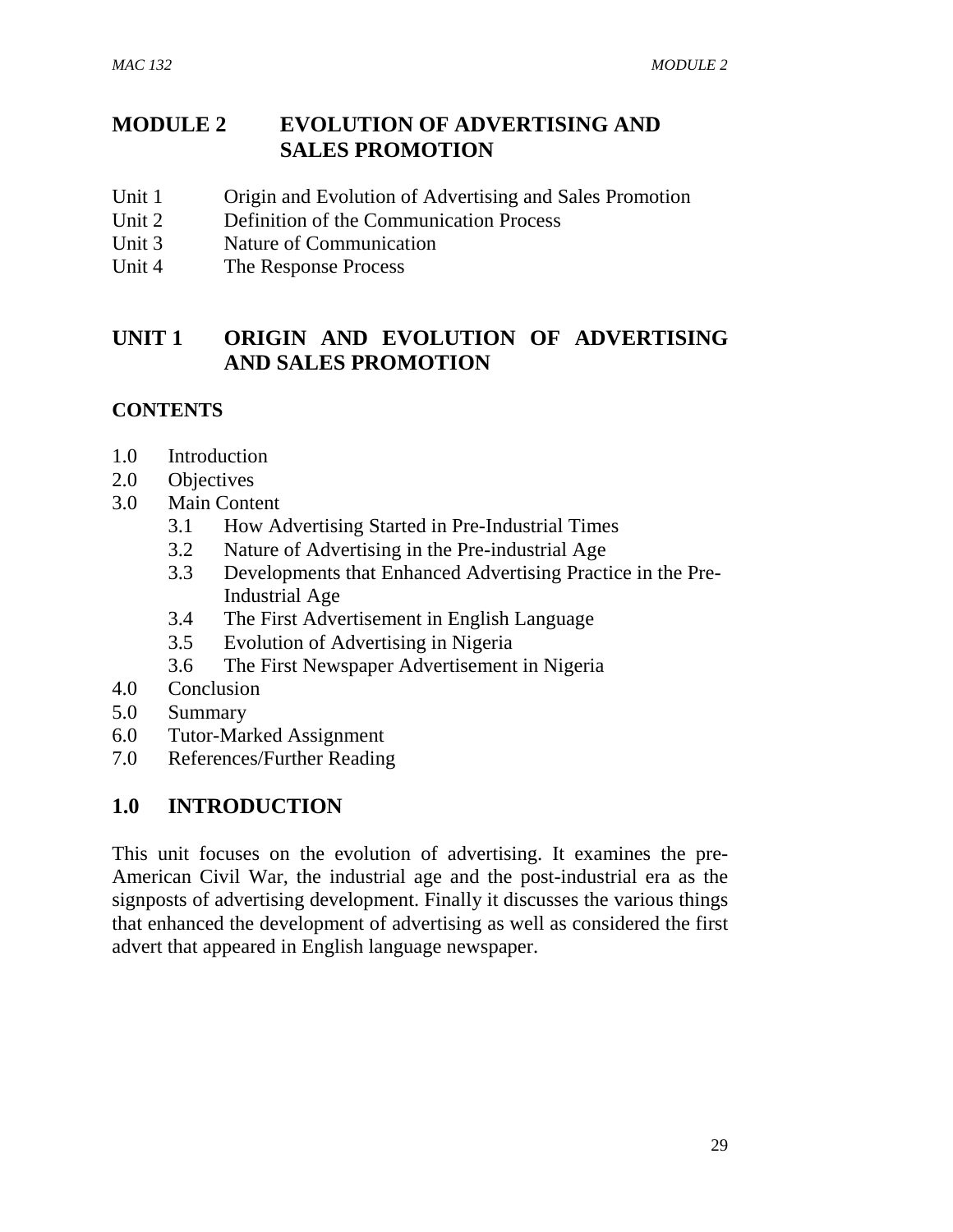# MODULE 2 EVOLUTION OF ADVERTISING AND SALES PROMOTION

Unit 1 Origin and Evolution of Advertising and Sales Promotion
Unit 2 Definition of the Communication Process
Unit 3 Nature of Communication
Unit 4 The Response Process

## UNIT 1 ORIGIN AND EVOLUTION OF ADVERTISING AND SALES PROMOTION

### CONTENTS

1.0 Introduction
2.0 Objectives
3.0 Main Content
  3.1 How Advertising Started in Pre-Industrial Times
  3.2 Nature of Advertising in the Pre-industrial Age
  3.3 Developments that Enhanced Advertising Practice in the Pre-Industrial Age
  3.4 The First Advertisement in English Language
  3.5 Evolution of Advertising in Nigeria
  3.6 The First Newspaper Advertisement in Nigeria
4.0 Conclusion
5.0 Summary
6.0 Tutor-Marked Assignment
7.0 References/Further Reading

## 1.0 INTRODUCTION

This unit focuses on the evolution of advertising. It examines the pre-American Civil War, the industrial age and the post-industrial era as the signposts of advertising development. Finally it discusses the various things that enhanced the development of advertising as well as considered the first advert that appeared in English language newspaper.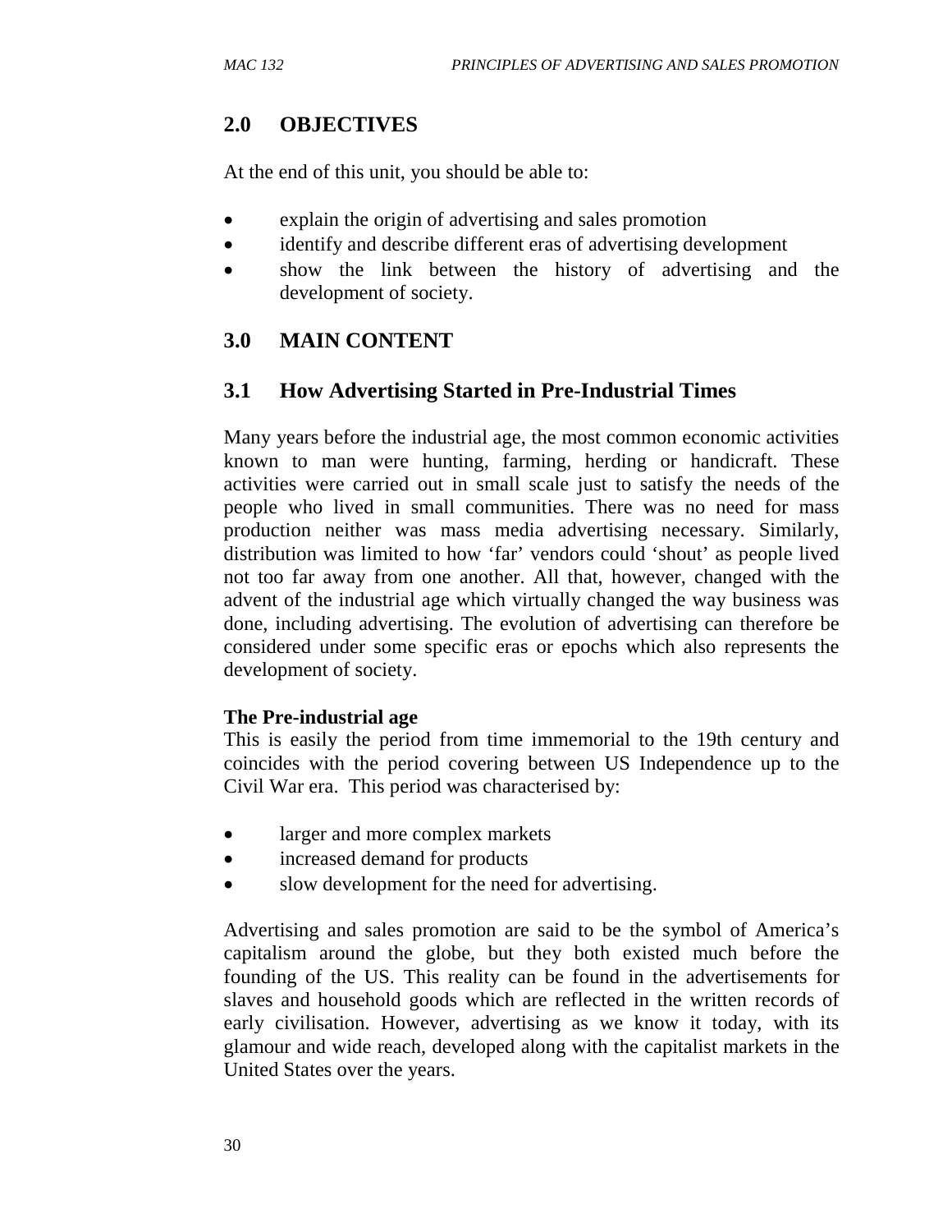## 2.0 OBJECTIVES

At the end of this unit, you should be able to:

- explain the origin of advertising and sales promotion
- identify and describe different eras of advertising development
- show the link between the history of advertising and the development of society.

## 3.0 MAIN CONTENT

### 3.1 How Advertising Started in Pre-Industrial Times

Many years before the industrial age, the most common economic activities known to man were hunting, farming, herding or handicraft. These activities were carried out in small scale just to satisfy the needs of the people who lived in small communities. There was no need for mass production neither was mass media advertising necessary. Similarly, distribution was limited to how 'far' vendors could 'shout' as people lived not too far away from one another. All that, however, changed with the advent of the industrial age which virtually changed the way business was done, including advertising. The evolution of advertising can therefore be considered under some specific eras or epochs which also represents the development of society.

**The Pre-industrial age**

This is easily the period from time immemorial to the 19th century and coincides with the period covering between US Independence up to the Civil War era. This period was characterised by:

- larger and more complex markets
- increased demand for products
- slow development for the need for advertising.

Advertising and sales promotion are said to be the symbol of America's capitalism around the globe, but they both existed much before the founding of the US. This reality can be found in the advertisements for slaves and household goods which are reflected in the written records of early civilisation. However, advertising as we know it today, with its glamour and wide reach, developed along with the capitalist markets in the United States over the years.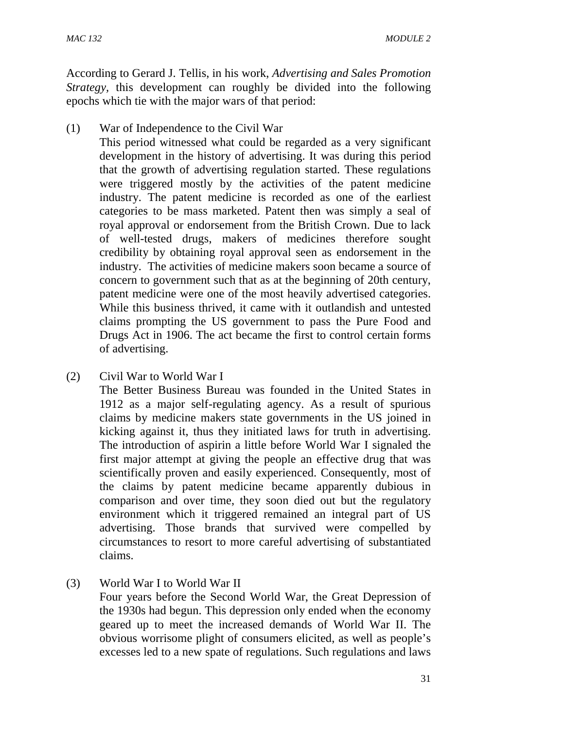According to Gerard J. Tellis, in his work, *Advertising and Sales Promotion Strategy,* this development can roughly be divided into the following epochs which tie with the major wars of that period:

(1) War of Independence to the Civil War

This period witnessed what could be regarded as a very significant development in the history of advertising. It was during this period that the growth of advertising regulation started. These regulations were triggered mostly by the activities of the patent medicine industry. The patent medicine is recorded as one of the earliest categories to be mass marketed. Patent then was simply a seal of royal approval or endorsement from the British Crown. Due to lack of well-tested drugs, makers of medicines therefore sought credibility by obtaining royal approval seen as endorsement in the industry. The activities of medicine makers soon became a source of concern to government such that as at the beginning of 20th century, patent medicine were one of the most heavily advertised categories. While this business thrived, it came with it outlandish and untested claims prompting the US government to pass the Pure Food and Drugs Act in 1906. The act became the first to control certain forms of advertising.

(2) Civil War to World War I

The Better Business Bureau was founded in the United States in 1912 as a major self-regulating agency. As a result of spurious claims by medicine makers state governments in the US joined in kicking against it, thus they initiated laws for truth in advertising. The introduction of aspirin a little before World War I signaled the first major attempt at giving the people an effective drug that was scientifically proven and easily experienced. Consequently, most of the claims by patent medicine became apparently dubious in comparison and over time, they soon died out but the regulatory environment which it triggered remained an integral part of US advertising. Those brands that survived were compelled by circumstances to resort to more careful advertising of substantiated claims.

(3) World War I to World War II

Four years before the Second World War, the Great Depression of the 1930s had begun. This depression only ended when the economy geared up to meet the increased demands of World War II. The obvious worrisome plight of consumers elicited, as well as people's excesses led to a new spate of regulations. Such regulations and laws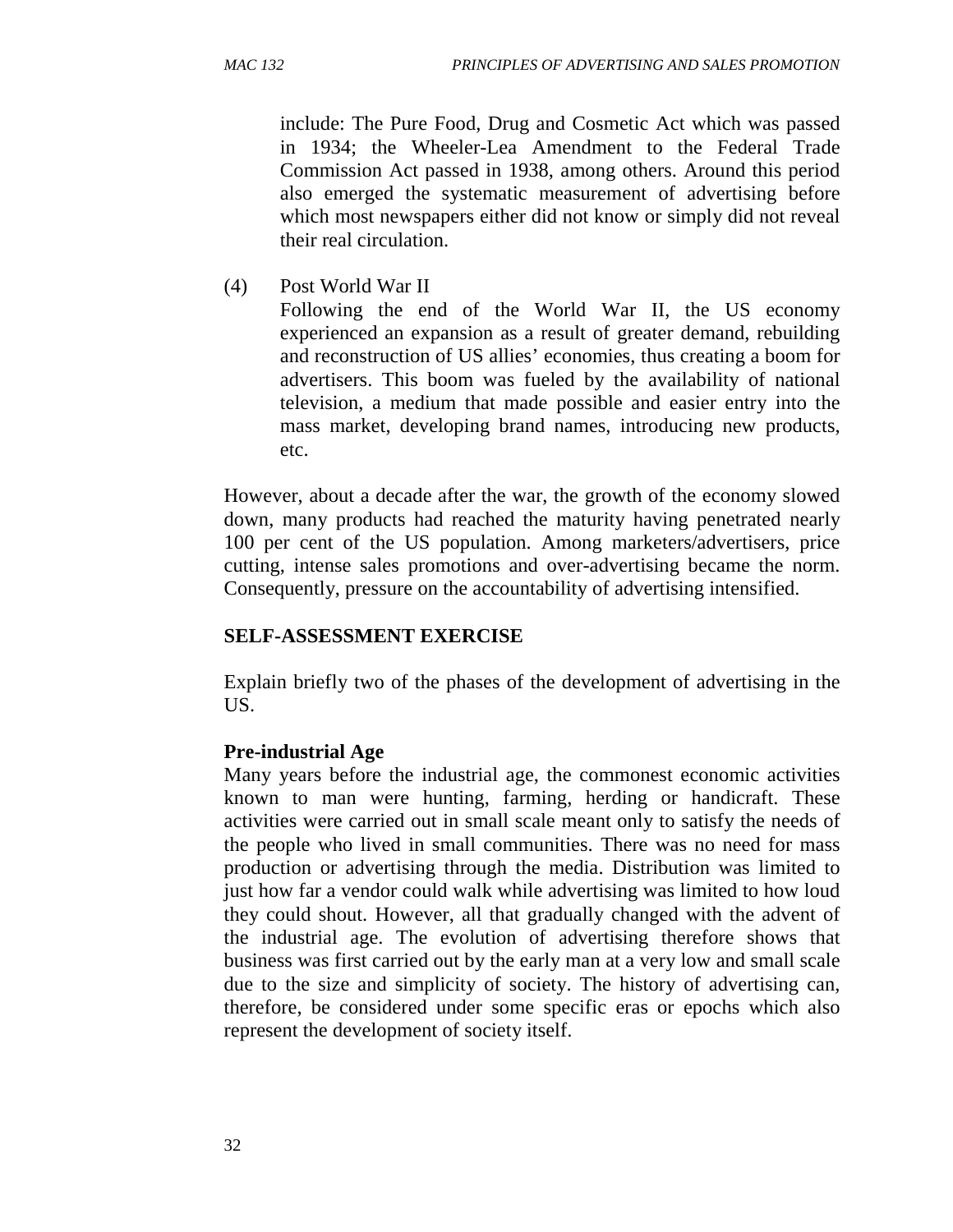include: The Pure Food, Drug and Cosmetic Act which was passed in 1934; the Wheeler-Lea Amendment to the Federal Trade Commission Act passed in 1938, among others. Around this period also emerged the systematic measurement of advertising before which most newspapers either did not know or simply did not reveal their real circulation.

(4) Post World War II

Following the end of the World War II, the US economy experienced an expansion as a result of greater demand, rebuilding and reconstruction of US allies' economies, thus creating a boom for advertisers. This boom was fueled by the availability of national television, a medium that made possible and easier entry into the mass market, developing brand names, introducing new products, etc.

However, about a decade after the war, the growth of the economy slowed down, many products had reached the maturity having penetrated nearly 100 per cent of the US population. Among marketers/advertisers, price cutting, intense sales promotions and over-advertising became the norm. Consequently, pressure on the accountability of advertising intensified.

**SELF-ASSESSMENT EXERCISE**

Explain briefly two of the phases of the development of advertising in the US.

**Pre-industrial Age**

Many years before the industrial age, the commonest economic activities known to man were hunting, farming, herding or handicraft. These activities were carried out in small scale meant only to satisfy the needs of the people who lived in small communities. There was no need for mass production or advertising through the media. Distribution was limited to just how far a vendor could walk while advertising was limited to how loud they could shout. However, all that gradually changed with the advent of the industrial age. The evolution of advertising therefore shows that business was first carried out by the early man at a very low and small scale due to the size and simplicity of society. The history of advertising can, therefore, be considered under some specific eras or epochs which also represent the development of society itself.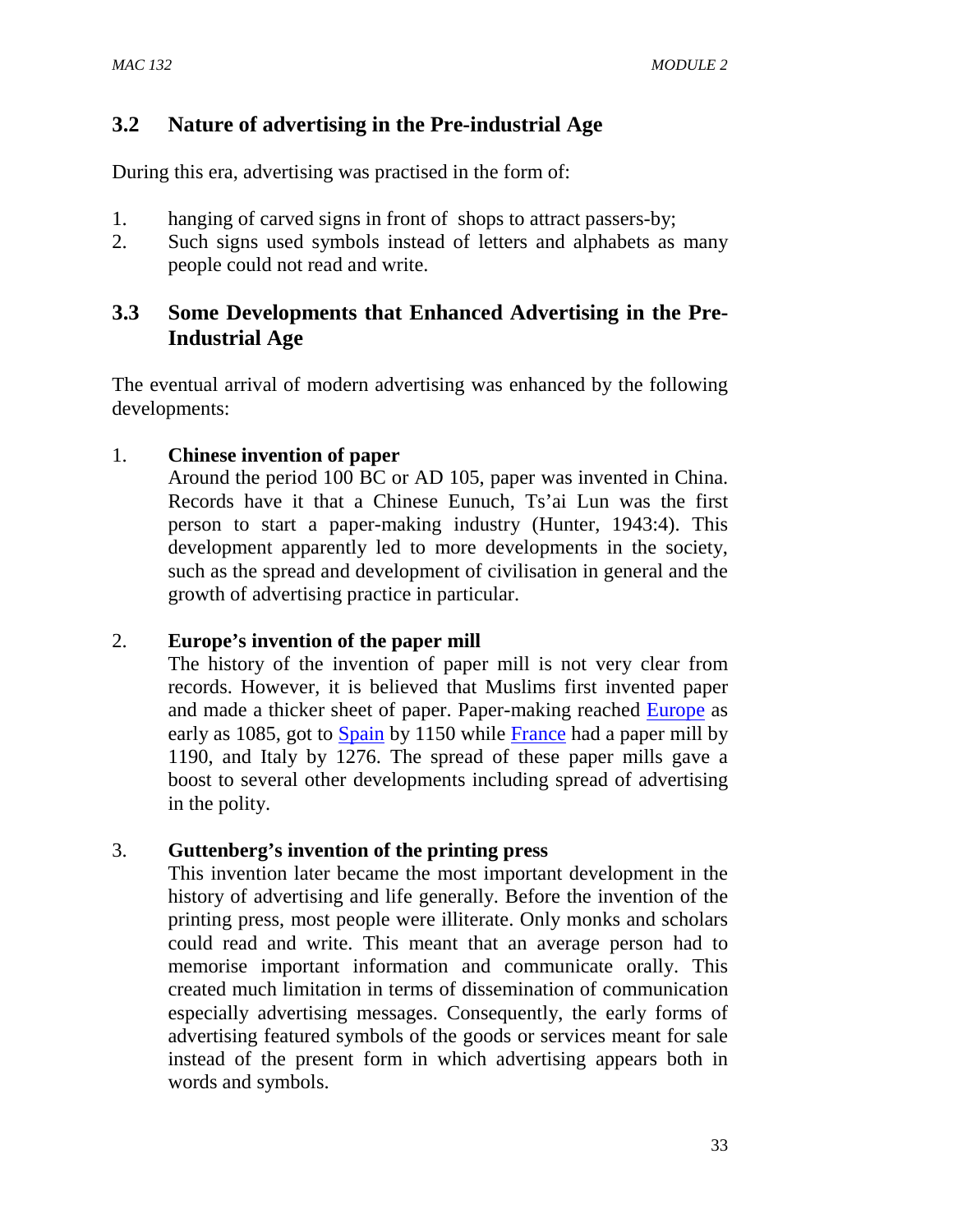## 3.2 Nature of advertising in the Pre-industrial Age

During this era, advertising was practised in the form of:

1. hanging of carved signs in front of shops to attract passers-by;
2. Such signs used symbols instead of letters and alphabets as many people could not read and write.

## 3.3 Some Developments that Enhanced Advertising in the Pre-Industrial Age

The eventual arrival of modern advertising was enhanced by the following developments:

1. **Chinese invention of paper**
   Around the period 100 BC or AD 105, paper was invented in China. Records have it that a Chinese Eunuch, Ts'ai Lun was the first person to start a paper-making industry (Hunter, 1943:4). This development apparently led to more developments in the society, such as the spread and development of civilisation in general and the growth of advertising practice in particular.

2. **Europe's invention of the paper mill**
   The history of the invention of paper mill is not very clear from records. However, it is believed that Muslims first invented paper and made a thicker sheet of paper. Paper-making reached Europe as early as 1085, got to Spain by 1150 while France had a paper mill by 1190, and Italy by 1276. The spread of these paper mills gave a boost to several other developments including spread of advertising in the polity.

3. **Guttenberg's invention of the printing press**
   This invention later became the most important development in the history of advertising and life generally. Before the invention of the printing press, most people were illiterate. Only monks and scholars could read and write. This meant that an average person had to memorise important information and communicate orally. This created much limitation in terms of dissemination of communication especially advertising messages. Consequently, the early forms of advertising featured symbols of the goods or services meant for sale instead of the present form in which advertising appears both in words and symbols.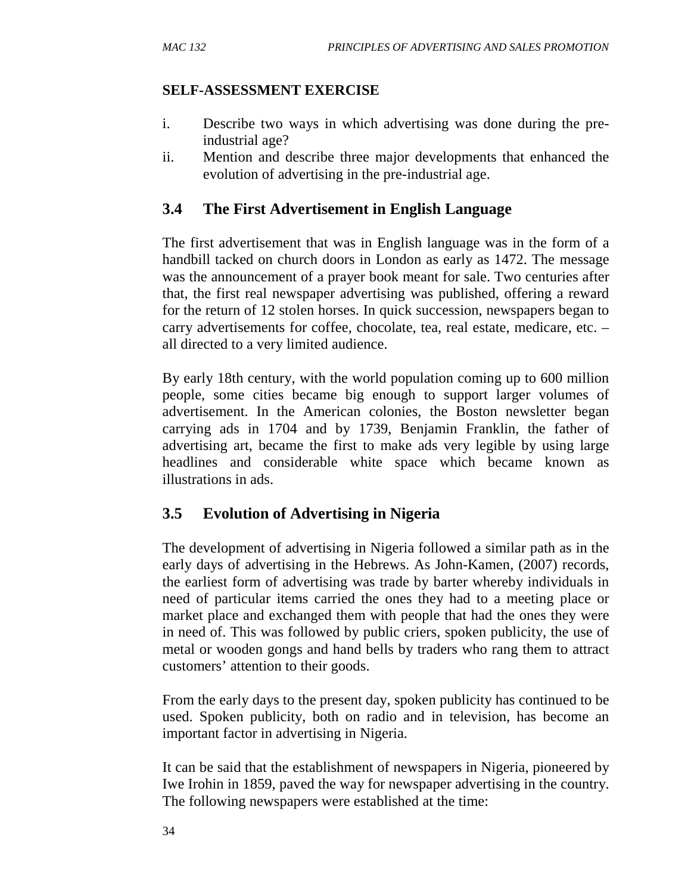**SELF-ASSESSMENT EXERCISE**

i. Describe two ways in which advertising was done during the pre-industrial age?
ii. Mention and describe three major developments that enhanced the evolution of advertising in the pre-industrial age.

## 3.4 The First Advertisement in English Language

The first advertisement that was in English language was in the form of a handbill tacked on church doors in London as early as 1472. The message was the announcement of a prayer book meant for sale. Two centuries after that, the first real newspaper advertising was published, offering a reward for the return of 12 stolen horses. In quick succession, newspapers began to carry advertisements for coffee, chocolate, tea, real estate, medicare, etc. – all directed to a very limited audience.

By early 18th century, with the world population coming up to 600 million people, some cities became big enough to support larger volumes of advertisement. In the American colonies, the Boston newsletter began carrying ads in 1704 and by 1739, Benjamin Franklin, the father of advertising art, became the first to make ads very legible by using large headlines and considerable white space which became known as illustrations in ads.

## 3.5 Evolution of Advertising in Nigeria

The development of advertising in Nigeria followed a similar path as in the early days of advertising in the Hebrews. As John-Kamen, (2007) records, the earliest form of advertising was trade by barter whereby individuals in need of particular items carried the ones they had to a meeting place or market place and exchanged them with people that had the ones they were in need of. This was followed by public criers, spoken publicity, the use of metal or wooden gongs and hand bells by traders who rang them to attract customers' attention to their goods.

From the early days to the present day, spoken publicity has continued to be used. Spoken publicity, both on radio and in television, has become an important factor in advertising in Nigeria.

It can be said that the establishment of newspapers in Nigeria, pioneered by Iwe Irohin in 1859, paved the way for newspaper advertising in the country. The following newspapers were established at the time: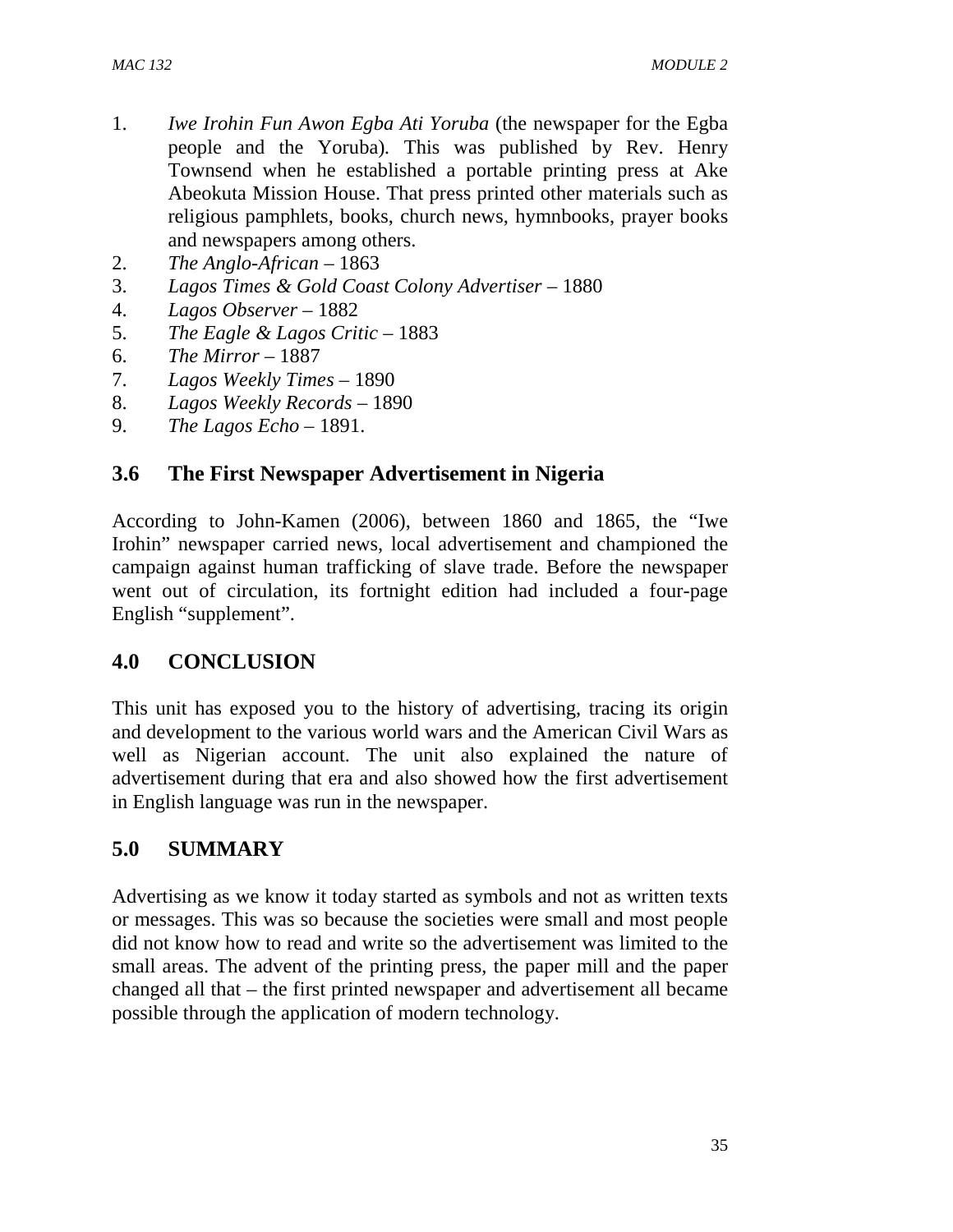1. *Iwe Irohin Fun Awon Egba Ati Yoruba* (the newspaper for the Egba people and the Yoruba). This was published by Rev. Henry Townsend when he established a portable printing press at Ake Abeokuta Mission House. That press printed other materials such as religious pamphlets, books, church news, hymnbooks, prayer books and newspapers among others.
2. *The Anglo-African* – 1863
3. *Lagos Times & Gold Coast Colony Advertiser* – 1880
4. *Lagos Observer* – 1882
5. *The Eagle & Lagos Critic* – 1883
6. *The Mirror* – 1887
7. *Lagos Weekly Times* – 1890
8. *Lagos Weekly Records* – 1890
9. *The Lagos Echo* – 1891.

### 3.6 The First Newspaper Advertisement in Nigeria

According to John-Kamen (2006), between 1860 and 1865, the "Iwe Irohin" newspaper carried news, local advertisement and championed the campaign against human trafficking of slave trade. Before the newspaper went out of circulation, its fortnight edition had included a four-page English "supplement".

## 4.0 CONCLUSION

This unit has exposed you to the history of advertising, tracing its origin and development to the various world wars and the American Civil Wars as well as Nigerian account. The unit also explained the nature of advertisement during that era and also showed how the first advertisement in English language was run in the newspaper.

## 5.0 SUMMARY

Advertising as we know it today started as symbols and not as written texts or messages. This was so because the societies were small and most people did not know how to read and write so the advertisement was limited to the small areas. The advent of the printing press, the paper mill and the paper changed all that – the first printed newspaper and advertisement all became possible through the application of modern technology.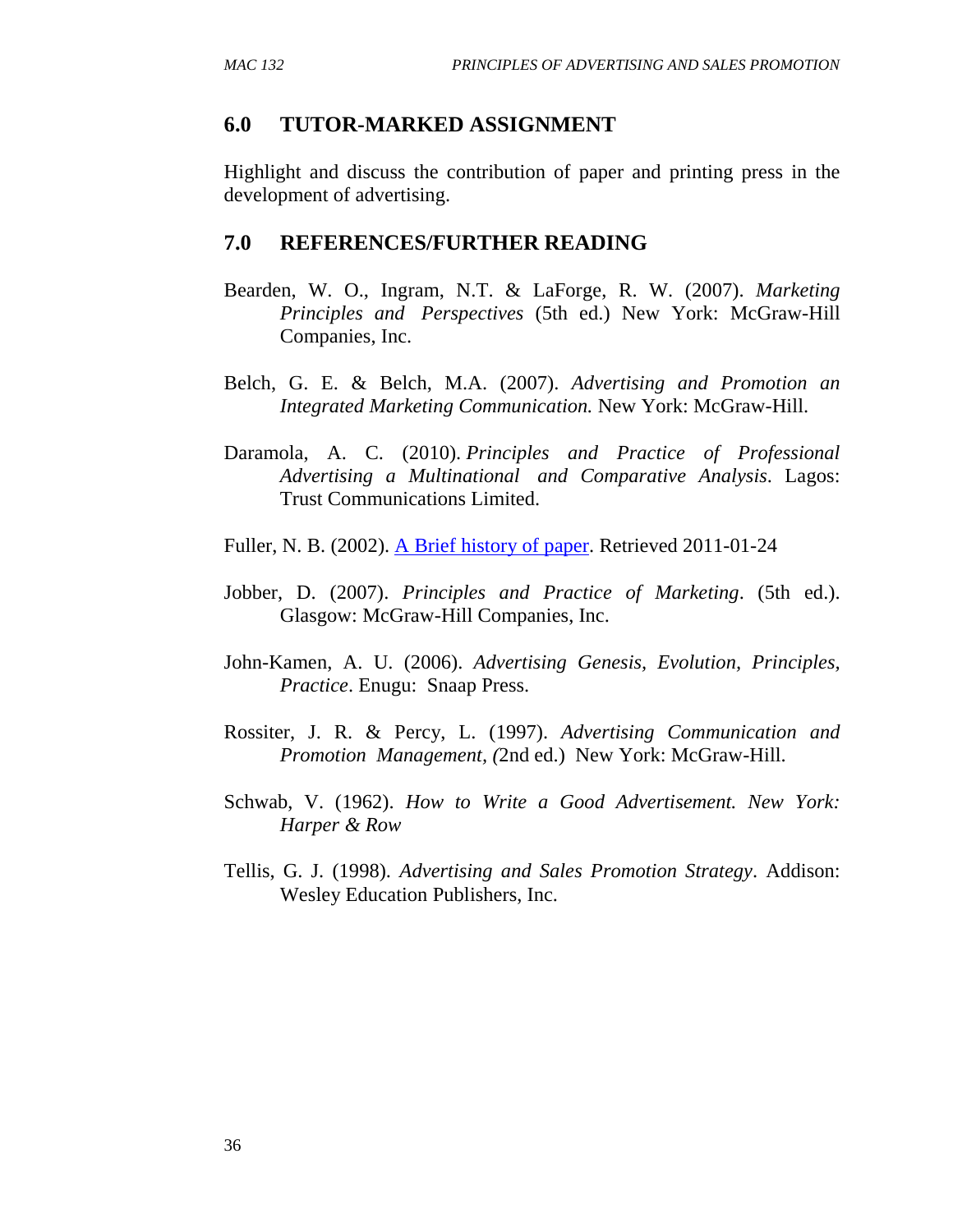## 6.0 TUTOR-MARKED ASSIGNMENT

Highlight and discuss the contribution of paper and printing press in the development of advertising.

## 7.0 REFERENCES/FURTHER READING

Bearden, W. O., Ingram, N.T. & LaForge, R. W. (2007). *Marketing Principles and Perspectives* (5th ed.) New York: McGraw-Hill Companies, Inc.

Belch, G. E. & Belch, M.A. (2007). *Advertising and Promotion an Integrated Marketing Communication.* New York: McGraw-Hill.

Daramola, A. C. (2010). *Principles and Practice of Professional Advertising a Multinational and Comparative Analysis*. Lagos: Trust Communications Limited.

Fuller, N. B. (2002). A Brief history of paper. Retrieved 2011-01-24

Jobber, D. (2007). *Principles and Practice of Marketing*. (5th ed.). Glasgow: McGraw-Hill Companies, Inc.

John-Kamen, A. U. (2006). *Advertising Genesis, Evolution, Principles, Practice*. Enugu: Snaap Press.

Rossiter, J. R. & Percy, L. (1997). *Advertising Communication and Promotion Management, (*2nd ed.) New York: McGraw-Hill.

Schwab, V. (1962). *How to Write a Good Advertisement. New York: Harper & Row*

Tellis, G. J. (1998). *Advertising and Sales Promotion Strategy*. Addison: Wesley Education Publishers, Inc.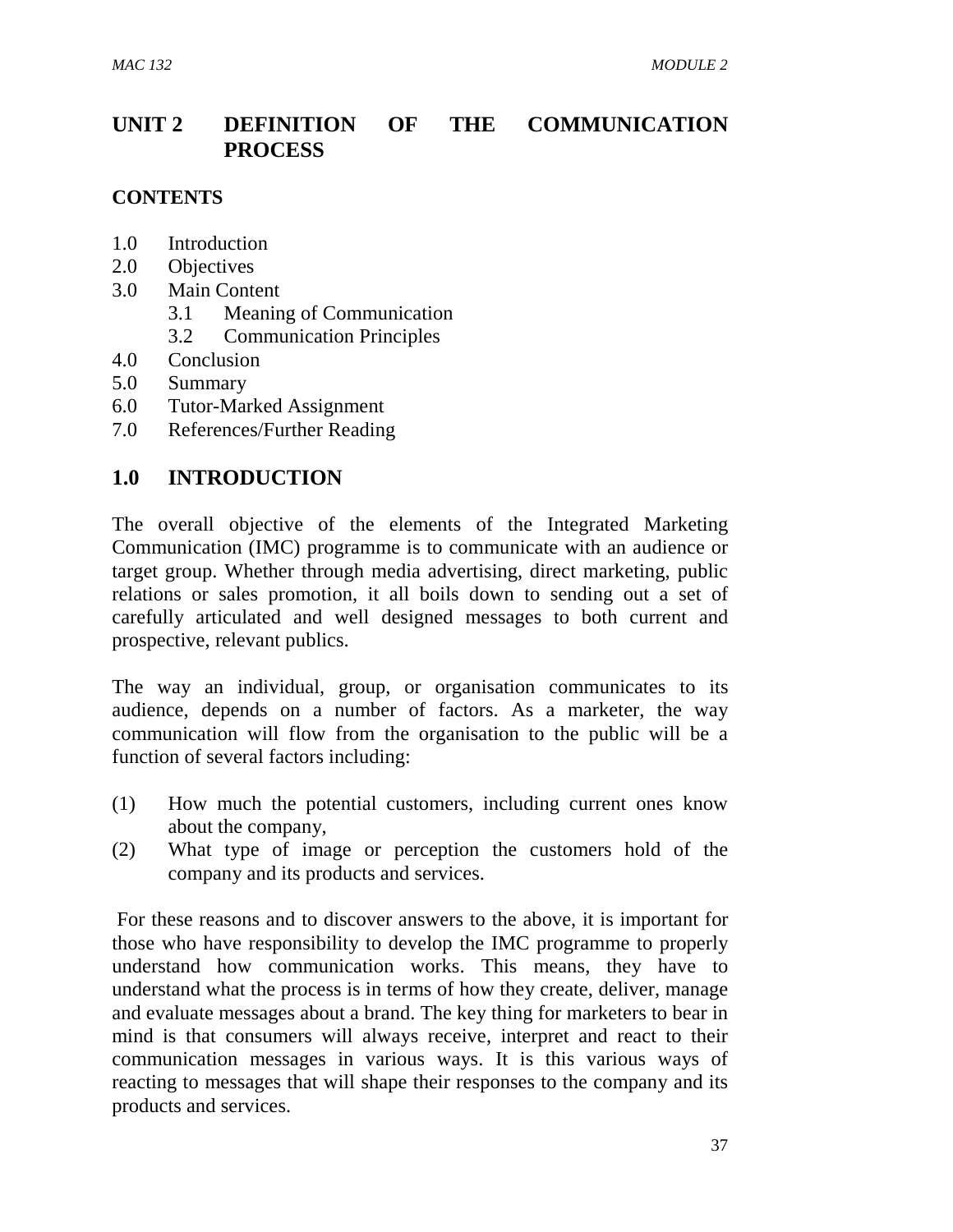# UNIT 2 DEFINITION OF THE COMMUNICATION PROCESS

## CONTENTS

1.0 Introduction
2.0 Objectives
3.0 Main Content
  3.1 Meaning of Communication
  3.2 Communication Principles
4.0 Conclusion
5.0 Summary
6.0 Tutor-Marked Assignment
7.0 References/Further Reading

## 1.0 INTRODUCTION

The overall objective of the elements of the Integrated Marketing Communication (IMC) programme is to communicate with an audience or target group. Whether through media advertising, direct marketing, public relations or sales promotion, it all boils down to sending out a set of carefully articulated and well designed messages to both current and prospective, relevant publics.

The way an individual, group, or organisation communicates to its audience, depends on a number of factors. As a marketer, the way communication will flow from the organisation to the public will be a function of several factors including:

(1) How much the potential customers, including current ones know about the company,
(2) What type of image or perception the customers hold of the company and its products and services.

For these reasons and to discover answers to the above, it is important for those who have responsibility to develop the IMC programme to properly understand how communication works. This means, they have to understand what the process is in terms of how they create, deliver, manage and evaluate messages about a brand. The key thing for marketers to bear in mind is that consumers will always receive, interpret and react to their communication messages in various ways. It is this various ways of reacting to messages that will shape their responses to the company and its products and services.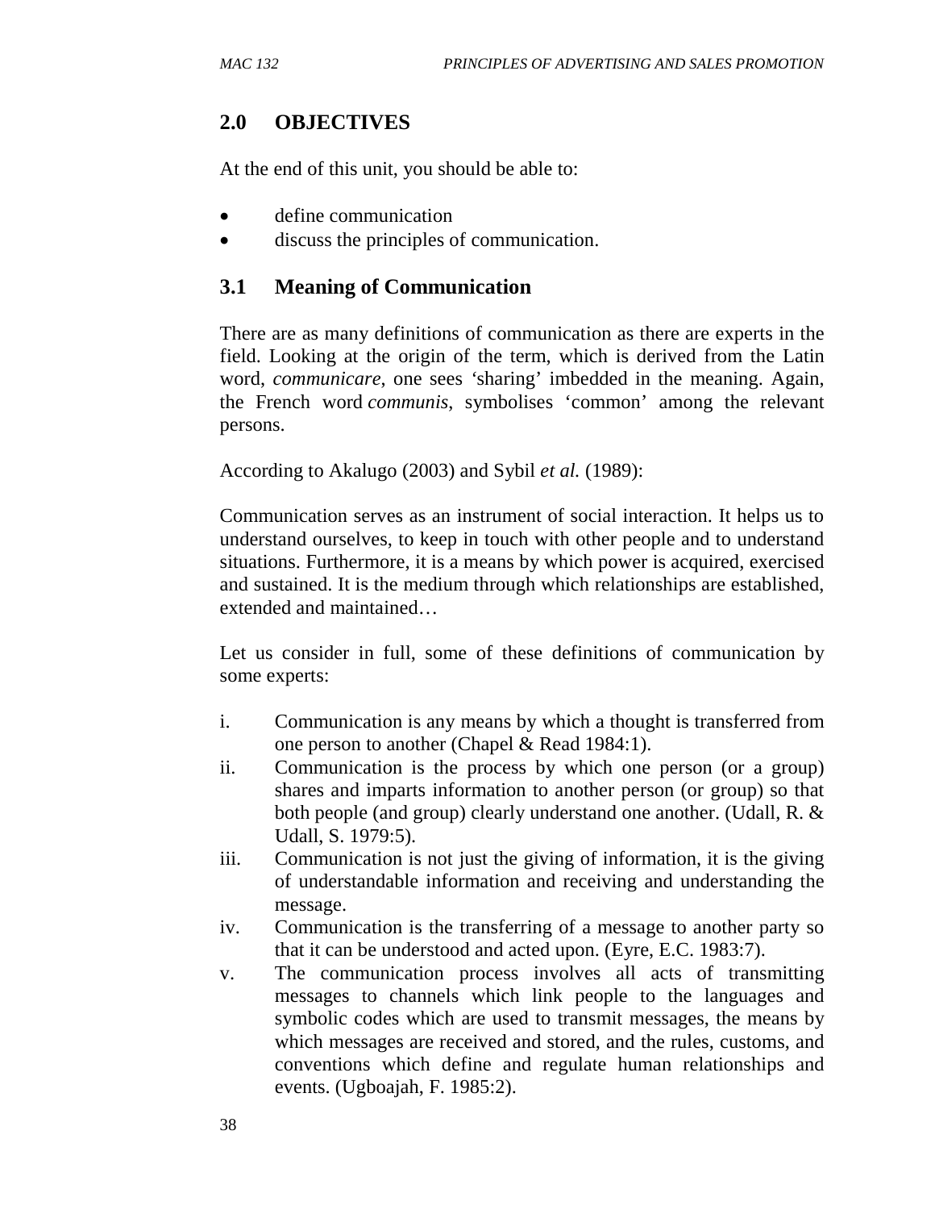## 2.0 OBJECTIVES

At the end of this unit, you should be able to:

- define communication
- discuss the principles of communication.

## 3.1 Meaning of Communication

There are as many definitions of communication as there are experts in the field. Looking at the origin of the term, which is derived from the Latin word, *communicare*, one sees 'sharing' imbedded in the meaning. Again, the French word *communis*, symbolises 'common' among the relevant persons.

According to Akalugo (2003) and Sybil *et al.* (1989):

Communication serves as an instrument of social interaction. It helps us to understand ourselves, to keep in touch with other people and to understand situations. Furthermore, it is a means by which power is acquired, exercised and sustained. It is the medium through which relationships are established, extended and maintained…

Let us consider in full, some of these definitions of communication by some experts:

i. Communication is any means by which a thought is transferred from one person to another (Chapel & Read 1984:1).
ii. Communication is the process by which one person (or a group) shares and imparts information to another person (or group) so that both people (and group) clearly understand one another. (Udall, R. & Udall, S. 1979:5).
iii. Communication is not just the giving of information, it is the giving of understandable information and receiving and understanding the message.
iv. Communication is the transferring of a message to another party so that it can be understood and acted upon. (Eyre, E.C. 1983:7).
v. The communication process involves all acts of transmitting messages to channels which link people to the languages and symbolic codes which are used to transmit messages, the means by which messages are received and stored, and the rules, customs, and conventions which define and regulate human relationships and events. (Ugboajah, F. 1985:2).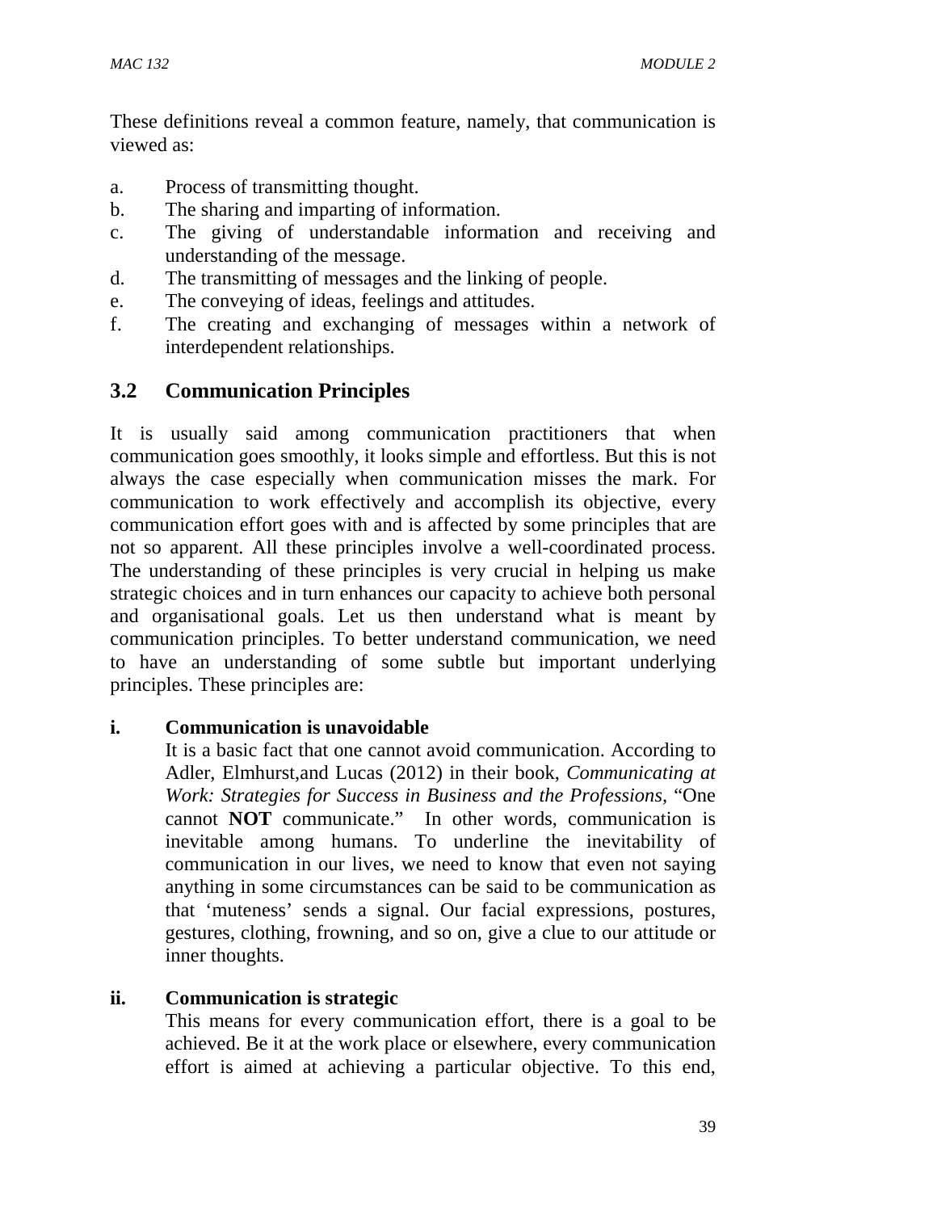These definitions reveal a common feature, namely, that communication is viewed as:

a. Process of transmitting thought.
b. The sharing and imparting of information.
c. The giving of understandable information and receiving and understanding of the message.
d. The transmitting of messages and the linking of people.
e. The conveying of ideas, feelings and attitudes.
f. The creating and exchanging of messages within a network of interdependent relationships.

## 3.2 Communication Principles

It is usually said among communication practitioners that when communication goes smoothly, it looks simple and effortless. But this is not always the case especially when communication misses the mark. For communication to work effectively and accomplish its objective, every communication effort goes with and is affected by some principles that are not so apparent. All these principles involve a well-coordinated process. The understanding of these principles is very crucial in helping us make strategic choices and in turn enhances our capacity to achieve both personal and organisational goals. Let us then understand what is meant by communication principles. To better understand communication, we need to have an understanding of some subtle but important underlying principles. These principles are:

**i. Communication is unavoidable**

It is a basic fact that one cannot avoid communication. According to Adler, Elmhurst,and Lucas (2012) in their book, *Communicating at Work: Strategies for Success in Business and the Professions*, "One cannot **NOT** communicate." In other words, communication is inevitable among humans. To underline the inevitability of communication in our lives, we need to know that even not saying anything in some circumstances can be said to be communication as that 'muteness' sends a signal. Our facial expressions, postures, gestures, clothing, frowning, and so on, give a clue to our attitude or inner thoughts.

**ii. Communication is strategic**

This means for every communication effort, there is a goal to be achieved. Be it at the work place or elsewhere, every communication effort is aimed at achieving a particular objective. To this end,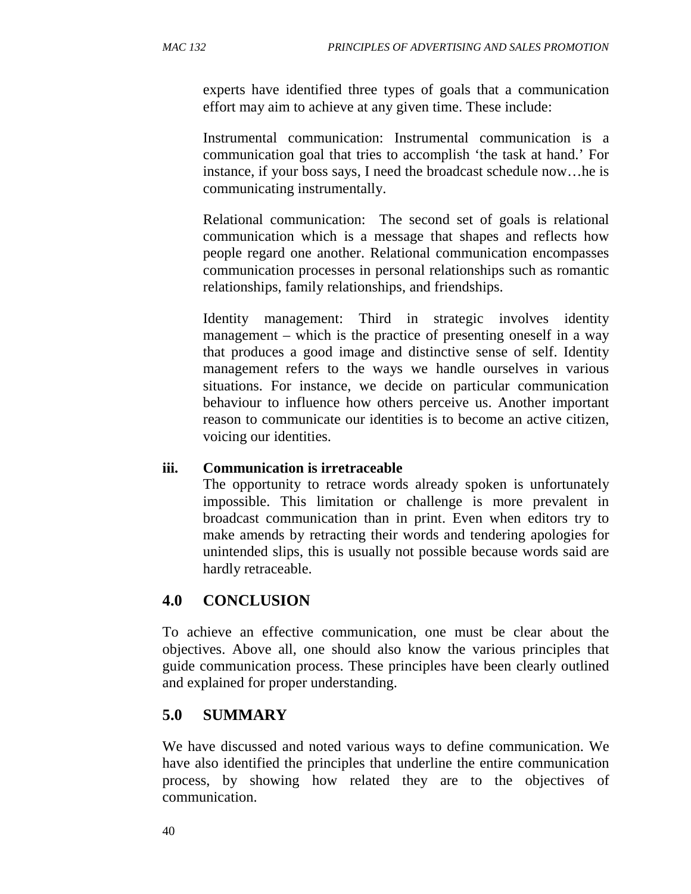experts have identified three types of goals that a communication effort may aim to achieve at any given time. These include:

Instrumental communication: Instrumental communication is a communication goal that tries to accomplish 'the task at hand.' For instance, if your boss says, I need the broadcast schedule now…he is communicating instrumentally.

Relational communication: The second set of goals is relational communication which is a message that shapes and reflects how people regard one another. Relational communication encompasses communication processes in personal relationships such as romantic relationships, family relationships, and friendships.

Identity management: Third in strategic involves identity management – which is the practice of presenting oneself in a way that produces a good image and distinctive sense of self. Identity management refers to the ways we handle ourselves in various situations. For instance, we decide on particular communication behaviour to influence how others perceive us. Another important reason to communicate our identities is to become an active citizen, voicing our identities.

**iii. Communication is irretraceable**

The opportunity to retrace words already spoken is unfortunately impossible. This limitation or challenge is more prevalent in broadcast communication than in print. Even when editors try to make amends by retracting their words and tendering apologies for unintended slips, this is usually not possible because words said are hardly retraceable.

## 4.0 CONCLUSION

To achieve an effective communication, one must be clear about the objectives. Above all, one should also know the various principles that guide communication process. These principles have been clearly outlined and explained for proper understanding.

## 5.0 SUMMARY

We have discussed and noted various ways to define communication. We have also identified the principles that underline the entire communication process, by showing how related they are to the objectives of communication.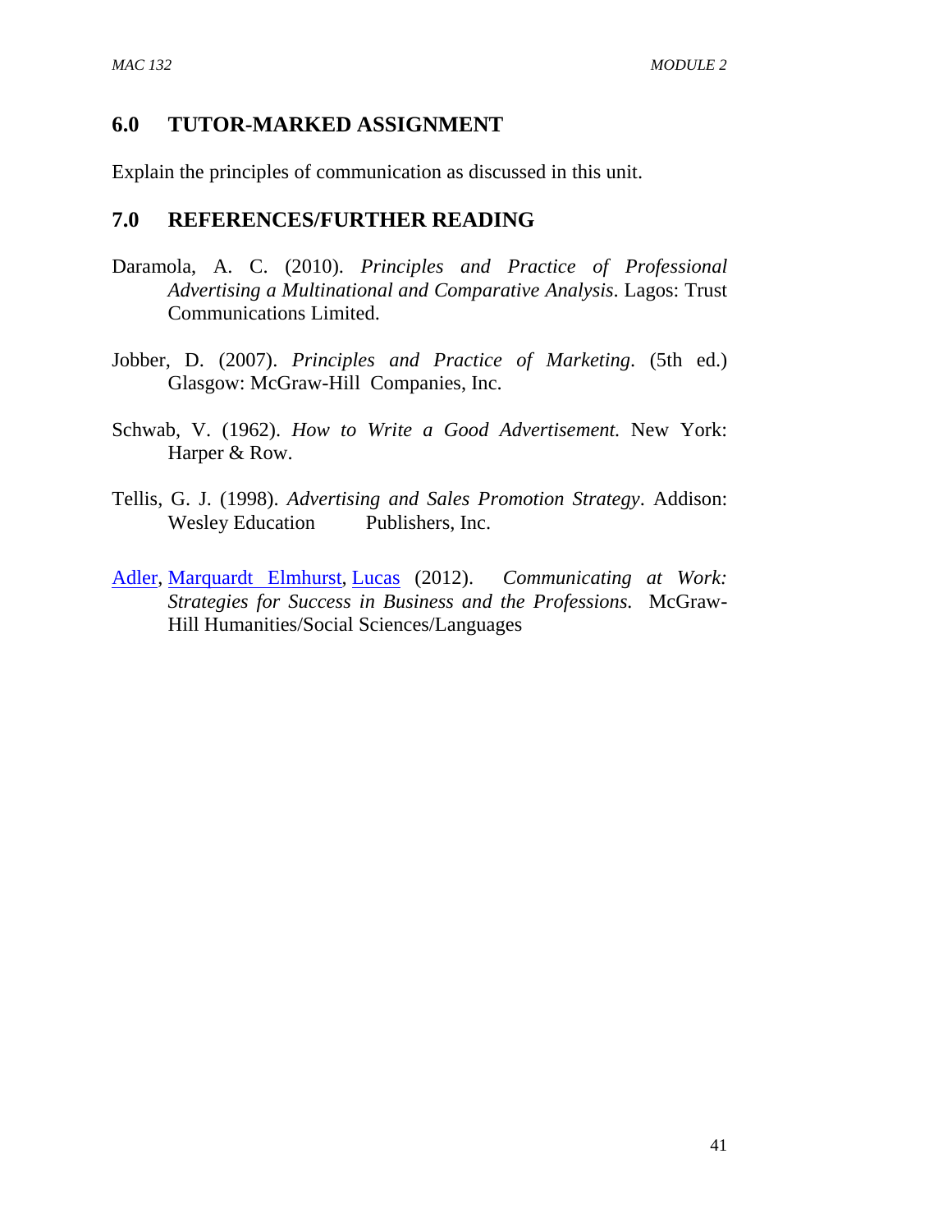## 6.0 TUTOR-MARKED ASSIGNMENT

Explain the principles of communication as discussed in this unit.

## 7.0 REFERENCES/FURTHER READING

Daramola, A. C. (2010). *Principles and Practice of Professional Advertising a Multinational and Comparative Analysis*. Lagos: Trust Communications Limited.

Jobber, D. (2007). *Principles and Practice of Marketing*. (5th ed.) Glasgow: McGraw-Hill Companies, Inc.

Schwab, V. (1962). *How to Write a Good Advertisement.* New York: Harper & Row.

Tellis, G. J. (1998). *Advertising and Sales Promotion Strategy*. Addison: Wesley Education Publishers, Inc.

Adler, Marquardt Elmhurst, Lucas (2012). *Communicating at Work: Strategies for Success in Business and the Professions.* McGraw-Hill Humanities/Social Sciences/Languages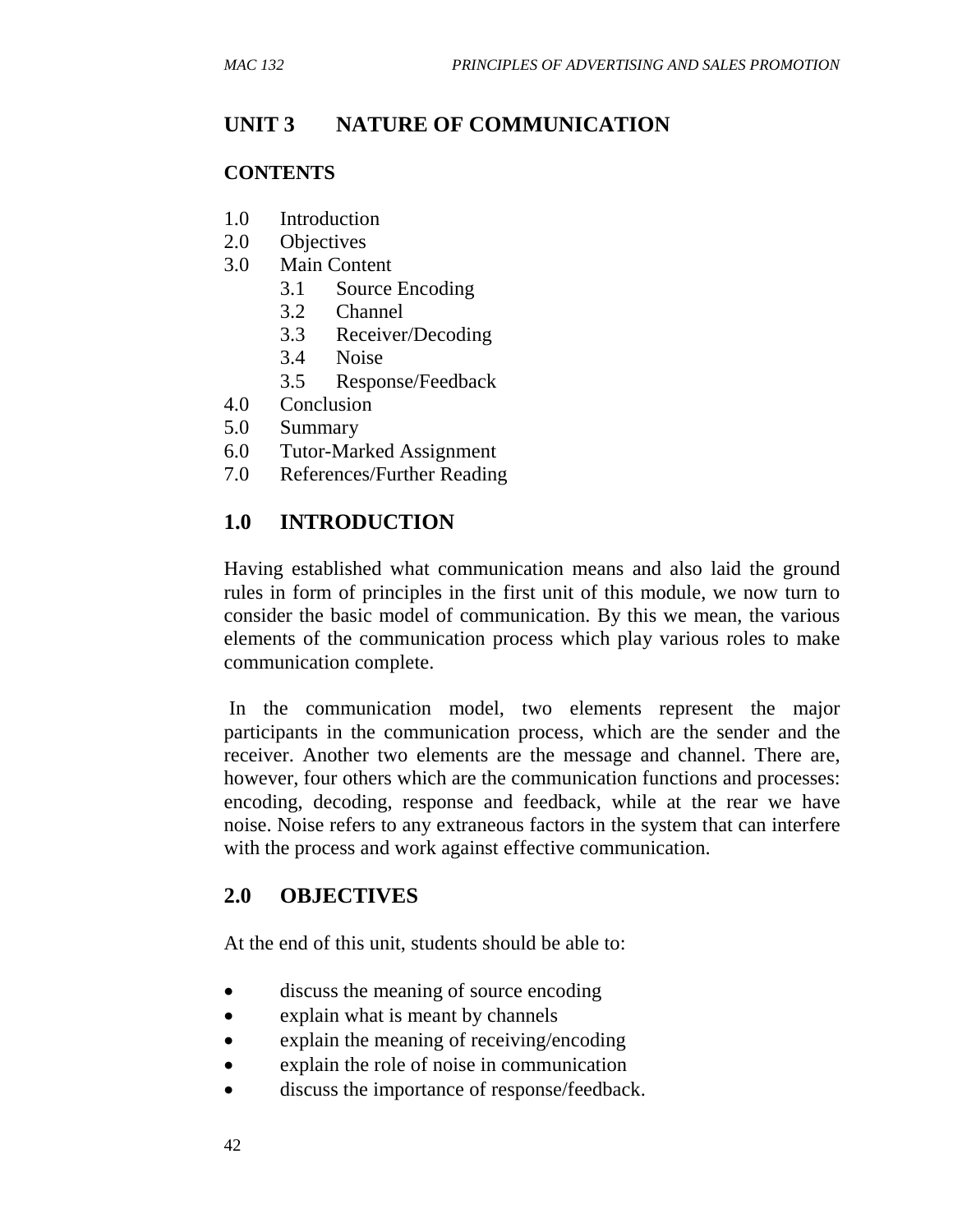# UNIT 3 NATURE OF COMMUNICATION

## CONTENTS

- 1.0 Introduction
- 2.0 Objectives
- 3.0 Main Content
  - 3.1 Source Encoding
  - 3.2 Channel
  - 3.3 Receiver/Decoding
  - 3.4 Noise
  - 3.5 Response/Feedback
- 4.0 Conclusion
- 5.0 Summary
- 6.0 Tutor-Marked Assignment
- 7.0 References/Further Reading

## 1.0 INTRODUCTION

Having established what communication means and also laid the ground rules in form of principles in the first unit of this module, we now turn to consider the basic model of communication. By this we mean, the various elements of the communication process which play various roles to make communication complete.

In the communication model, two elements represent the major participants in the communication process, which are the sender and the receiver. Another two elements are the message and channel. There are, however, four others which are the communication functions and processes: encoding, decoding, response and feedback, while at the rear we have noise. Noise refers to any extraneous factors in the system that can interfere with the process and work against effective communication.

## 2.0 OBJECTIVES

At the end of this unit, students should be able to:

- discuss the meaning of source encoding
- explain what is meant by channels
- explain the meaning of receiving/encoding
- explain the role of noise in communication
- discuss the importance of response/feedback.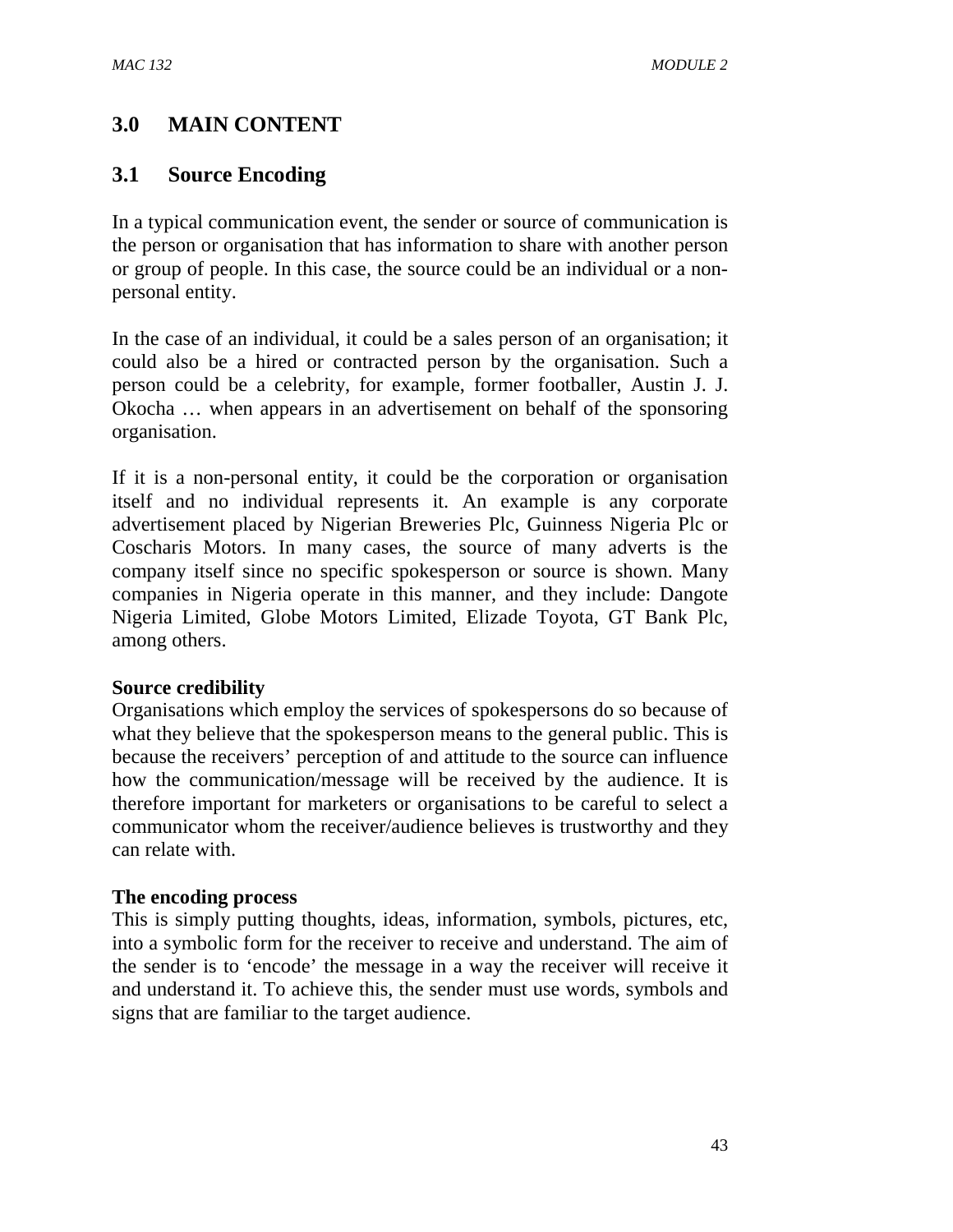## 3.0 MAIN CONTENT

### 3.1 Source Encoding

In a typical communication event, the sender or source of communication is the person or organisation that has information to share with another person or group of people. In this case, the source could be an individual or a non-personal entity.

In the case of an individual, it could be a sales person of an organisation; it could also be a hired or contracted person by the organisation. Such a person could be a celebrity, for example, former footballer, Austin J. J. Okocha … when appears in an advertisement on behalf of the sponsoring organisation.

If it is a non-personal entity, it could be the corporation or organisation itself and no individual represents it. An example is any corporate advertisement placed by Nigerian Breweries Plc, Guinness Nigeria Plc or Coscharis Motors. In many cases, the source of many adverts is the company itself since no specific spokesperson or source is shown. Many companies in Nigeria operate in this manner, and they include: Dangote Nigeria Limited, Globe Motors Limited, Elizade Toyota, GT Bank Plc, among others.

**Source credibility**
Organisations which employ the services of spokespersons do so because of what they believe that the spokesperson means to the general public. This is because the receivers' perception of and attitude to the source can influence how the communication/message will be received by the audience. It is therefore important for marketers or organisations to be careful to select a communicator whom the receiver/audience believes is trustworthy and they can relate with.

**The encoding process**
This is simply putting thoughts, ideas, information, symbols, pictures, etc, into a symbolic form for the receiver to receive and understand. The aim of the sender is to 'encode' the message in a way the receiver will receive it and understand it. To achieve this, the sender must use words, symbols and signs that are familiar to the target audience.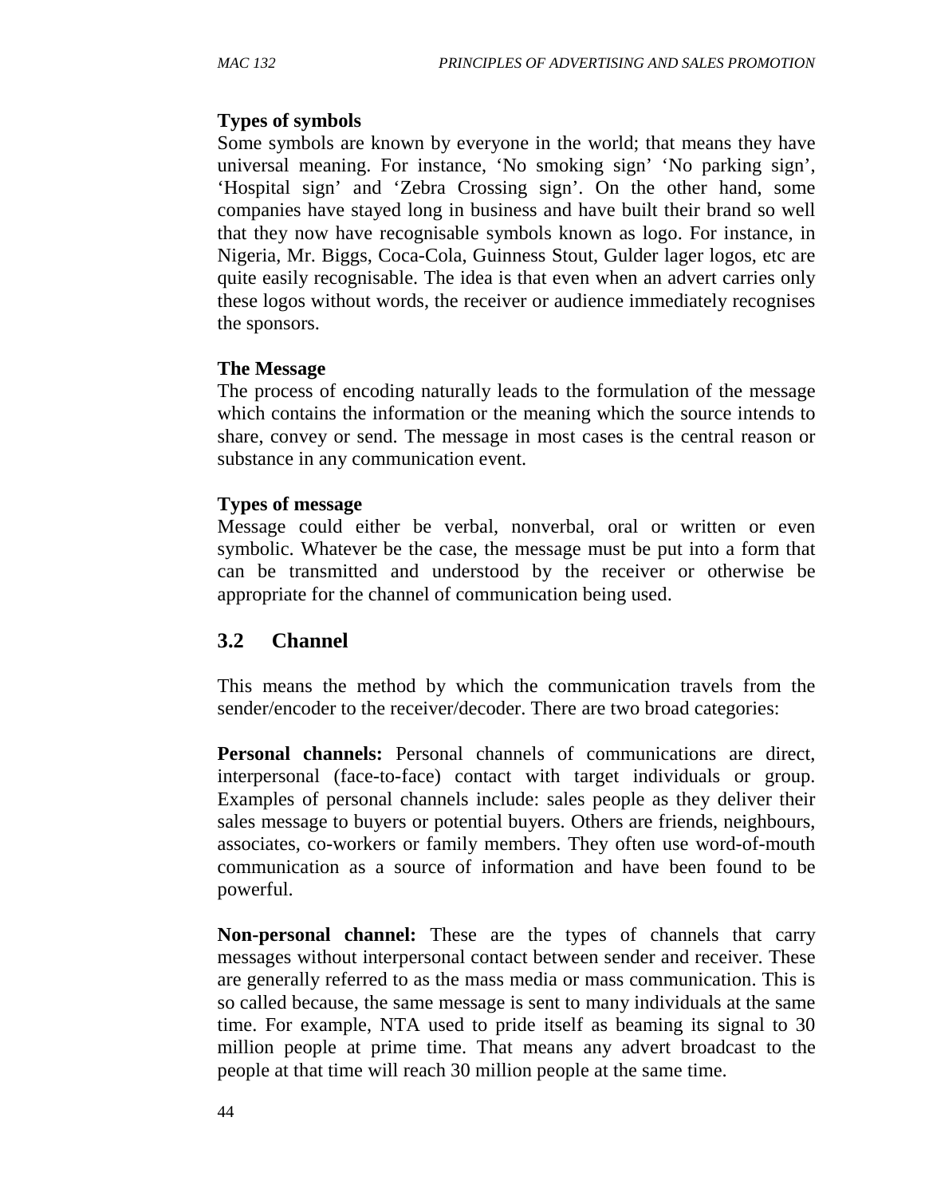**Types of symbols**

Some symbols are known by everyone in the world; that means they have universal meaning. For instance, 'No smoking sign' 'No parking sign', 'Hospital sign' and 'Zebra Crossing sign'. On the other hand, some companies have stayed long in business and have built their brand so well that they now have recognisable symbols known as logo. For instance, in Nigeria, Mr. Biggs, Coca-Cola, Guinness Stout, Gulder lager logos, etc are quite easily recognisable. The idea is that even when an advert carries only these logos without words, the receiver or audience immediately recognises the sponsors.

**The Message**

The process of encoding naturally leads to the formulation of the message which contains the information or the meaning which the source intends to share, convey or send. The message in most cases is the central reason or substance in any communication event.

**Types of message**

Message could either be verbal, nonverbal, oral or written or even symbolic. Whatever be the case, the message must be put into a form that can be transmitted and understood by the receiver or otherwise be appropriate for the channel of communication being used.

## 3.2 Channel

This means the method by which the communication travels from the sender/encoder to the receiver/decoder. There are two broad categories:

**Personal channels:** Personal channels of communications are direct, interpersonal (face-to-face) contact with target individuals or group. Examples of personal channels include: sales people as they deliver their sales message to buyers or potential buyers. Others are friends, neighbours, associates, co-workers or family members. They often use word-of-mouth communication as a source of information and have been found to be powerful.

**Non-personal channel:** These are the types of channels that carry messages without interpersonal contact between sender and receiver. These are generally referred to as the mass media or mass communication. This is so called because, the same message is sent to many individuals at the same time. For example, NTA used to pride itself as beaming its signal to 30 million people at prime time. That means any advert broadcast to the people at that time will reach 30 million people at the same time.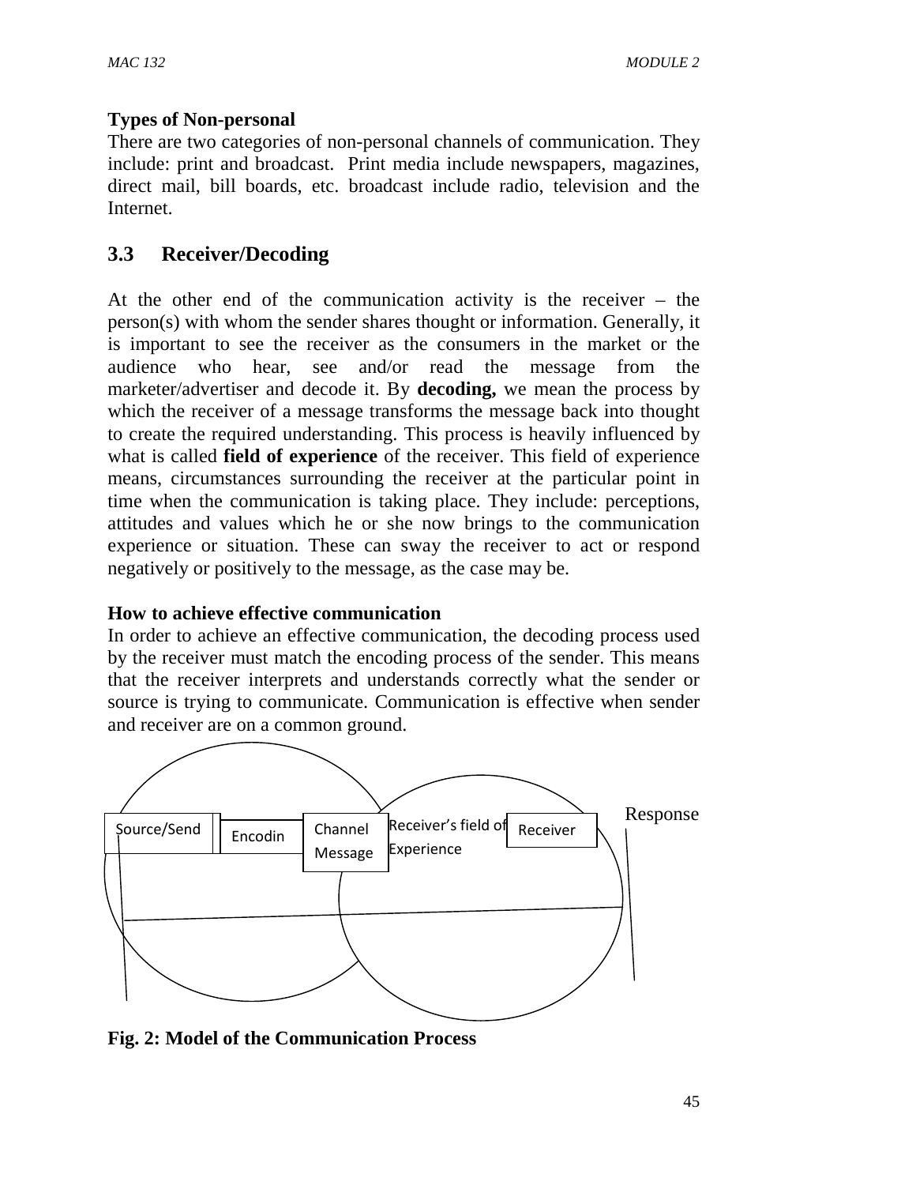**Types of Non-personal**

There are two categories of non-personal channels of communication. They include: print and broadcast. Print media include newspapers, magazines, direct mail, bill boards, etc. broadcast include radio, television and the Internet.

## 3.3 Receiver/Decoding

At the other end of the communication activity is the receiver – the person(s) with whom the sender shares thought or information. Generally, it is important to see the receiver as the consumers in the market or the audience who hear, see and/or read the message from the marketer/advertiser and decode it. By **decoding,** we mean the process by which the receiver of a message transforms the message back into thought to create the required understanding. This process is heavily influenced by what is called **field of experience** of the receiver. This field of experience means, circumstances surrounding the receiver at the particular point in time when the communication is taking place. They include: perceptions, attitudes and values which he or she now brings to the communication experience or situation. These can sway the receiver to act or respond negatively or positively to the message, as the case may be.

**How to achieve effective communication**

In order to achieve an effective communication, the decoding process used by the receiver must match the encoding process of the sender. This means that the receiver interprets and understands correctly what the sender or source is trying to communicate. Communication is effective when sender and receiver are on a common ground.

Source/Send | Encodin | Channel Message | Receiver's field of Experience | Receiver | Response

**Fig. 2: Model of the Communication Process**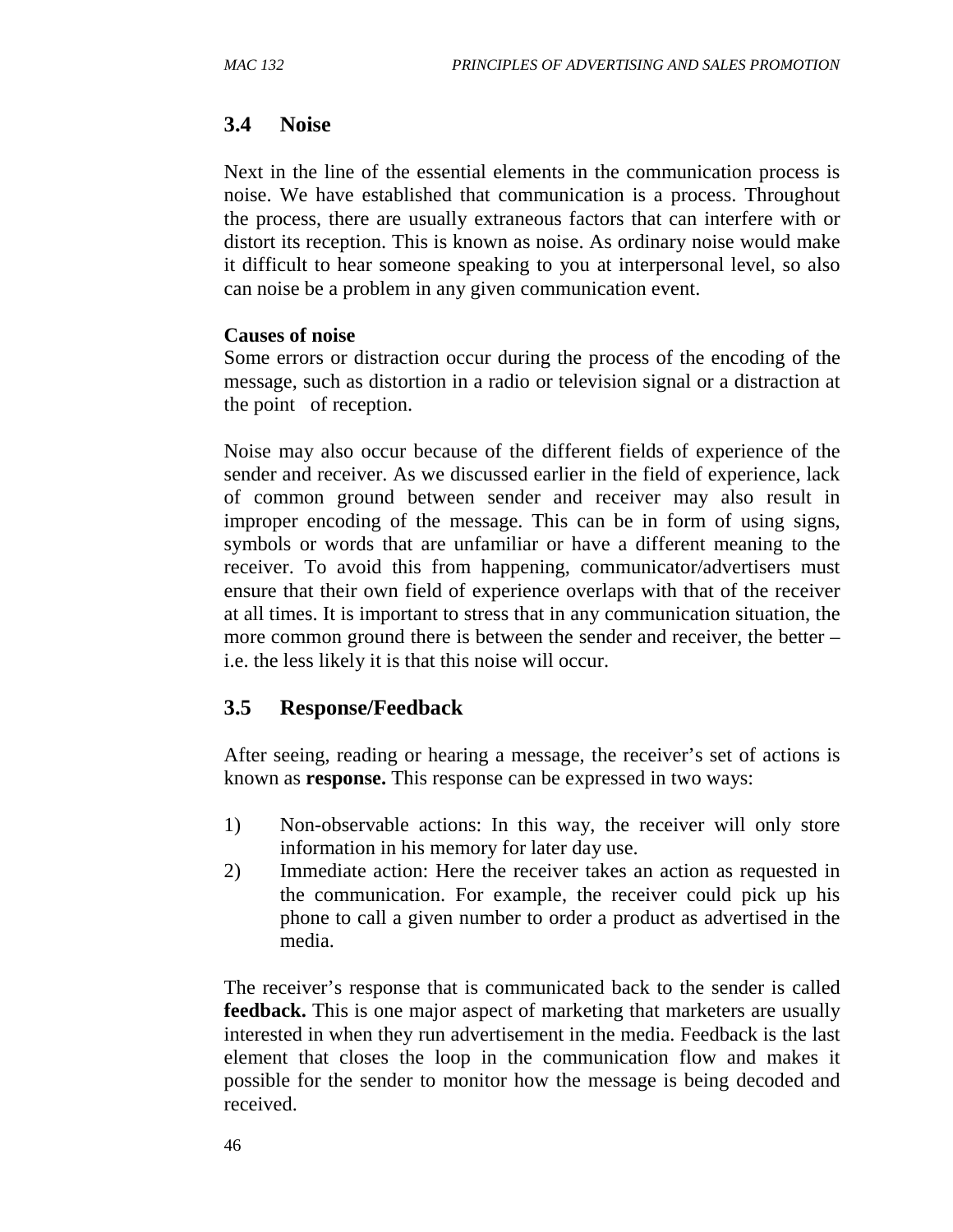## 3.4 Noise

Next in the line of the essential elements in the communication process is noise. We have established that communication is a process. Throughout the process, there are usually extraneous factors that can interfere with or distort its reception. This is known as noise. As ordinary noise would make it difficult to hear someone speaking to you at interpersonal level, so also can noise be a problem in any given communication event.

**Causes of noise**

Some errors or distraction occur during the process of the encoding of the message, such as distortion in a radio or television signal or a distraction at the point of reception.

Noise may also occur because of the different fields of experience of the sender and receiver. As we discussed earlier in the field of experience, lack of common ground between sender and receiver may also result in improper encoding of the message. This can be in form of using signs, symbols or words that are unfamiliar or have a different meaning to the receiver. To avoid this from happening, communicator/advertisers must ensure that their own field of experience overlaps with that of the receiver at all times. It is important to stress that in any communication situation, the more common ground there is between the sender and receiver, the better – i.e. the less likely it is that this noise will occur.

## 3.5 Response/Feedback

After seeing, reading or hearing a message, the receiver's set of actions is known as **response.** This response can be expressed in two ways:

1) Non-observable actions: In this way, the receiver will only store information in his memory for later day use.
2) Immediate action: Here the receiver takes an action as requested in the communication. For example, the receiver could pick up his phone to call a given number to order a product as advertised in the media.

The receiver's response that is communicated back to the sender is called **feedback.** This is one major aspect of marketing that marketers are usually interested in when they run advertisement in the media. Feedback is the last element that closes the loop in the communication flow and makes it possible for the sender to monitor how the message is being decoded and received.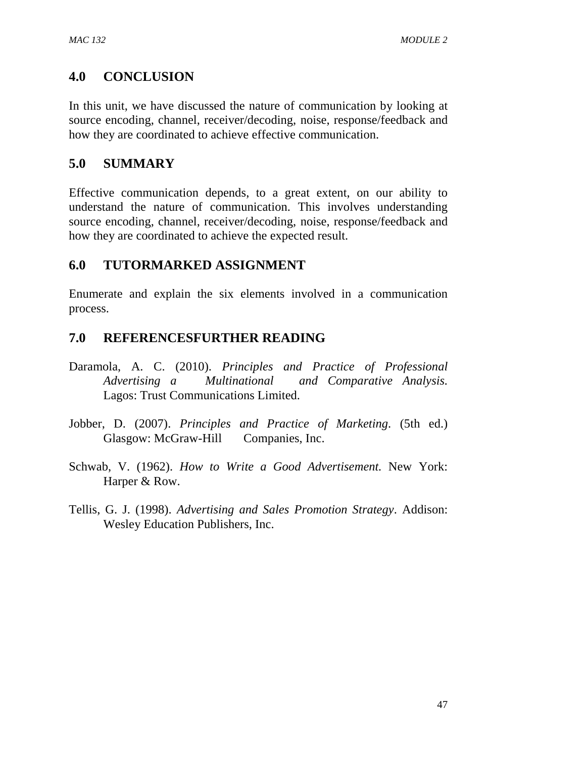## 4.0 CONCLUSION

In this unit, we have discussed the nature of communication by looking at source encoding, channel, receiver/decoding, noise, response/feedback and how they are coordinated to achieve effective communication.

## 5.0 SUMMARY

Effective communication depends, to a great extent, on our ability to understand the nature of communication. This involves understanding source encoding, channel, receiver/decoding, noise, response/feedback and how they are coordinated to achieve the expected result.

## 6.0 TUTORMARKED ASSIGNMENT

Enumerate and explain the six elements involved in a communication process.

## 7.0 REFERENCESFURTHER READING

Daramola, A. C. (2010). *Principles and Practice of Professional Advertising a Multinational and Comparative Analysis.* Lagos: Trust Communications Limited.

Jobber, D. (2007). *Principles and Practice of Marketing*. (5th ed.) Glasgow: McGraw-Hill Companies, Inc.

Schwab, V. (1962). *How to Write a Good Advertisement.* New York: Harper & Row.

Tellis, G. J. (1998). *Advertising and Sales Promotion Strategy*. Addison: Wesley Education Publishers, Inc.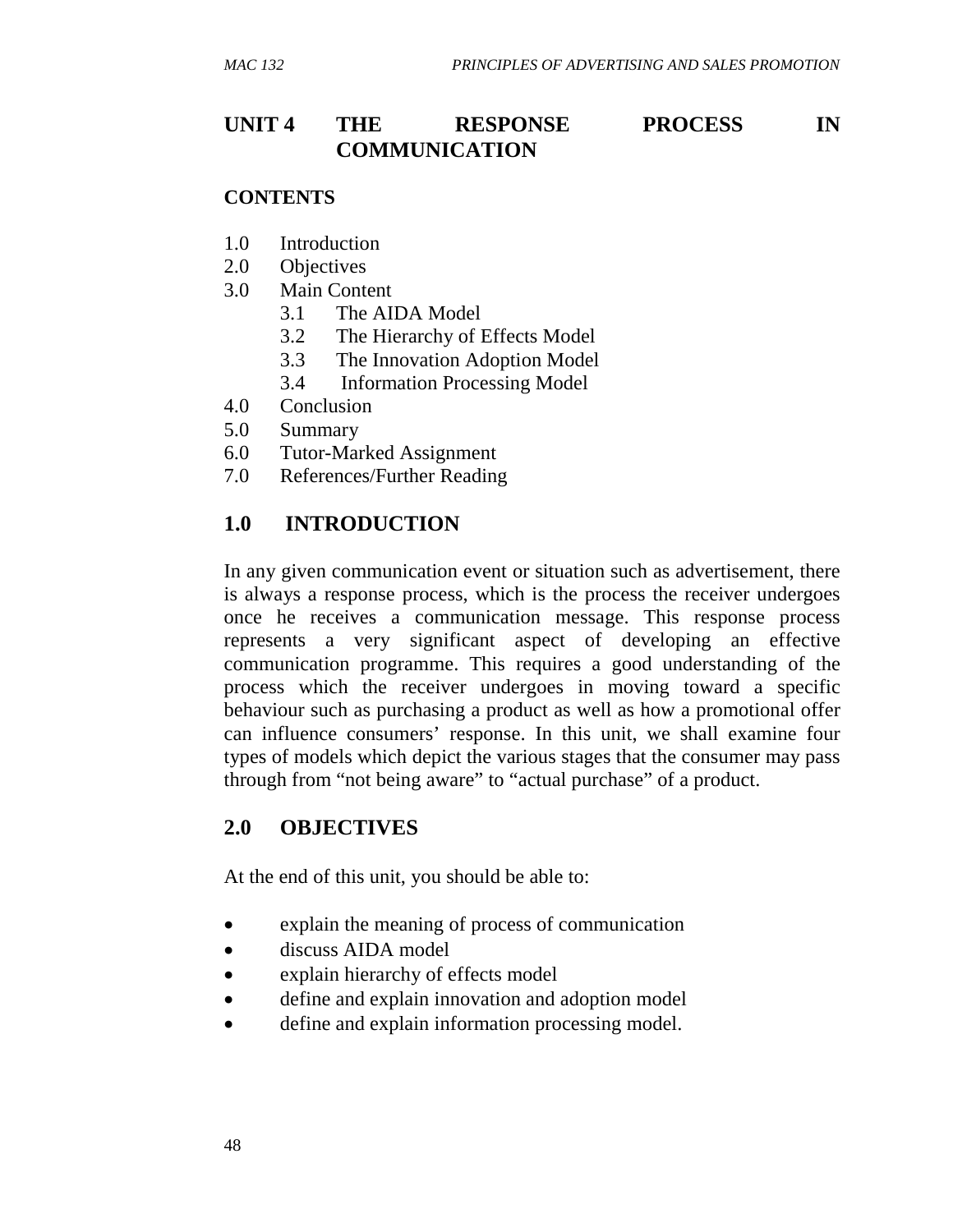# UNIT 4 THE RESPONSE PROCESS IN COMMUNICATION

**CONTENTS**

1.0 Introduction
2.0 Objectives
3.0 Main Content
    3.1 The AIDA Model
    3.2 The Hierarchy of Effects Model
    3.3 The Innovation Adoption Model
    3.4 Information Processing Model
4.0 Conclusion
5.0 Summary
6.0 Tutor-Marked Assignment
7.0 References/Further Reading

## 1.0 INTRODUCTION

In any given communication event or situation such as advertisement, there is always a response process, which is the process the receiver undergoes once he receives a communication message. This response process represents a very significant aspect of developing an effective communication programme. This requires a good understanding of the process which the receiver undergoes in moving toward a specific behaviour such as purchasing a product as well as how a promotional offer can influence consumers' response. In this unit, we shall examine four types of models which depict the various stages that the consumer may pass through from "not being aware" to "actual purchase" of a product.

## 2.0 OBJECTIVES

At the end of this unit, you should be able to:

- explain the meaning of process of communication
- discuss AIDA model
- explain hierarchy of effects model
- define and explain innovation and adoption model
- define and explain information processing model.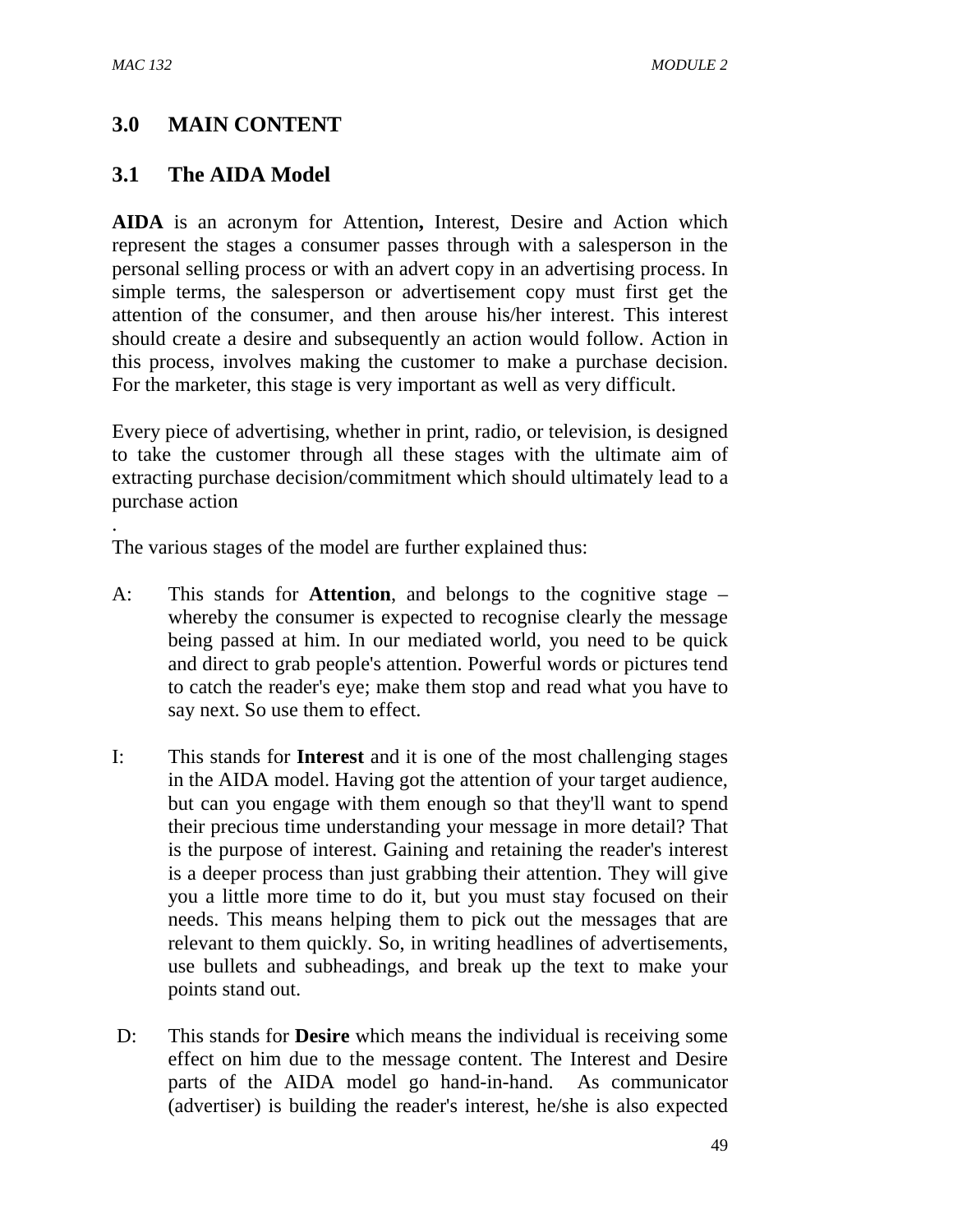## 3.0 MAIN CONTENT

### 3.1 The AIDA Model

**AIDA** is an acronym for Attention**,** Interest, Desire and Action which represent the stages a consumer passes through with a salesperson in the personal selling process or with an advert copy in an advertising process. In simple terms, the salesperson or advertisement copy must first get the attention of the consumer, and then arouse his/her interest. This interest should create a desire and subsequently an action would follow. Action in this process, involves making the customer to make a purchase decision. For the marketer, this stage is very important as well as very difficult.

Every piece of advertising, whether in print, radio, or television, is designed to take the customer through all these stages with the ultimate aim of extracting purchase decision/commitment which should ultimately lead to a purchase action

.

The various stages of the model are further explained thus:

A: This stands for **Attention**, and belongs to the cognitive stage – whereby the consumer is expected to recognise clearly the message being passed at him. In our mediated world, you need to be quick and direct to grab people's attention. Powerful words or pictures tend to catch the reader's eye; make them stop and read what you have to say next. So use them to effect.

I: This stands for **Interest** and it is one of the most challenging stages in the AIDA model. Having got the attention of your target audience, but can you engage with them enough so that they'll want to spend their precious time understanding your message in more detail? That is the purpose of interest. Gaining and retaining the reader's interest is a deeper process than just grabbing their attention. They will give you a little more time to do it, but you must stay focused on their needs. This means helping them to pick out the messages that are relevant to them quickly. So, in writing headlines of advertisements, use bullets and subheadings, and break up the text to make your points stand out.

D: This stands for **Desire** which means the individual is receiving some effect on him due to the message content. The Interest and Desire parts of the AIDA model go hand-in-hand. As communicator (advertiser) is building the reader's interest, he/she is also expected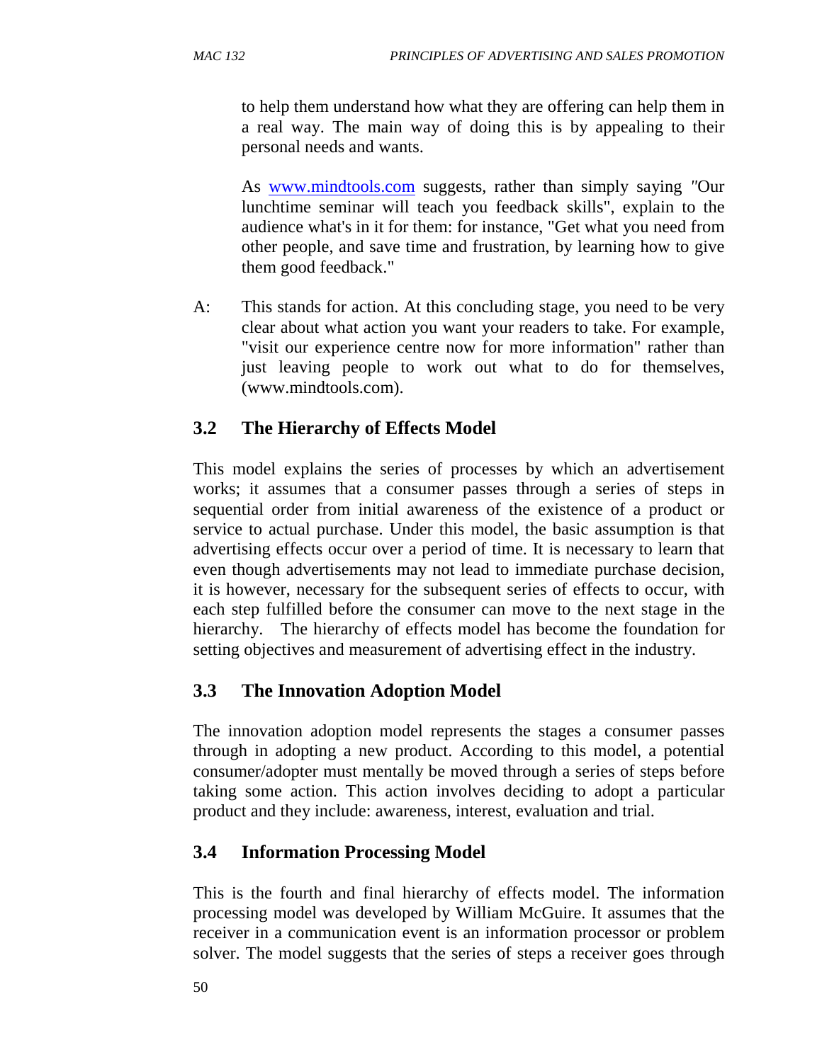to help them understand how what they are offering can help them in a real way. The main way of doing this is by appealing to their personal needs and wants.

As www.mindtools.com suggests, rather than simply saying "Our lunchtime seminar will teach you feedback skills", explain to the audience what's in it for them: for instance, "Get what you need from other people, and save time and frustration, by learning how to give them good feedback."

A: This stands for action. At this concluding stage, you need to be very clear about what action you want your readers to take. For example, "visit our experience centre now for more information" rather than just leaving people to work out what to do for themselves, (www.mindtools.com).

## 3.2 The Hierarchy of Effects Model

This model explains the series of processes by which an advertisement works; it assumes that a consumer passes through a series of steps in sequential order from initial awareness of the existence of a product or service to actual purchase. Under this model, the basic assumption is that advertising effects occur over a period of time. It is necessary to learn that even though advertisements may not lead to immediate purchase decision, it is however, necessary for the subsequent series of effects to occur, with each step fulfilled before the consumer can move to the next stage in the hierarchy. The hierarchy of effects model has become the foundation for setting objectives and measurement of advertising effect in the industry.

## 3.3 The Innovation Adoption Model

The innovation adoption model represents the stages a consumer passes through in adopting a new product. According to this model, a potential consumer/adopter must mentally be moved through a series of steps before taking some action. This action involves deciding to adopt a particular product and they include: awareness, interest, evaluation and trial.

## 3.4 Information Processing Model

This is the fourth and final hierarchy of effects model. The information processing model was developed by William McGuire. It assumes that the receiver in a communication event is an information processor or problem solver. The model suggests that the series of steps a receiver goes through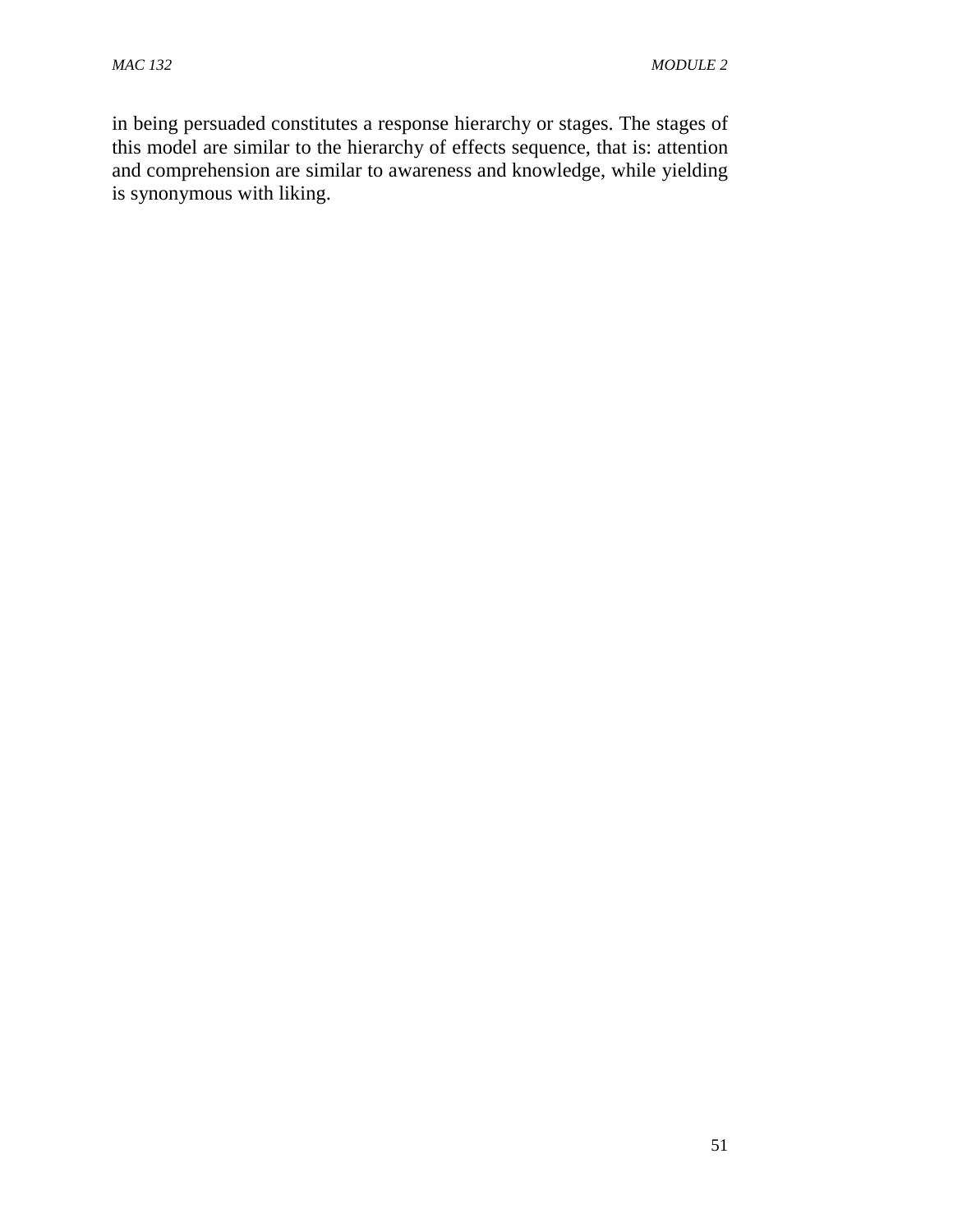in being persuaded constitutes a response hierarchy or stages. The stages of this model are similar to the hierarchy of effects sequence, that is: attention and comprehension are similar to awareness and knowledge, while yielding is synonymous with liking.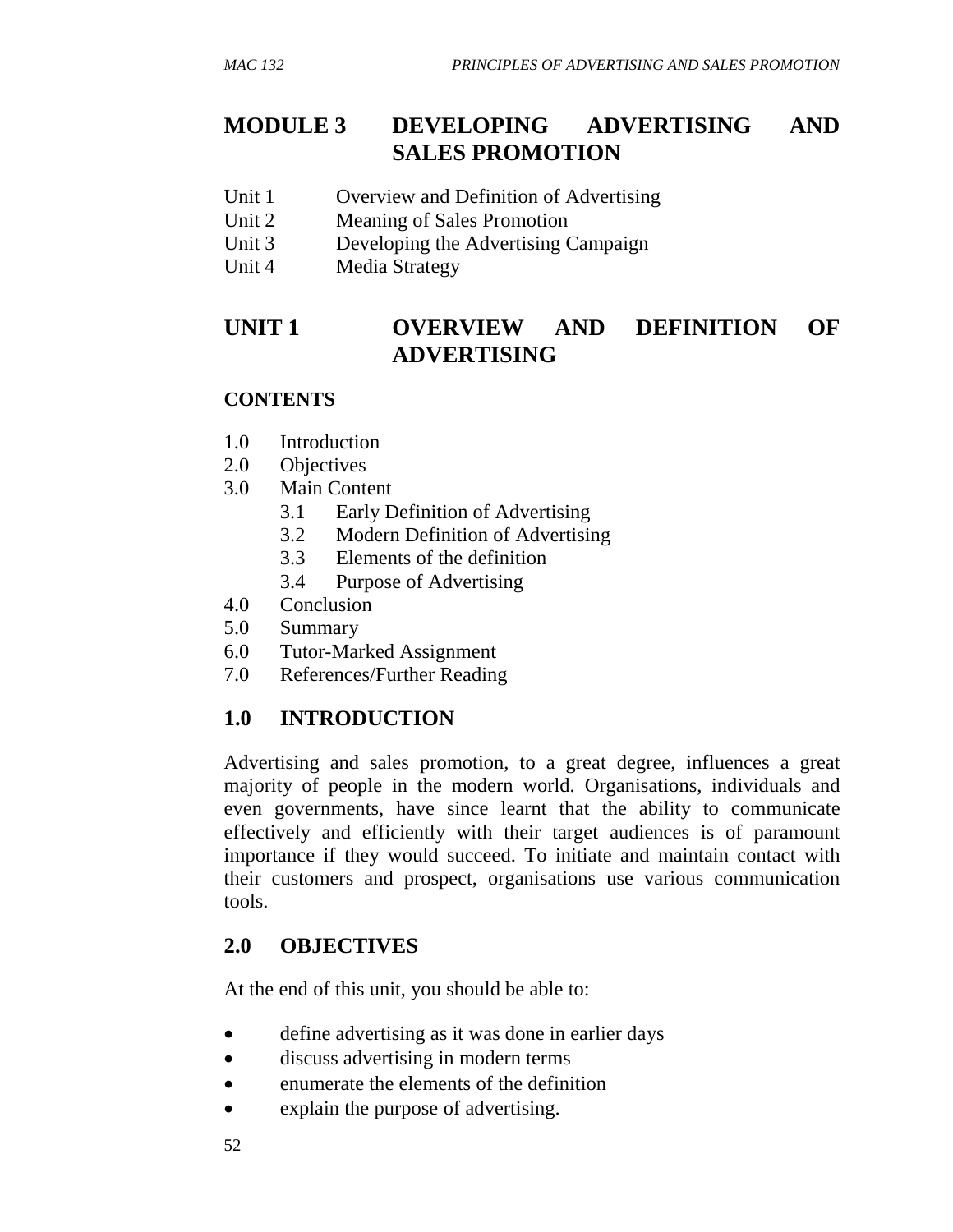# MODULE 3 DEVELOPING ADVERTISING AND SALES PROMOTION

Unit 1 Overview and Definition of Advertising
Unit 2 Meaning of Sales Promotion
Unit 3 Developing the Advertising Campaign
Unit 4 Media Strategy

## UNIT 1 OVERVIEW AND DEFINITION OF ADVERTISING

### CONTENTS

1.0 Introduction
2.0 Objectives
3.0 Main Content
  3.1 Early Definition of Advertising
  3.2 Modern Definition of Advertising
  3.3 Elements of the definition
  3.4 Purpose of Advertising
4.0 Conclusion
5.0 Summary
6.0 Tutor-Marked Assignment
7.0 References/Further Reading

### 1.0 INTRODUCTION

Advertising and sales promotion, to a great degree, influences a great majority of people in the modern world. Organisations, individuals and even governments, have since learnt that the ability to communicate effectively and efficiently with their target audiences is of paramount importance if they would succeed. To initiate and maintain contact with their customers and prospect, organisations use various communication tools.

### 2.0 OBJECTIVES

At the end of this unit, you should be able to:

- define advertising as it was done in earlier days
- discuss advertising in modern terms
- enumerate the elements of the definition
- explain the purpose of advertising.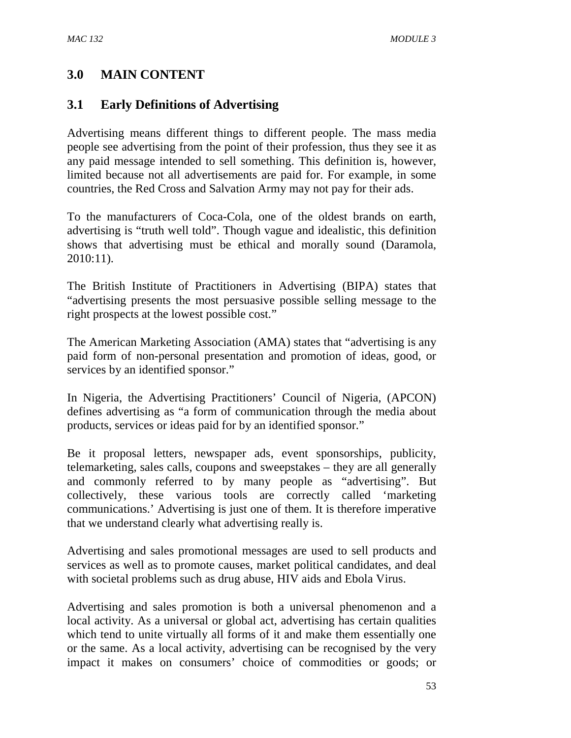## 3.0 MAIN CONTENT

### 3.1 Early Definitions of Advertising

Advertising means different things to different people. The mass media people see advertising from the point of their profession, thus they see it as any paid message intended to sell something. This definition is, however, limited because not all advertisements are paid for. For example, in some countries, the Red Cross and Salvation Army may not pay for their ads.

To the manufacturers of Coca-Cola, one of the oldest brands on earth, advertising is "truth well told". Though vague and idealistic, this definition shows that advertising must be ethical and morally sound (Daramola, 2010:11).

The British Institute of Practitioners in Advertising (BIPA) states that "advertising presents the most persuasive possible selling message to the right prospects at the lowest possible cost."

The American Marketing Association (AMA) states that "advertising is any paid form of non-personal presentation and promotion of ideas, good, or services by an identified sponsor."

In Nigeria, the Advertising Practitioners' Council of Nigeria, (APCON) defines advertising as "a form of communication through the media about products, services or ideas paid for by an identified sponsor."

Be it proposal letters, newspaper ads, event sponsorships, publicity, telemarketing, sales calls, coupons and sweepstakes – they are all generally and commonly referred to by many people as "advertising". But collectively, these various tools are correctly called 'marketing communications.' Advertising is just one of them. It is therefore imperative that we understand clearly what advertising really is.

Advertising and sales promotional messages are used to sell products and services as well as to promote causes, market political candidates, and deal with societal problems such as drug abuse, HIV aids and Ebola Virus.

Advertising and sales promotion is both a universal phenomenon and a local activity. As a universal or global act, advertising has certain qualities which tend to unite virtually all forms of it and make them essentially one or the same. As a local activity, advertising can be recognised by the very impact it makes on consumers' choice of commodities or goods; or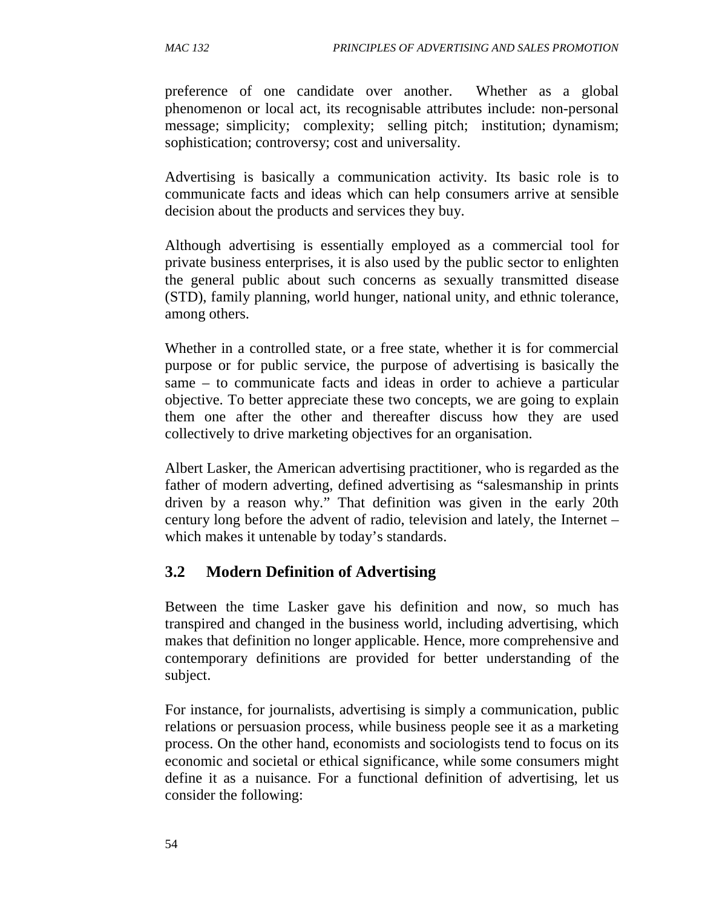preference of one candidate over another. Whether as a global phenomenon or local act, its recognisable attributes include: non-personal message; simplicity; complexity; selling pitch; institution; dynamism; sophistication; controversy; cost and universality.

Advertising is basically a communication activity. Its basic role is to communicate facts and ideas which can help consumers arrive at sensible decision about the products and services they buy.

Although advertising is essentially employed as a commercial tool for private business enterprises, it is also used by the public sector to enlighten the general public about such concerns as sexually transmitted disease (STD), family planning, world hunger, national unity, and ethnic tolerance, among others.

Whether in a controlled state, or a free state, whether it is for commercial purpose or for public service, the purpose of advertising is basically the same – to communicate facts and ideas in order to achieve a particular objective. To better appreciate these two concepts, we are going to explain them one after the other and thereafter discuss how they are used collectively to drive marketing objectives for an organisation.

Albert Lasker, the American advertising practitioner, who is regarded as the father of modern adverting, defined advertising as "salesmanship in prints driven by a reason why." That definition was given in the early 20th century long before the advent of radio, television and lately, the Internet – which makes it untenable by today's standards.

## 3.2 Modern Definition of Advertising

Between the time Lasker gave his definition and now, so much has transpired and changed in the business world, including advertising, which makes that definition no longer applicable. Hence, more comprehensive and contemporary definitions are provided for better understanding of the subject.

For instance, for journalists, advertising is simply a communication, public relations or persuasion process, while business people see it as a marketing process. On the other hand, economists and sociologists tend to focus on its economic and societal or ethical significance, while some consumers might define it as a nuisance. For a functional definition of advertising, let us consider the following: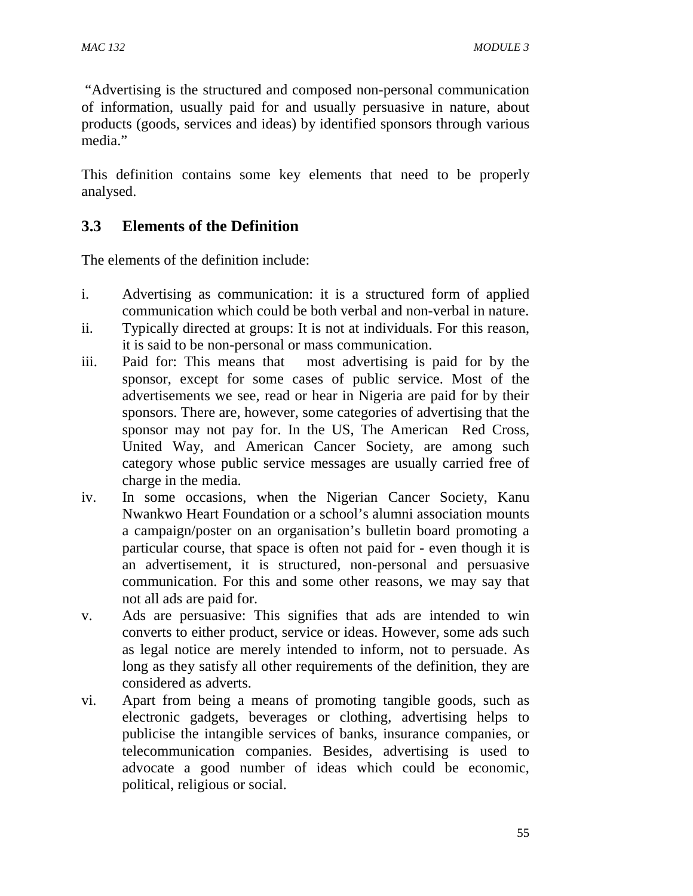"Advertising is the structured and composed non-personal communication of information, usually paid for and usually persuasive in nature, about products (goods, services and ideas) by identified sponsors through various media."

This definition contains some key elements that need to be properly analysed.

## 3.3 Elements of the Definition

The elements of the definition include:

i. Advertising as communication: it is a structured form of applied communication which could be both verbal and non-verbal in nature.
ii. Typically directed at groups: It is not at individuals. For this reason, it is said to be non-personal or mass communication.
iii. Paid for: This means that most advertising is paid for by the sponsor, except for some cases of public service. Most of the advertisements we see, read or hear in Nigeria are paid for by their sponsors. There are, however, some categories of advertising that the sponsor may not pay for. In the US, The American Red Cross, United Way, and American Cancer Society, are among such category whose public service messages are usually carried free of charge in the media.
iv. In some occasions, when the Nigerian Cancer Society, Kanu Nwankwo Heart Foundation or a school's alumni association mounts a campaign/poster on an organisation's bulletin board promoting a particular course, that space is often not paid for - even though it is an advertisement, it is structured, non-personal and persuasive communication. For this and some other reasons, we may say that not all ads are paid for.
v. Ads are persuasive: This signifies that ads are intended to win converts to either product, service or ideas. However, some ads such as legal notice are merely intended to inform, not to persuade. As long as they satisfy all other requirements of the definition, they are considered as adverts.
vi. Apart from being a means of promoting tangible goods, such as electronic gadgets, beverages or clothing, advertising helps to publicise the intangible services of banks, insurance companies, or telecommunication companies. Besides, advertising is used to advocate a good number of ideas which could be economic, political, religious or social.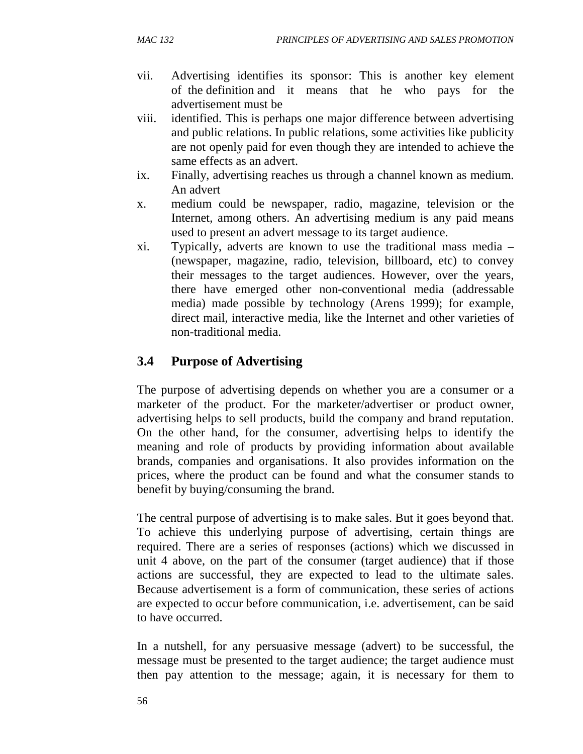vii. Advertising identifies its sponsor: This is another key element of the definition and it means that he who pays for the advertisement must be
viii. identified. This is perhaps one major difference between advertising and public relations. In public relations, some activities like publicity are not openly paid for even though they are intended to achieve the same effects as an advert.
ix. Finally, advertising reaches us through a channel known as medium. An advert
x. medium could be newspaper, radio, magazine, television or the Internet, among others. An advertising medium is any paid means used to present an advert message to its target audience.
xi. Typically, adverts are known to use the traditional mass media – (newspaper, magazine, radio, television, billboard, etc) to convey their messages to the target audiences. However, over the years, there have emerged other non-conventional media (addressable media) made possible by technology (Arens 1999); for example, direct mail, interactive media, like the Internet and other varieties of non-traditional media.

## 3.4 Purpose of Advertising

The purpose of advertising depends on whether you are a consumer or a marketer of the product. For the marketer/advertiser or product owner, advertising helps to sell products, build the company and brand reputation. On the other hand, for the consumer, advertising helps to identify the meaning and role of products by providing information about available brands, companies and organisations. It also provides information on the prices, where the product can be found and what the consumer stands to benefit by buying/consuming the brand.

The central purpose of advertising is to make sales. But it goes beyond that. To achieve this underlying purpose of advertising, certain things are required. There are a series of responses (actions) which we discussed in unit 4 above, on the part of the consumer (target audience) that if those actions are successful, they are expected to lead to the ultimate sales. Because advertisement is a form of communication, these series of actions are expected to occur before communication, i.e. advertisement, can be said to have occurred.

In a nutshell, for any persuasive message (advert) to be successful, the message must be presented to the target audience; the target audience must then pay attention to the message; again, it is necessary for them to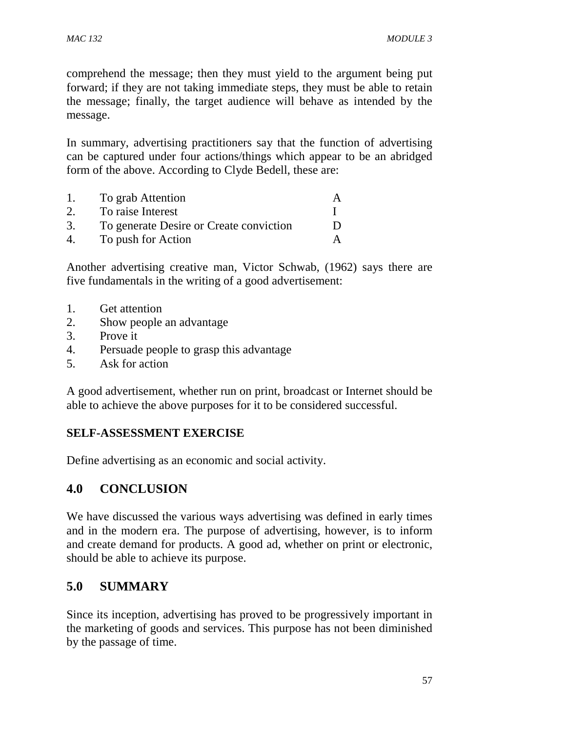comprehend the message; then they must yield to the argument being put forward; if they are not taking immediate steps, they must be able to retain the message; finally, the target audience will behave as intended by the message.

In summary, advertising practitioners say that the function of advertising can be captured under four actions/things which appear to be an abridged form of the above. According to Clyde Bedell, these are:

| | | |
|---|---|---|
| 1. | To grab Attention | A |
| 2. | To raise Interest | I |
| 3. | To generate Desire or Create conviction | D |
| 4. | To push for Action | A |

Another advertising creative man, Victor Schwab, (1962) says there are five fundamentals in the writing of a good advertisement:

1. Get attention
2. Show people an advantage
3. Prove it
4. Persuade people to grasp this advantage
5. Ask for action

A good advertisement, whether run on print, broadcast or Internet should be able to achieve the above purposes for it to be considered successful.

**SELF-ASSESSMENT EXERCISE**

Define advertising as an economic and social activity.

## 4.0 CONCLUSION

We have discussed the various ways advertising was defined in early times and in the modern era. The purpose of advertising, however, is to inform and create demand for products. A good ad, whether on print or electronic, should be able to achieve its purpose.

## 5.0 SUMMARY

Since its inception, advertising has proved to be progressively important in the marketing of goods and services. This purpose has not been diminished by the passage of time.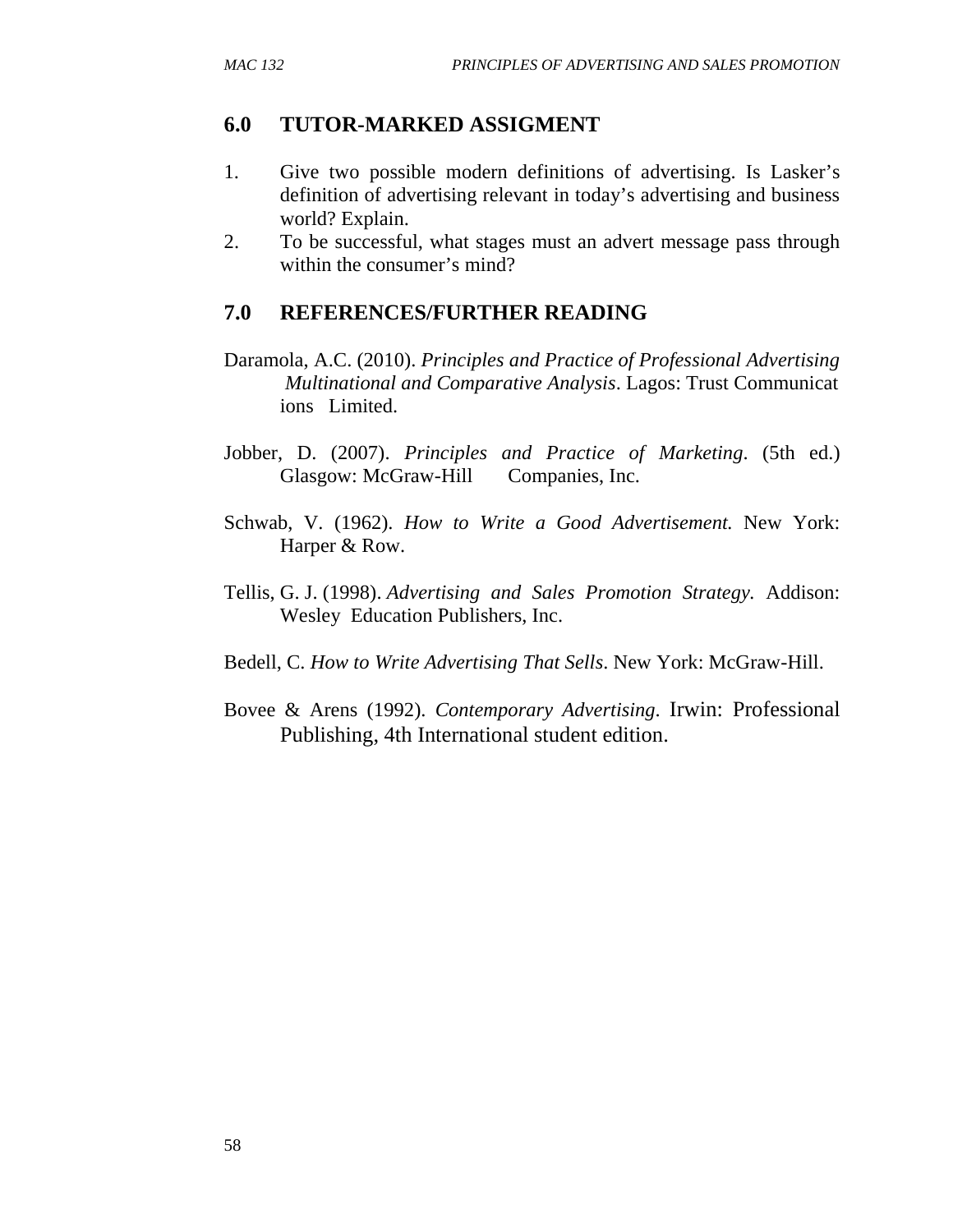## 6.0 TUTOR-MARKED ASSIGMENT

1. Give two possible modern definitions of advertising. Is Lasker's definition of advertising relevant in today's advertising and business world? Explain.
2. To be successful, what stages must an advert message pass through within the consumer's mind?

## 7.0 REFERENCES/FURTHER READING

Daramola, A.C. (2010). *Principles and Practice of Professional Advertising Multinational and Comparative Analysis*. Lagos: Trust Communicat ions Limited.

Jobber, D. (2007). *Principles and Practice of Marketing*. (5th ed.) Glasgow: McGraw-Hill Companies, Inc.

Schwab, V. (1962). *How to Write a Good Advertisement.* New York: Harper & Row.

Tellis, G. J. (1998). *Advertising and Sales Promotion Strategy.* Addison: Wesley Education Publishers, Inc.

Bedell, C. *How to Write Advertising That Sells*. New York: McGraw-Hill.

Bovee & Arens (1992). *Contemporary Advertising*. Irwin: Professional Publishing, 4th International student edition.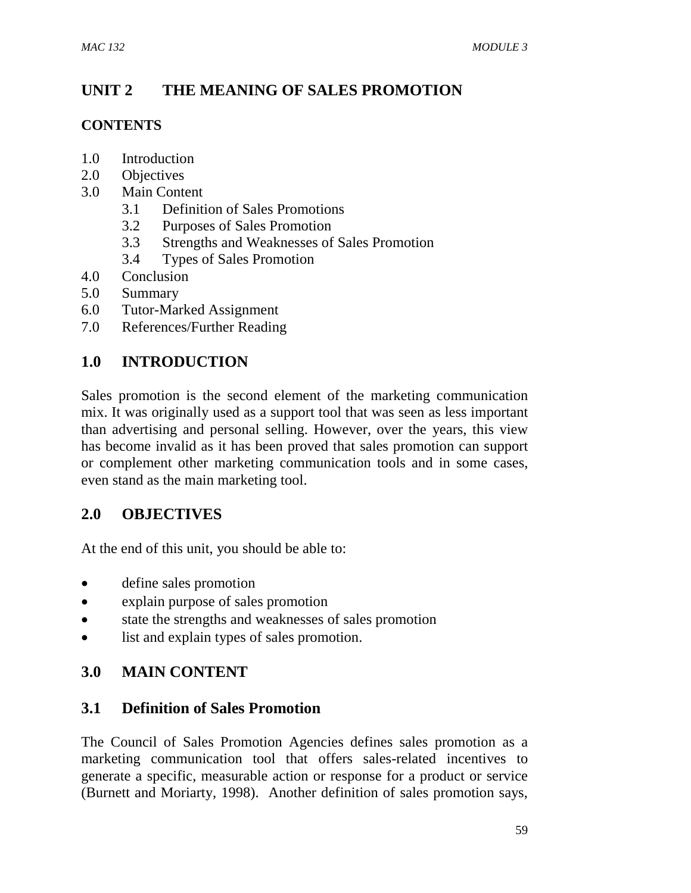# UNIT 2 THE MEANING OF SALES PROMOTION

**CONTENTS**

1.0 Introduction
2.0 Objectives
3.0 Main Content
   3.1 Definition of Sales Promotions
   3.2 Purposes of Sales Promotion
   3.3 Strengths and Weaknesses of Sales Promotion
   3.4 Types of Sales Promotion
4.0 Conclusion
5.0 Summary
6.0 Tutor-Marked Assignment
7.0 References/Further Reading

## 1.0 INTRODUCTION

Sales promotion is the second element of the marketing communication mix. It was originally used as a support tool that was seen as less important than advertising and personal selling. However, over the years, this view has become invalid as it has been proved that sales promotion can support or complement other marketing communication tools and in some cases, even stand as the main marketing tool.

## 2.0 OBJECTIVES

At the end of this unit, you should be able to:

- define sales promotion
- explain purpose of sales promotion
- state the strengths and weaknesses of sales promotion
- list and explain types of sales promotion.

## 3.0 MAIN CONTENT

### 3.1 Definition of Sales Promotion

The Council of Sales Promotion Agencies defines sales promotion as a marketing communication tool that offers sales-related incentives to generate a specific, measurable action or response for a product or service (Burnett and Moriarty, 1998). Another definition of sales promotion says,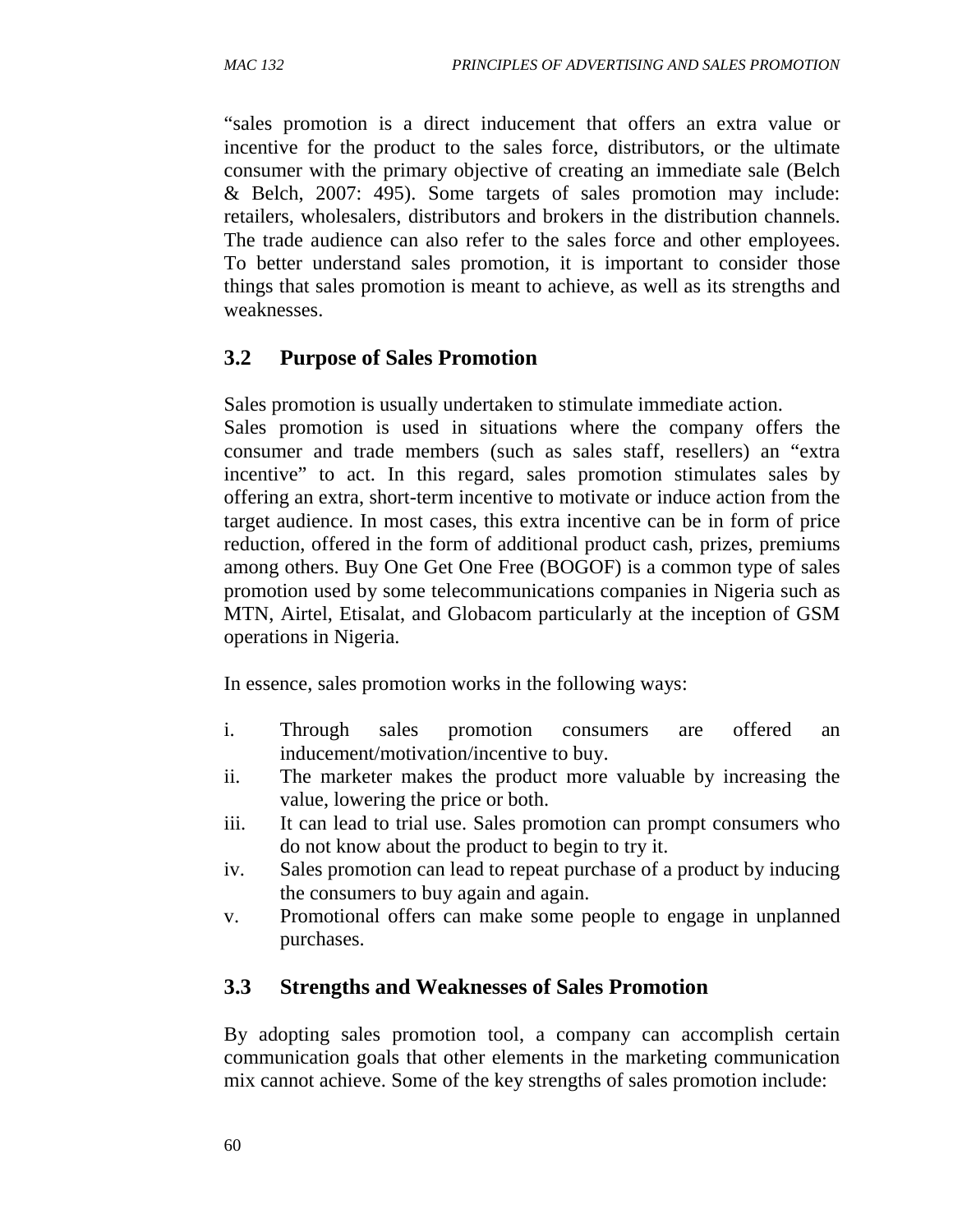"sales promotion is a direct inducement that offers an extra value or incentive for the product to the sales force, distributors, or the ultimate consumer with the primary objective of creating an immediate sale (Belch & Belch, 2007: 495). Some targets of sales promotion may include: retailers, wholesalers, distributors and brokers in the distribution channels. The trade audience can also refer to the sales force and other employees. To better understand sales promotion, it is important to consider those things that sales promotion is meant to achieve, as well as its strengths and weaknesses.

## 3.2 Purpose of Sales Promotion

Sales promotion is usually undertaken to stimulate immediate action.
Sales promotion is used in situations where the company offers the consumer and trade members (such as sales staff, resellers) an "extra incentive" to act. In this regard, sales promotion stimulates sales by offering an extra, short-term incentive to motivate or induce action from the target audience. In most cases, this extra incentive can be in form of price reduction, offered in the form of additional product cash, prizes, premiums among others. Buy One Get One Free (BOGOF) is a common type of sales promotion used by some telecommunications companies in Nigeria such as MTN, Airtel, Etisalat, and Globacom particularly at the inception of GSM operations in Nigeria.

In essence, sales promotion works in the following ways:

i. Through sales promotion consumers are offered an inducement/motivation/incentive to buy.
ii. The marketer makes the product more valuable by increasing the value, lowering the price or both.
iii. It can lead to trial use. Sales promotion can prompt consumers who do not know about the product to begin to try it.
iv. Sales promotion can lead to repeat purchase of a product by inducing the consumers to buy again and again.
v. Promotional offers can make some people to engage in unplanned purchases.

## 3.3 Strengths and Weaknesses of Sales Promotion

By adopting sales promotion tool, a company can accomplish certain communication goals that other elements in the marketing communication mix cannot achieve. Some of the key strengths of sales promotion include: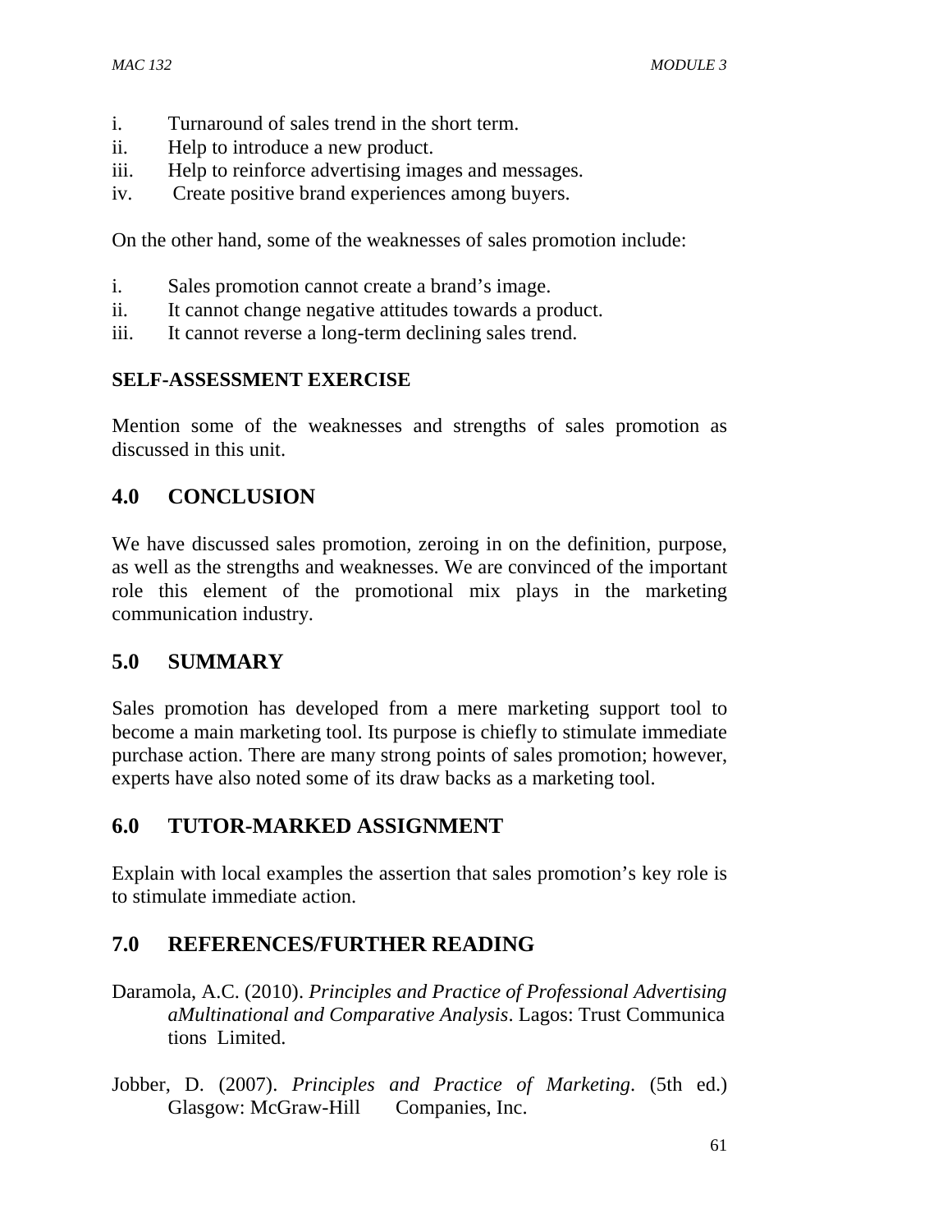i. Turnaround of sales trend in the short term.
ii. Help to introduce a new product.
iii. Help to reinforce advertising images and messages.
iv. Create positive brand experiences among buyers.

On the other hand, some of the weaknesses of sales promotion include:

i. Sales promotion cannot create a brand's image.
ii. It cannot change negative attitudes towards a product.
iii. It cannot reverse a long-term declining sales trend.

**SELF-ASSESSMENT EXERCISE**

Mention some of the weaknesses and strengths of sales promotion as discussed in this unit.

## 4.0 CONCLUSION

We have discussed sales promotion, zeroing in on the definition, purpose, as well as the strengths and weaknesses. We are convinced of the important role this element of the promotional mix plays in the marketing communication industry.

## 5.0 SUMMARY

Sales promotion has developed from a mere marketing support tool to become a main marketing tool. Its purpose is chiefly to stimulate immediate purchase action. There are many strong points of sales promotion; however, experts have also noted some of its draw backs as a marketing tool.

## 6.0 TUTOR-MARKED ASSIGNMENT

Explain with local examples the assertion that sales promotion's key role is to stimulate immediate action.

## 7.0 REFERENCES/FURTHER READING

Daramola, A.C. (2010). *Principles and Practice of Professional Advertising aMultinational and Comparative Analysis*. Lagos: Trust Communica tions Limited.

Jobber, D. (2007). *Principles and Practice of Marketing*. (5th ed.) Glasgow: McGraw-Hill Companies, Inc.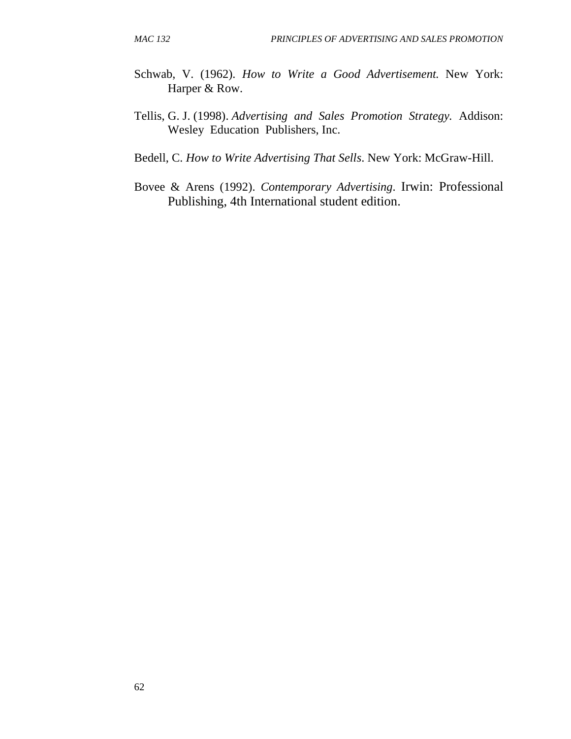Schwab, V. (1962). *How to Write a Good Advertisement.* New York: Harper & Row.

Tellis, G. J. (1998). *Advertising and Sales Promotion Strategy.* Addison: Wesley Education Publishers, Inc.

Bedell, C. *How to Write Advertising That Sells*. New York: McGraw-Hill.

Bovee & Arens (1992). *Contemporary Advertising*. Irwin: Professional Publishing, 4th International student edition.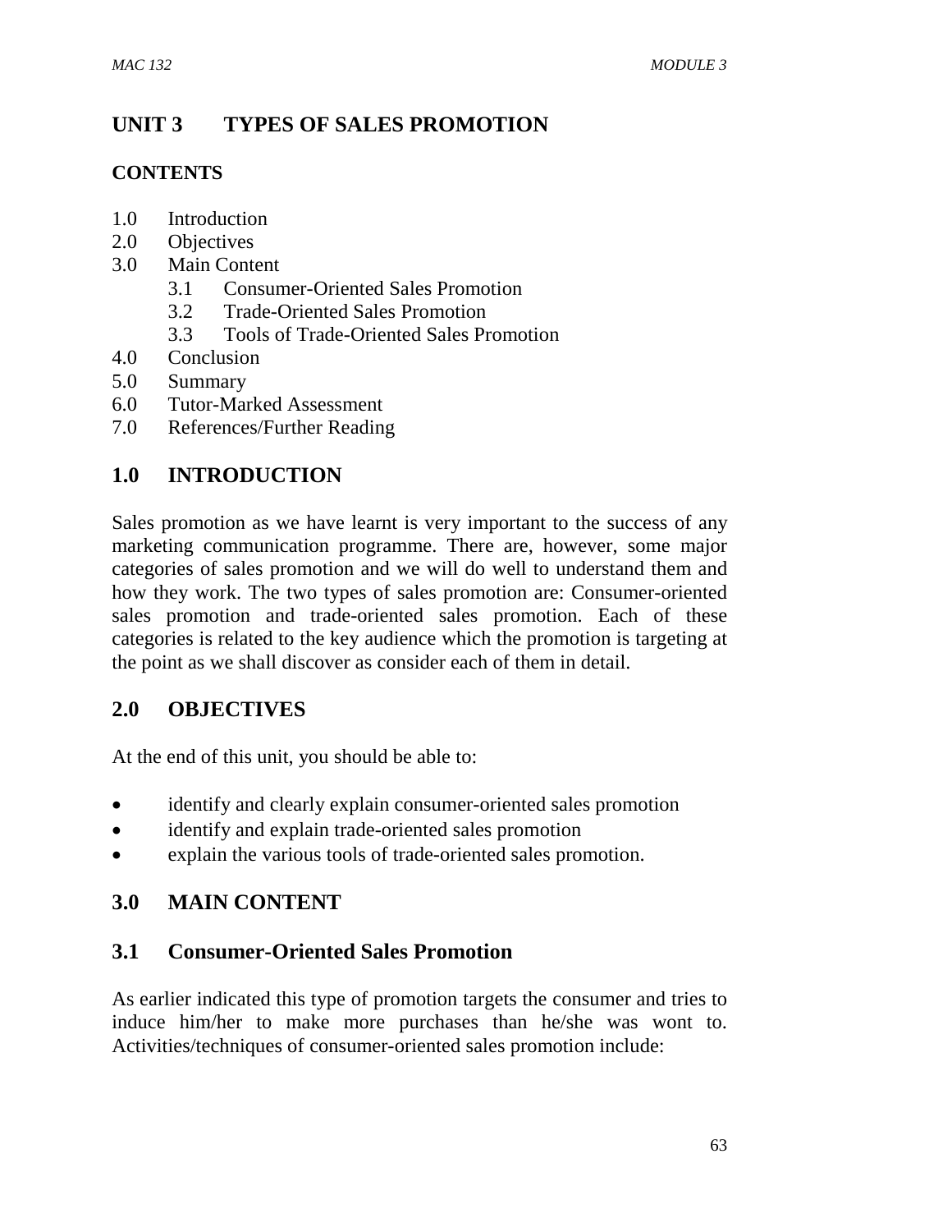# UNIT 3 TYPES OF SALES PROMOTION

**CONTENTS**

1.0 Introduction
2.0 Objectives
3.0 Main Content
   3.1 Consumer-Oriented Sales Promotion
   3.2 Trade-Oriented Sales Promotion
   3.3 Tools of Trade-Oriented Sales Promotion
4.0 Conclusion
5.0 Summary
6.0 Tutor-Marked Assessment
7.0 References/Further Reading

## 1.0 INTRODUCTION

Sales promotion as we have learnt is very important to the success of any marketing communication programme. There are, however, some major categories of sales promotion and we will do well to understand them and how they work. The two types of sales promotion are: Consumer-oriented sales promotion and trade-oriented sales promotion. Each of these categories is related to the key audience which the promotion is targeting at the point as we shall discover as consider each of them in detail.

## 2.0 OBJECTIVES

At the end of this unit, you should be able to:

- identify and clearly explain consumer-oriented sales promotion
- identify and explain trade-oriented sales promotion
- explain the various tools of trade-oriented sales promotion.

## 3.0 MAIN CONTENT

### 3.1 Consumer-Oriented Sales Promotion

As earlier indicated this type of promotion targets the consumer and tries to induce him/her to make more purchases than he/she was wont to. Activities/techniques of consumer-oriented sales promotion include: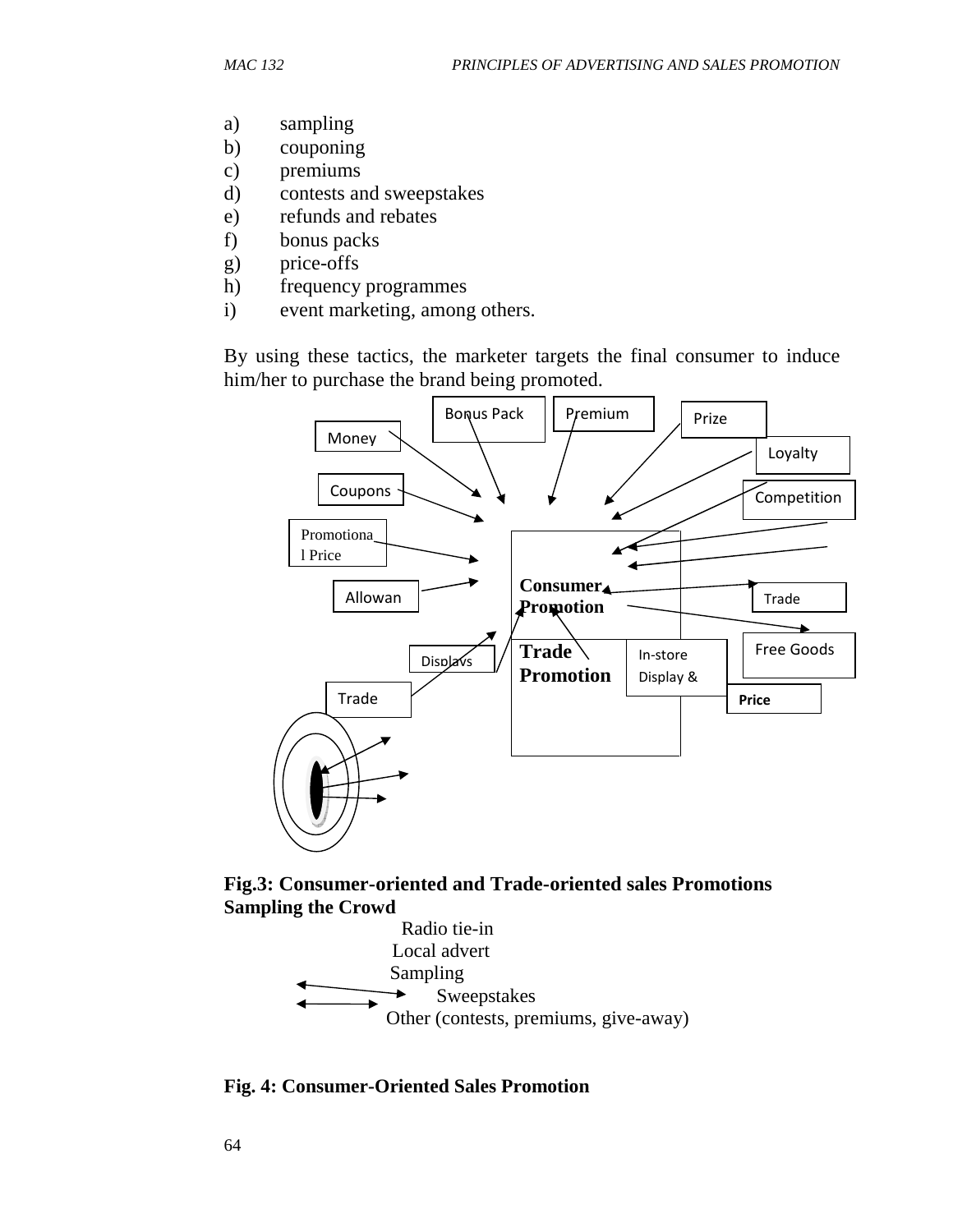a) sampling
b) couponing
c) premiums
d) contests and sweepstakes
e) refunds and rebates
f) bonus packs
g) price-offs
h) frequency programmes
i) event marketing, among others.

By using these tactics, the marketer targets the final consumer to induce him/her to purchase the brand being promoted.

Bonus Pack

Premium

Prize

Money

Loyalty

Coupons

Competition

Promotional Price

Consumer Promotion

Allowan

Trade

Free Goods

Trade Promotion

In-store Display &

Displays

Price

Trade

**Fig.3: Consumer-oriented and Trade-oriented sales Promotions**

**Sampling the Crowd**

Radio tie-in
Local advert
Sampling
Sweepstakes
Other (contests, premiums, give-away)

**Fig. 4: Consumer-Oriented Sales Promotion**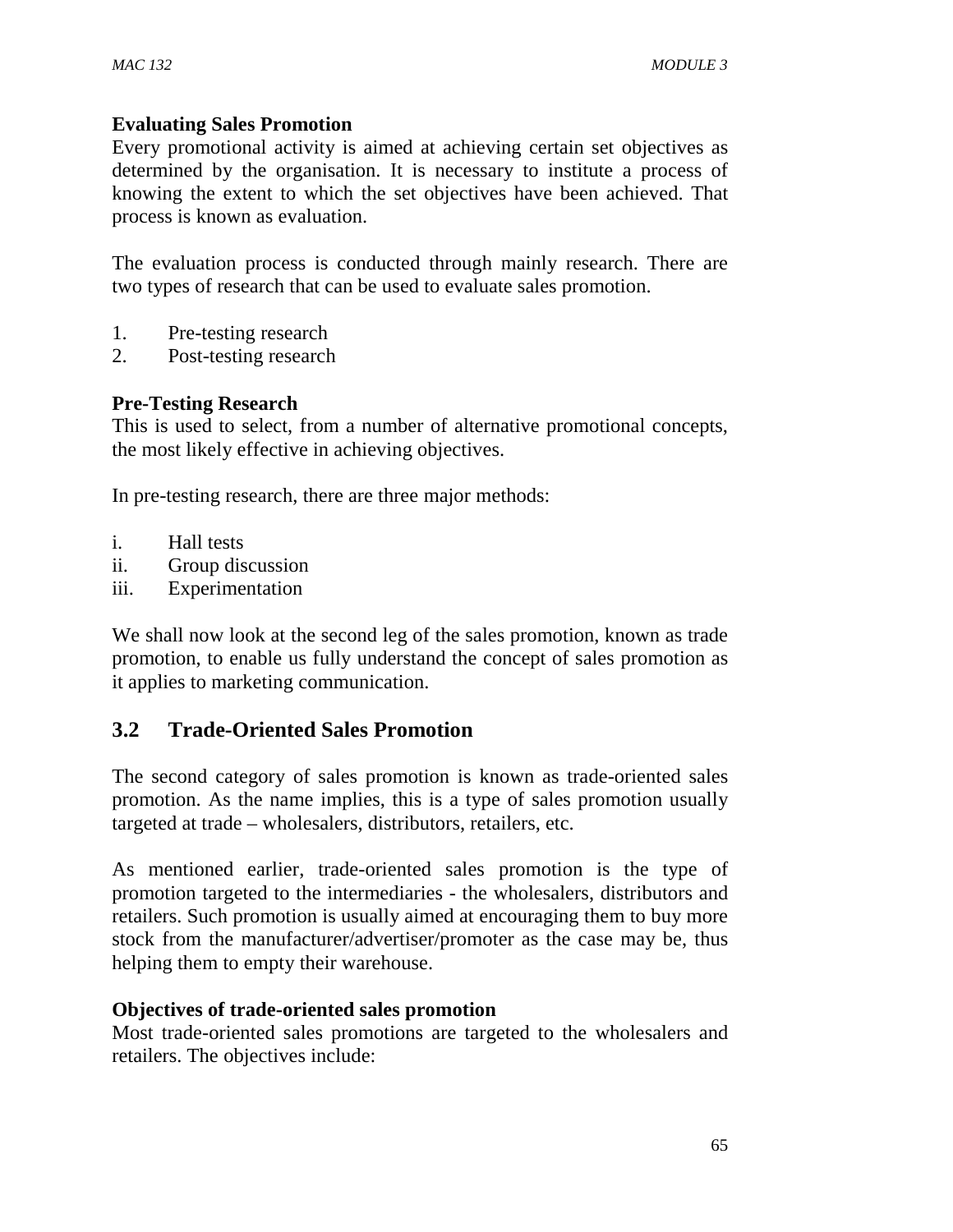**Evaluating Sales Promotion**

Every promotional activity is aimed at achieving certain set objectives as determined by the organisation. It is necessary to institute a process of knowing the extent to which the set objectives have been achieved. That process is known as evaluation.

The evaluation process is conducted through mainly research. There are two types of research that can be used to evaluate sales promotion.

1. Pre-testing research
2. Post-testing research

**Pre-Testing Research**

This is used to select, from a number of alternative promotional concepts, the most likely effective in achieving objectives.

In pre-testing research, there are three major methods:

i. Hall tests
ii. Group discussion
iii. Experimentation

We shall now look at the second leg of the sales promotion, known as trade promotion, to enable us fully understand the concept of sales promotion as it applies to marketing communication.

## 3.2 Trade-Oriented Sales Promotion

The second category of sales promotion is known as trade-oriented sales promotion. As the name implies, this is a type of sales promotion usually targeted at trade – wholesalers, distributors, retailers, etc.

As mentioned earlier, trade-oriented sales promotion is the type of promotion targeted to the intermediaries - the wholesalers, distributors and retailers. Such promotion is usually aimed at encouraging them to buy more stock from the manufacturer/advertiser/promoter as the case may be, thus helping them to empty their warehouse.

**Objectives of trade-oriented sales promotion**

Most trade-oriented sales promotions are targeted to the wholesalers and retailers. The objectives include: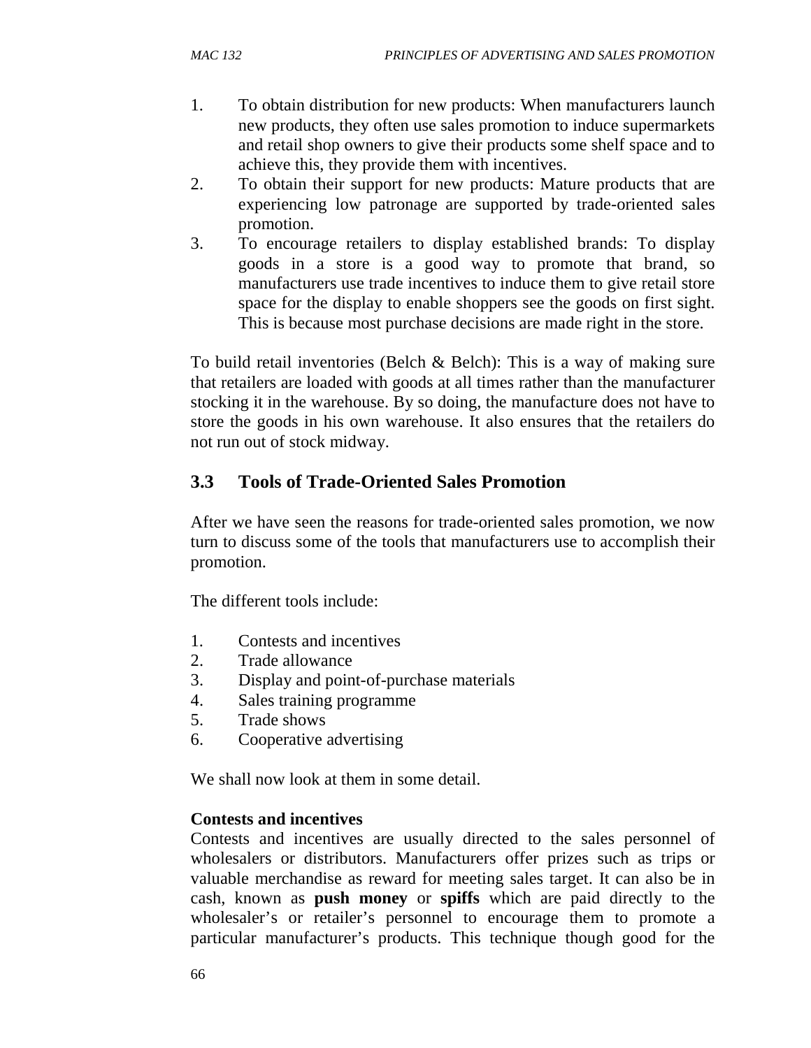1. To obtain distribution for new products: When manufacturers launch new products, they often use sales promotion to induce supermarkets and retail shop owners to give their products some shelf space and to achieve this, they provide them with incentives.
2. To obtain their support for new products: Mature products that are experiencing low patronage are supported by trade-oriented sales promotion.
3. To encourage retailers to display established brands: To display goods in a store is a good way to promote that brand, so manufacturers use trade incentives to induce them to give retail store space for the display to enable shoppers see the goods on first sight. This is because most purchase decisions are made right in the store.

To build retail inventories (Belch & Belch): This is a way of making sure that retailers are loaded with goods at all times rather than the manufacturer stocking it in the warehouse. By so doing, the manufacture does not have to store the goods in his own warehouse. It also ensures that the retailers do not run out of stock midway.

## 3.3 Tools of Trade-Oriented Sales Promotion

After we have seen the reasons for trade-oriented sales promotion, we now turn to discuss some of the tools that manufacturers use to accomplish their promotion.

The different tools include:

1. Contests and incentives
2. Trade allowance
3. Display and point-of-purchase materials
4. Sales training programme
5. Trade shows
6. Cooperative advertising

We shall now look at them in some detail.

**Contests and incentives**

Contests and incentives are usually directed to the sales personnel of wholesalers or distributors. Manufacturers offer prizes such as trips or valuable merchandise as reward for meeting sales target. It can also be in cash, known as **push money** or **spiffs** which are paid directly to the wholesaler's or retailer's personnel to encourage them to promote a particular manufacturer's products. This technique though good for the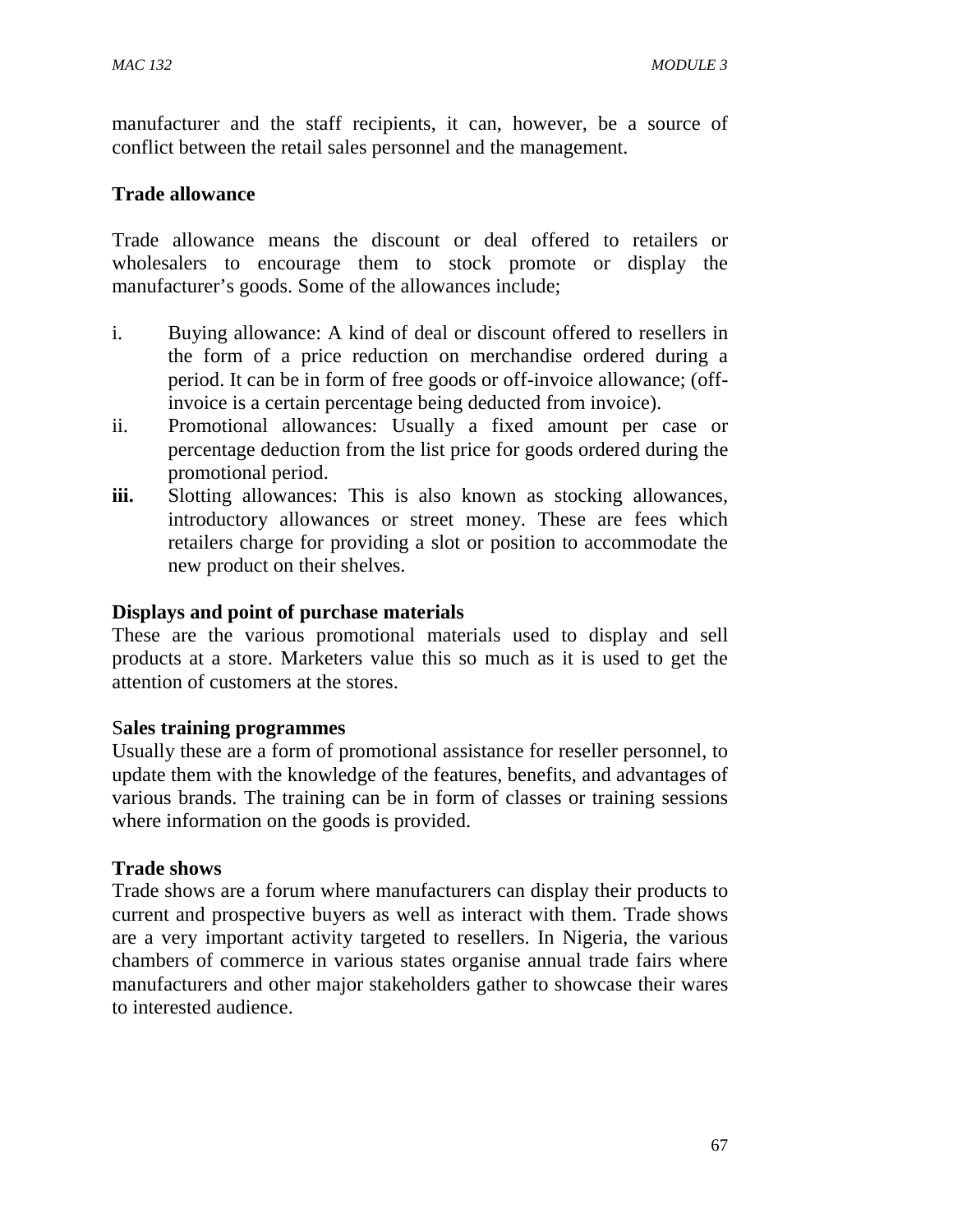manufacturer and the staff recipients, it can, however, be a source of conflict between the retail sales personnel and the management.

**Trade allowance**

Trade allowance means the discount or deal offered to retailers or wholesalers to encourage them to stock promote or display the manufacturer's goods. Some of the allowances include;

i. Buying allowance: A kind of deal or discount offered to resellers in the form of a price reduction on merchandise ordered during a period. It can be in form of free goods or off-invoice allowance; (off-invoice is a certain percentage being deducted from invoice).
ii. Promotional allowances: Usually a fixed amount per case or percentage deduction from the list price for goods ordered during the promotional period.
**iii.** Slotting allowances: This is also known as stocking allowances, introductory allowances or street money. These are fees which retailers charge for providing a slot or position to accommodate the new product on their shelves.

**Displays and point of purchase materials**

These are the various promotional materials used to display and sell products at a store. Marketers value this so much as it is used to get the attention of customers at the stores.

S**ales training programmes**

Usually these are a form of promotional assistance for reseller personnel, to update them with the knowledge of the features, benefits, and advantages of various brands. The training can be in form of classes or training sessions where information on the goods is provided.

**Trade shows**

Trade shows are a forum where manufacturers can display their products to current and prospective buyers as well as interact with them. Trade shows are a very important activity targeted to resellers. In Nigeria, the various chambers of commerce in various states organise annual trade fairs where manufacturers and other major stakeholders gather to showcase their wares to interested audience.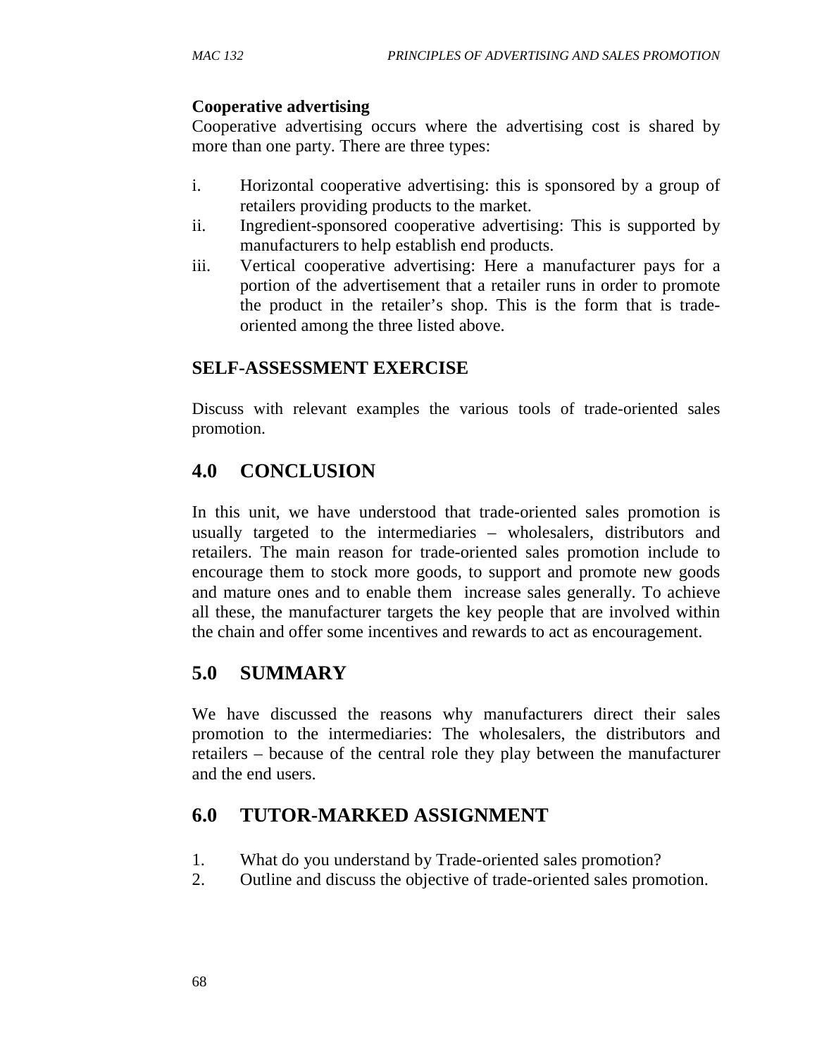**Cooperative advertising**

Cooperative advertising occurs where the advertising cost is shared by more than one party. There are three types:

i. Horizontal cooperative advertising: this is sponsored by a group of retailers providing products to the market.
ii. Ingredient-sponsored cooperative advertising: This is supported by manufacturers to help establish end products.
iii. Vertical cooperative advertising: Here a manufacturer pays for a portion of the advertisement that a retailer runs in order to promote the product in the retailer's shop. This is the form that is trade-oriented among the three listed above.

## SELF-ASSESSMENT EXERCISE

Discuss with relevant examples the various tools of trade-oriented sales promotion.

## 4.0 CONCLUSION

In this unit, we have understood that trade-oriented sales promotion is usually targeted to the intermediaries – wholesalers, distributors and retailers. The main reason for trade-oriented sales promotion include to encourage them to stock more goods, to support and promote new goods and mature ones and to enable them increase sales generally. To achieve all these, the manufacturer targets the key people that are involved within the chain and offer some incentives and rewards to act as encouragement.

## 5.0 SUMMARY

We have discussed the reasons why manufacturers direct their sales promotion to the intermediaries: The wholesalers, the distributors and retailers – because of the central role they play between the manufacturer and the end users.

## 6.0 TUTOR-MARKED ASSIGNMENT

1. What do you understand by Trade-oriented sales promotion?
2. Outline and discuss the objective of trade-oriented sales promotion.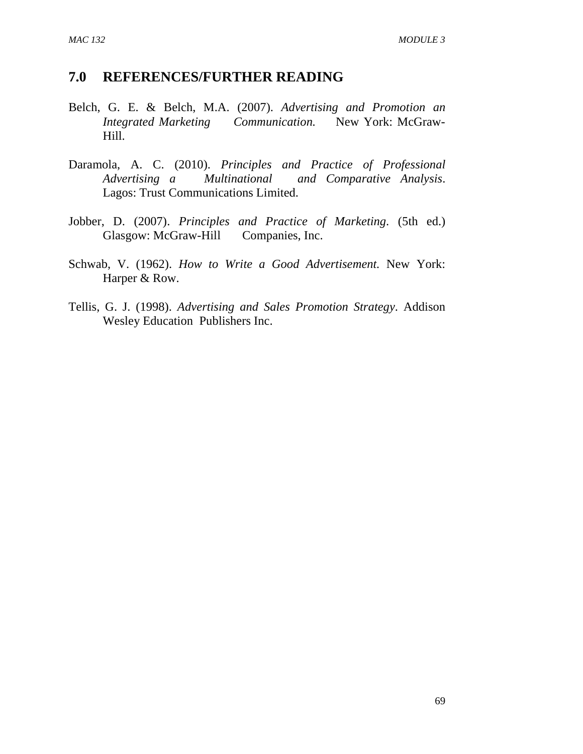## 7.0 REFERENCES/FURTHER READING

Belch, G. E. & Belch, M.A. (2007). *Advertising and Promotion an Integrated Marketing Communication.* New York: McGraw-Hill.

Daramola, A. C. (2010). *Principles and Practice of Professional Advertising a Multinational and Comparative Analysis*. Lagos: Trust Communications Limited.

Jobber, D. (2007). *Principles and Practice of Marketing*. (5th ed.) Glasgow: McGraw-Hill Companies, Inc.

Schwab, V. (1962). *How to Write a Good Advertisement.* New York: Harper & Row.

Tellis, G. J. (1998). *Advertising and Sales Promotion Strategy*. Addison Wesley Education Publishers Inc.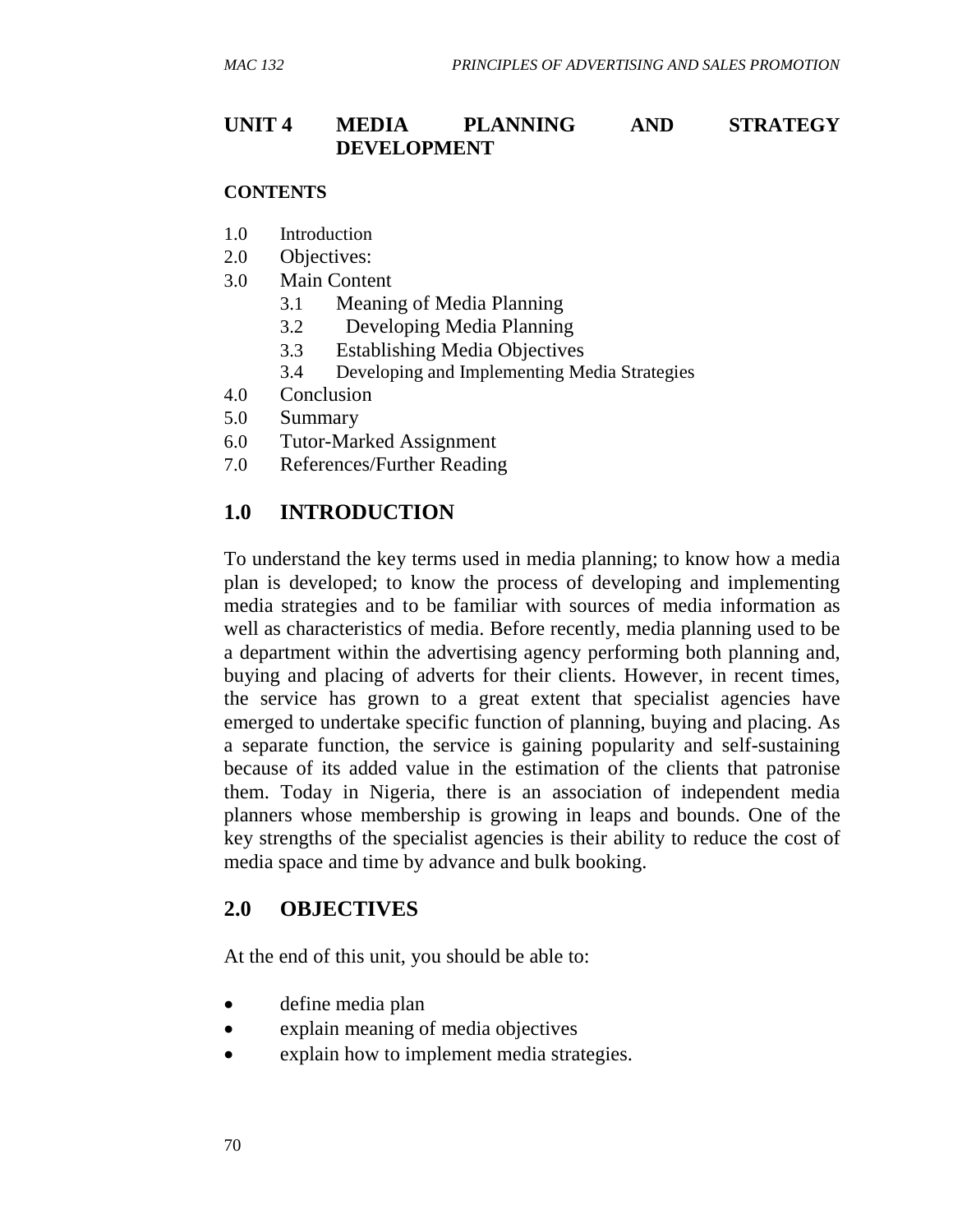# UNIT 4 MEDIA PLANNING AND STRATEGY DEVELOPMENT

**CONTENTS**

1.0 Introduction
2.0 Objectives:
3.0 Main Content
 3.1 Meaning of Media Planning
 3.2 Developing Media Planning
 3.3 Establishing Media Objectives
 3.4 Developing and Implementing Media Strategies
4.0 Conclusion
5.0 Summary
6.0 Tutor-Marked Assignment
7.0 References/Further Reading

## 1.0 INTRODUCTION

To understand the key terms used in media planning; to know how a media plan is developed; to know the process of developing and implementing media strategies and to be familiar with sources of media information as well as characteristics of media. Before recently, media planning used to be a department within the advertising agency performing both planning and, buying and placing of adverts for their clients. However, in recent times, the service has grown to a great extent that specialist agencies have emerged to undertake specific function of planning, buying and placing. As a separate function, the service is gaining popularity and self-sustaining because of its added value in the estimation of the clients that patronise them. Today in Nigeria, there is an association of independent media planners whose membership is growing in leaps and bounds. One of the key strengths of the specialist agencies is their ability to reduce the cost of media space and time by advance and bulk booking.

## 2.0 OBJECTIVES

At the end of this unit, you should be able to:

- define media plan
- explain meaning of media objectives
- explain how to implement media strategies.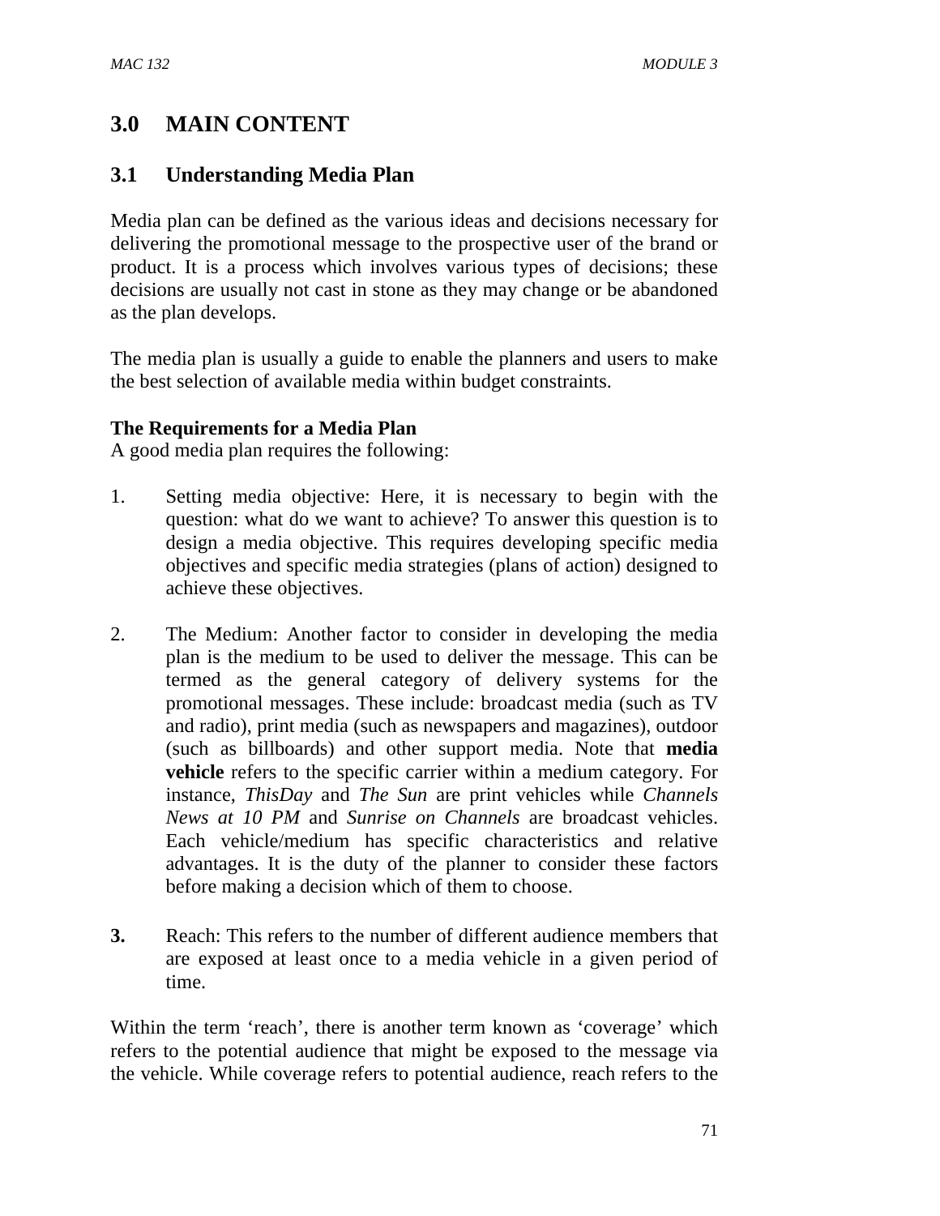# 3.0 MAIN CONTENT

## 3.1 Understanding Media Plan

Media plan can be defined as the various ideas and decisions necessary for delivering the promotional message to the prospective user of the brand or product. It is a process which involves various types of decisions; these decisions are usually not cast in stone as they may change or be abandoned as the plan develops.

The media plan is usually a guide to enable the planners and users to make the best selection of available media within budget constraints.

**The Requirements for a Media Plan**
A good media plan requires the following:

1. Setting media objective: Here, it is necessary to begin with the question: what do we want to achieve? To answer this question is to design a media objective. This requires developing specific media objectives and specific media strategies (plans of action) designed to achieve these objectives.

2. The Medium: Another factor to consider in developing the media plan is the medium to be used to deliver the message. This can be termed as the general category of delivery systems for the promotional messages. These include: broadcast media (such as TV and radio), print media (such as newspapers and magazines), outdoor (such as billboards) and other support media. Note that **media vehicle** refers to the specific carrier within a medium category. For instance, *ThisDay* and *The Sun* are print vehicles while *Channels News at 10 PM* and *Sunrise on Channels* are broadcast vehicles. Each vehicle/medium has specific characteristics and relative advantages. It is the duty of the planner to consider these factors before making a decision which of them to choose.

3. Reach: This refers to the number of different audience members that are exposed at least once to a media vehicle in a given period of time.

Within the term 'reach', there is another term known as 'coverage' which refers to the potential audience that might be exposed to the message via the vehicle. While coverage refers to potential audience, reach refers to the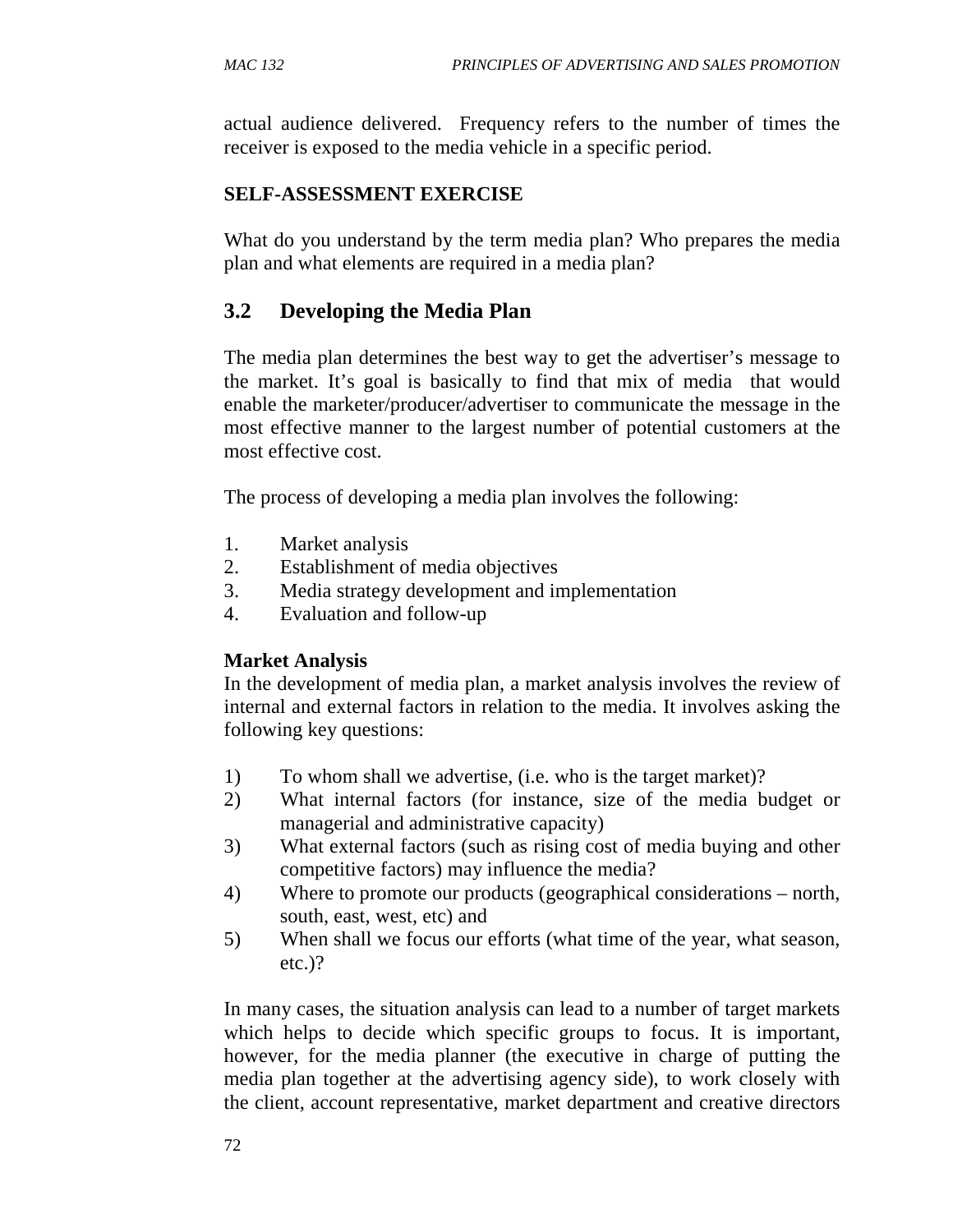actual audience delivered. Frequency refers to the number of times the receiver is exposed to the media vehicle in a specific period.

**SELF-ASSESSMENT EXERCISE**

What do you understand by the term media plan? Who prepares the media plan and what elements are required in a media plan?

## 3.2 Developing the Media Plan

The media plan determines the best way to get the advertiser's message to the market. It's goal is basically to find that mix of media that would enable the marketer/producer/advertiser to communicate the message in the most effective manner to the largest number of potential customers at the most effective cost.

The process of developing a media plan involves the following:

1. Market analysis
2. Establishment of media objectives
3. Media strategy development and implementation
4. Evaluation and follow-up

**Market Analysis**

In the development of media plan, a market analysis involves the review of internal and external factors in relation to the media. It involves asking the following key questions:

1) To whom shall we advertise, (i.e. who is the target market)?
2) What internal factors (for instance, size of the media budget or managerial and administrative capacity)
3) What external factors (such as rising cost of media buying and other competitive factors) may influence the media?
4) Where to promote our products (geographical considerations – north, south, east, west, etc) and
5) When shall we focus our efforts (what time of the year, what season, etc.)?

In many cases, the situation analysis can lead to a number of target markets which helps to decide which specific groups to focus. It is important, however, for the media planner (the executive in charge of putting the media plan together at the advertising agency side), to work closely with the client, account representative, market department and creative directors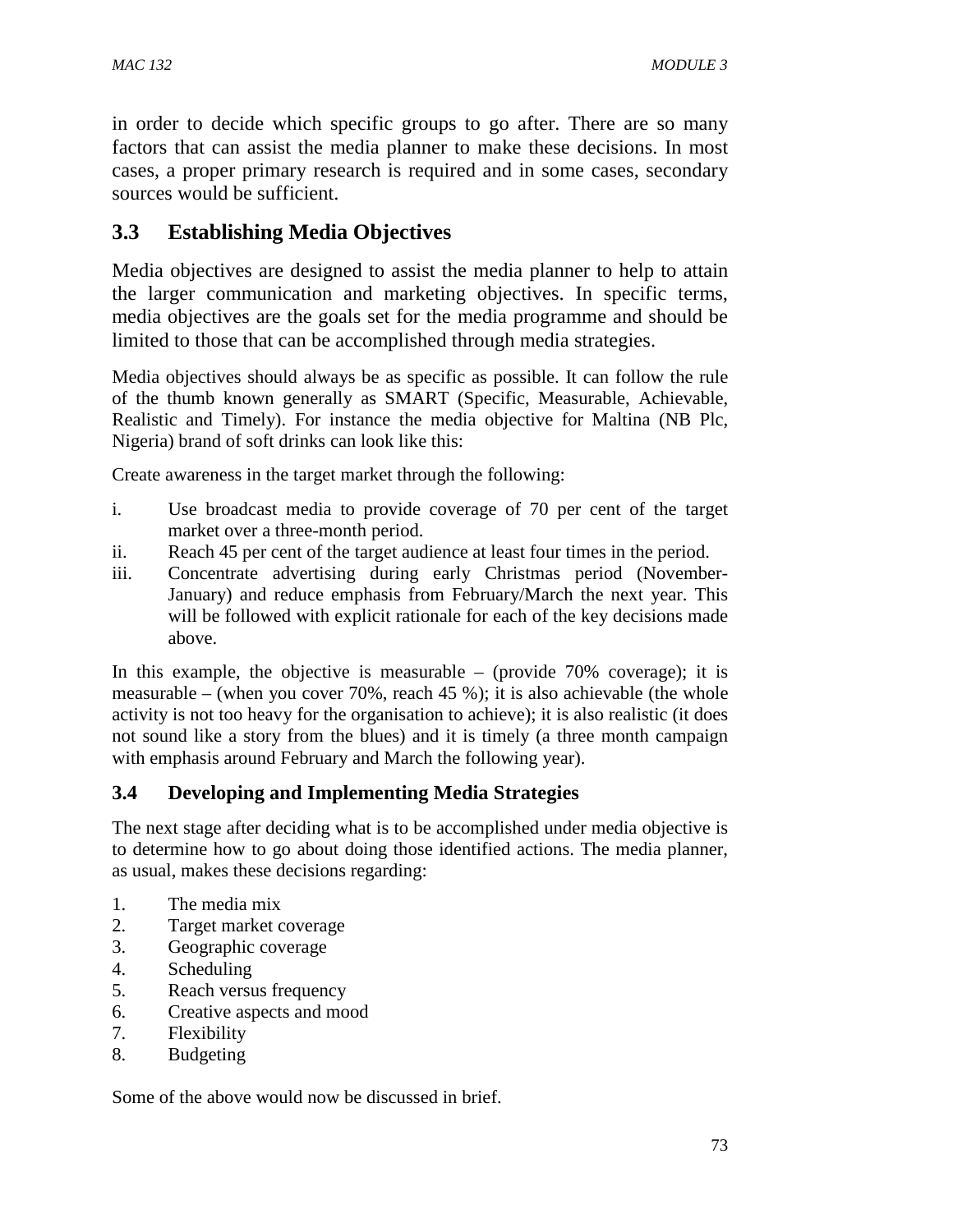in order to decide which specific groups to go after. There are so many factors that can assist the media planner to make these decisions. In most cases, a proper primary research is required and in some cases, secondary sources would be sufficient.

## 3.3 Establishing Media Objectives

Media objectives are designed to assist the media planner to help to attain the larger communication and marketing objectives. In specific terms, media objectives are the goals set for the media programme and should be limited to those that can be accomplished through media strategies.

Media objectives should always be as specific as possible. It can follow the rule of the thumb known generally as SMART (Specific, Measurable, Achievable, Realistic and Timely). For instance the media objective for Maltina (NB Plc, Nigeria) brand of soft drinks can look like this:

Create awareness in the target market through the following:

i. Use broadcast media to provide coverage of 70 per cent of the target market over a three-month period.
ii. Reach 45 per cent of the target audience at least four times in the period.
iii. Concentrate advertising during early Christmas period (November-January) and reduce emphasis from February/March the next year. This will be followed with explicit rationale for each of the key decisions made above.

In this example, the objective is measurable – (provide 70% coverage); it is measurable – (when you cover 70%, reach 45 %); it is also achievable (the whole activity is not too heavy for the organisation to achieve); it is also realistic (it does not sound like a story from the blues) and it is timely (a three month campaign with emphasis around February and March the following year).

## 3.4 Developing and Implementing Media Strategies

The next stage after deciding what is to be accomplished under media objective is to determine how to go about doing those identified actions. The media planner, as usual, makes these decisions regarding:

1. The media mix
2. Target market coverage
3. Geographic coverage
4. Scheduling
5. Reach versus frequency
6. Creative aspects and mood
7. Flexibility
8. Budgeting

Some of the above would now be discussed in brief.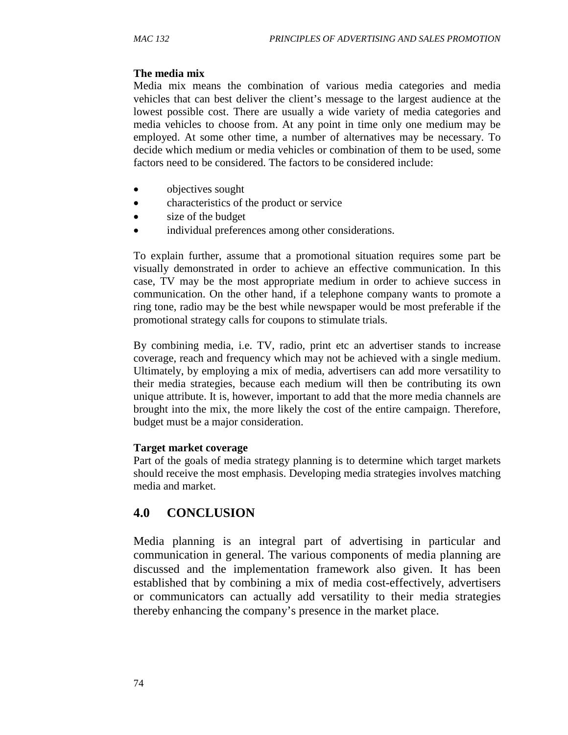**The media mix**

Media mix means the combination of various media categories and media vehicles that can best deliver the client's message to the largest audience at the lowest possible cost. There are usually a wide variety of media categories and media vehicles to choose from. At any point in time only one medium may be employed. At some other time, a number of alternatives may be necessary. To decide which medium or media vehicles or combination of them to be used, some factors need to be considered. The factors to be considered include:

- objectives sought
- characteristics of the product or service
- size of the budget
- individual preferences among other considerations.

To explain further, assume that a promotional situation requires some part be visually demonstrated in order to achieve an effective communication. In this case, TV may be the most appropriate medium in order to achieve success in communication. On the other hand, if a telephone company wants to promote a ring tone, radio may be the best while newspaper would be most preferable if the promotional strategy calls for coupons to stimulate trials.

By combining media, i.e. TV, radio, print etc an advertiser stands to increase coverage, reach and frequency which may not be achieved with a single medium. Ultimately, by employing a mix of media, advertisers can add more versatility to their media strategies, because each medium will then be contributing its own unique attribute. It is, however, important to add that the more media channels are brought into the mix, the more likely the cost of the entire campaign. Therefore, budget must be a major consideration.

**Target market coverage**

Part of the goals of media strategy planning is to determine which target markets should receive the most emphasis. Developing media strategies involves matching media and market.

## 4.0 CONCLUSION

Media planning is an integral part of advertising in particular and communication in general. The various components of media planning are discussed and the implementation framework also given. It has been established that by combining a mix of media cost-effectively, advertisers or communicators can actually add versatility to their media strategies thereby enhancing the company's presence in the market place.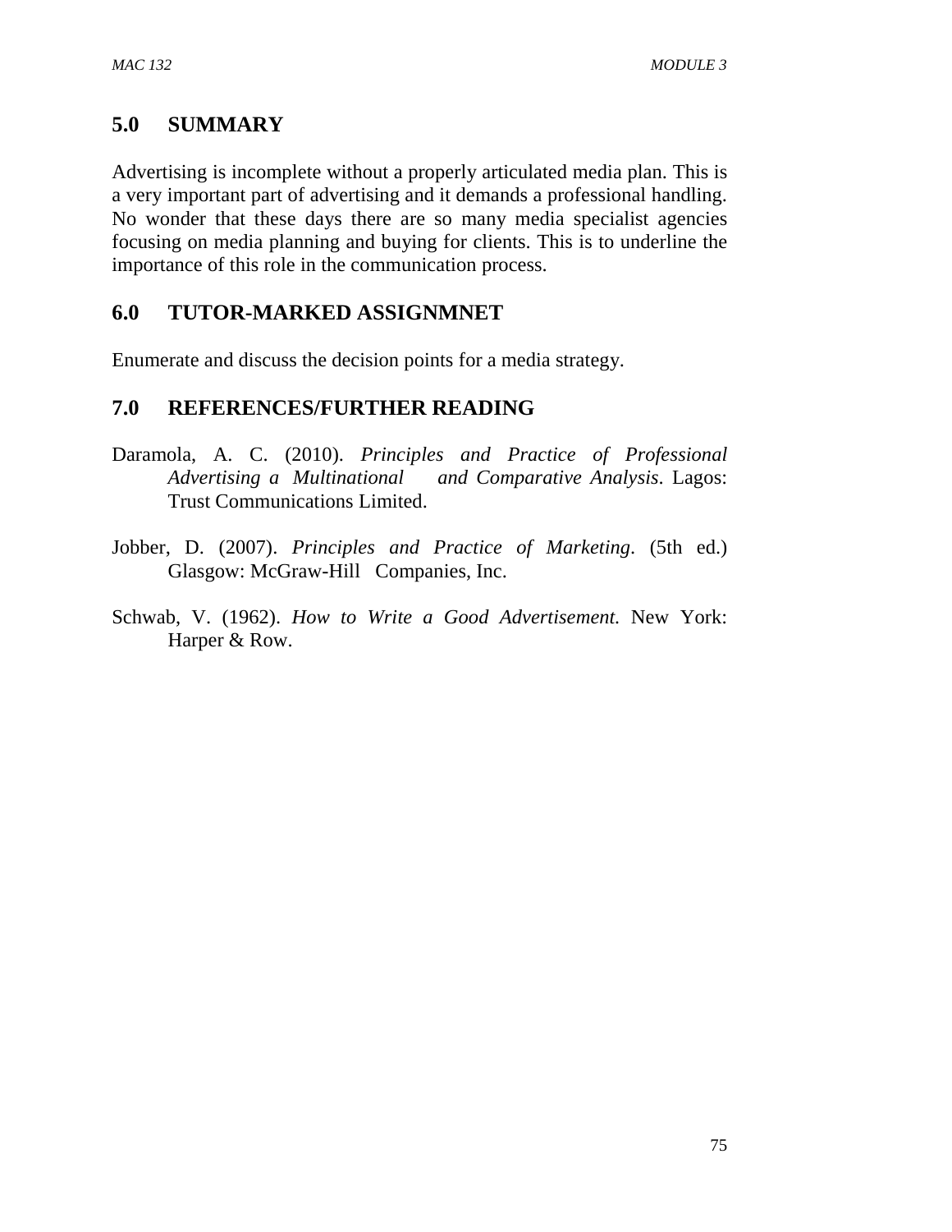## 5.0 SUMMARY

Advertising is incomplete without a properly articulated media plan. This is a very important part of advertising and it demands a professional handling. No wonder that these days there are so many media specialist agencies focusing on media planning and buying for clients. This is to underline the importance of this role in the communication process.

## 6.0 TUTOR-MARKED ASSIGNMNET

Enumerate and discuss the decision points for a media strategy.

## 7.0 REFERENCES/FURTHER READING

Daramola, A. C. (2010). *Principles and Practice of Professional Advertising a Multinational and Comparative Analysis*. Lagos: Trust Communications Limited.

Jobber, D. (2007). *Principles and Practice of Marketing*. (5th ed.) Glasgow: McGraw-Hill Companies, Inc.

Schwab, V. (1962). *How to Write a Good Advertisement.* New York: Harper & Row.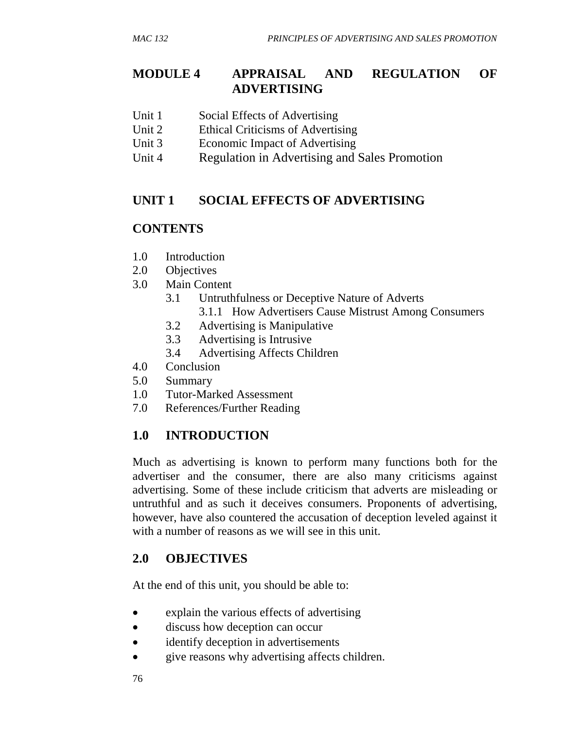# MODULE 4 APPRAISAL AND REGULATION OF ADVERTISING

Unit 1 Social Effects of Advertising
Unit 2 Ethical Criticisms of Advertising
Unit 3 Economic Impact of Advertising
Unit 4 Regulation in Advertising and Sales Promotion

## UNIT 1 SOCIAL EFFECTS OF ADVERTISING

## CONTENTS

1.0 Introduction
2.0 Objectives
3.0 Main Content
 3.1 Untruthfulness or Deceptive Nature of Adverts
  3.1.1 How Advertisers Cause Mistrust Among Consumers
 3.2 Advertising is Manipulative
 3.3 Advertising is Intrusive
 3.4 Advertising Affects Children
4.0 Conclusion
5.0 Summary
1.0 Tutor-Marked Assessment
7.0 References/Further Reading

## 1.0 INTRODUCTION

Much as advertising is known to perform many functions both for the advertiser and the consumer, there are also many criticisms against advertising. Some of these include criticism that adverts are misleading or untruthful and as such it deceives consumers. Proponents of advertising, however, have also countered the accusation of deception leveled against it with a number of reasons as we will see in this unit.

## 2.0 OBJECTIVES

At the end of this unit, you should be able to:

- explain the various effects of advertising
- discuss how deception can occur
- identify deception in advertisements
- give reasons why advertising affects children.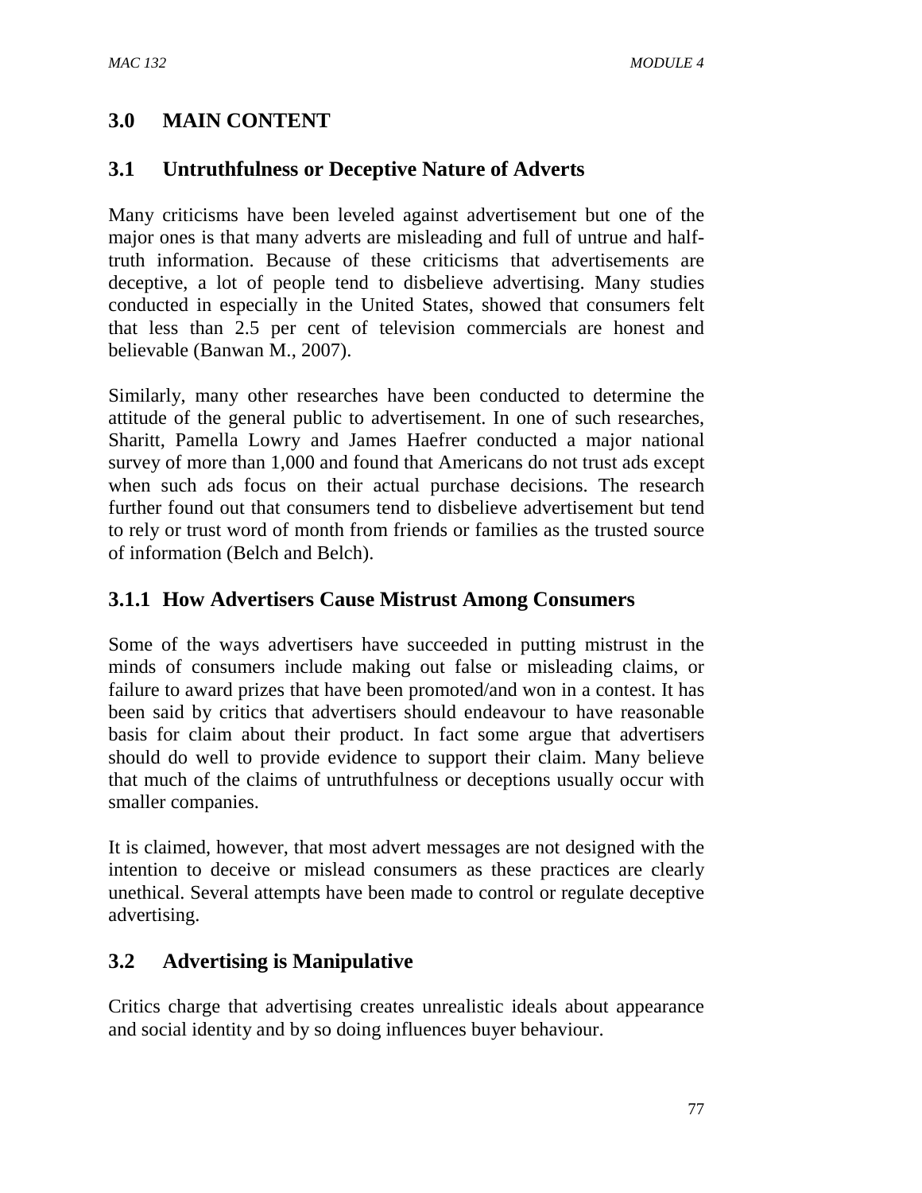## 3.0 MAIN CONTENT

### 3.1 Untruthfulness or Deceptive Nature of Adverts

Many criticisms have been leveled against advertisement but one of the major ones is that many adverts are misleading and full of untrue and half-truth information. Because of these criticisms that advertisements are deceptive, a lot of people tend to disbelieve advertising. Many studies conducted in especially in the United States, showed that consumers felt that less than 2.5 per cent of television commercials are honest and believable (Banwan M., 2007).

Similarly, many other researches have been conducted to determine the attitude of the general public to advertisement. In one of such researches, Sharitt, Pamella Lowry and James Haefrer conducted a major national survey of more than 1,000 and found that Americans do not trust ads except when such ads focus on their actual purchase decisions. The research further found out that consumers tend to disbelieve advertisement but tend to rely or trust word of month from friends or families as the trusted source of information (Belch and Belch).

#### 3.1.1 How Advertisers Cause Mistrust Among Consumers

Some of the ways advertisers have succeeded in putting mistrust in the minds of consumers include making out false or misleading claims, or failure to award prizes that have been promoted/and won in a contest. It has been said by critics that advertisers should endeavour to have reasonable basis for claim about their product. In fact some argue that advertisers should do well to provide evidence to support their claim. Many believe that much of the claims of untruthfulness or deceptions usually occur with smaller companies.

It is claimed, however, that most advert messages are not designed with the intention to deceive or mislead consumers as these practices are clearly unethical. Several attempts have been made to control or regulate deceptive advertising.

### 3.2 Advertising is Manipulative

Critics charge that advertising creates unrealistic ideals about appearance and social identity and by so doing influences buyer behaviour.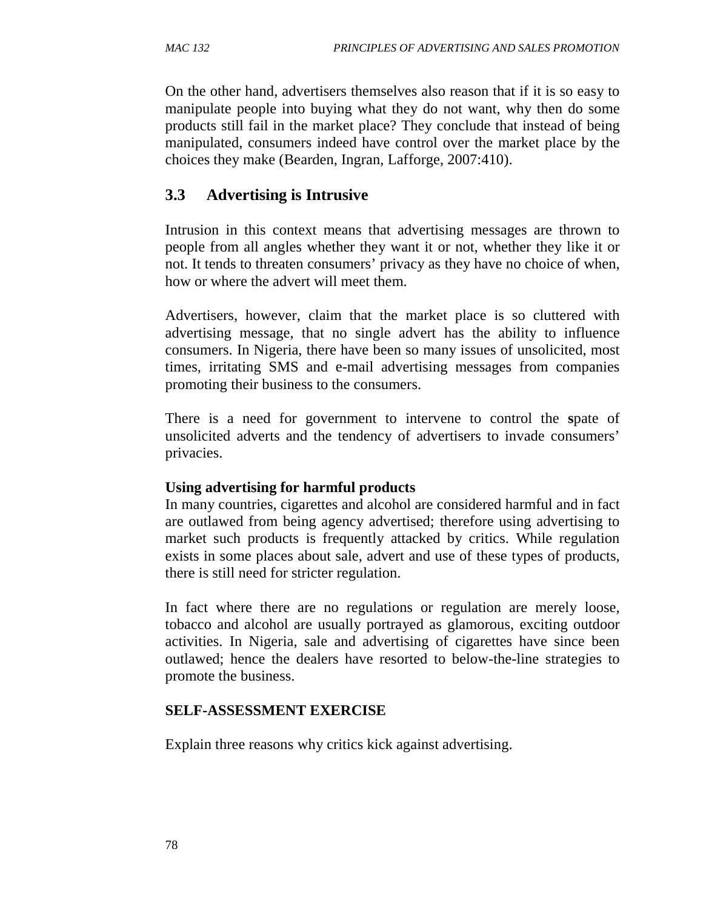On the other hand, advertisers themselves also reason that if it is so easy to manipulate people into buying what they do not want, why then do some products still fail in the market place? They conclude that instead of being manipulated, consumers indeed have control over the market place by the choices they make (Bearden, Ingran, Lafforge, 2007:410).

## 3.3 Advertising is Intrusive

Intrusion in this context means that advertising messages are thrown to people from all angles whether they want it or not, whether they like it or not. It tends to threaten consumers' privacy as they have no choice of when, how or where the advert will meet them.

Advertisers, however, claim that the market place is so cluttered with advertising message, that no single advert has the ability to influence consumers. In Nigeria, there have been so many issues of unsolicited, most times, irritating SMS and e-mail advertising messages from companies promoting their business to the consumers.

There is a need for government to intervene to control the **s**pate of unsolicited adverts and the tendency of advertisers to invade consumers' privacies.

**Using advertising for harmful products**

In many countries, cigarettes and alcohol are considered harmful and in fact are outlawed from being agency advertised; therefore using advertising to market such products is frequently attacked by critics. While regulation exists in some places about sale, advert and use of these types of products, there is still need for stricter regulation.

In fact where there are no regulations or regulation are merely loose, tobacco and alcohol are usually portrayed as glamorous, exciting outdoor activities. In Nigeria, sale and advertising of cigarettes have since been outlawed; hence the dealers have resorted to below-the-line strategies to promote the business.

**SELF-ASSESSMENT EXERCISE**

Explain three reasons why critics kick against advertising.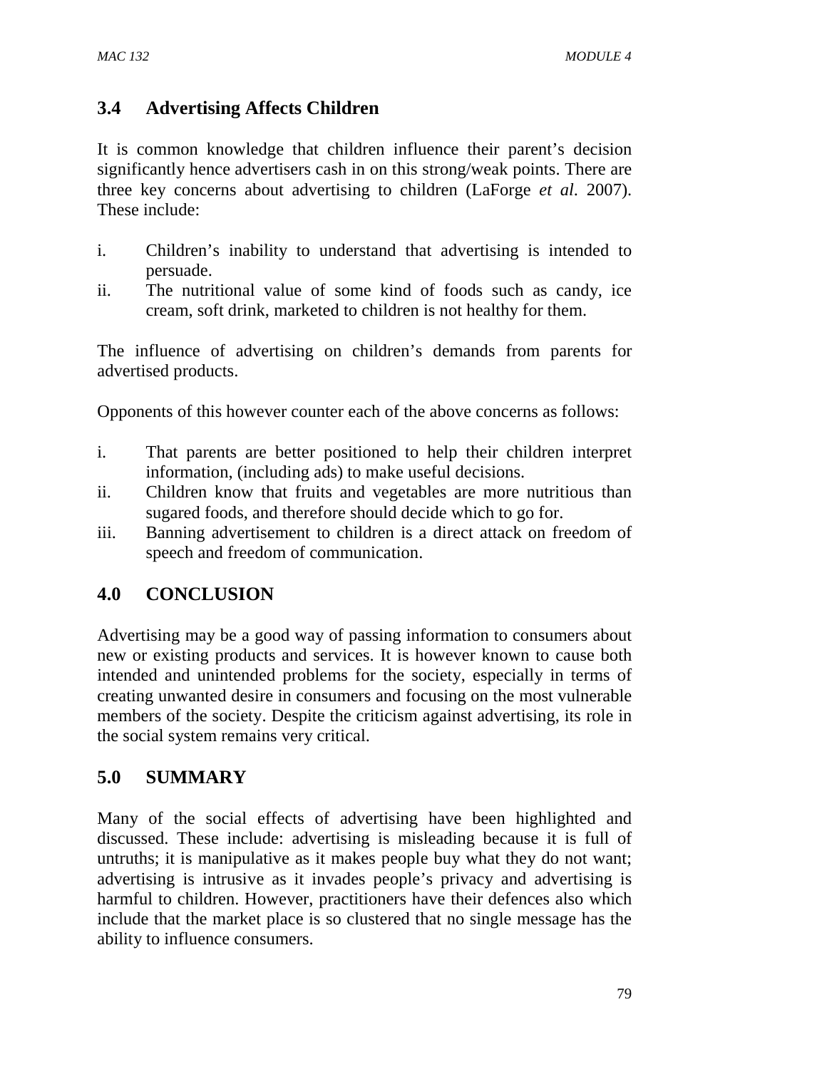### 3.4 Advertising Affects Children

It is common knowledge that children influence their parent's decision significantly hence advertisers cash in on this strong/weak points. There are three key concerns about advertising to children (LaForge *et al*. 2007). These include:

i. Children's inability to understand that advertising is intended to persuade.
ii. The nutritional value of some kind of foods such as candy, ice cream, soft drink, marketed to children is not healthy for them.

The influence of advertising on children's demands from parents for advertised products.

Opponents of this however counter each of the above concerns as follows:

i. That parents are better positioned to help their children interpret information, (including ads) to make useful decisions.
ii. Children know that fruits and vegetables are more nutritious than sugared foods, and therefore should decide which to go for.
iii. Banning advertisement to children is a direct attack on freedom of speech and freedom of communication.

## 4.0 CONCLUSION

Advertising may be a good way of passing information to consumers about new or existing products and services. It is however known to cause both intended and unintended problems for the society, especially in terms of creating unwanted desire in consumers and focusing on the most vulnerable members of the society. Despite the criticism against advertising, its role in the social system remains very critical.

## 5.0 SUMMARY

Many of the social effects of advertising have been highlighted and discussed. These include: advertising is misleading because it is full of untruths; it is manipulative as it makes people buy what they do not want; advertising is intrusive as it invades people's privacy and advertising is harmful to children. However, practitioners have their defences also which include that the market place is so clustered that no single message has the ability to influence consumers.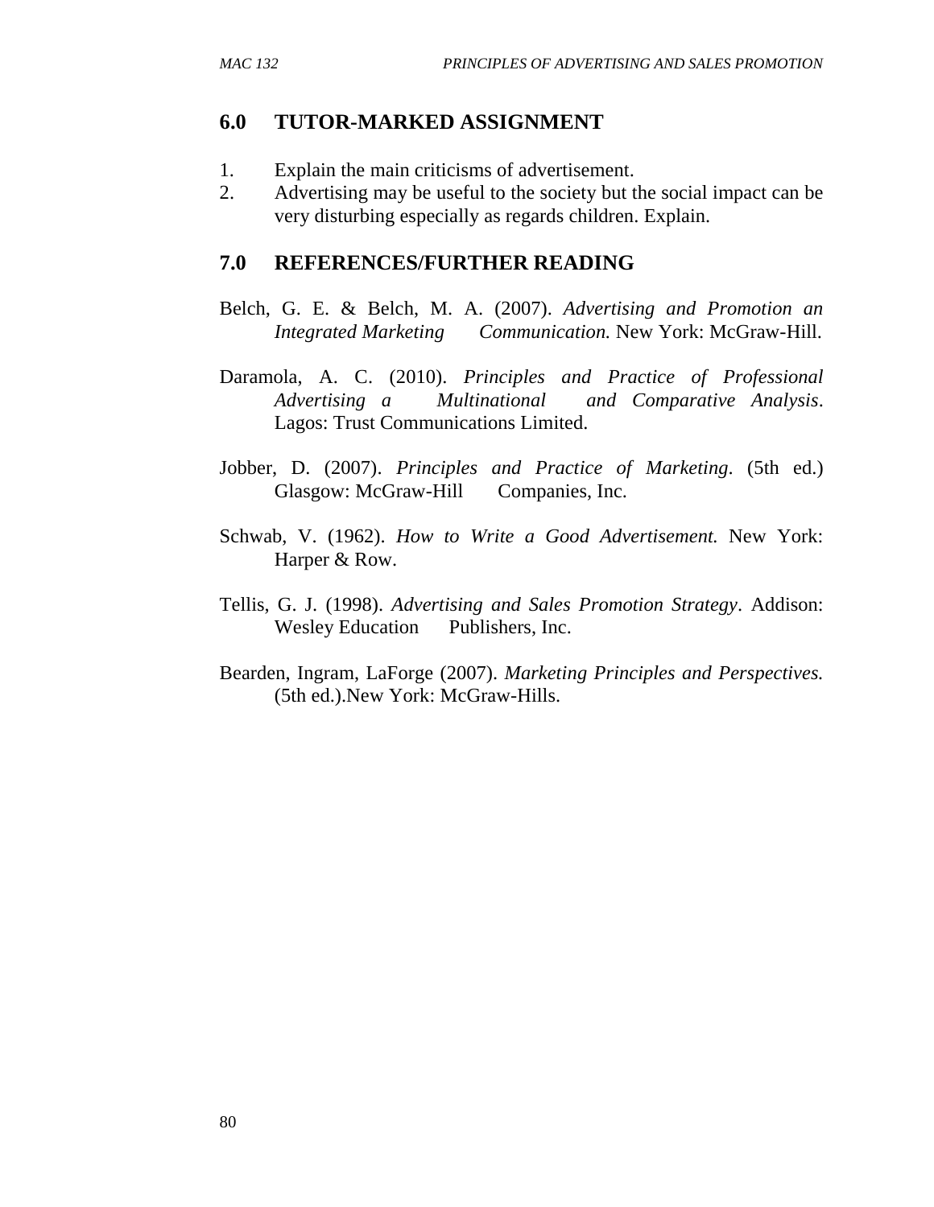## 6.0 TUTOR-MARKED ASSIGNMENT

1. Explain the main criticisms of advertisement.
2. Advertising may be useful to the society but the social impact can be very disturbing especially as regards children. Explain.

## 7.0 REFERENCES/FURTHER READING

Belch, G. E. & Belch, M. A. (2007). *Advertising and Promotion an Integrated Marketing Communication.* New York: McGraw-Hill.

Daramola, A. C. (2010). *Principles and Practice of Professional Advertising a Multinational and Comparative Analysis*. Lagos: Trust Communications Limited.

Jobber, D. (2007). *Principles and Practice of Marketing*. (5th ed.) Glasgow: McGraw-Hill Companies, Inc.

Schwab, V. (1962). *How to Write a Good Advertisement.* New York: Harper & Row.

Tellis, G. J. (1998). *Advertising and Sales Promotion Strategy*. Addison: Wesley Education Publishers, Inc.

Bearden, Ingram, LaForge (2007). *Marketing Principles and Perspectives.* (5th ed.).New York: McGraw-Hills.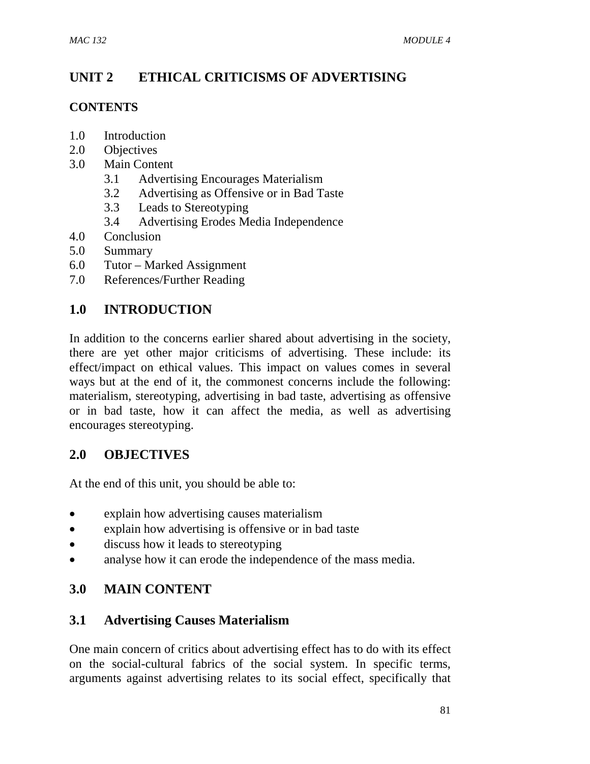# UNIT 2 ETHICAL CRITICISMS OF ADVERTISING

## CONTENTS

1.0 Introduction
2.0 Objectives
3.0 Main Content
    3.1 Advertising Encourages Materialism
    3.2 Advertising as Offensive or in Bad Taste
    3.3 Leads to Stereotyping
    3.4 Advertising Erodes Media Independence
4.0 Conclusion
5.0 Summary
6.0 Tutor – Marked Assignment
7.0 References/Further Reading

## 1.0 INTRODUCTION

In addition to the concerns earlier shared about advertising in the society, there are yet other major criticisms of advertising. These include: its effect/impact on ethical values. This impact on values comes in several ways but at the end of it, the commonest concerns include the following: materialism, stereotyping, advertising in bad taste, advertising as offensive or in bad taste, how it can affect the media, as well as advertising encourages stereotyping.

## 2.0 OBJECTIVES

At the end of this unit, you should be able to:

- explain how advertising causes materialism
- explain how advertising is offensive or in bad taste
- discuss how it leads to stereotyping
- analyse how it can erode the independence of the mass media.

## 3.0 MAIN CONTENT

### 3.1 Advertising Causes Materialism

One main concern of critics about advertising effect has to do with its effect on the social-cultural fabrics of the social system. In specific terms, arguments against advertising relates to its social effect, specifically that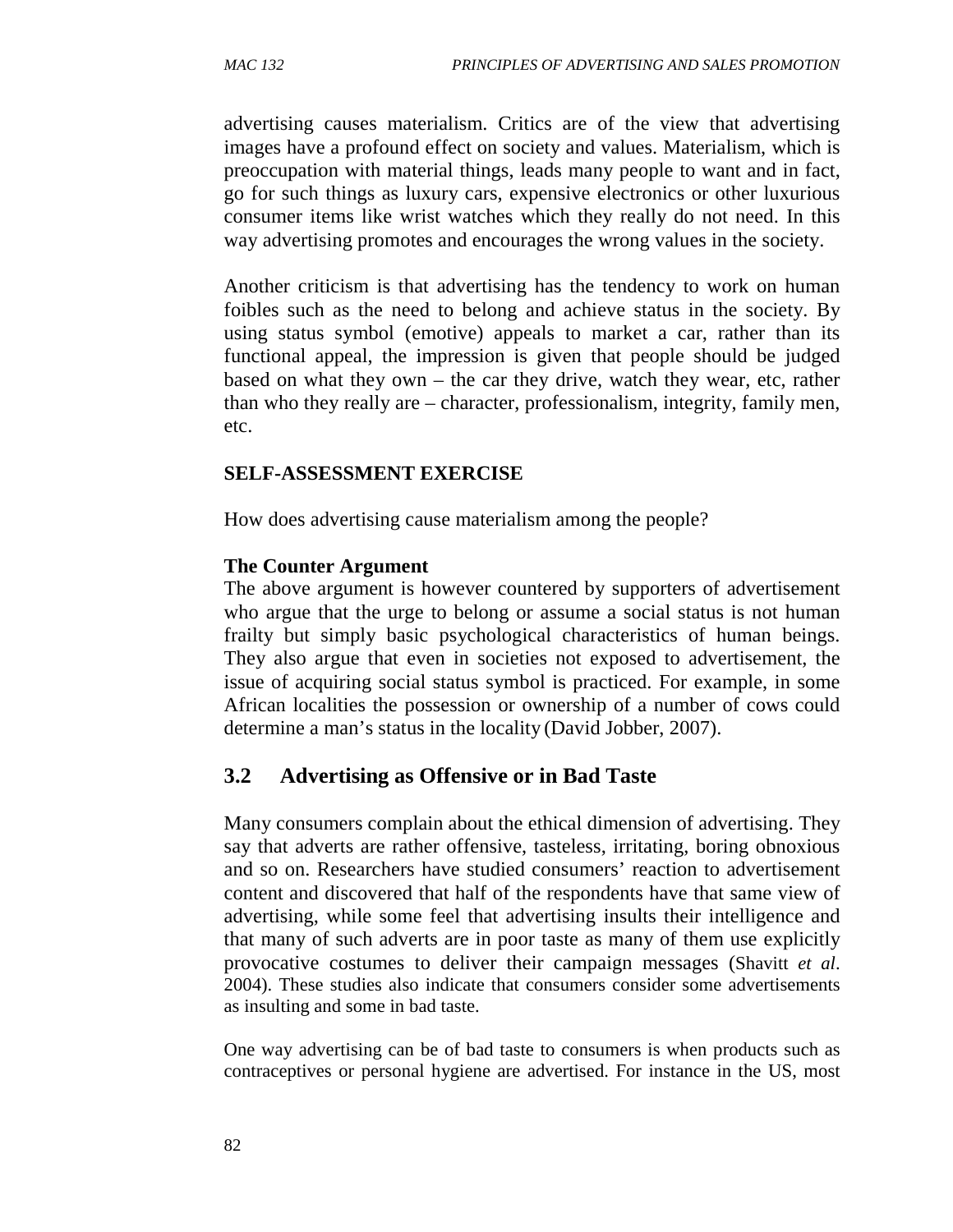advertising causes materialism. Critics are of the view that advertising images have a profound effect on society and values. Materialism, which is preoccupation with material things, leads many people to want and in fact, go for such things as luxury cars, expensive electronics or other luxurious consumer items like wrist watches which they really do not need. In this way advertising promotes and encourages the wrong values in the society.

Another criticism is that advertising has the tendency to work on human foibles such as the need to belong and achieve status in the society. By using status symbol (emotive) appeals to market a car, rather than its functional appeal, the impression is given that people should be judged based on what they own – the car they drive, watch they wear, etc, rather than who they really are – character, professionalism, integrity, family men, etc.

**SELF-ASSESSMENT EXERCISE**

How does advertising cause materialism among the people?

**The Counter Argument**

The above argument is however countered by supporters of advertisement who argue that the urge to belong or assume a social status is not human frailty but simply basic psychological characteristics of human beings. They also argue that even in societies not exposed to advertisement, the issue of acquiring social status symbol is practiced. For example, in some African localities the possession or ownership of a number of cows could determine a man's status in the locality (David Jobber, 2007).

## 3.2 Advertising as Offensive or in Bad Taste

Many consumers complain about the ethical dimension of advertising. They say that adverts are rather offensive, tasteless, irritating, boring obnoxious and so on. Researchers have studied consumers' reaction to advertisement content and discovered that half of the respondents have that same view of advertising, while some feel that advertising insults their intelligence and that many of such adverts are in poor taste as many of them use explicitly provocative costumes to deliver their campaign messages (Shavitt *et al*. 2004). These studies also indicate that consumers consider some advertisements as insulting and some in bad taste.

One way advertising can be of bad taste to consumers is when products such as contraceptives or personal hygiene are advertised. For instance in the US, most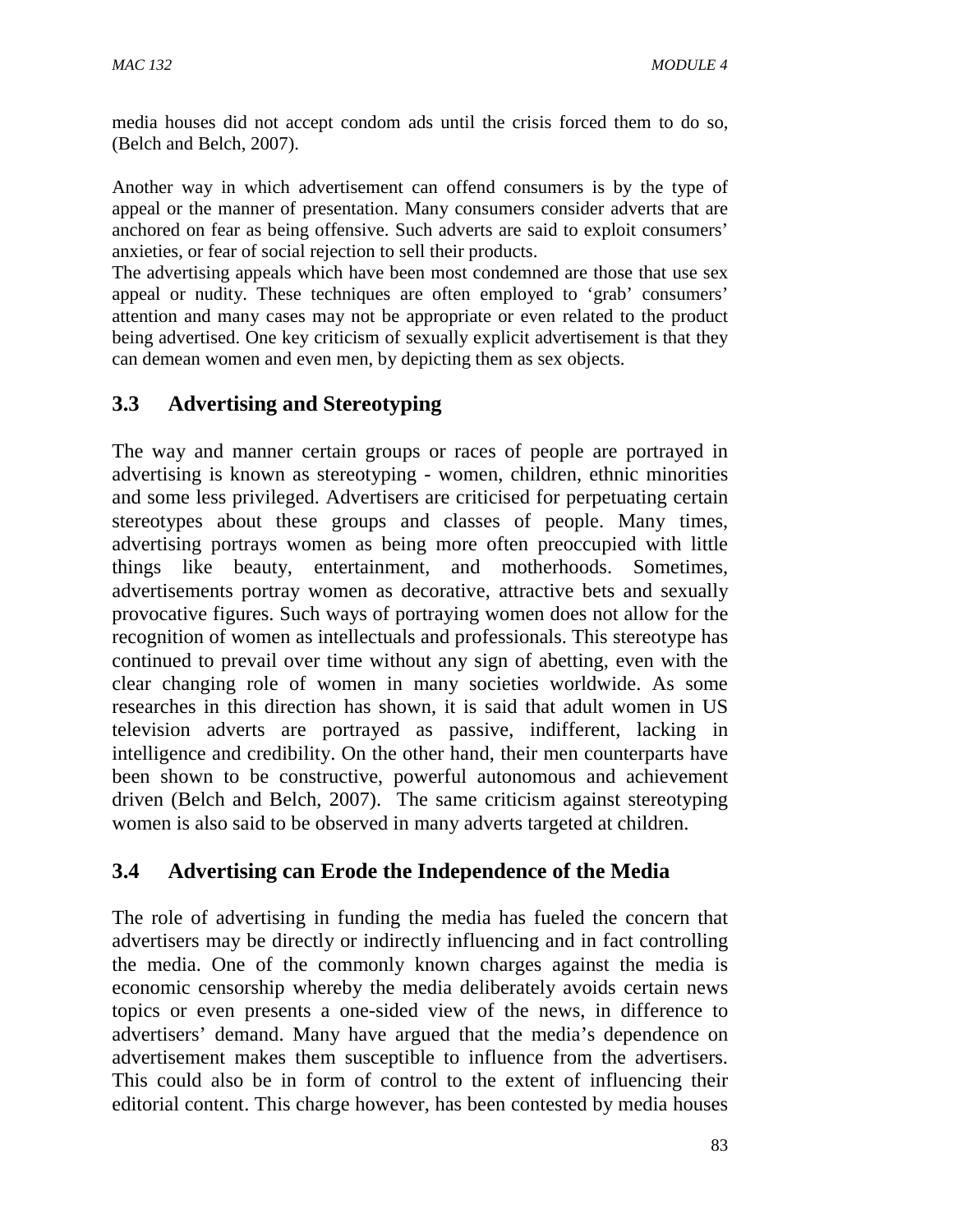media houses did not accept condom ads until the crisis forced them to do so, (Belch and Belch, 2007).

Another way in which advertisement can offend consumers is by the type of appeal or the manner of presentation. Many consumers consider adverts that are anchored on fear as being offensive. Such adverts are said to exploit consumers' anxieties, or fear of social rejection to sell their products.
The advertising appeals which have been most condemned are those that use sex appeal or nudity. These techniques are often employed to 'grab' consumers' attention and many cases may not be appropriate or even related to the product being advertised. One key criticism of sexually explicit advertisement is that they can demean women and even men, by depicting them as sex objects.

## 3.3 Advertising and Stereotyping

The way and manner certain groups or races of people are portrayed in advertising is known as stereotyping - women, children, ethnic minorities and some less privileged. Advertisers are criticised for perpetuating certain stereotypes about these groups and classes of people. Many times, advertising portrays women as being more often preoccupied with little things like beauty, entertainment, and motherhoods. Sometimes, advertisements portray women as decorative, attractive bets and sexually provocative figures. Such ways of portraying women does not allow for the recognition of women as intellectuals and professionals. This stereotype has continued to prevail over time without any sign of abetting, even with the clear changing role of women in many societies worldwide. As some researches in this direction has shown, it is said that adult women in US television adverts are portrayed as passive, indifferent, lacking in intelligence and credibility. On the other hand, their men counterparts have been shown to be constructive, powerful autonomous and achievement driven (Belch and Belch, 2007). The same criticism against stereotyping women is also said to be observed in many adverts targeted at children.

## 3.4 Advertising can Erode the Independence of the Media

The role of advertising in funding the media has fueled the concern that advertisers may be directly or indirectly influencing and in fact controlling the media. One of the commonly known charges against the media is economic censorship whereby the media deliberately avoids certain news topics or even presents a one-sided view of the news, in difference to advertisers' demand. Many have argued that the media's dependence on advertisement makes them susceptible to influence from the advertisers. This could also be in form of control to the extent of influencing their editorial content. This charge however, has been contested by media houses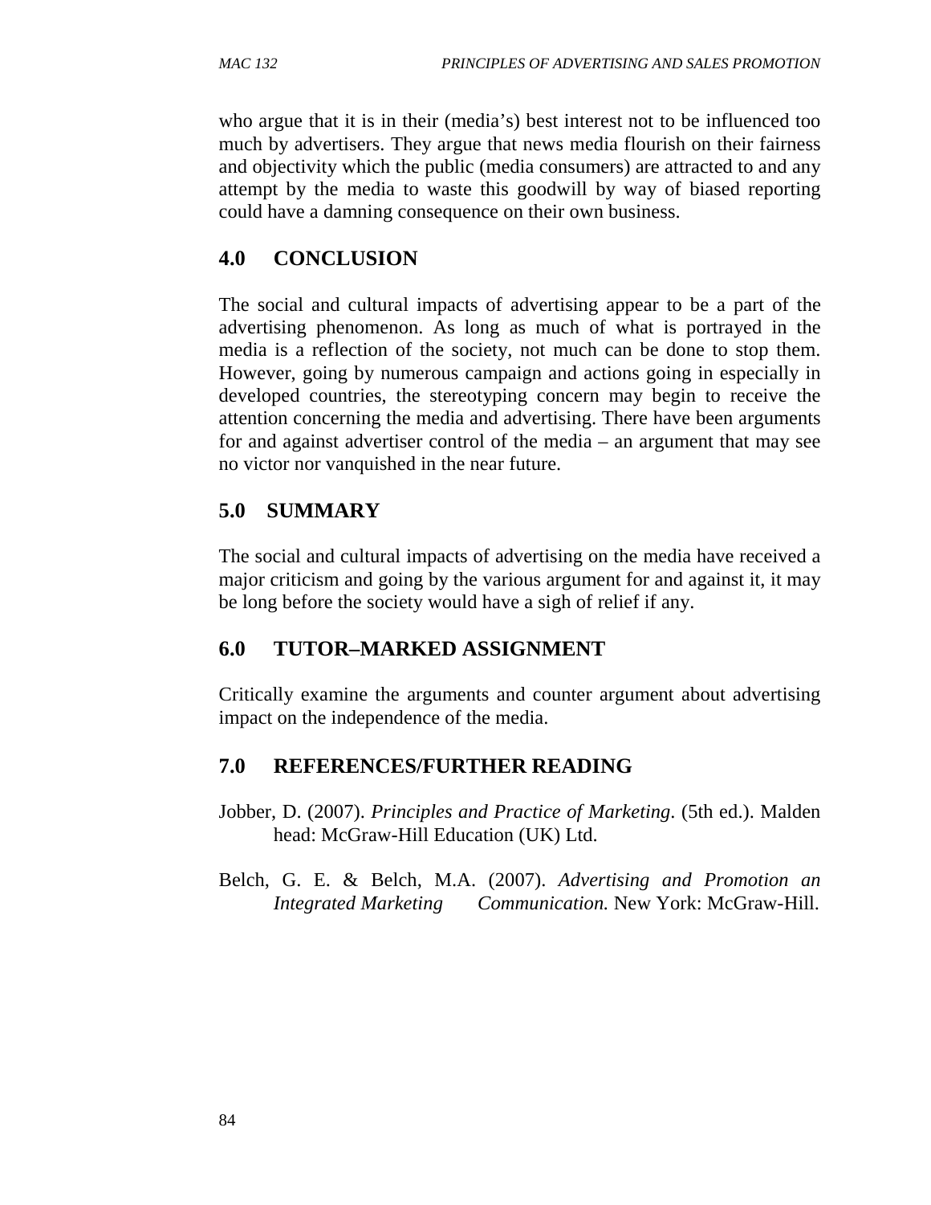who argue that it is in their (media's) best interest not to be influenced too much by advertisers. They argue that news media flourish on their fairness and objectivity which the public (media consumers) are attracted to and any attempt by the media to waste this goodwill by way of biased reporting could have a damning consequence on their own business.

## 4.0 CONCLUSION

The social and cultural impacts of advertising appear to be a part of the advertising phenomenon. As long as much of what is portrayed in the media is a reflection of the society, not much can be done to stop them. However, going by numerous campaign and actions going in especially in developed countries, the stereotyping concern may begin to receive the attention concerning the media and advertising. There have been arguments for and against advertiser control of the media – an argument that may see no victor nor vanquished in the near future.

## 5.0 SUMMARY

The social and cultural impacts of advertising on the media have received a major criticism and going by the various argument for and against it, it may be long before the society would have a sigh of relief if any.

## 6.0 TUTOR–MARKED ASSIGNMENT

Critically examine the arguments and counter argument about advertising impact on the independence of the media.

## 7.0 REFERENCES/FURTHER READING

Jobber, D. (2007). *Principles and Practice of Marketing*. (5th ed.). Malden head: McGraw-Hill Education (UK) Ltd.

Belch, G. E. & Belch, M.A. (2007). *Advertising and Promotion an Integrated Marketing Communication.* New York: McGraw-Hill.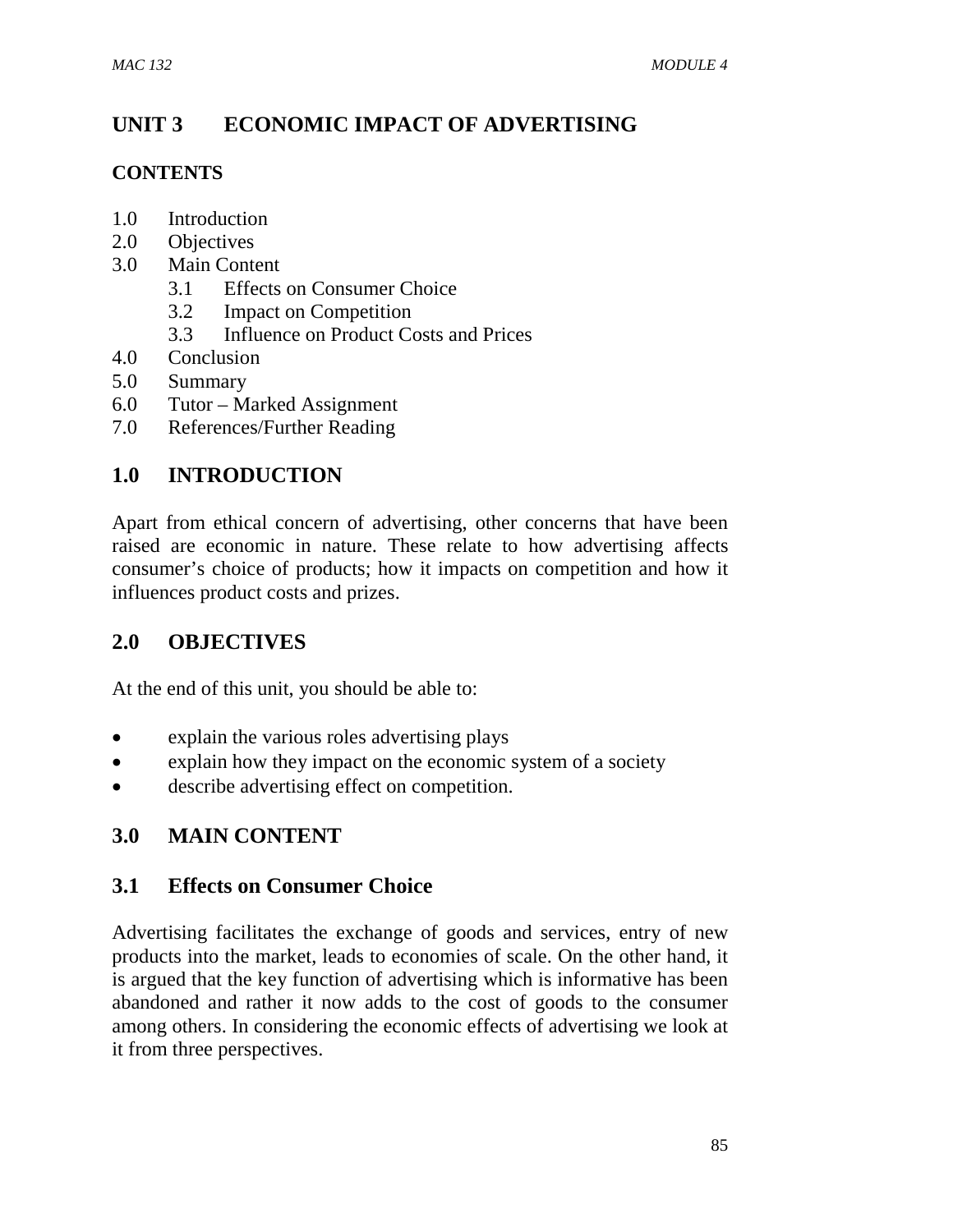# UNIT 3 ECONOMIC IMPACT OF ADVERTISING

## CONTENTS

1.0 Introduction
2.0 Objectives
3.0 Main Content
  3.1 Effects on Consumer Choice
  3.2 Impact on Competition
  3.3 Influence on Product Costs and Prices
4.0 Conclusion
5.0 Summary
6.0 Tutor – Marked Assignment
7.0 References/Further Reading

## 1.0 INTRODUCTION

Apart from ethical concern of advertising, other concerns that have been raised are economic in nature. These relate to how advertising affects consumer's choice of products; how it impacts on competition and how it influences product costs and prizes.

## 2.0 OBJECTIVES

At the end of this unit, you should be able to:

- explain the various roles advertising plays
- explain how they impact on the economic system of a society
- describe advertising effect on competition.

## 3.0 MAIN CONTENT

### 3.1 Effects on Consumer Choice

Advertising facilitates the exchange of goods and services, entry of new products into the market, leads to economies of scale. On the other hand, it is argued that the key function of advertising which is informative has been abandoned and rather it now adds to the cost of goods to the consumer among others. In considering the economic effects of advertising we look at it from three perspectives.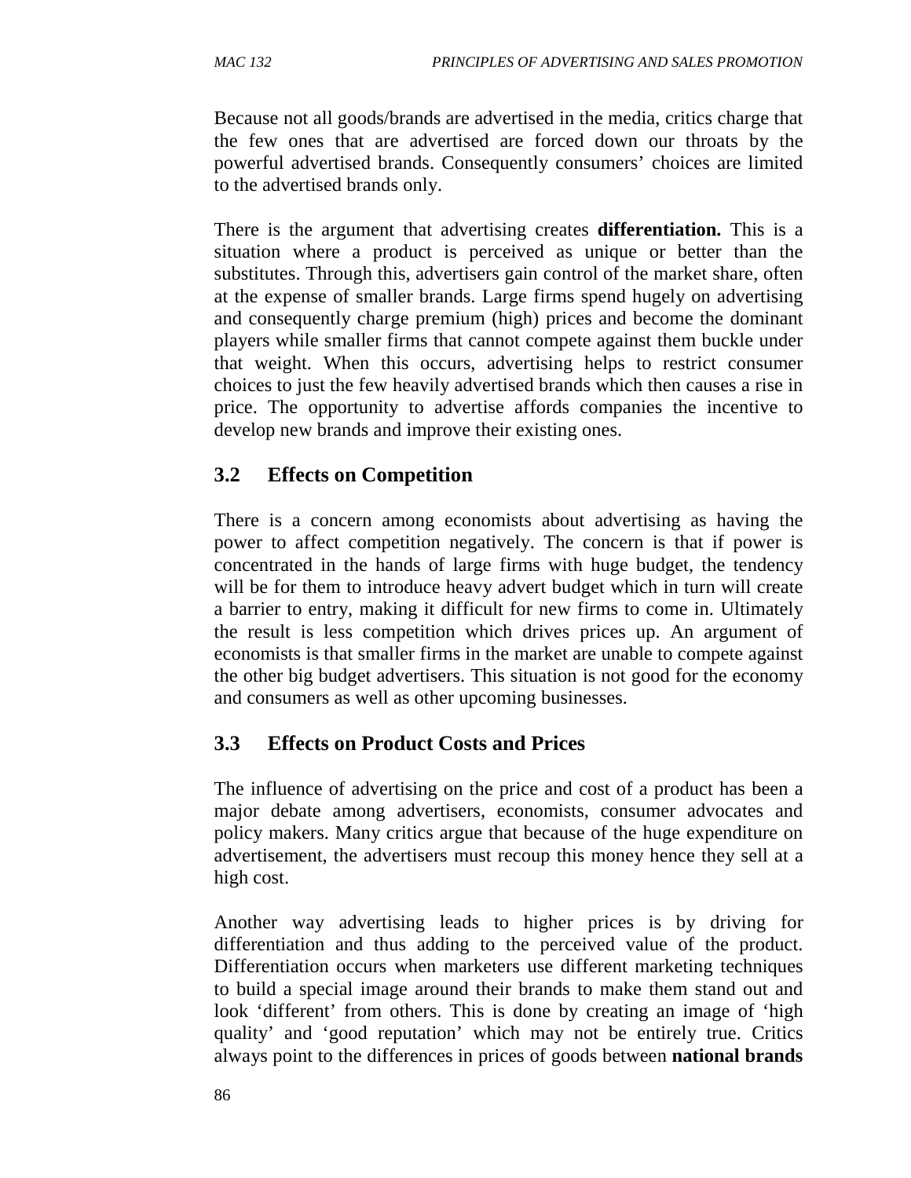Because not all goods/brands are advertised in the media, critics charge that the few ones that are advertised are forced down our throats by the powerful advertised brands. Consequently consumers' choices are limited to the advertised brands only.

There is the argument that advertising creates **differentiation.** This is a situation where a product is perceived as unique or better than the substitutes. Through this, advertisers gain control of the market share, often at the expense of smaller brands. Large firms spend hugely on advertising and consequently charge premium (high) prices and become the dominant players while smaller firms that cannot compete against them buckle under that weight. When this occurs, advertising helps to restrict consumer choices to just the few heavily advertised brands which then causes a rise in price. The opportunity to advertise affords companies the incentive to develop new brands and improve their existing ones.

## 3.2 Effects on Competition

There is a concern among economists about advertising as having the power to affect competition negatively. The concern is that if power is concentrated in the hands of large firms with huge budget, the tendency will be for them to introduce heavy advert budget which in turn will create a barrier to entry, making it difficult for new firms to come in. Ultimately the result is less competition which drives prices up. An argument of economists is that smaller firms in the market are unable to compete against the other big budget advertisers. This situation is not good for the economy and consumers as well as other upcoming businesses.

## 3.3 Effects on Product Costs and Prices

The influence of advertising on the price and cost of a product has been a major debate among advertisers, economists, consumer advocates and policy makers. Many critics argue that because of the huge expenditure on advertisement, the advertisers must recoup this money hence they sell at a high cost.

Another way advertising leads to higher prices is by driving for differentiation and thus adding to the perceived value of the product. Differentiation occurs when marketers use different marketing techniques to build a special image around their brands to make them stand out and look 'different' from others. This is done by creating an image of 'high quality' and 'good reputation' which may not be entirely true. Critics always point to the differences in prices of goods between **national brands**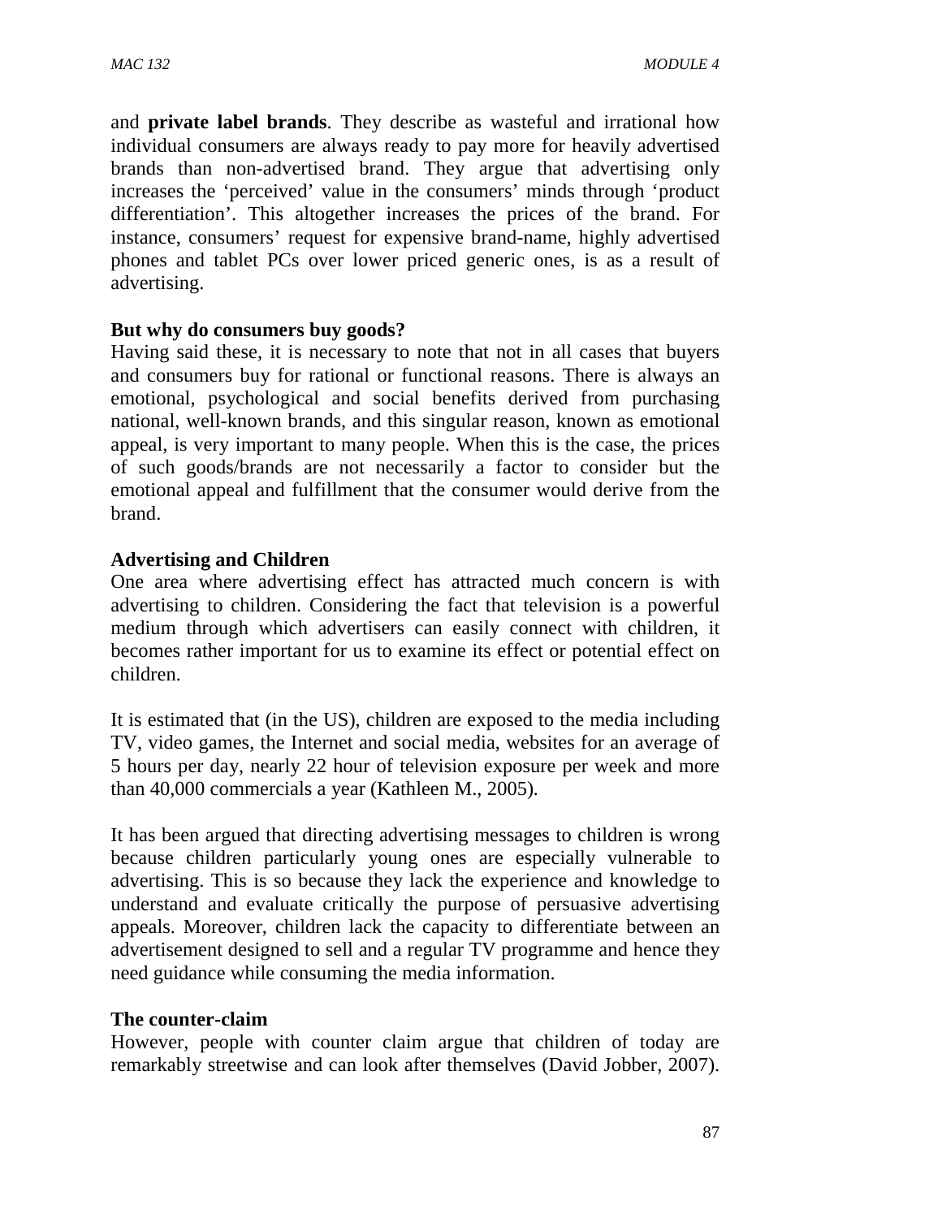and **private label brands**. They describe as wasteful and irrational how individual consumers are always ready to pay more for heavily advertised brands than non-advertised brand. They argue that advertising only increases the 'perceived' value in the consumers' minds through 'product differentiation'. This altogether increases the prices of the brand. For instance, consumers' request for expensive brand-name, highly advertised phones and tablet PCs over lower priced generic ones, is as a result of advertising.

**But why do consumers buy goods?**

Having said these, it is necessary to note that not in all cases that buyers and consumers buy for rational or functional reasons. There is always an emotional, psychological and social benefits derived from purchasing national, well-known brands, and this singular reason, known as emotional appeal, is very important to many people. When this is the case, the prices of such goods/brands are not necessarily a factor to consider but the emotional appeal and fulfillment that the consumer would derive from the brand.

**Advertising and Children**

One area where advertising effect has attracted much concern is with advertising to children. Considering the fact that television is a powerful medium through which advertisers can easily connect with children, it becomes rather important for us to examine its effect or potential effect on children.

It is estimated that (in the US), children are exposed to the media including TV, video games, the Internet and social media, websites for an average of 5 hours per day, nearly 22 hour of television exposure per week and more than 40,000 commercials a year (Kathleen M., 2005).

It has been argued that directing advertising messages to children is wrong because children particularly young ones are especially vulnerable to advertising. This is so because they lack the experience and knowledge to understand and evaluate critically the purpose of persuasive advertising appeals. Moreover, children lack the capacity to differentiate between an advertisement designed to sell and a regular TV programme and hence they need guidance while consuming the media information.

**The counter-claim**

However, people with counter claim argue that children of today are remarkably streetwise and can look after themselves (David Jobber, 2007).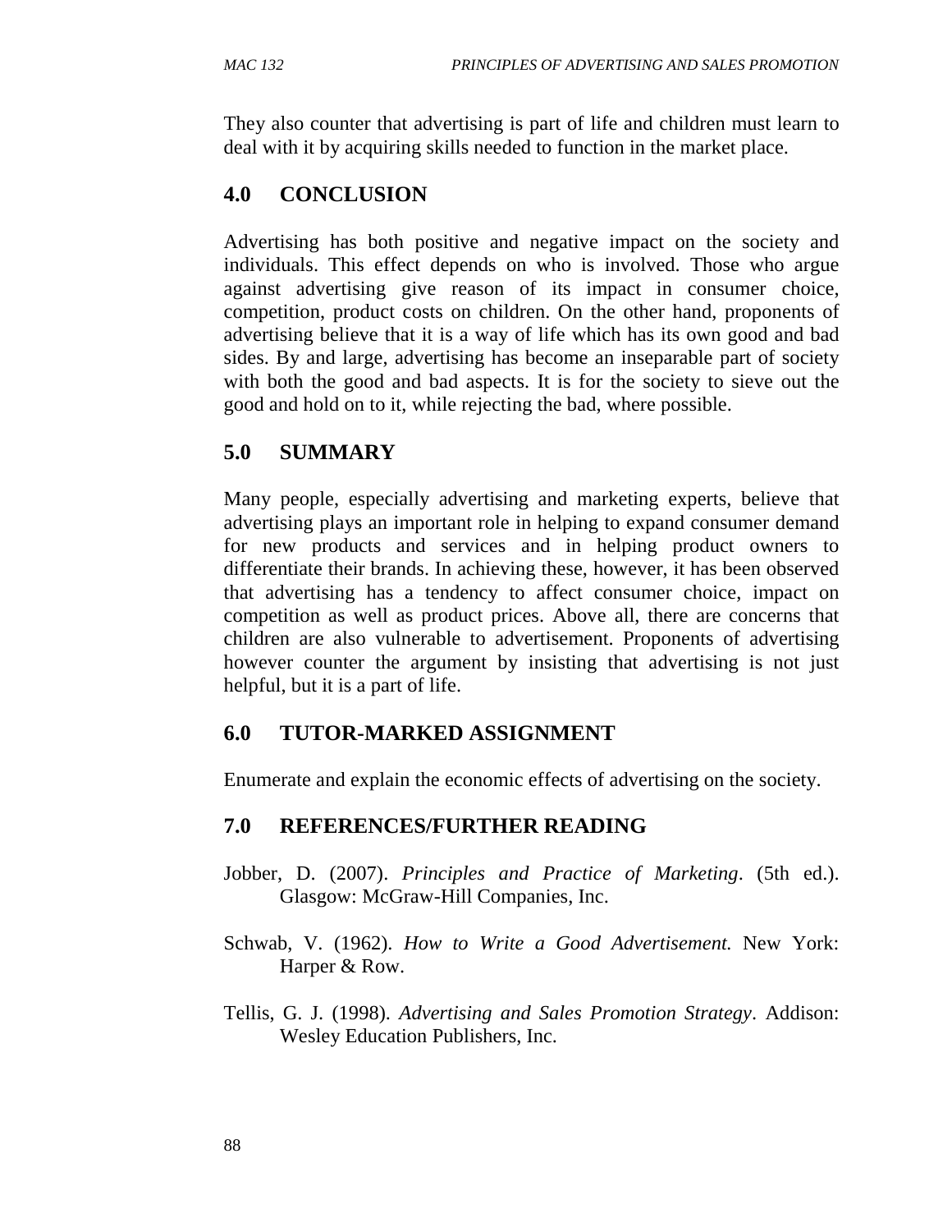They also counter that advertising is part of life and children must learn to deal with it by acquiring skills needed to function in the market place.

## 4.0 CONCLUSION

Advertising has both positive and negative impact on the society and individuals. This effect depends on who is involved. Those who argue against advertising give reason of its impact in consumer choice, competition, product costs on children. On the other hand, proponents of advertising believe that it is a way of life which has its own good and bad sides. By and large, advertising has become an inseparable part of society with both the good and bad aspects. It is for the society to sieve out the good and hold on to it, while rejecting the bad, where possible.

## 5.0 SUMMARY

Many people, especially advertising and marketing experts, believe that advertising plays an important role in helping to expand consumer demand for new products and services and in helping product owners to differentiate their brands. In achieving these, however, it has been observed that advertising has a tendency to affect consumer choice, impact on competition as well as product prices. Above all, there are concerns that children are also vulnerable to advertisement. Proponents of advertising however counter the argument by insisting that advertising is not just helpful, but it is a part of life.

## 6.0 TUTOR-MARKED ASSIGNMENT

Enumerate and explain the economic effects of advertising on the society.

## 7.0 REFERENCES/FURTHER READING

Jobber, D. (2007). *Principles and Practice of Marketing*. (5th ed.). Glasgow: McGraw-Hill Companies, Inc.

Schwab, V. (1962). *How to Write a Good Advertisement.* New York: Harper & Row.

Tellis, G. J. (1998). *Advertising and Sales Promotion Strategy*. Addison: Wesley Education Publishers, Inc.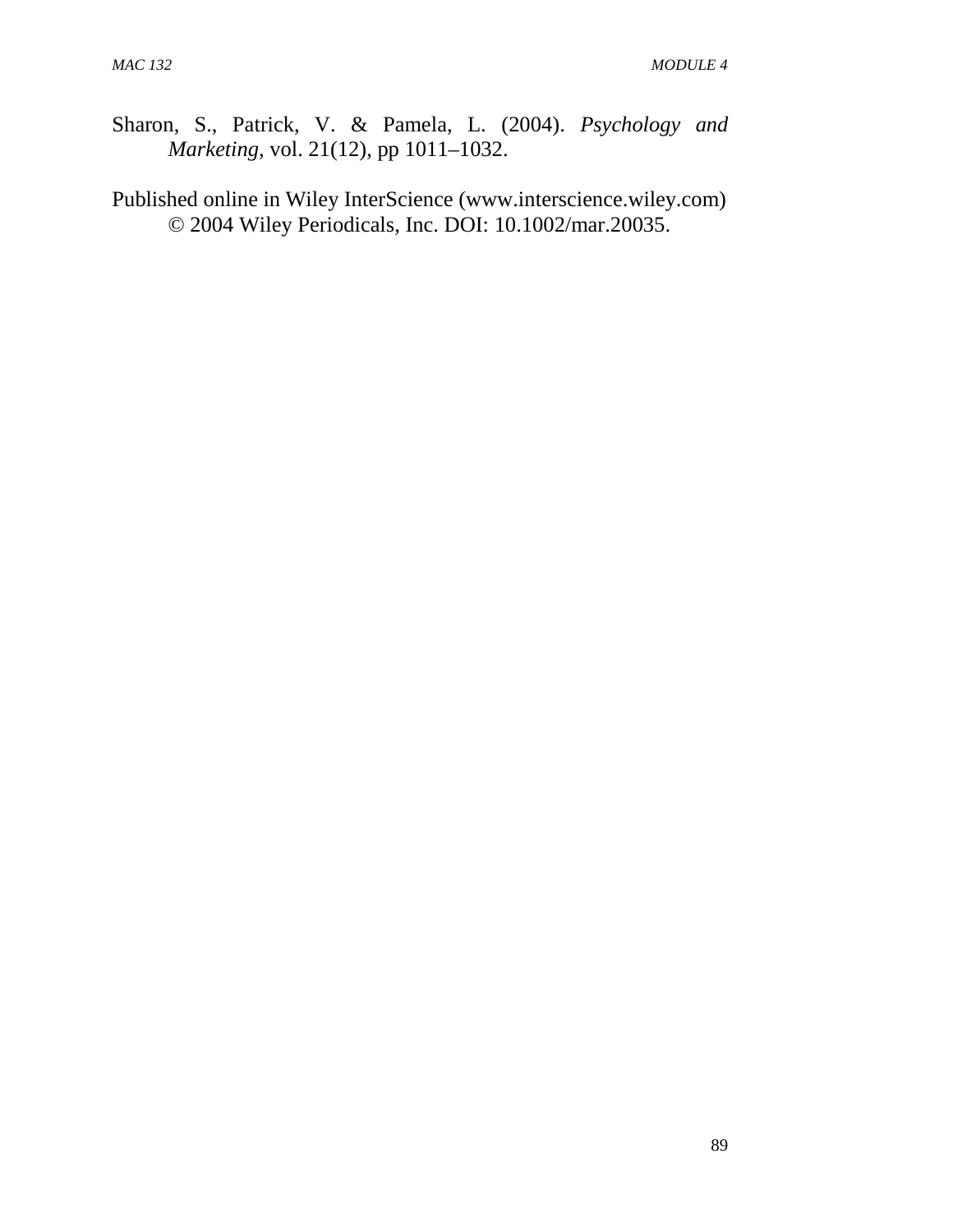Sharon, S., Patrick, V. & Pamela, L. (2004). *Psychology and Marketing*, vol. 21(12), pp 1011–1032.

Published online in Wiley InterScience (www.interscience.wiley.com) © 2004 Wiley Periodicals, Inc. DOI: 10.1002/mar.20035.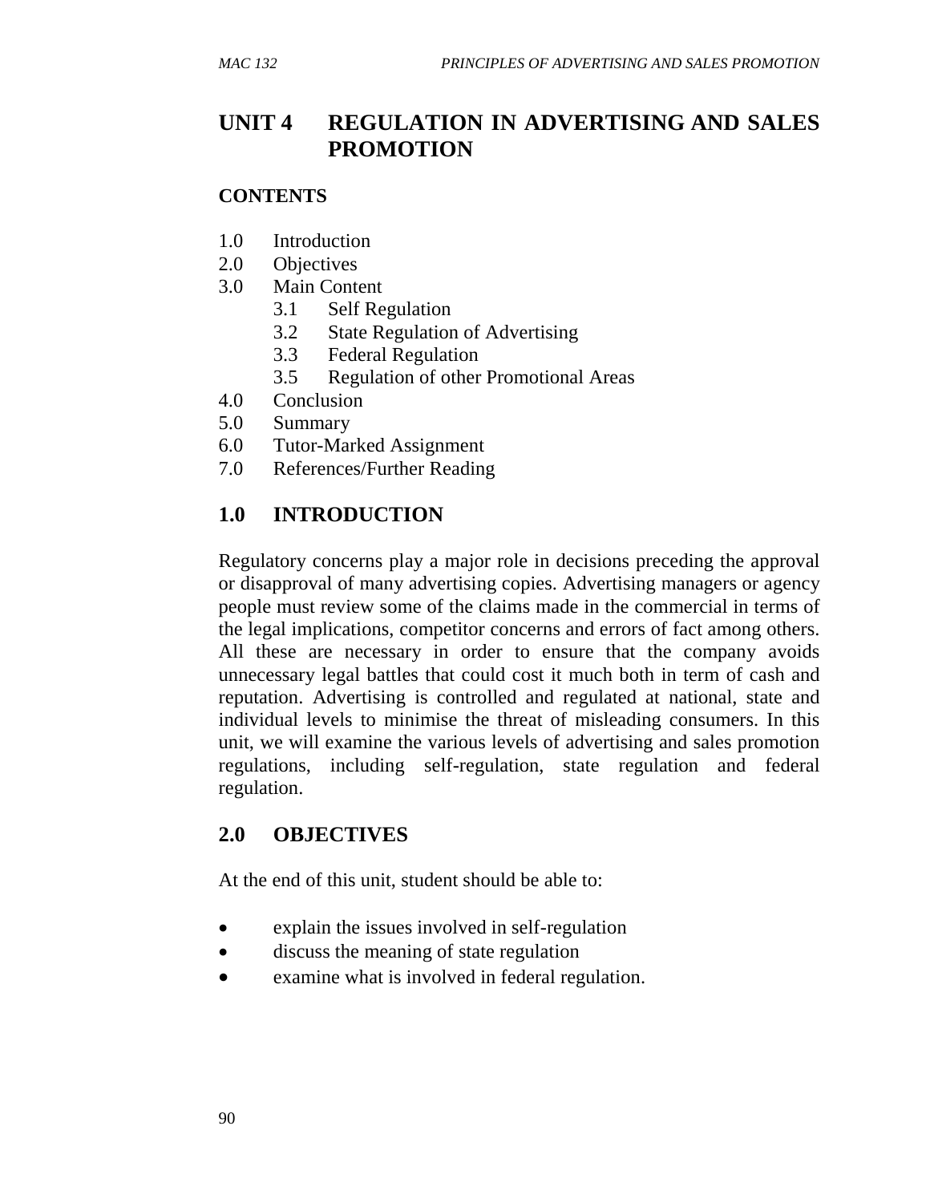# UNIT 4 REGULATION IN ADVERTISING AND SALES PROMOTION

## CONTENTS

1.0 Introduction
2.0 Objectives
3.0 Main Content
  3.1 Self Regulation
  3.2 State Regulation of Advertising
  3.3 Federal Regulation
  3.5 Regulation of other Promotional Areas
4.0 Conclusion
5.0 Summary
6.0 Tutor-Marked Assignment
7.0 References/Further Reading

## 1.0 INTRODUCTION

Regulatory concerns play a major role in decisions preceding the approval or disapproval of many advertising copies. Advertising managers or agency people must review some of the claims made in the commercial in terms of the legal implications, competitor concerns and errors of fact among others. All these are necessary in order to ensure that the company avoids unnecessary legal battles that could cost it much both in term of cash and reputation. Advertising is controlled and regulated at national, state and individual levels to minimise the threat of misleading consumers. In this unit, we will examine the various levels of advertising and sales promotion regulations, including self-regulation, state regulation and federal regulation.

## 2.0 OBJECTIVES

At the end of this unit, student should be able to:

- explain the issues involved in self-regulation
- discuss the meaning of state regulation
- examine what is involved in federal regulation.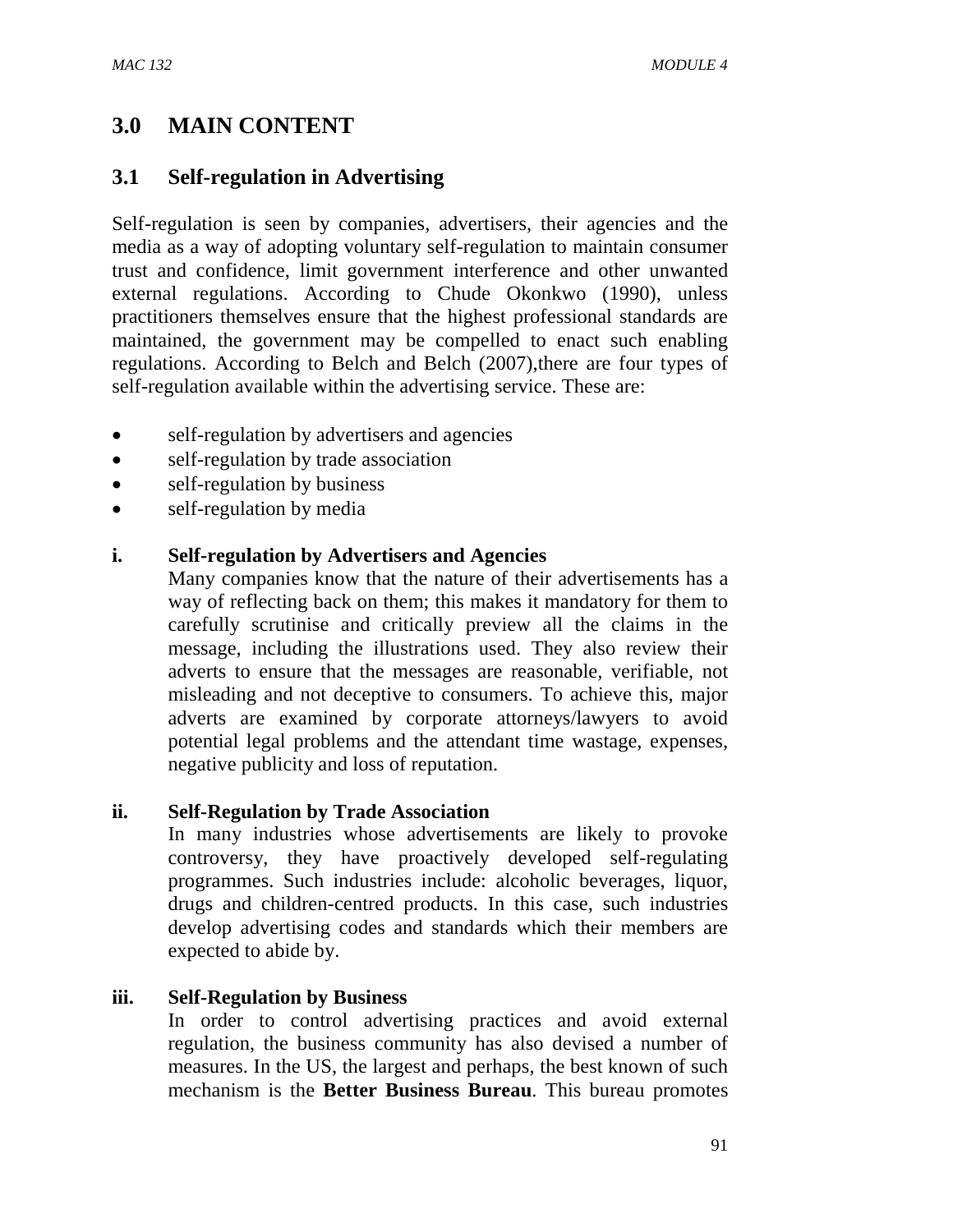# 3.0 MAIN CONTENT

## 3.1 Self-regulation in Advertising

Self-regulation is seen by companies, advertisers, their agencies and the media as a way of adopting voluntary self-regulation to maintain consumer trust and confidence, limit government interference and other unwanted external regulations. According to Chude Okonkwo (1990), unless practitioners themselves ensure that the highest professional standards are maintained, the government may be compelled to enact such enabling regulations. According to Belch and Belch (2007),there are four types of self-regulation available within the advertising service. These are:

- self-regulation by advertisers and agencies
- self-regulation by trade association
- self-regulation by business
- self-regulation by media

**i. Self-regulation by Advertisers and Agencies**

Many companies know that the nature of their advertisements has a way of reflecting back on them; this makes it mandatory for them to carefully scrutinise and critically preview all the claims in the message, including the illustrations used. They also review their adverts to ensure that the messages are reasonable, verifiable, not misleading and not deceptive to consumers. To achieve this, major adverts are examined by corporate attorneys/lawyers to avoid potential legal problems and the attendant time wastage, expenses, negative publicity and loss of reputation.

**ii. Self-Regulation by Trade Association**

In many industries whose advertisements are likely to provoke controversy, they have proactively developed self-regulating programmes. Such industries include: alcoholic beverages, liquor, drugs and children-centred products. In this case, such industries develop advertising codes and standards which their members are expected to abide by.

**iii. Self-Regulation by Business**

In order to control advertising practices and avoid external regulation, the business community has also devised a number of measures. In the US, the largest and perhaps, the best known of such mechanism is the **Better Business Bureau**. This bureau promotes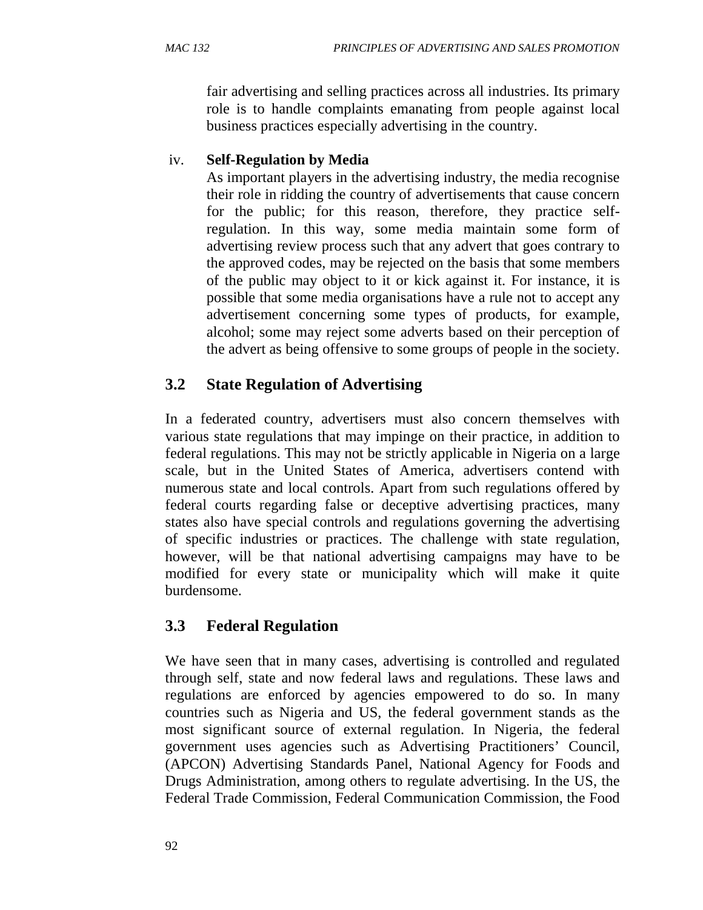fair advertising and selling practices across all industries. Its primary role is to handle complaints emanating from people against local business practices especially advertising in the country.

iv. **Self-Regulation by Media**

As important players in the advertising industry, the media recognise their role in ridding the country of advertisements that cause concern for the public; for this reason, therefore, they practice self-regulation. In this way, some media maintain some form of advertising review process such that any advert that goes contrary to the approved codes, may be rejected on the basis that some members of the public may object to it or kick against it. For instance, it is possible that some media organisations have a rule not to accept any advertisement concerning some types of products, for example, alcohol; some may reject some adverts based on their perception of the advert as being offensive to some groups of people in the society.

## 3.2 State Regulation of Advertising

In a federated country, advertisers must also concern themselves with various state regulations that may impinge on their practice, in addition to federal regulations. This may not be strictly applicable in Nigeria on a large scale, but in the United States of America, advertisers contend with numerous state and local controls. Apart from such regulations offered by federal courts regarding false or deceptive advertising practices, many states also have special controls and regulations governing the advertising of specific industries or practices. The challenge with state regulation, however, will be that national advertising campaigns may have to be modified for every state or municipality which will make it quite burdensome.

## 3.3 Federal Regulation

We have seen that in many cases, advertising is controlled and regulated through self, state and now federal laws and regulations. These laws and regulations are enforced by agencies empowered to do so. In many countries such as Nigeria and US, the federal government stands as the most significant source of external regulation. In Nigeria, the federal government uses agencies such as Advertising Practitioners' Council, (APCON) Advertising Standards Panel, National Agency for Foods and Drugs Administration, among others to regulate advertising. In the US, the Federal Trade Commission, Federal Communication Commission, the Food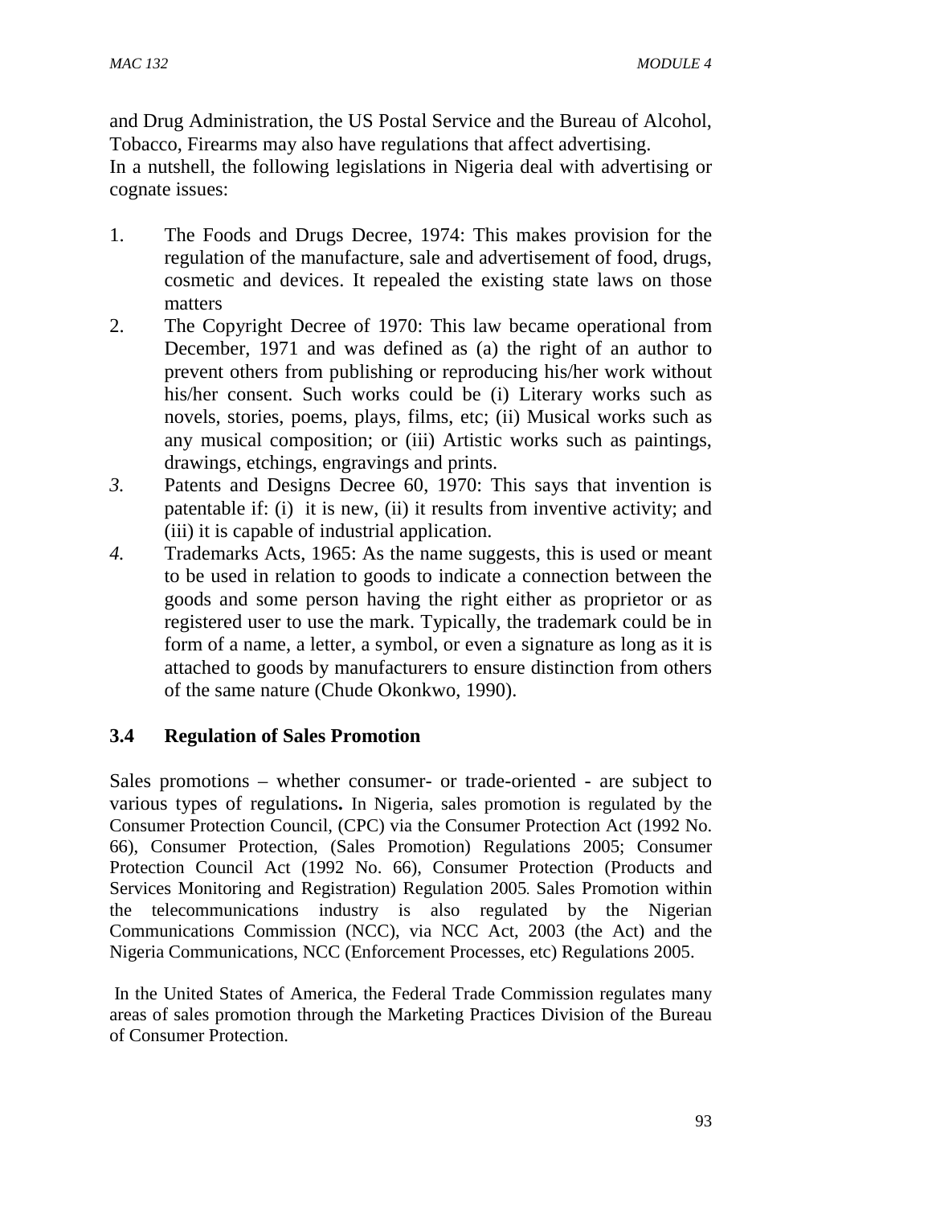and Drug Administration, the US Postal Service and the Bureau of Alcohol, Tobacco, Firearms may also have regulations that affect advertising.
In a nutshell, the following legislations in Nigeria deal with advertising or cognate issues:

1. The Foods and Drugs Decree, 1974: This makes provision for the regulation of the manufacture, sale and advertisement of food, drugs, cosmetic and devices. It repealed the existing state laws on those matters
2. The Copyright Decree of 1970: This law became operational from December, 1971 and was defined as (a) the right of an author to prevent others from publishing or reproducing his/her work without his/her consent. Such works could be (i) Literary works such as novels, stories, poems, plays, films, etc; (ii) Musical works such as any musical composition; or (iii) Artistic works such as paintings, drawings, etchings, engravings and prints.
3. Patents and Designs Decree 60, 1970: This says that invention is patentable if: (i) it is new, (ii) it results from inventive activity; and (iii) it is capable of industrial application.
4. Trademarks Acts, 1965: As the name suggests, this is used or meant to be used in relation to goods to indicate a connection between the goods and some person having the right either as proprietor or as registered user to use the mark. Typically, the trademark could be in form of a name, a letter, a symbol, or even a signature as long as it is attached to goods by manufacturers to ensure distinction from others of the same nature (Chude Okonkwo, 1990).

### 3.4 Regulation of Sales Promotion

Sales promotions – whether consumer- or trade-oriented - are subject to various types of regulations**.** In Nigeria, sales promotion is regulated by the Consumer Protection Council, (CPC) via the Consumer Protection Act (1992 No. 66), Consumer Protection, (Sales Promotion) Regulations 2005; Consumer Protection Council Act (1992 No. 66), Consumer Protection (Products and Services Monitoring and Registration) Regulation 2005. Sales Promotion within the telecommunications industry is also regulated by the Nigerian Communications Commission (NCC), via NCC Act, 2003 (the Act) and the Nigeria Communications, NCC (Enforcement Processes, etc) Regulations 2005.

In the United States of America, the Federal Trade Commission regulates many areas of sales promotion through the Marketing Practices Division of the Bureau of Consumer Protection.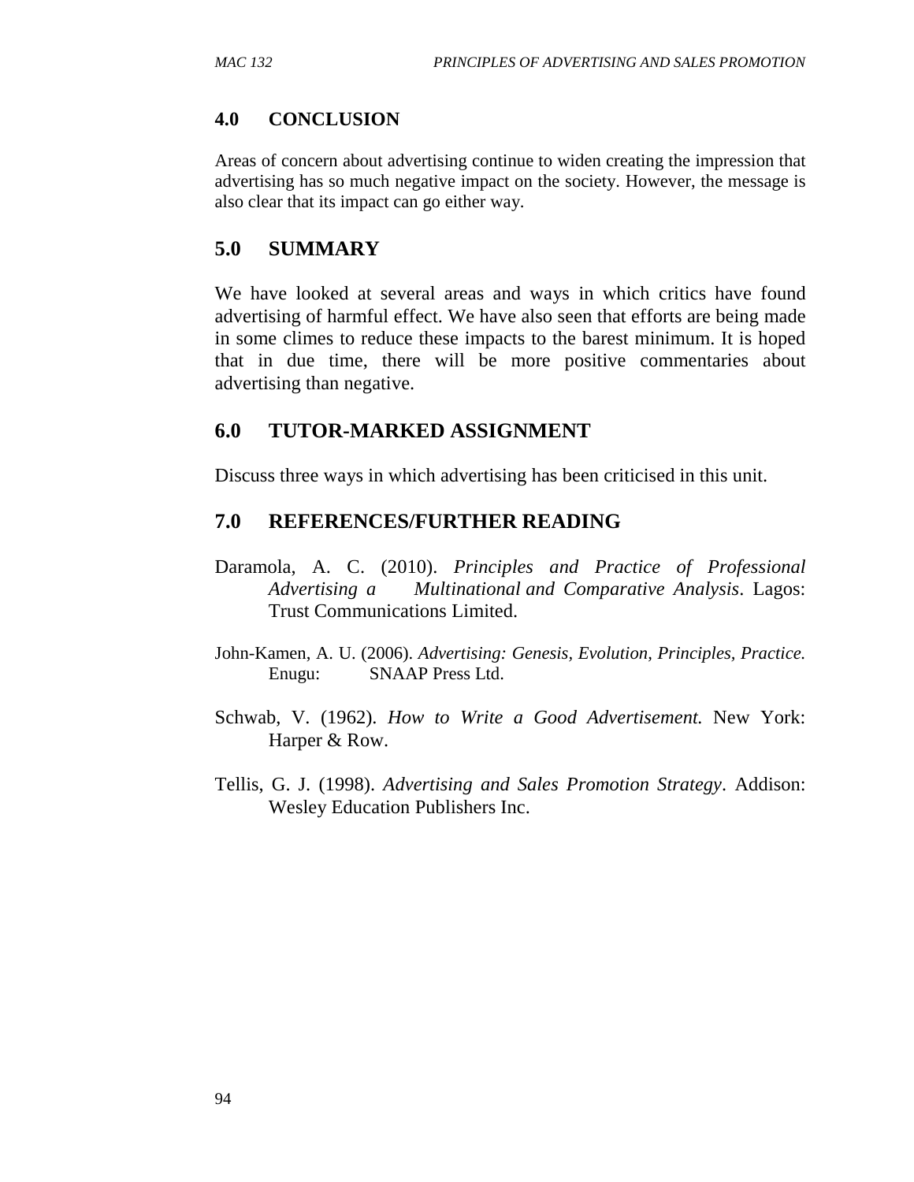## 4.0 CONCLUSION

Areas of concern about advertising continue to widen creating the impression that advertising has so much negative impact on the society. However, the message is also clear that its impact can go either way.

## 5.0 SUMMARY

We have looked at several areas and ways in which critics have found advertising of harmful effect. We have also seen that efforts are being made in some climes to reduce these impacts to the barest minimum. It is hoped that in due time, there will be more positive commentaries about advertising than negative.

## 6.0 TUTOR-MARKED ASSIGNMENT

Discuss three ways in which advertising has been criticised in this unit.

## 7.0 REFERENCES/FURTHER READING

Daramola, A. C. (2010). *Principles and Practice of Professional Advertising a Multinational and Comparative Analysis*. Lagos: Trust Communications Limited.

John-Kamen, A. U. (2006). *Advertising: Genesis, Evolution, Principles, Practice.* Enugu: SNAAP Press Ltd.

Schwab, V. (1962). *How to Write a Good Advertisement.* New York: Harper & Row.

Tellis, G. J. (1998). *Advertising and Sales Promotion Strategy*. Addison: Wesley Education Publishers Inc.